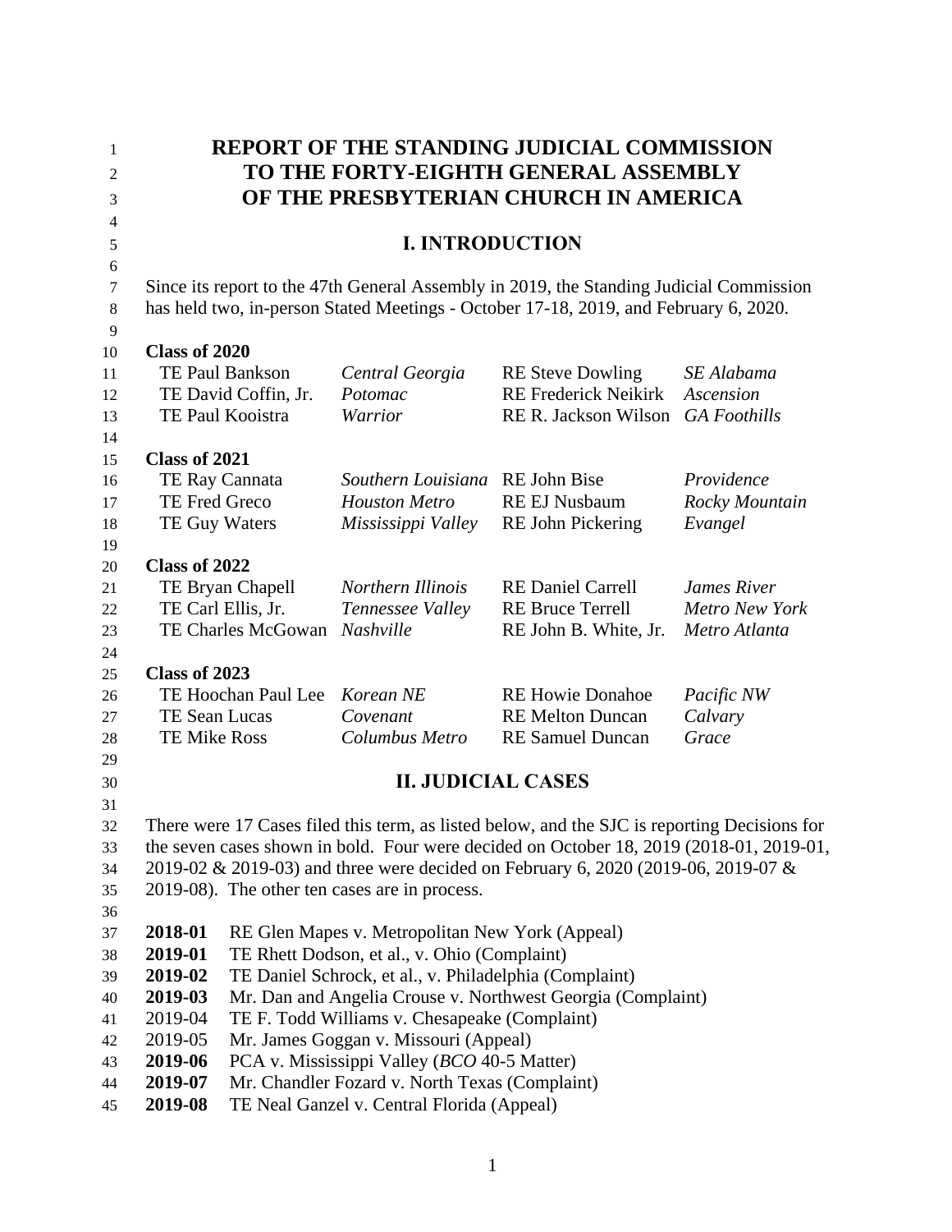# REPORT OF THE STANDING JUDICIAL COMMISSION TO THE FORTY-EIGHTH GENERAL ASSEMBLY OF THE PRESBYTERIAN CHURCH IN AMERICA

## I. INTRODUCTION

Since its report to the 47th General Assembly in 2019, the Standing Judicial Commission has held two, in-person Stated Meetings - October 17-18, 2019, and February 6, 2020.

**Class of 2020**

| | | | |
|---|---|---|---|
| TE Paul Bankson | *Central Georgia* | RE Steve Dowling | *SE Alabama* |
| TE David Coffin, Jr. | *Potomac* | RE Frederick Neikirk | *Ascension* |
| TE Paul Kooistra | *Warrior* | RE R. Jackson Wilson | *GA Foothills* |

**Class of 2021**

| | | | |
|---|---|---|---|
| TE Ray Cannata | *Southern Louisiana* | RE John Bise | *Providence* |
| TE Fred Greco | *Houston Metro* | RE EJ Nusbaum | *Rocky Mountain* |
| TE Guy Waters | *Mississippi Valley* | RE John Pickering | *Evangel* |

**Class of 2022**

| | | | |
|---|---|---|---|
| TE Bryan Chapell | *Northern Illinois* | RE Daniel Carrell | *James River* |
| TE Carl Ellis, Jr. | *Tennessee Valley* | RE Bruce Terrell | *Metro New York* |
| TE Charles McGowan | *Nashville* | RE John B. White, Jr. | *Metro Atlanta* |

**Class of 2023**

| | | | |
|---|---|---|---|
| TE Hoochan Paul Lee | *Korean NE* | RE Howie Donahoe | *Pacific NW* |
| TE Sean Lucas | *Covenant* | RE Melton Duncan | *Calvary* |
| TE Mike Ross | *Columbus Metro* | RE Samuel Duncan | *Grace* |

## II. JUDICIAL CASES

There were 17 Cases filed this term, as listed below, and the SJC is reporting Decisions for the seven cases shown in bold. Four were decided on October 18, 2019 (2018-01, 2019-01, 2019-02 & 2019-03) and three were decided on February 6, 2020 (2019-06, 2019-07 & 2019-08). The other ten cases are in process.

**2018-01** RE Glen Mapes v. Metropolitan New York (Appeal)
**2019-01** TE Rhett Dodson, et al., v. Ohio (Complaint)
**2019-02** TE Daniel Schrock, et al., v. Philadelphia (Complaint)
**2019-03** Mr. Dan and Angelia Crouse v. Northwest Georgia (Complaint)
2019-04 TE F. Todd Williams v. Chesapeake (Complaint)
2019-05 Mr. James Goggan v. Missouri (Appeal)
**2019-06** PCA v. Mississippi Valley (*BCO* 40-5 Matter)
**2019-07** Mr. Chandler Fozard v. North Texas (Complaint)
**2019-08** TE Neal Ganzel v. Central Florida (Appeal)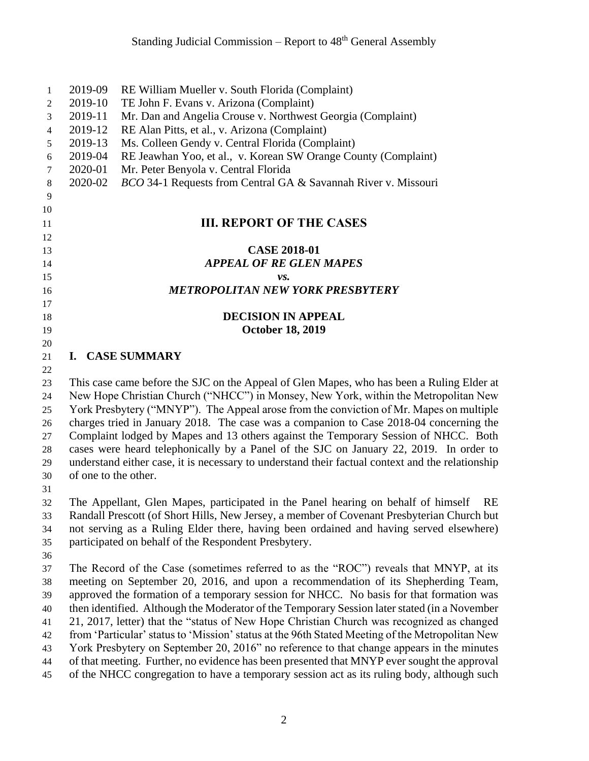2019-09 RE William Mueller v. South Florida (Complaint)
2019-10 TE John F. Evans v. Arizona (Complaint)
2019-11 Mr. Dan and Angelia Crouse v. Northwest Georgia (Complaint)
2019-12 RE Alan Pitts, et al., v. Arizona (Complaint)
2019-13 Ms. Colleen Gendy v. Central Florida (Complaint)
2019-04 RE Jeawhan Yoo, et al., v. Korean SW Orange County (Complaint)
2020-01 Mr. Peter Benyola v. Central Florida
2020-02 *BCO* 34-1 Requests from Central GA & Savannah River v. Missouri

## III. REPORT OF THE CASES

**CASE 2018-01**
***APPEAL OF RE GLEN MAPES***
***vs.***
***METROPOLITAN NEW YORK PRESBYTERY***

**DECISION IN APPEAL**
**October 18, 2019**

### I. CASE SUMMARY

This case came before the SJC on the Appeal of Glen Mapes, who has been a Ruling Elder at New Hope Christian Church ("NHCC") in Monsey, New York, within the Metropolitan New York Presbytery ("MNYP"). The Appeal arose from the conviction of Mr. Mapes on multiple charges tried in January 2018. The case was a companion to Case 2018-04 concerning the Complaint lodged by Mapes and 13 others against the Temporary Session of NHCC. Both cases were heard telephonically by a Panel of the SJC on January 22, 2019. In order to understand either case, it is necessary to understand their factual context and the relationship of one to the other.

The Appellant, Glen Mapes, participated in the Panel hearing on behalf of himself RE Randall Prescott (of Short Hills, New Jersey, a member of Covenant Presbyterian Church but not serving as a Ruling Elder there, having been ordained and having served elsewhere) participated on behalf of the Respondent Presbytery.

The Record of the Case (sometimes referred to as the "ROC") reveals that MNYP, at its meeting on September 20, 2016, and upon a recommendation of its Shepherding Team, approved the formation of a temporary session for NHCC. No basis for that formation was then identified. Although the Moderator of the Temporary Session later stated (in a November 21, 2017, letter) that the "status of New Hope Christian Church was recognized as changed from 'Particular' status to 'Mission' status at the 96th Stated Meeting of the Metropolitan New York Presbytery on September 20, 2016" no reference to that change appears in the minutes of that meeting. Further, no evidence has been presented that MNYP ever sought the approval of the NHCC congregation to have a temporary session act as its ruling body, although such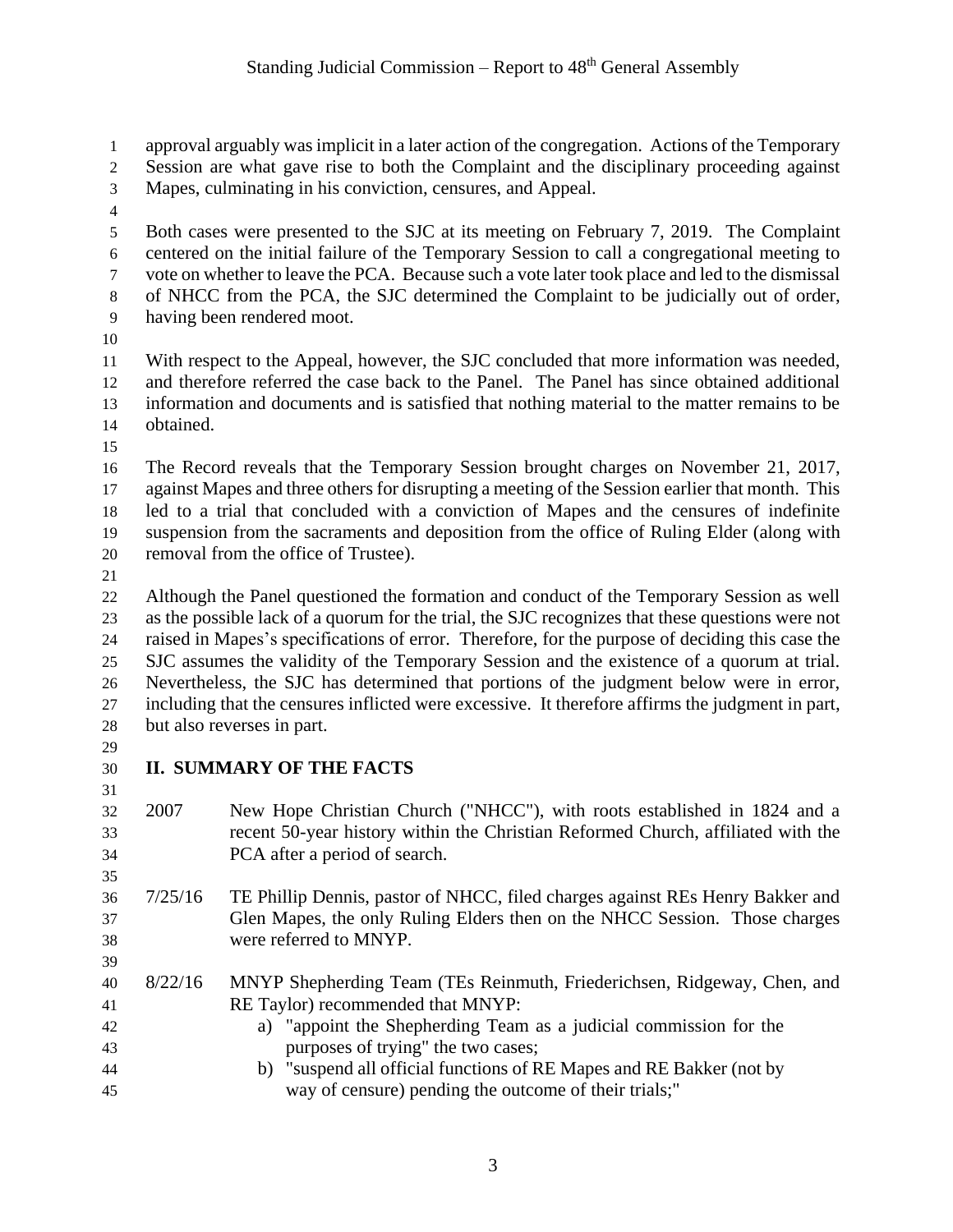approval arguably was implicit in a later action of the congregation. Actions of the Temporary Session are what gave rise to both the Complaint and the disciplinary proceeding against Mapes, culminating in his conviction, censures, and Appeal.

Both cases were presented to the SJC at its meeting on February 7, 2019. The Complaint centered on the initial failure of the Temporary Session to call a congregational meeting to vote on whether to leave the PCA. Because such a vote later took place and led to the dismissal of NHCC from the PCA, the SJC determined the Complaint to be judicially out of order, having been rendered moot.

With respect to the Appeal, however, the SJC concluded that more information was needed, and therefore referred the case back to the Panel. The Panel has since obtained additional information and documents and is satisfied that nothing material to the matter remains to be obtained.

The Record reveals that the Temporary Session brought charges on November 21, 2017, against Mapes and three others for disrupting a meeting of the Session earlier that month. This led to a trial that concluded with a conviction of Mapes and the censures of indefinite suspension from the sacraments and deposition from the office of Ruling Elder (along with removal from the office of Trustee).

Although the Panel questioned the formation and conduct of the Temporary Session as well as the possible lack of a quorum for the trial, the SJC recognizes that these questions were not raised in Mapes's specifications of error. Therefore, for the purpose of deciding this case the SJC assumes the validity of the Temporary Session and the existence of a quorum at trial. Nevertheless, the SJC has determined that portions of the judgment below were in error, including that the censures inflicted were excessive. It therefore affirms the judgment in part, but also reverses in part.

## II. SUMMARY OF THE FACTS

2007 — New Hope Christian Church ("NHCC"), with roots established in 1824 and a recent 50-year history within the Christian Reformed Church, affiliated with the PCA after a period of search.

7/25/16 — TE Phillip Dennis, pastor of NHCC, filed charges against REs Henry Bakker and Glen Mapes, the only Ruling Elders then on the NHCC Session. Those charges were referred to MNYP.

8/22/16 — MNYP Shepherding Team (TEs Reinmuth, Friederichsen, Ridgeway, Chen, and RE Taylor) recommended that MNYP:

a) "appoint the Shepherding Team as a judicial commission for the purposes of trying" the two cases;
b) "suspend all official functions of RE Mapes and RE Bakker (not by way of censure) pending the outcome of their trials;"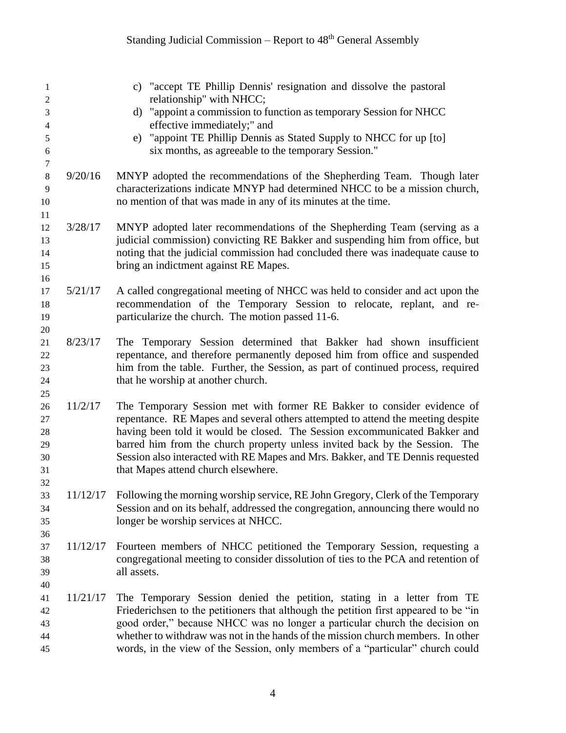c) "accept TE Phillip Dennis' resignation and dissolve the pastoral relationship" with NHCC;
d) "appoint a commission to function as temporary Session for NHCC effective immediately;" and
e) "appoint TE Phillip Dennis as Stated Supply to NHCC for up [to] six months, as agreeable to the temporary Session."

9/20/16 MNYP adopted the recommendations of the Shepherding Team. Though later characterizations indicate MNYP had determined NHCC to be a mission church, no mention of that was made in any of its minutes at the time.

3/28/17 MNYP adopted later recommendations of the Shepherding Team (serving as a judicial commission) convicting RE Bakker and suspending him from office, but noting that the judicial commission had concluded there was inadequate cause to bring an indictment against RE Mapes.

5/21/17 A called congregational meeting of NHCC was held to consider and act upon the recommendation of the Temporary Session to relocate, replant, and re-particularize the church. The motion passed 11-6.

8/23/17 The Temporary Session determined that Bakker had shown insufficient repentance, and therefore permanently deposed him from office and suspended him from the table. Further, the Session, as part of continued process, required that he worship at another church.

11/2/17 The Temporary Session met with former RE Bakker to consider evidence of repentance. RE Mapes and several others attempted to attend the meeting despite having been told it would be closed. The Session excommunicated Bakker and barred him from the church property unless invited back by the Session. The Session also interacted with RE Mapes and Mrs. Bakker, and TE Dennis requested that Mapes attend church elsewhere.

11/12/17 Following the morning worship service, RE John Gregory, Clerk of the Temporary Session and on its behalf, addressed the congregation, announcing there would no longer be worship services at NHCC.

11/12/17 Fourteen members of NHCC petitioned the Temporary Session, requesting a congregational meeting to consider dissolution of ties to the PCA and retention of all assets.

11/21/17 The Temporary Session denied the petition, stating in a letter from TE Friederichsen to the petitioners that although the petition first appeared to be "in good order," because NHCC was no longer a particular church the decision on whether to withdraw was not in the hands of the mission church members. In other words, in the view of the Session, only members of a "particular" church could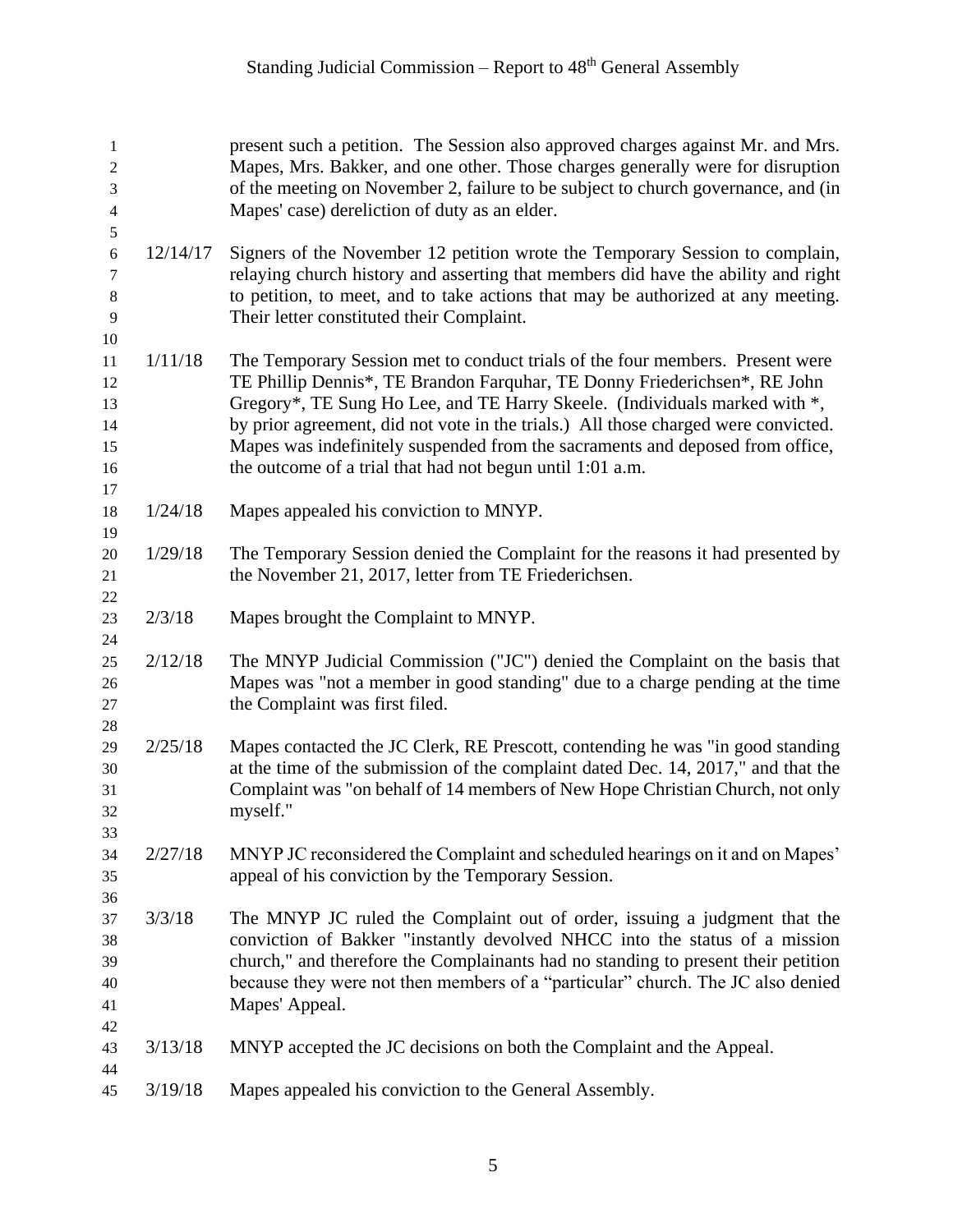present such a petition. The Session also approved charges against Mr. and Mrs. Mapes, Mrs. Bakker, and one other. Those charges generally were for disruption of the meeting on November 2, failure to be subject to church governance, and (in Mapes' case) dereliction of duty as an elder.

| | |
|---|---|
| 12/14/17 | Signers of the November 12 petition wrote the Temporary Session to complain, relaying church history and asserting that members did have the ability and right to petition, to meet, and to take actions that may be authorized at any meeting. Their letter constituted their Complaint. |
| 1/11/18 | The Temporary Session met to conduct trials of the four members. Present were TE Phillip Dennis*, TE Brandon Farquhar, TE Donny Friederichsen*, RE John Gregory*, TE Sung Ho Lee, and TE Harry Skeele. (Individuals marked with *, by prior agreement, did not vote in the trials.) All those charged were convicted. Mapes was indefinitely suspended from the sacraments and deposed from office, the outcome of a trial that had not begun until 1:01 a.m. |
| 1/24/18 | Mapes appealed his conviction to MNYP. |
| 1/29/18 | The Temporary Session denied the Complaint for the reasons it had presented by the November 21, 2017, letter from TE Friederichsen. |
| 2/3/18 | Mapes brought the Complaint to MNYP. |
| 2/12/18 | The MNYP Judicial Commission ("JC") denied the Complaint on the basis that Mapes was "not a member in good standing" due to a charge pending at the time the Complaint was first filed. |
| 2/25/18 | Mapes contacted the JC Clerk, RE Prescott, contending he was "in good standing at the time of the submission of the complaint dated Dec. 14, 2017," and that the Complaint was "on behalf of 14 members of New Hope Christian Church, not only myself." |
| 2/27/18 | MNYP JC reconsidered the Complaint and scheduled hearings on it and on Mapes' appeal of his conviction by the Temporary Session. |
| 3/3/18 | The MNYP JC ruled the Complaint out of order, issuing a judgment that the conviction of Bakker "instantly devolved NHCC into the status of a mission church," and therefore the Complainants had no standing to present their petition because they were not then members of a "particular" church. The JC also denied Mapes' Appeal. |
| 3/13/18 | MNYP accepted the JC decisions on both the Complaint and the Appeal. |
| 3/19/18 | Mapes appealed his conviction to the General Assembly. |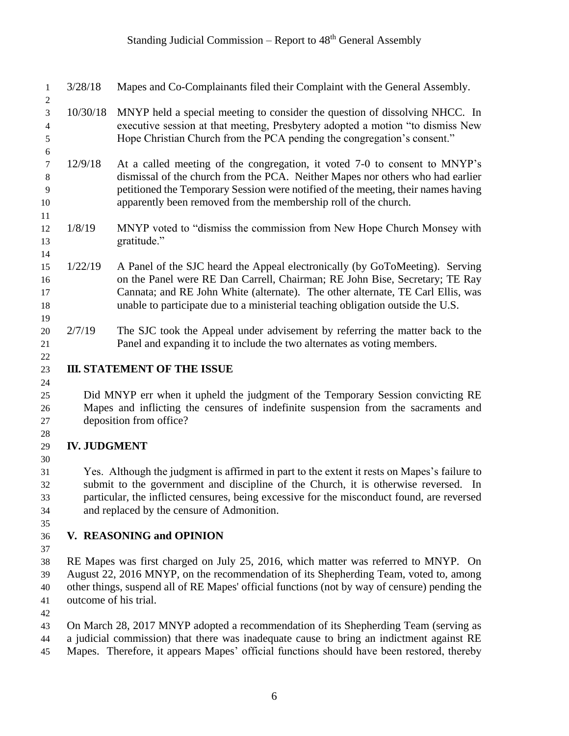3/28/18 Mapes and Co-Complainants filed their Complaint with the General Assembly.

10/30/18 MNYP held a special meeting to consider the question of dissolving NHCC. In executive session at that meeting, Presbytery adopted a motion "to dismiss New Hope Christian Church from the PCA pending the congregation's consent."

12/9/18 At a called meeting of the congregation, it voted 7-0 to consent to MNYP's dismissal of the church from the PCA. Neither Mapes nor others who had earlier petitioned the Temporary Session were notified of the meeting, their names having apparently been removed from the membership roll of the church.

1/8/19 MNYP voted to "dismiss the commission from New Hope Church Monsey with gratitude."

1/22/19 A Panel of the SJC heard the Appeal electronically (by GoToMeeting). Serving on the Panel were RE Dan Carrell, Chairman; RE John Bise, Secretary; TE Ray Cannata; and RE John White (alternate). The other alternate, TE Carl Ellis, was unable to participate due to a ministerial teaching obligation outside the U.S.

2/7/19 The SJC took the Appeal under advisement by referring the matter back to the Panel and expanding it to include the two alternates as voting members.

## III. STATEMENT OF THE ISSUE

Did MNYP err when it upheld the judgment of the Temporary Session convicting RE Mapes and inflicting the censures of indefinite suspension from the sacraments and deposition from office?

## IV. JUDGMENT

Yes. Although the judgment is affirmed in part to the extent it rests on Mapes's failure to submit to the government and discipline of the Church, it is otherwise reversed. In particular, the inflicted censures, being excessive for the misconduct found, are reversed and replaced by the censure of Admonition.

## V. REASONING and OPINION

RE Mapes was first charged on July 25, 2016, which matter was referred to MNYP. On August 22, 2016 MNYP, on the recommendation of its Shepherding Team, voted to, among other things, suspend all of RE Mapes' official functions (not by way of censure) pending the outcome of his trial.

On March 28, 2017 MNYP adopted a recommendation of its Shepherding Team (serving as a judicial commission) that there was inadequate cause to bring an indictment against RE Mapes. Therefore, it appears Mapes' official functions should have been restored, thereby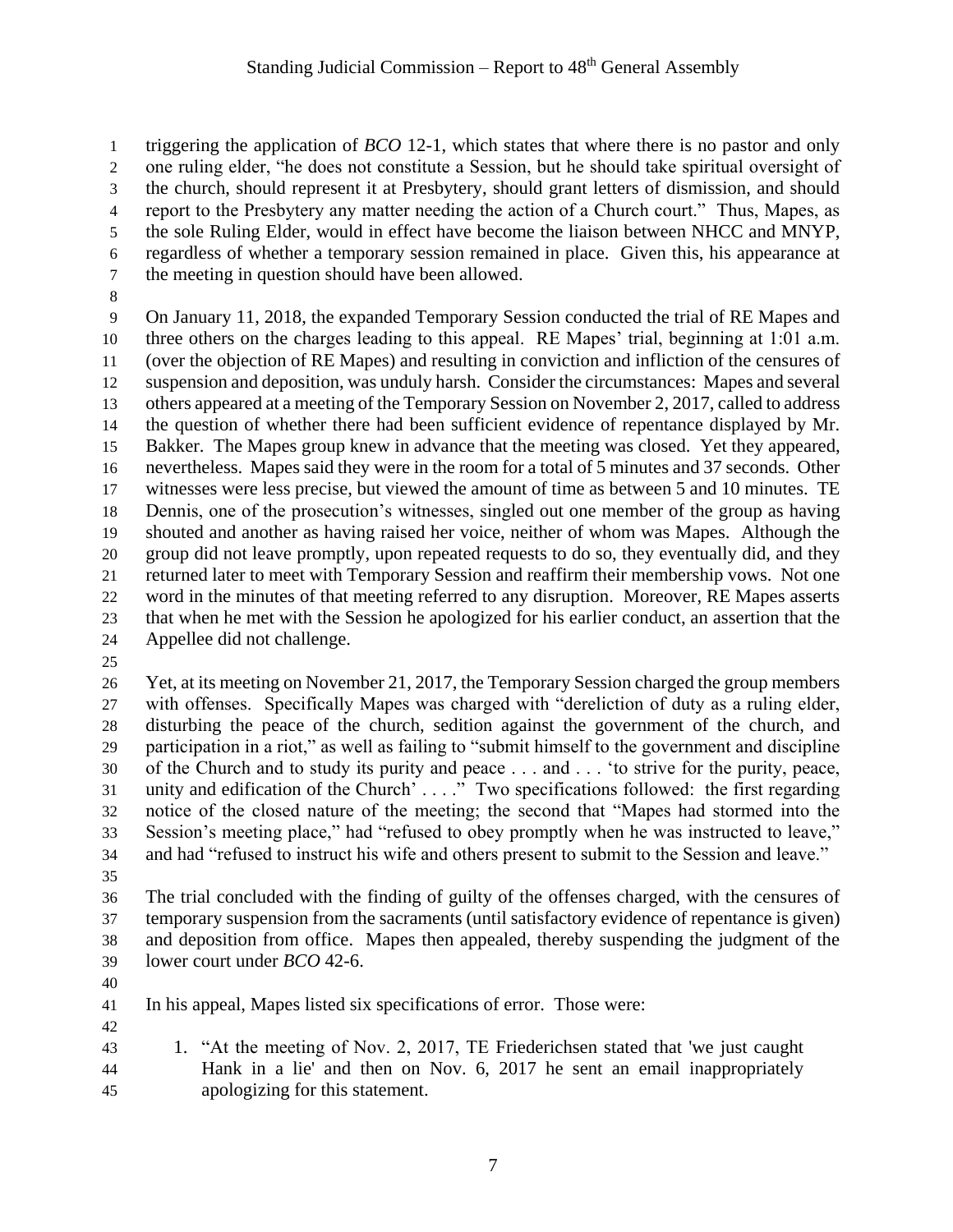triggering the application of *BCO* 12-1, which states that where there is no pastor and only one ruling elder, "he does not constitute a Session, but he should take spiritual oversight of the church, should represent it at Presbytery, should grant letters of dismission, and should report to the Presbytery any matter needing the action of a Church court." Thus, Mapes, as the sole Ruling Elder, would in effect have become the liaison between NHCC and MNYP, regardless of whether a temporary session remained in place. Given this, his appearance at the meeting in question should have been allowed.

On January 11, 2018, the expanded Temporary Session conducted the trial of RE Mapes and three others on the charges leading to this appeal. RE Mapes' trial, beginning at 1:01 a.m. (over the objection of RE Mapes) and resulting in conviction and infliction of the censures of suspension and deposition, was unduly harsh. Consider the circumstances: Mapes and several others appeared at a meeting of the Temporary Session on November 2, 2017, called to address the question of whether there had been sufficient evidence of repentance displayed by Mr. Bakker. The Mapes group knew in advance that the meeting was closed. Yet they appeared, nevertheless. Mapes said they were in the room for a total of 5 minutes and 37 seconds. Other witnesses were less precise, but viewed the amount of time as between 5 and 10 minutes. TE Dennis, one of the prosecution's witnesses, singled out one member of the group as having shouted and another as having raised her voice, neither of whom was Mapes. Although the group did not leave promptly, upon repeated requests to do so, they eventually did, and they returned later to meet with Temporary Session and reaffirm their membership vows. Not one word in the minutes of that meeting referred to any disruption. Moreover, RE Mapes asserts that when he met with the Session he apologized for his earlier conduct, an assertion that the Appellee did not challenge.

Yet, at its meeting on November 21, 2017, the Temporary Session charged the group members with offenses. Specifically Mapes was charged with "dereliction of duty as a ruling elder, disturbing the peace of the church, sedition against the government of the church, and participation in a riot," as well as failing to "submit himself to the government and discipline of the Church and to study its purity and peace . . . and . . . 'to strive for the purity, peace, unity and edification of the Church' . . . ." Two specifications followed: the first regarding notice of the closed nature of the meeting; the second that "Mapes had stormed into the Session's meeting place," had "refused to obey promptly when he was instructed to leave," and had "refused to instruct his wife and others present to submit to the Session and leave."

The trial concluded with the finding of guilty of the offenses charged, with the censures of temporary suspension from the sacraments (until satisfactory evidence of repentance is given) and deposition from office. Mapes then appealed, thereby suspending the judgment of the lower court under *BCO* 42-6.

In his appeal, Mapes listed six specifications of error. Those were:

1. "At the meeting of Nov. 2, 2017, TE Friederichsen stated that 'we just caught Hank in a lie' and then on Nov. 6, 2017 he sent an email inappropriately apologizing for this statement.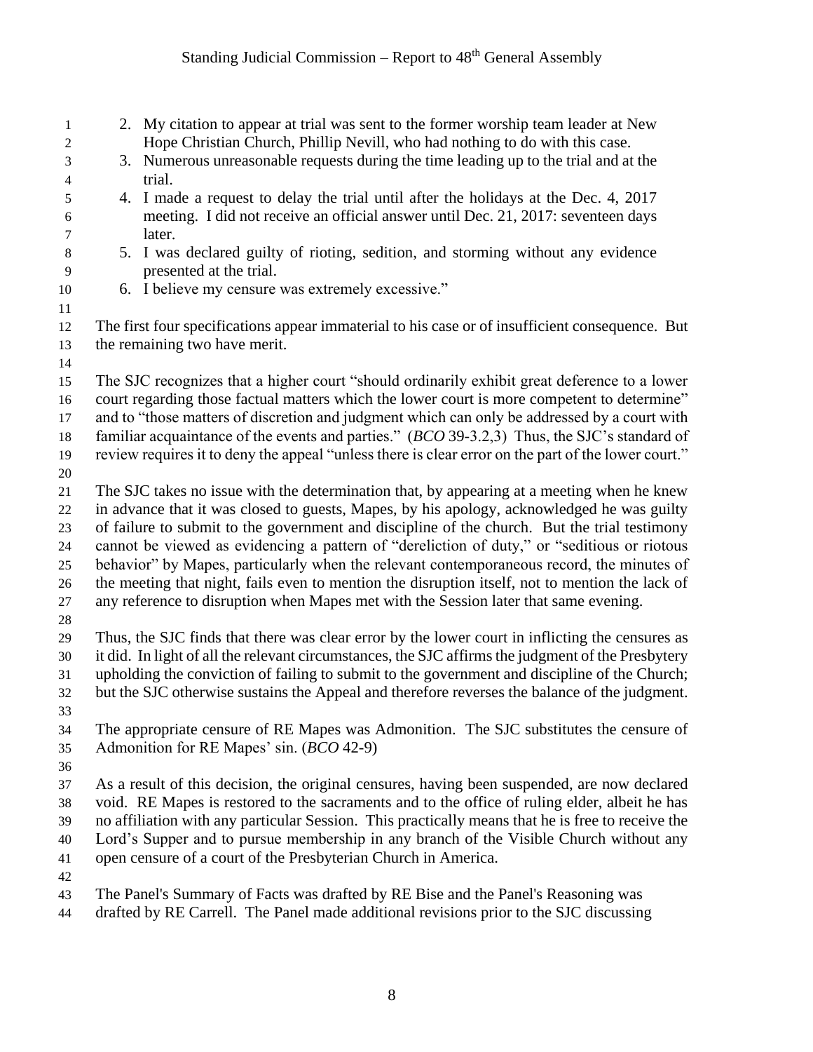2. My citation to appear at trial was sent to the former worship team leader at New Hope Christian Church, Phillip Nevill, who had nothing to do with this case.
3. Numerous unreasonable requests during the time leading up to the trial and at the trial.
4. I made a request to delay the trial until after the holidays at the Dec. 4, 2017 meeting. I did not receive an official answer until Dec. 21, 2017: seventeen days later.
5. I was declared guilty of rioting, sedition, and storming without any evidence presented at the trial.
6. I believe my censure was extremely excessive."

The first four specifications appear immaterial to his case or of insufficient consequence. But the remaining two have merit.

The SJC recognizes that a higher court "should ordinarily exhibit great deference to a lower court regarding those factual matters which the lower court is more competent to determine" and to "those matters of discretion and judgment which can only be addressed by a court with familiar acquaintance of the events and parties." (*BCO* 39-3.2,3) Thus, the SJC's standard of review requires it to deny the appeal "unless there is clear error on the part of the lower court."

The SJC takes no issue with the determination that, by appearing at a meeting when he knew in advance that it was closed to guests, Mapes, by his apology, acknowledged he was guilty of failure to submit to the government and discipline of the church. But the trial testimony cannot be viewed as evidencing a pattern of "dereliction of duty," or "seditious or riotous behavior" by Mapes, particularly when the relevant contemporaneous record, the minutes of the meeting that night, fails even to mention the disruption itself, not to mention the lack of any reference to disruption when Mapes met with the Session later that same evening.

Thus, the SJC finds that there was clear error by the lower court in inflicting the censures as it did. In light of all the relevant circumstances, the SJC affirms the judgment of the Presbytery upholding the conviction of failing to submit to the government and discipline of the Church; but the SJC otherwise sustains the Appeal and therefore reverses the balance of the judgment.

The appropriate censure of RE Mapes was Admonition. The SJC substitutes the censure of Admonition for RE Mapes' sin. (*BCO* 42-9)

As a result of this decision, the original censures, having been suspended, are now declared void. RE Mapes is restored to the sacraments and to the office of ruling elder, albeit he has no affiliation with any particular Session. This practically means that he is free to receive the Lord's Supper and to pursue membership in any branch of the Visible Church without any open censure of a court of the Presbyterian Church in America.

The Panel's Summary of Facts was drafted by RE Bise and the Panel's Reasoning was drafted by RE Carrell. The Panel made additional revisions prior to the SJC discussing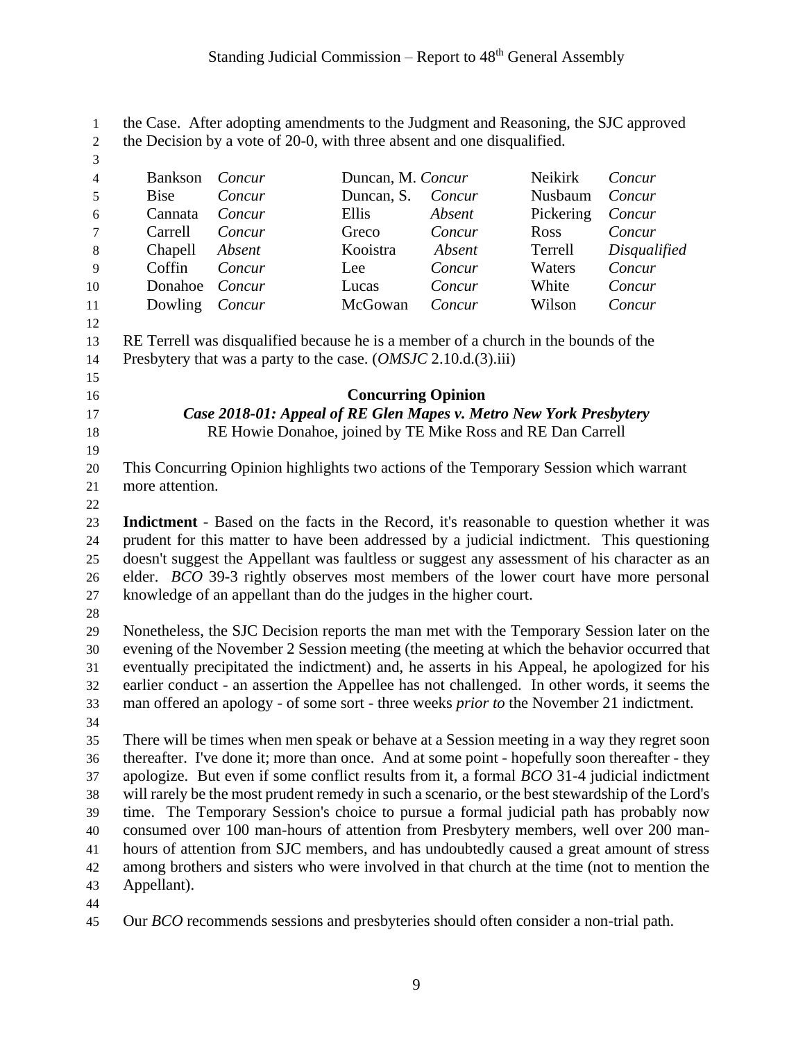the Case. After adopting amendments to the Judgment and Reasoning, the SJC approved the Decision by a vote of 20-0, with three absent and one disqualified.

| | | | | | |
|---|---|---|---|---|---|
| Bankson | *Concur* | Duncan, M. | *Concur* | Neikirk | *Concur* |
| Bise | *Concur* | Duncan, S. | *Concur* | Nusbaum | *Concur* |
| Cannata | *Concur* | Ellis | *Absent* | Pickering | *Concur* |
| Carrell | *Concur* | Greco | *Concur* | Ross | *Concur* |
| Chapell | *Absent* | Kooistra | *Absent* | Terrell | *Disqualified* |
| Coffin | *Concur* | Lee | *Concur* | Waters | *Concur* |
| Donahoe | *Concur* | Lucas | *Concur* | White | *Concur* |
| Dowling | *Concur* | McGowan | *Concur* | Wilson | *Concur* |

RE Terrell was disqualified because he is a member of a church in the bounds of the Presbytery that was a party to the case. (*OMSJC* 2.10.d.(3).iii)

**Concurring Opinion**

***Case 2018-01: Appeal of RE Glen Mapes v. Metro New York Presbytery***

RE Howie Donahoe, joined by TE Mike Ross and RE Dan Carrell

This Concurring Opinion highlights two actions of the Temporary Session which warrant more attention.

**Indictment** - Based on the facts in the Record, it's reasonable to question whether it was prudent for this matter to have been addressed by a judicial indictment. This questioning doesn't suggest the Appellant was faultless or suggest any assessment of his character as an elder. *BCO* 39-3 rightly observes most members of the lower court have more personal knowledge of an appellant than do the judges in the higher court.

Nonetheless, the SJC Decision reports the man met with the Temporary Session later on the evening of the November 2 Session meeting (the meeting at which the behavior occurred that eventually precipitated the indictment) and, he asserts in his Appeal, he apologized for his earlier conduct - an assertion the Appellee has not challenged. In other words, it seems the man offered an apology - of some sort - three weeks *prior to* the November 21 indictment.

There will be times when men speak or behave at a Session meeting in a way they regret soon thereafter. I've done it; more than once. And at some point - hopefully soon thereafter - they apologize. But even if some conflict results from it, a formal *BCO* 31-4 judicial indictment will rarely be the most prudent remedy in such a scenario, or the best stewardship of the Lord's time. The Temporary Session's choice to pursue a formal judicial path has probably now consumed over 100 man-hours of attention from Presbytery members, well over 200 man-hours of attention from SJC members, and has undoubtedly caused a great amount of stress among brothers and sisters who were involved in that church at the time (not to mention the Appellant).

Our *BCO* recommends sessions and presbyteries should often consider a non-trial path.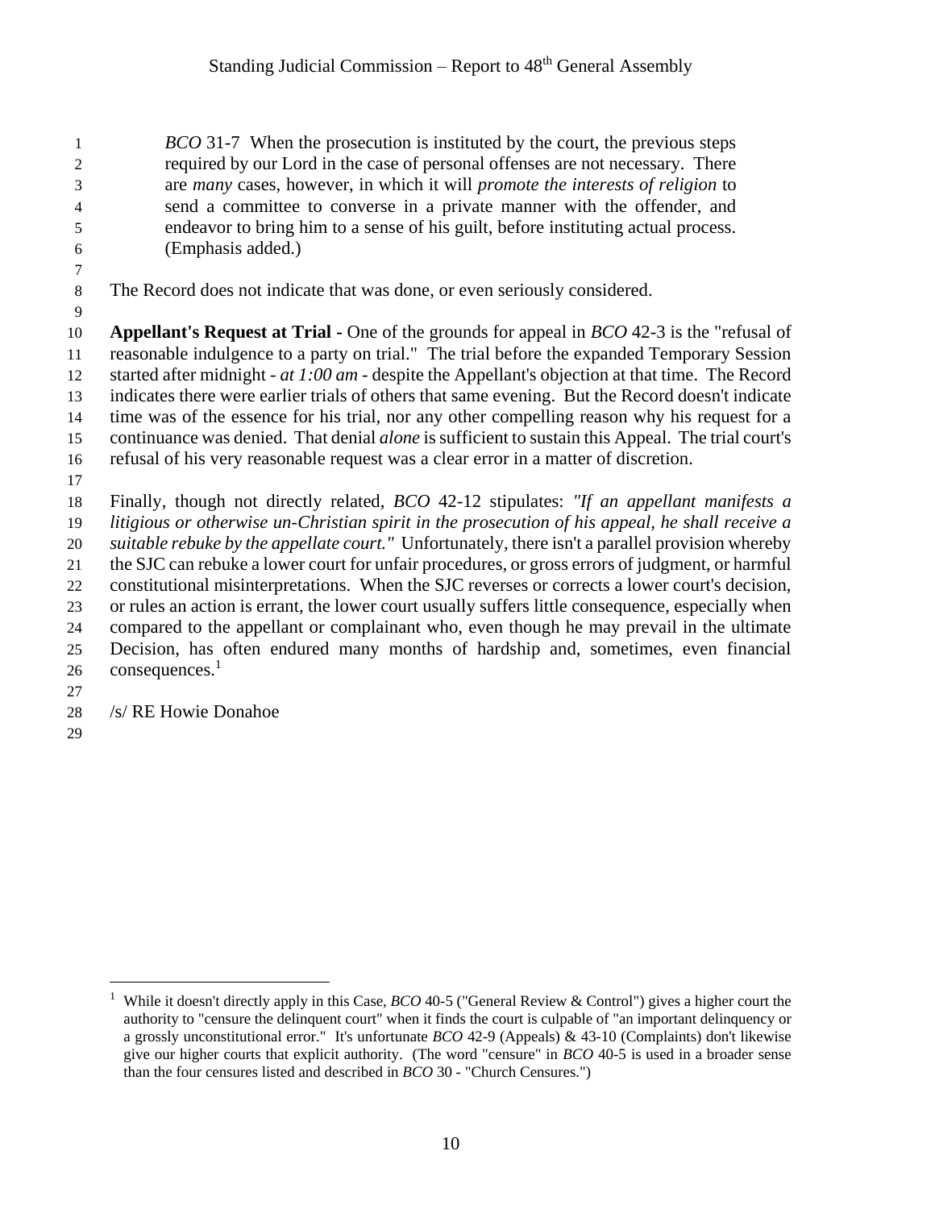> *BCO* 31-7 When the prosecution is instituted by the court, the previous steps required by our Lord in the case of personal offenses are not necessary. There are *many* cases, however, in which it will *promote the interests of religion* to send a committee to converse in a private manner with the offender, and endeavor to bring him to a sense of his guilt, before instituting actual process. (Emphasis added.)

The Record does not indicate that was done, or even seriously considered.

**Appellant's Request at Trial -** One of the grounds for appeal in *BCO* 42-3 is the "refusal of reasonable indulgence to a party on trial." The trial before the expanded Temporary Session started after midnight - *at 1:00 am* - despite the Appellant's objection at that time. The Record indicates there were earlier trials of others that same evening. But the Record doesn't indicate time was of the essence for his trial, nor any other compelling reason why his request for a continuance was denied. That denial *alone* is sufficient to sustain this Appeal. The trial court's refusal of his very reasonable request was a clear error in a matter of discretion.

Finally, though not directly related, *BCO* 42-12 stipulates: *"If an appellant manifests a litigious or otherwise un-Christian spirit in the prosecution of his appeal, he shall receive a suitable rebuke by the appellate court."* Unfortunately, there isn't a parallel provision whereby the SJC can rebuke a lower court for unfair procedures, or gross errors of judgment, or harmful constitutional misinterpretations. When the SJC reverses or corrects a lower court's decision, or rules an action is errant, the lower court usually suffers little consequence, especially when compared to the appellant or complainant who, even though he may prevail in the ultimate Decision, has often endured many months of hardship and, sometimes, even financial consequences.[1]

/s/ RE Howie Donahoe

---

[1] While it doesn't directly apply in this Case, *BCO* 40-5 ("General Review & Control") gives a higher court the authority to "censure the delinquent court" when it finds the court is culpable of "an important delinquency or a grossly unconstitutional error." It's unfortunate *BCO* 42-9 (Appeals) & 43-10 (Complaints) don't likewise give our higher courts that explicit authority. (The word "censure" in *BCO* 40-5 is used in a broader sense than the four censures listed and described in *BCO* 30 - "Church Censures.")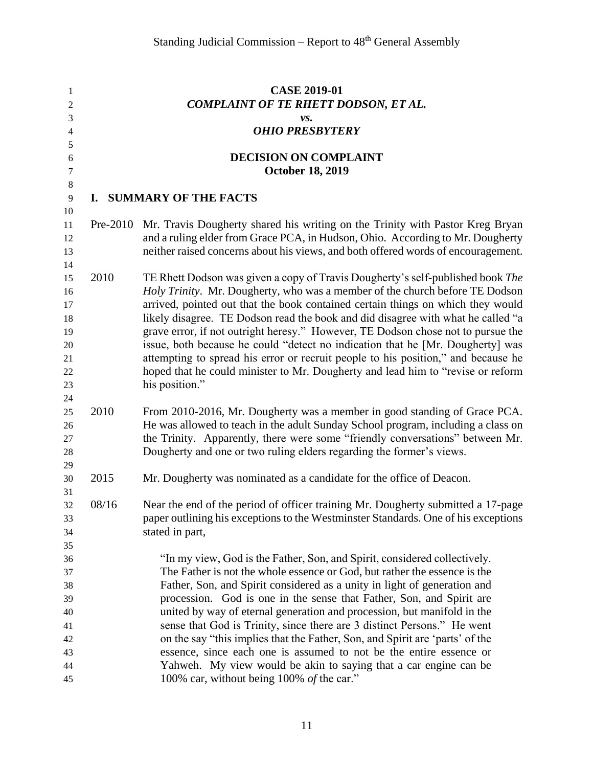**CASE 2019-01**

***COMPLAINT OF TE RHETT DODSON, ET AL.***

***vs.***

***OHIO PRESBYTERY***

**DECISION ON COMPLAINT**

**October 18, 2019**

## I. SUMMARY OF THE FACTS

Pre-2010 Mr. Travis Dougherty shared his writing on the Trinity with Pastor Kreg Bryan and a ruling elder from Grace PCA, in Hudson, Ohio. According to Mr. Dougherty neither raised concerns about his views, and both offered words of encouragement.

2010 TE Rhett Dodson was given a copy of Travis Dougherty's self-published book *The Holy Trinity*. Mr. Dougherty, who was a member of the church before TE Dodson arrived, pointed out that the book contained certain things on which they would likely disagree. TE Dodson read the book and did disagree with what he called "a grave error, if not outright heresy." However, TE Dodson chose not to pursue the issue, both because he could "detect no indication that he [Mr. Dougherty] was attempting to spread his error or recruit people to his position," and because he hoped that he could minister to Mr. Dougherty and lead him to "revise or reform his position."

2010 From 2010-2016, Mr. Dougherty was a member in good standing of Grace PCA. He was allowed to teach in the adult Sunday School program, including a class on the Trinity. Apparently, there were some "friendly conversations" between Mr. Dougherty and one or two ruling elders regarding the former's views.

2015 Mr. Dougherty was nominated as a candidate for the office of Deacon.

08/16 Near the end of the period of officer training Mr. Dougherty submitted a 17-page paper outlining his exceptions to the Westminster Standards. One of his exceptions stated in part,

> "In my view, God is the Father, Son, and Spirit, considered collectively. The Father is not the whole essence or God, but rather the essence is the Father, Son, and Spirit considered as a unity in light of generation and procession. God is one in the sense that Father, Son, and Spirit are united by way of eternal generation and procession, but manifold in the sense that God is Trinity, since there are 3 distinct Persons." He went on the say "this implies that the Father, Son, and Spirit are 'parts' of the essence, since each one is assumed to not be the entire essence or Yahweh. My view would be akin to saying that a car engine can be 100% car, without being 100% *of* the car."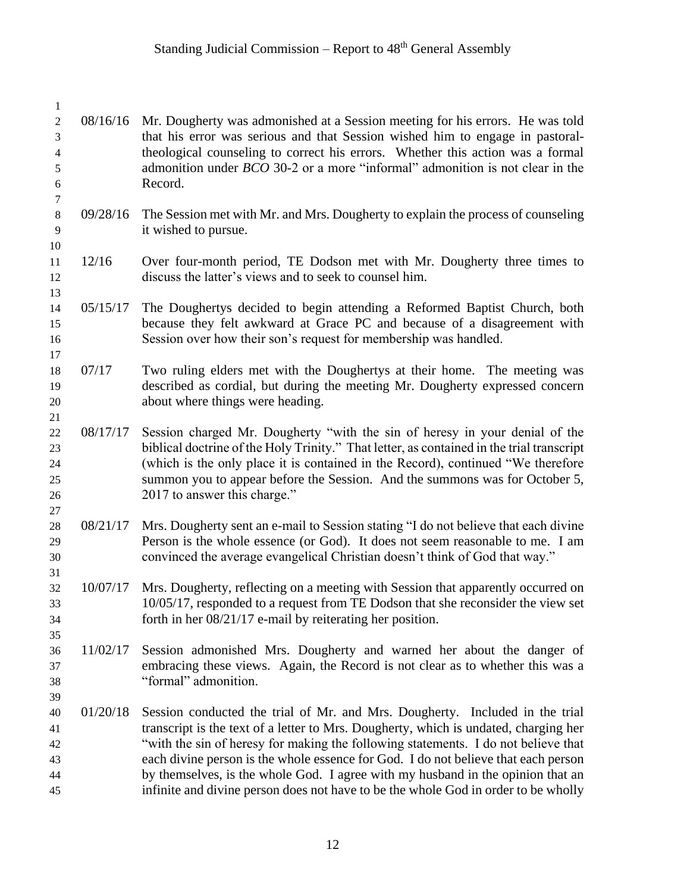08/16/16 Mr. Dougherty was admonished at a Session meeting for his errors. He was told that his error was serious and that Session wished him to engage in pastoral-theological counseling to correct his errors. Whether this action was a formal admonition under *BCO* 30-2 or a more "informal" admonition is not clear in the Record.

09/28/16 The Session met with Mr. and Mrs. Dougherty to explain the process of counseling it wished to pursue.

12/16 Over four-month period, TE Dodson met with Mr. Dougherty three times to discuss the latter's views and to seek to counsel him.

05/15/17 The Doughertys decided to begin attending a Reformed Baptist Church, both because they felt awkward at Grace PC and because of a disagreement with Session over how their son's request for membership was handled.

07/17 Two ruling elders met with the Doughertys at their home. The meeting was described as cordial, but during the meeting Mr. Dougherty expressed concern about where things were heading.

08/17/17 Session charged Mr. Dougherty "with the sin of heresy in your denial of the biblical doctrine of the Holy Trinity." That letter, as contained in the trial transcript (which is the only place it is contained in the Record), continued "We therefore summon you to appear before the Session. And the summons was for October 5, 2017 to answer this charge."

08/21/17 Mrs. Dougherty sent an e-mail to Session stating "I do not believe that each divine Person is the whole essence (or God). It does not seem reasonable to me. I am convinced the average evangelical Christian doesn't think of God that way."

10/07/17 Mrs. Dougherty, reflecting on a meeting with Session that apparently occurred on 10/05/17, responded to a request from TE Dodson that she reconsider the view set forth in her 08/21/17 e-mail by reiterating her position.

11/02/17 Session admonished Mrs. Dougherty and warned her about the danger of embracing these views. Again, the Record is not clear as to whether this was a "formal" admonition.

01/20/18 Session conducted the trial of Mr. and Mrs. Dougherty. Included in the trial transcript is the text of a letter to Mrs. Dougherty, which is undated, charging her "with the sin of heresy for making the following statements. I do not believe that each divine person is the whole essence for God. I do not believe that each person by themselves, is the whole God. I agree with my husband in the opinion that an infinite and divine person does not have to be the whole God in order to be wholly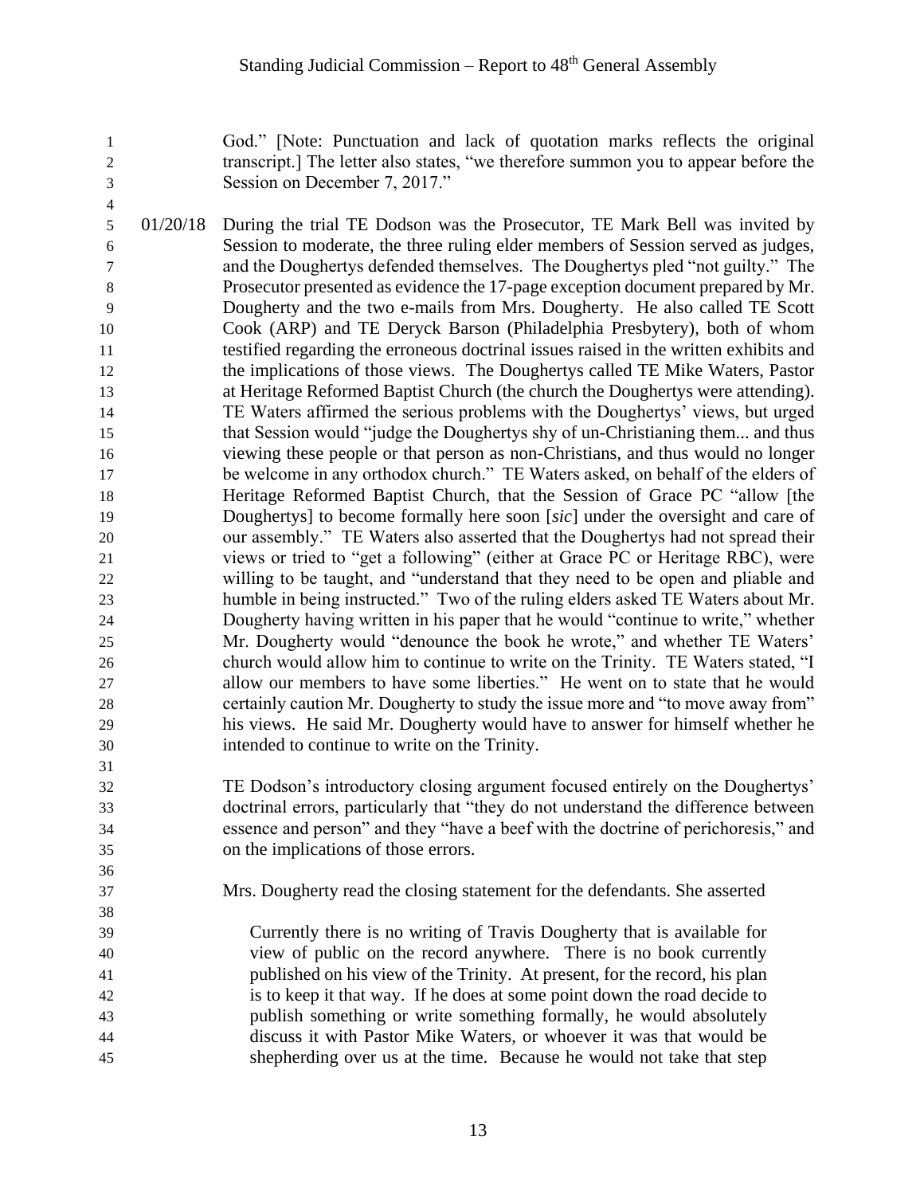God." [Note: Punctuation and lack of quotation marks reflects the original transcript.] The letter also states, "we therefore summon you to appear before the Session on December 7, 2017."

01/20/18 During the trial TE Dodson was the Prosecutor, TE Mark Bell was invited by Session to moderate, the three ruling elder members of Session served as judges, and the Doughertys defended themselves. The Doughertys pled "not guilty." The Prosecutor presented as evidence the 17-page exception document prepared by Mr. Dougherty and the two e-mails from Mrs. Dougherty. He also called TE Scott Cook (ARP) and TE Deryck Barson (Philadelphia Presbytery), both of whom testified regarding the erroneous doctrinal issues raised in the written exhibits and the implications of those views. The Doughertys called TE Mike Waters, Pastor at Heritage Reformed Baptist Church (the church the Doughertys were attending). TE Waters affirmed the serious problems with the Doughertys' views, but urged that Session would "judge the Doughertys shy of un-Christianing them... and thus viewing these people or that person as non-Christians, and thus would no longer be welcome in any orthodox church." TE Waters asked, on behalf of the elders of Heritage Reformed Baptist Church, that the Session of Grace PC "allow [the Doughertys] to become formally here soon [*sic*] under the oversight and care of our assembly." TE Waters also asserted that the Doughertys had not spread their views or tried to "get a following" (either at Grace PC or Heritage RBC), were willing to be taught, and "understand that they need to be open and pliable and humble in being instructed." Two of the ruling elders asked TE Waters about Mr. Dougherty having written in his paper that he would "continue to write," whether Mr. Dougherty would "denounce the book he wrote," and whether TE Waters' church would allow him to continue to write on the Trinity. TE Waters stated, "I allow our members to have some liberties." He went on to state that he would certainly caution Mr. Dougherty to study the issue more and "to move away from" his views. He said Mr. Dougherty would have to answer for himself whether he intended to continue to write on the Trinity.

TE Dodson's introductory closing argument focused entirely on the Doughertys' doctrinal errors, particularly that "they do not understand the difference between essence and person" and they "have a beef with the doctrine of perichoresis," and on the implications of those errors.

Mrs. Dougherty read the closing statement for the defendants. She asserted

> Currently there is no writing of Travis Dougherty that is available for view of public on the record anywhere. There is no book currently published on his view of the Trinity. At present, for the record, his plan is to keep it that way. If he does at some point down the road decide to publish something or write something formally, he would absolutely discuss it with Pastor Mike Waters, or whoever it was that would be shepherding over us at the time. Because he would not take that step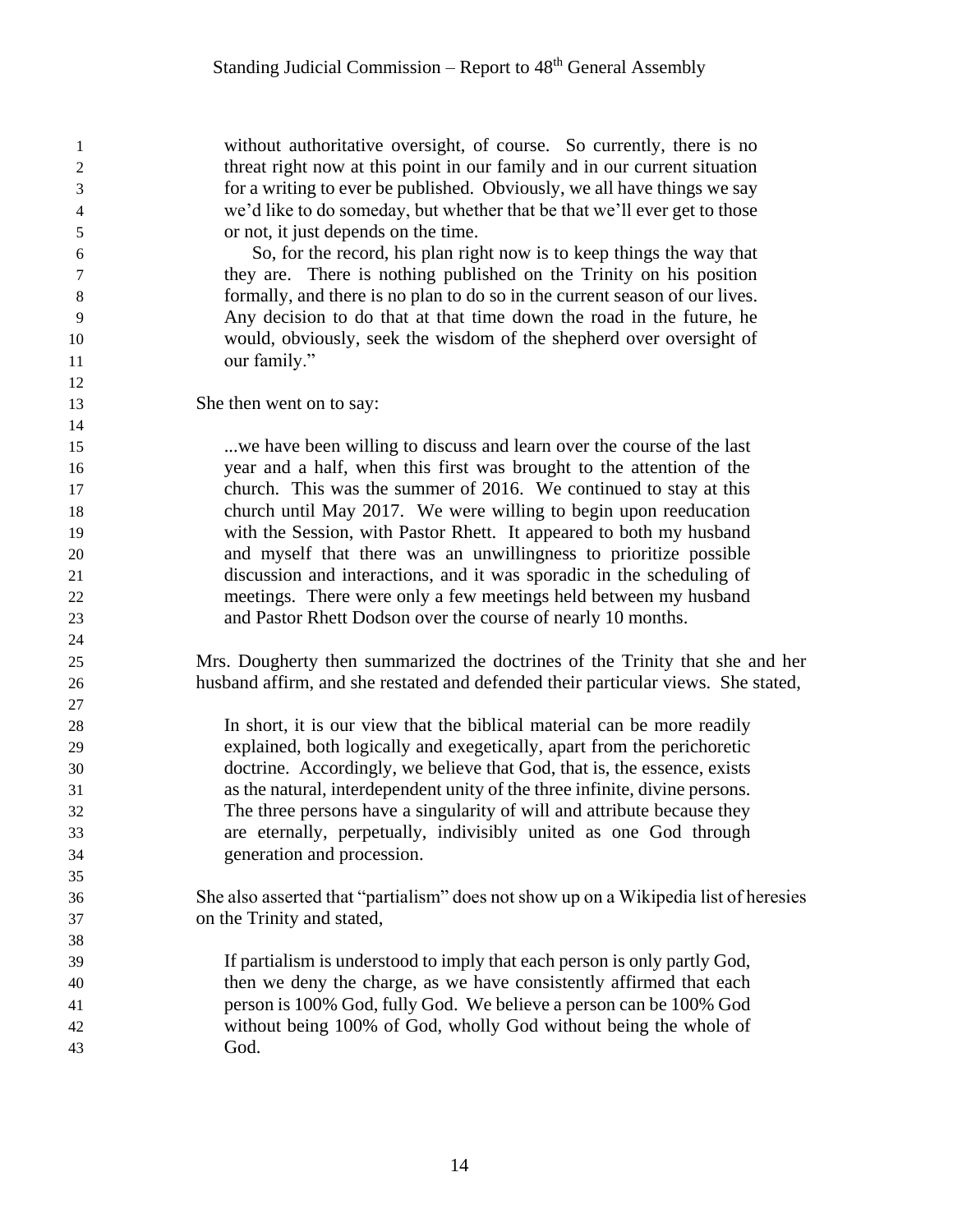> without authoritative oversight, of course. So currently, there is no threat right now at this point in our family and in our current situation for a writing to ever be published. Obviously, we all have things we say we'd like to do someday, but whether that be that we'll ever get to those or not, it just depends on the time.
>
> So, for the record, his plan right now is to keep things the way that they are. There is nothing published on the Trinity on his position formally, and there is no plan to do so in the current season of our lives. Any decision to do that at that time down the road in the future, he would, obviously, seek the wisdom of the shepherd over oversight of our family."

She then went on to say:

> ...we have been willing to discuss and learn over the course of the last year and a half, when this first was brought to the attention of the church. This was the summer of 2016. We continued to stay at this church until May 2017. We were willing to begin upon reeducation with the Session, with Pastor Rhett. It appeared to both my husband and myself that there was an unwillingness to prioritize possible discussion and interactions, and it was sporadic in the scheduling of meetings. There were only a few meetings held between my husband and Pastor Rhett Dodson over the course of nearly 10 months.

Mrs. Dougherty then summarized the doctrines of the Trinity that she and her husband affirm, and she restated and defended their particular views. She stated,

> In short, it is our view that the biblical material can be more readily explained, both logically and exegetically, apart from the perichoretic doctrine. Accordingly, we believe that God, that is, the essence, exists as the natural, interdependent unity of the three infinite, divine persons. The three persons have a singularity of will and attribute because they are eternally, perpetually, indivisibly united as one God through generation and procession.

She also asserted that "partialism" does not show up on a Wikipedia list of heresies on the Trinity and stated,

> If partialism is understood to imply that each person is only partly God, then we deny the charge, as we have consistently affirmed that each person is 100% God, fully God. We believe a person can be 100% God without being 100% of God, wholly God without being the whole of God.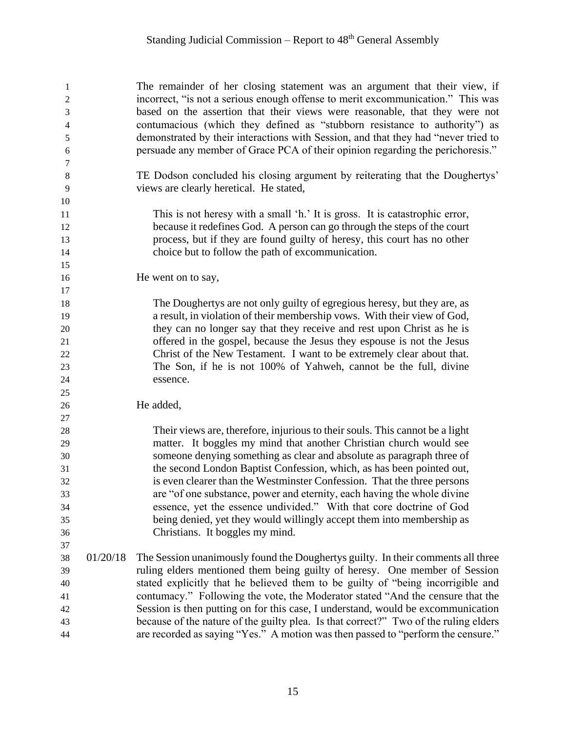The remainder of her closing statement was an argument that their view, if incorrect, "is not a serious enough offense to merit excommunication." This was based on the assertion that their views were reasonable, that they were not contumacious (which they defined as "stubborn resistance to authority") as demonstrated by their interactions with Session, and that they had "never tried to persuade any member of Grace PCA of their opinion regarding the perichoresis."

TE Dodson concluded his closing argument by reiterating that the Doughertys' views are clearly heretical. He stated,

> This is not heresy with a small 'h.' It is gross. It is catastrophic error, because it redefines God. A person can go through the steps of the court process, but if they are found guilty of heresy, this court has no other choice but to follow the path of excommunication.

He went on to say,

> The Doughertys are not only guilty of egregious heresy, but they are, as a result, in violation of their membership vows. With their view of God, they can no longer say that they receive and rest upon Christ as he is offered in the gospel, because the Jesus they espouse is not the Jesus Christ of the New Testament. I want to be extremely clear about that. The Son, if he is not 100% of Yahweh, cannot be the full, divine essence.

He added,

> Their views are, therefore, injurious to their souls. This cannot be a light matter. It boggles my mind that another Christian church would see someone denying something as clear and absolute as paragraph three of the second London Baptist Confession, which, as has been pointed out, is even clearer than the Westminster Confession. That the three persons are "of one substance, power and eternity, each having the whole divine essence, yet the essence undivided." With that core doctrine of God being denied, yet they would willingly accept them into membership as Christians. It boggles my mind.

01/20/18 The Session unanimously found the Doughertys guilty. In their comments all three ruling elders mentioned them being guilty of heresy. One member of Session stated explicitly that he believed them to be guilty of "being incorrigible and contumacy." Following the vote, the Moderator stated "And the censure that the Session is then putting on for this case, I understand, would be excommunication because of the nature of the guilty plea. Is that correct?" Two of the ruling elders are recorded as saying "Yes." A motion was then passed to "perform the censure."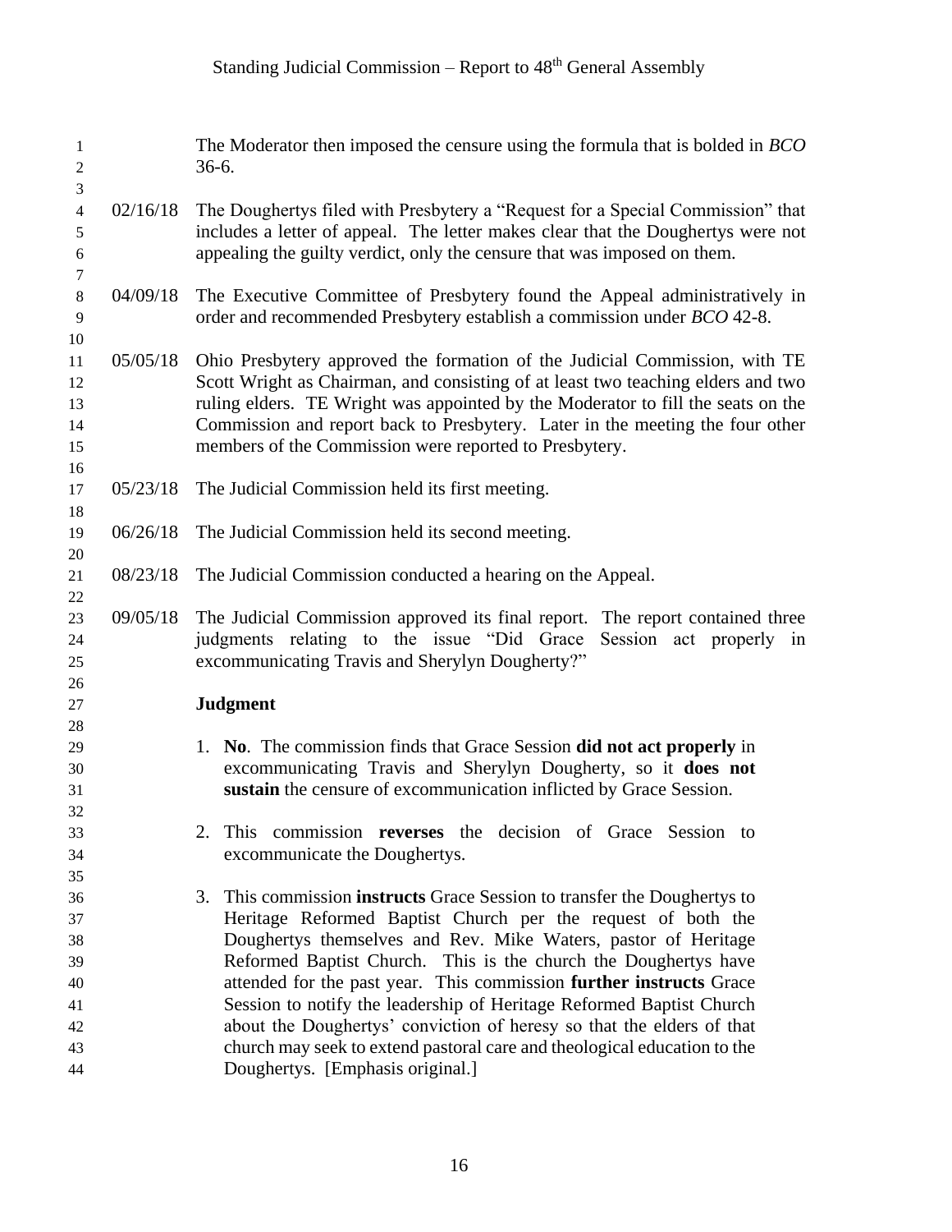The Moderator then imposed the censure using the formula that is bolded in *BCO* 36-6.

02/16/18 The Doughertys filed with Presbytery a "Request for a Special Commission" that includes a letter of appeal. The letter makes clear that the Doughertys were not appealing the guilty verdict, only the censure that was imposed on them.

04/09/18 The Executive Committee of Presbytery found the Appeal administratively in order and recommended Presbytery establish a commission under *BCO* 42-8.

05/05/18 Ohio Presbytery approved the formation of the Judicial Commission, with TE Scott Wright as Chairman, and consisting of at least two teaching elders and two ruling elders. TE Wright was appointed by the Moderator to fill the seats on the Commission and report back to Presbytery. Later in the meeting the four other members of the Commission were reported to Presbytery.

05/23/18 The Judicial Commission held its first meeting.

06/26/18 The Judicial Commission held its second meeting.

08/23/18 The Judicial Commission conducted a hearing on the Appeal.

09/05/18 The Judicial Commission approved its final report. The report contained three judgments relating to the issue "Did Grace Session act properly in excommunicating Travis and Sherylyn Dougherty?"

**Judgment**

1. **No**. The commission finds that Grace Session **did not act properly** in excommunicating Travis and Sherylyn Dougherty, so it **does not sustain** the censure of excommunication inflicted by Grace Session.

2. This commission **reverses** the decision of Grace Session to excommunicate the Doughertys.

3. This commission **instructs** Grace Session to transfer the Doughertys to Heritage Reformed Baptist Church per the request of both the Doughertys themselves and Rev. Mike Waters, pastor of Heritage Reformed Baptist Church. This is the church the Doughertys have attended for the past year. This commission **further instructs** Grace Session to notify the leadership of Heritage Reformed Baptist Church about the Doughertys' conviction of heresy so that the elders of that church may seek to extend pastoral care and theological education to the Doughertys. [Emphasis original.]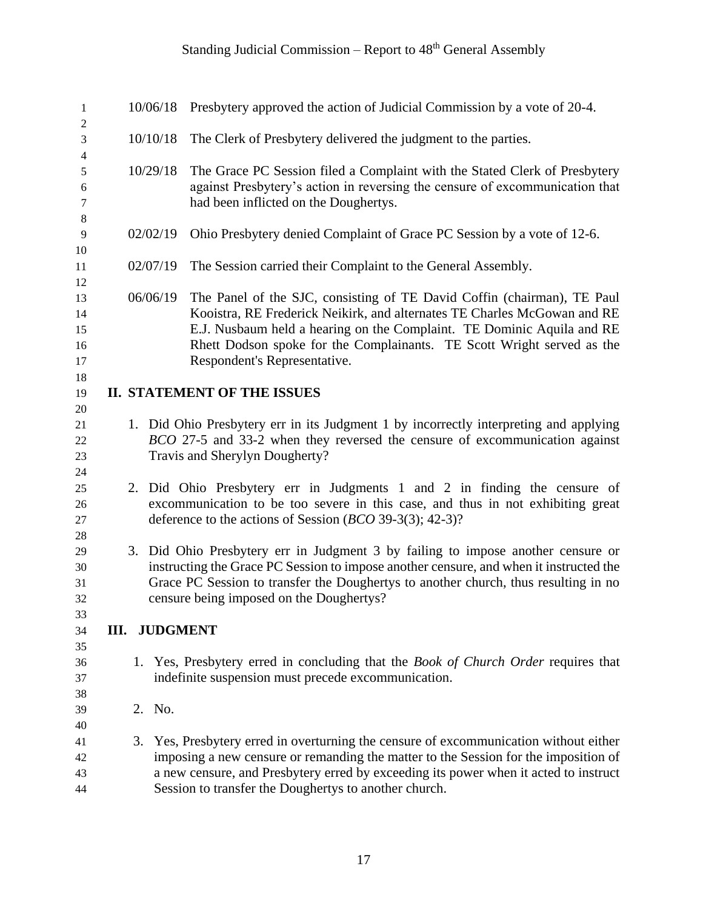10/06/18 Presbytery approved the action of Judicial Commission by a vote of 20-4.

10/10/18 The Clerk of Presbytery delivered the judgment to the parties.

10/29/18 The Grace PC Session filed a Complaint with the Stated Clerk of Presbytery against Presbytery's action in reversing the censure of excommunication that had been inflicted on the Doughertys.

02/02/19 Ohio Presbytery denied Complaint of Grace PC Session by a vote of 12-6.

02/07/19 The Session carried their Complaint to the General Assembly.

06/06/19 The Panel of the SJC, consisting of TE David Coffin (chairman), TE Paul Kooistra, RE Frederick Neikirk, and alternates TE Charles McGowan and RE E.J. Nusbaum held a hearing on the Complaint. TE Dominic Aquila and RE Rhett Dodson spoke for the Complainants. TE Scott Wright served as the Respondent's Representative.

## II. STATEMENT OF THE ISSUES

1. Did Ohio Presbytery err in its Judgment 1 by incorrectly interpreting and applying *BCO* 27-5 and 33-2 when they reversed the censure of excommunication against Travis and Sherylyn Dougherty?

2. Did Ohio Presbytery err in Judgments 1 and 2 in finding the censure of excommunication to be too severe in this case, and thus in not exhibiting great deference to the actions of Session (*BCO* 39-3(3); 42-3)?

3. Did Ohio Presbytery err in Judgment 3 by failing to impose another censure or instructing the Grace PC Session to impose another censure, and when it instructed the Grace PC Session to transfer the Doughertys to another church, thus resulting in no censure being imposed on the Doughertys?

## III. JUDGMENT

1. Yes, Presbytery erred in concluding that the *Book of Church Order* requires that indefinite suspension must precede excommunication.

2. No.

3. Yes, Presbytery erred in overturning the censure of excommunication without either imposing a new censure or remanding the matter to the Session for the imposition of a new censure, and Presbytery erred by exceeding its power when it acted to instruct Session to transfer the Doughertys to another church.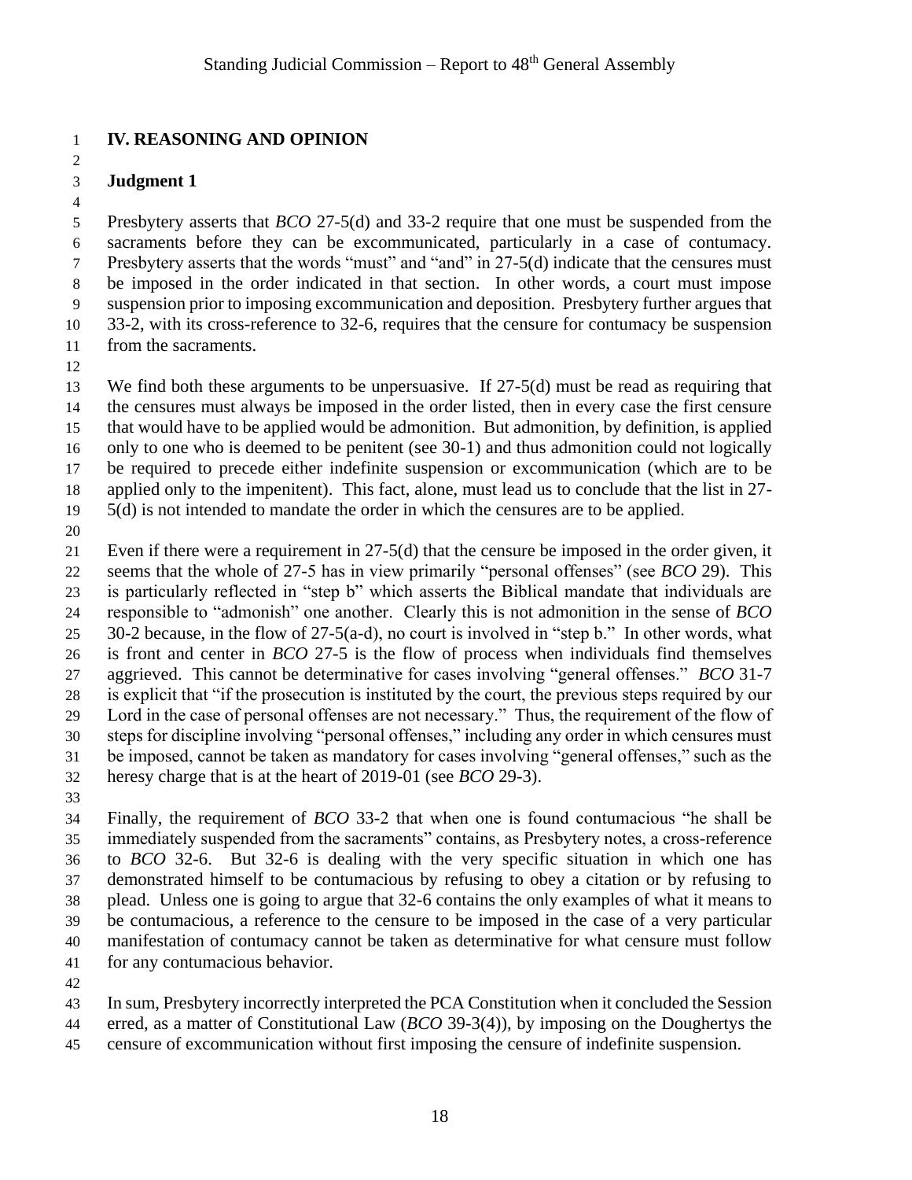## IV. REASONING AND OPINION

### Judgment 1

Presbytery asserts that *BCO* 27-5(d) and 33-2 require that one must be suspended from the sacraments before they can be excommunicated, particularly in a case of contumacy. Presbytery asserts that the words "must" and "and" in 27-5(d) indicate that the censures must be imposed in the order indicated in that section. In other words, a court must impose suspension prior to imposing excommunication and deposition. Presbytery further argues that 33-2, with its cross-reference to 32-6, requires that the censure for contumacy be suspension from the sacraments.

We find both these arguments to be unpersuasive. If 27-5(d) must be read as requiring that the censures must always be imposed in the order listed, then in every case the first censure that would have to be applied would be admonition. But admonition, by definition, is applied only to one who is deemed to be penitent (see 30-1) and thus admonition could not logically be required to precede either indefinite suspension or excommunication (which are to be applied only to the impenitent). This fact, alone, must lead us to conclude that the list in 27-5(d) is not intended to mandate the order in which the censures are to be applied.

Even if there were a requirement in 27-5(d) that the censure be imposed in the order given, it seems that the whole of 27-5 has in view primarily "personal offenses" (see *BCO* 29). This is particularly reflected in "step b" which asserts the Biblical mandate that individuals are responsible to "admonish" one another. Clearly this is not admonition in the sense of *BCO* 30-2 because, in the flow of 27-5(a-d), no court is involved in "step b." In other words, what is front and center in *BCO* 27-5 is the flow of process when individuals find themselves aggrieved. This cannot be determinative for cases involving "general offenses." *BCO* 31-7 is explicit that "if the prosecution is instituted by the court, the previous steps required by our Lord in the case of personal offenses are not necessary." Thus, the requirement of the flow of steps for discipline involving "personal offenses," including any order in which censures must be imposed, cannot be taken as mandatory for cases involving "general offenses," such as the heresy charge that is at the heart of 2019-01 (see *BCO* 29-3).

Finally, the requirement of *BCO* 33-2 that when one is found contumacious "he shall be immediately suspended from the sacraments" contains, as Presbytery notes, a cross-reference to *BCO* 32-6. But 32-6 is dealing with the very specific situation in which one has demonstrated himself to be contumacious by refusing to obey a citation or by refusing to plead. Unless one is going to argue that 32-6 contains the only examples of what it means to be contumacious, a reference to the censure to be imposed in the case of a very particular manifestation of contumacy cannot be taken as determinative for what censure must follow for any contumacious behavior.

In sum, Presbytery incorrectly interpreted the PCA Constitution when it concluded the Session erred, as a matter of Constitutional Law (*BCO* 39-3(4)), by imposing on the Doughertys the censure of excommunication without first imposing the censure of indefinite suspension.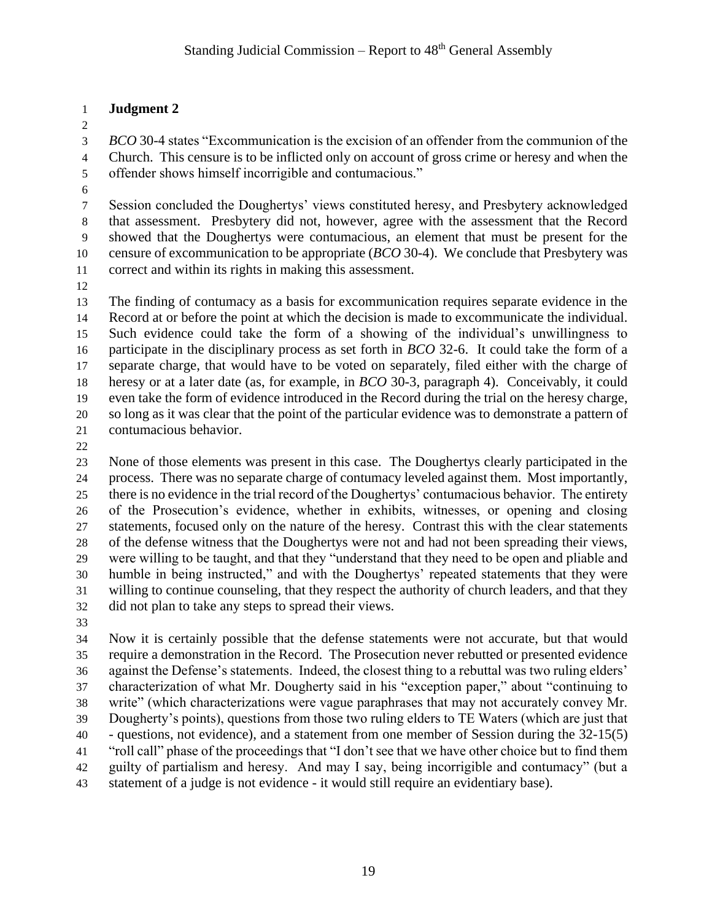**Judgment 2**

*BCO* 30-4 states "Excommunication is the excision of an offender from the communion of the Church. This censure is to be inflicted only on account of gross crime or heresy and when the offender shows himself incorrigible and contumacious."

Session concluded the Doughertys' views constituted heresy, and Presbytery acknowledged that assessment. Presbytery did not, however, agree with the assessment that the Record showed that the Doughertys were contumacious, an element that must be present for the censure of excommunication to be appropriate (*BCO* 30-4). We conclude that Presbytery was correct and within its rights in making this assessment.

The finding of contumacy as a basis for excommunication requires separate evidence in the Record at or before the point at which the decision is made to excommunicate the individual. Such evidence could take the form of a showing of the individual's unwillingness to participate in the disciplinary process as set forth in *BCO* 32-6. It could take the form of a separate charge, that would have to be voted on separately, filed either with the charge of heresy or at a later date (as, for example, in *BCO* 30-3, paragraph 4). Conceivably, it could even take the form of evidence introduced in the Record during the trial on the heresy charge, so long as it was clear that the point of the particular evidence was to demonstrate a pattern of contumacious behavior.

None of those elements was present in this case. The Doughertys clearly participated in the process. There was no separate charge of contumacy leveled against them. Most importantly, there is no evidence in the trial record of the Doughertys' contumacious behavior. The entirety of the Prosecution's evidence, whether in exhibits, witnesses, or opening and closing statements, focused only on the nature of the heresy. Contrast this with the clear statements of the defense witness that the Doughertys were not and had not been spreading their views, were willing to be taught, and that they "understand that they need to be open and pliable and humble in being instructed," and with the Doughertys' repeated statements that they were willing to continue counseling, that they respect the authority of church leaders, and that they did not plan to take any steps to spread their views.

Now it is certainly possible that the defense statements were not accurate, but that would require a demonstration in the Record. The Prosecution never rebutted or presented evidence against the Defense's statements. Indeed, the closest thing to a rebuttal was two ruling elders' characterization of what Mr. Dougherty said in his "exception paper," about "continuing to write" (which characterizations were vague paraphrases that may not accurately convey Mr. Dougherty's points), questions from those two ruling elders to TE Waters (which are just that - questions, not evidence), and a statement from one member of Session during the 32-15(5) "roll call" phase of the proceedings that "I don't see that we have other choice but to find them guilty of partialism and heresy. And may I say, being incorrigible and contumacy" (but a statement of a judge is not evidence - it would still require an evidentiary base).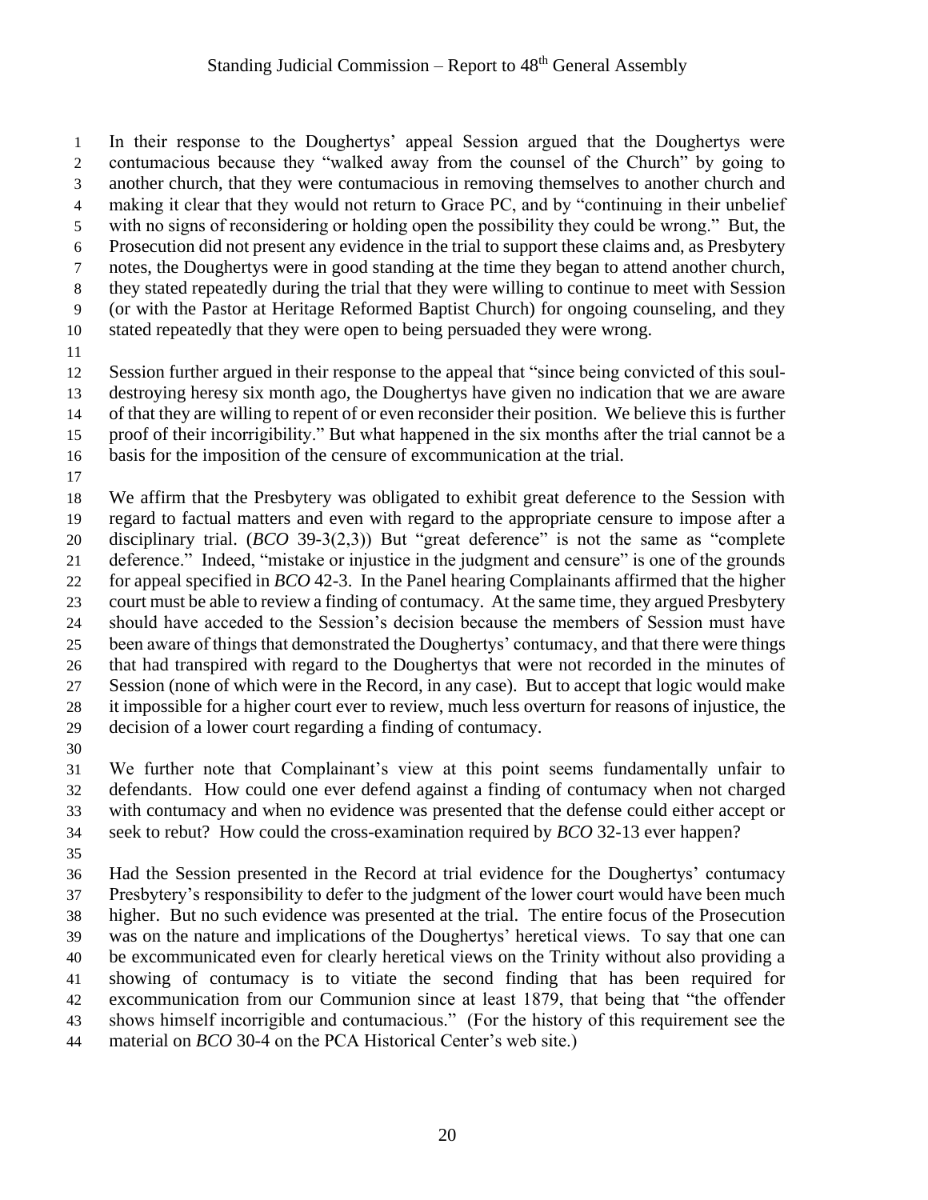In their response to the Doughertys' appeal Session argued that the Doughertys were contumacious because they "walked away from the counsel of the Church" by going to another church, that they were contumacious in removing themselves to another church and making it clear that they would not return to Grace PC, and by "continuing in their unbelief with no signs of reconsidering or holding open the possibility they could be wrong." But, the Prosecution did not present any evidence in the trial to support these claims and, as Presbytery notes, the Doughertys were in good standing at the time they began to attend another church, they stated repeatedly during the trial that they were willing to continue to meet with Session (or with the Pastor at Heritage Reformed Baptist Church) for ongoing counseling, and they stated repeatedly that they were open to being persuaded they were wrong.

Session further argued in their response to the appeal that "since being convicted of this soul-destroying heresy six month ago, the Doughertys have given no indication that we are aware of that they are willing to repent of or even reconsider their position. We believe this is further proof of their incorrigibility." But what happened in the six months after the trial cannot be a basis for the imposition of the censure of excommunication at the trial.

We affirm that the Presbytery was obligated to exhibit great deference to the Session with regard to factual matters and even with regard to the appropriate censure to impose after a disciplinary trial. (*BCO* 39-3(2,3)) But "great deference" is not the same as "complete deference." Indeed, "mistake or injustice in the judgment and censure" is one of the grounds for appeal specified in *BCO* 42-3. In the Panel hearing Complainants affirmed that the higher court must be able to review a finding of contumacy. At the same time, they argued Presbytery should have acceded to the Session's decision because the members of Session must have been aware of things that demonstrated the Doughertys' contumacy, and that there were things that had transpired with regard to the Doughertys that were not recorded in the minutes of Session (none of which were in the Record, in any case). But to accept that logic would make it impossible for a higher court ever to review, much less overturn for reasons of injustice, the decision of a lower court regarding a finding of contumacy.

We further note that Complainant's view at this point seems fundamentally unfair to defendants. How could one ever defend against a finding of contumacy when not charged with contumacy and when no evidence was presented that the defense could either accept or seek to rebut? How could the cross-examination required by *BCO* 32-13 ever happen?

Had the Session presented in the Record at trial evidence for the Doughertys' contumacy Presbytery's responsibility to defer to the judgment of the lower court would have been much higher. But no such evidence was presented at the trial. The entire focus of the Prosecution was on the nature and implications of the Doughertys' heretical views. To say that one can be excommunicated even for clearly heretical views on the Trinity without also providing a showing of contumacy is to vitiate the second finding that has been required for excommunication from our Communion since at least 1879, that being that "the offender shows himself incorrigible and contumacious." (For the history of this requirement see the material on *BCO* 30-4 on the PCA Historical Center's web site.)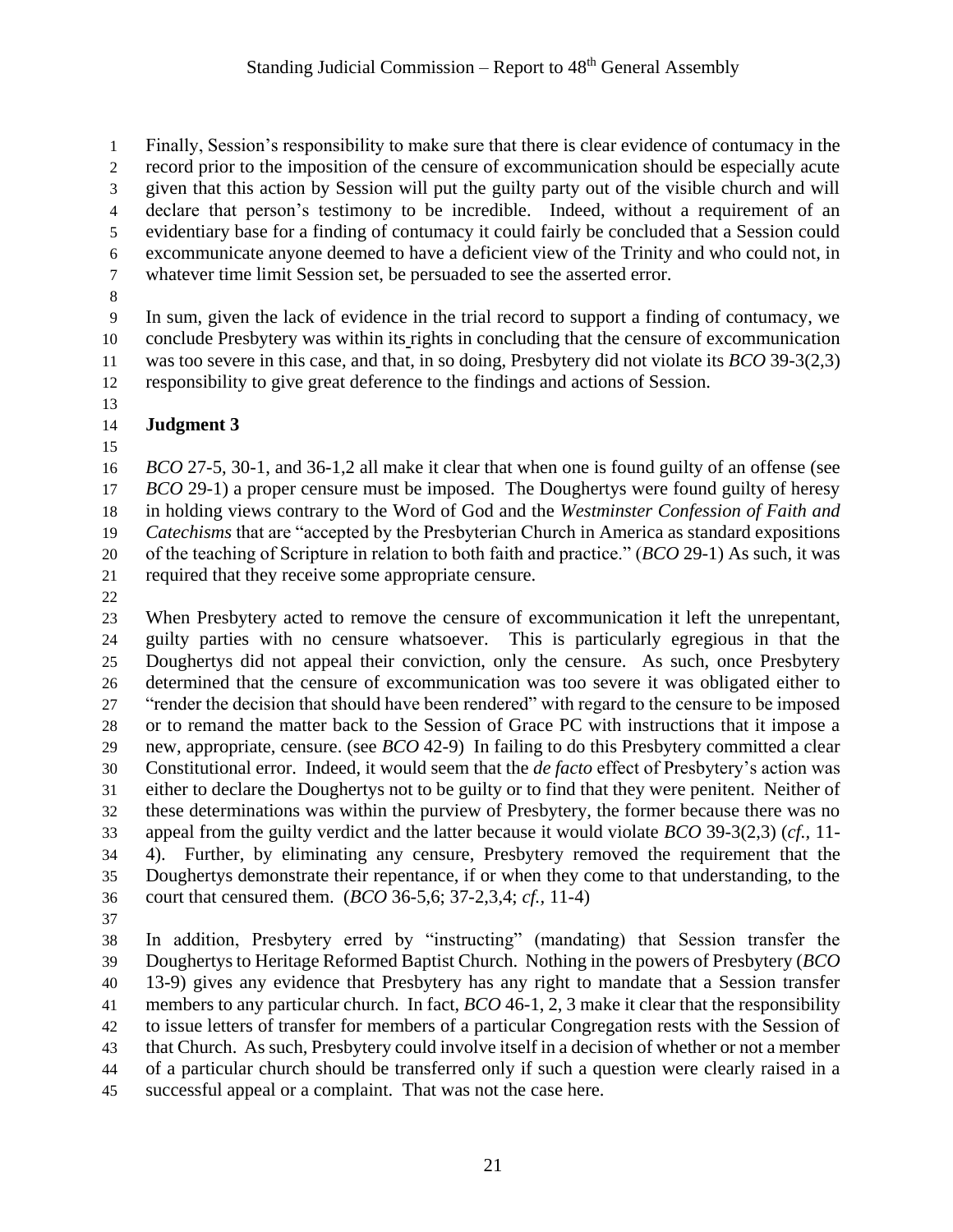Finally, Session's responsibility to make sure that there is clear evidence of contumacy in the record prior to the imposition of the censure of excommunication should be especially acute given that this action by Session will put the guilty party out of the visible church and will declare that person's testimony to be incredible. Indeed, without a requirement of an evidentiary base for a finding of contumacy it could fairly be concluded that a Session could excommunicate anyone deemed to have a deficient view of the Trinity and who could not, in whatever time limit Session set, be persuaded to see the asserted error.

In sum, given the lack of evidence in the trial record to support a finding of contumacy, we conclude Presbytery was within its rights in concluding that the censure of excommunication was too severe in this case, and that, in so doing, Presbytery did not violate its *BCO* 39-3(2,3) responsibility to give great deference to the findings and actions of Session.

**Judgment 3**

*BCO* 27-5, 30-1, and 36-1,2 all make it clear that when one is found guilty of an offense (see *BCO* 29-1) a proper censure must be imposed. The Doughertys were found guilty of heresy in holding views contrary to the Word of God and the *Westminster Confession of Faith and Catechisms* that are "accepted by the Presbyterian Church in America as standard expositions of the teaching of Scripture in relation to both faith and practice." (*BCO* 29-1) As such, it was required that they receive some appropriate censure.

When Presbytery acted to remove the censure of excommunication it left the unrepentant, guilty parties with no censure whatsoever. This is particularly egregious in that the Doughertys did not appeal their conviction, only the censure. As such, once Presbytery determined that the censure of excommunication was too severe it was obligated either to "render the decision that should have been rendered" with regard to the censure to be imposed or to remand the matter back to the Session of Grace PC with instructions that it impose a new, appropriate, censure. (see *BCO* 42-9) In failing to do this Presbytery committed a clear Constitutional error. Indeed, it would seem that the *de facto* effect of Presbytery's action was either to declare the Doughertys not to be guilty or to find that they were penitent. Neither of these determinations was within the purview of Presbytery, the former because there was no appeal from the guilty verdict and the latter because it would violate *BCO* 39-3(2,3) (*cf.*, 11-4). Further, by eliminating any censure, Presbytery removed the requirement that the Doughertys demonstrate their repentance, if or when they come to that understanding, to the court that censured them. (*BCO* 36-5,6; 37-2,3,4; *cf.*, 11-4)

In addition, Presbytery erred by "instructing" (mandating) that Session transfer the Doughertys to Heritage Reformed Baptist Church. Nothing in the powers of Presbytery (*BCO* 13-9) gives any evidence that Presbytery has any right to mandate that a Session transfer members to any particular church. In fact, *BCO* 46-1, 2, 3 make it clear that the responsibility to issue letters of transfer for members of a particular Congregation rests with the Session of that Church. As such, Presbytery could involve itself in a decision of whether or not a member of a particular church should be transferred only if such a question were clearly raised in a successful appeal or a complaint. That was not the case here.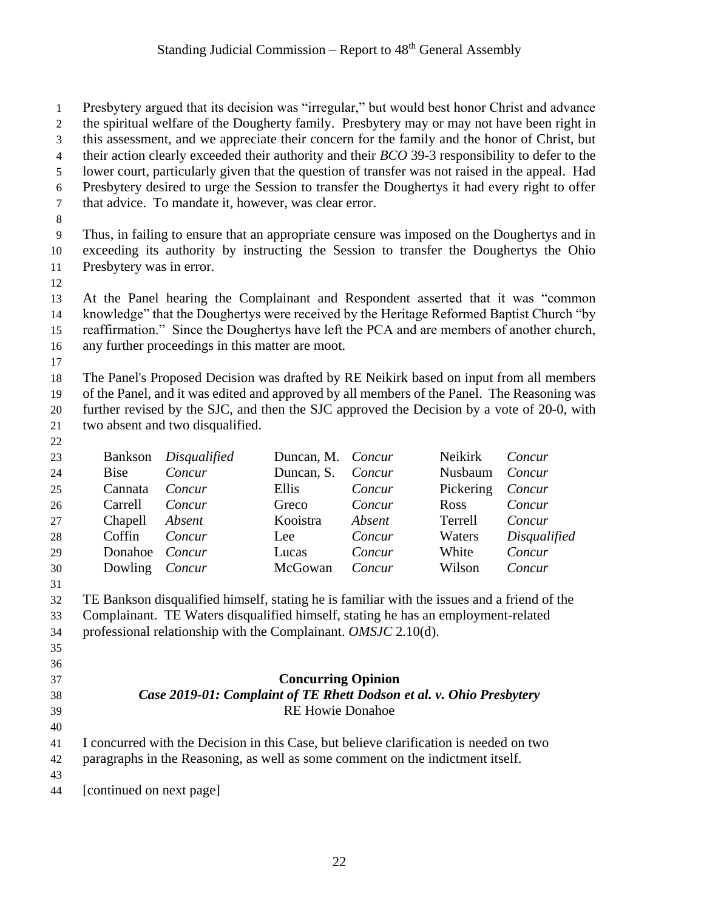Presbytery argued that its decision was "irregular," but would best honor Christ and advance the spiritual welfare of the Dougherty family. Presbytery may or may not have been right in this assessment, and we appreciate their concern for the family and the honor of Christ, but their action clearly exceeded their authority and their *BCO* 39-3 responsibility to defer to the lower court, particularly given that the question of transfer was not raised in the appeal. Had Presbytery desired to urge the Session to transfer the Doughertys it had every right to offer that advice. To mandate it, however, was clear error.

Thus, in failing to ensure that an appropriate censure was imposed on the Doughertys and in exceeding its authority by instructing the Session to transfer the Doughertys the Ohio Presbytery was in error.

At the Panel hearing the Complainant and Respondent asserted that it was "common knowledge" that the Doughertys were received by the Heritage Reformed Baptist Church "by reaffirmation." Since the Doughertys have left the PCA and are members of another church, any further proceedings in this matter are moot.

The Panel's Proposed Decision was drafted by RE Neikirk based on input from all members of the Panel, and it was edited and approved by all members of the Panel. The Reasoning was further revised by the SJC, and then the SJC approved the Decision by a vote of 20-0, with two absent and two disqualified.

| | | | | | |
|---|---|---|---|---|---|
| Bankson | *Disqualified* | Duncan, M. | *Concur* | Neikirk | *Concur* |
| Bise | *Concur* | Duncan, S. | *Concur* | Nusbaum | *Concur* |
| Cannata | *Concur* | Ellis | *Concur* | Pickering | *Concur* |
| Carrell | *Concur* | Greco | *Concur* | Ross | *Concur* |
| Chapell | *Absent* | Kooistra | *Absent* | Terrell | *Concur* |
| Coffin | *Concur* | Lee | *Concur* | Waters | *Disqualified* |
| Donahoe | *Concur* | Lucas | *Concur* | White | *Concur* |
| Dowling | *Concur* | McGowan | *Concur* | Wilson | *Concur* |

TE Bankson disqualified himself, stating he is familiar with the issues and a friend of the Complainant. TE Waters disqualified himself, stating he has an employment-related professional relationship with the Complainant. *OMSJC* 2.10(d).

**Concurring Opinion**
***Case 2019-01: Complaint of TE Rhett Dodson et al. v. Ohio Presbytery***
RE Howie Donahoe

I concurred with the Decision in this Case, but believe clarification is needed on two paragraphs in the Reasoning, as well as some comment on the indictment itself.

[continued on next page]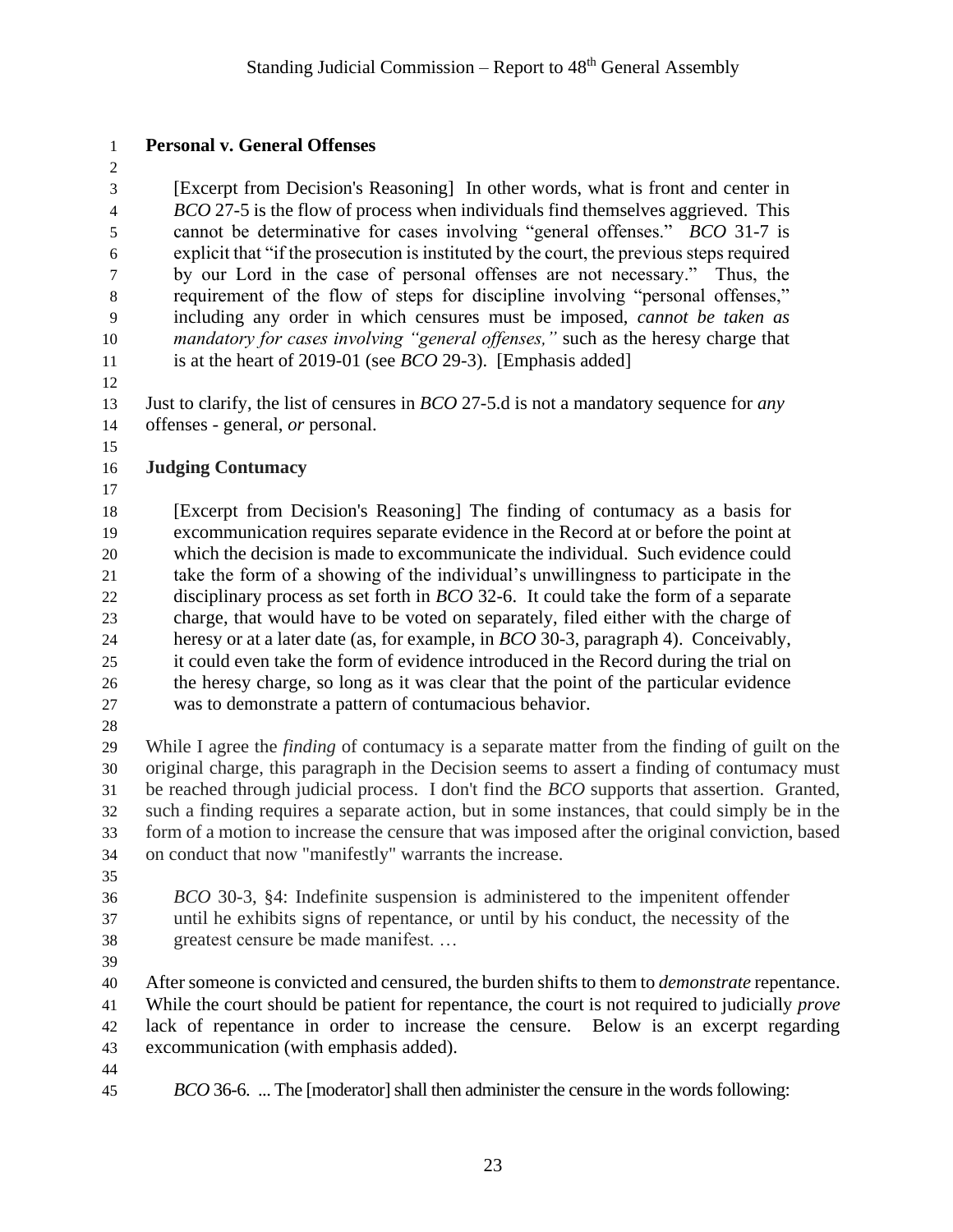**Personal v. General Offenses**

> [Excerpt from Decision's Reasoning] In other words, what is front and center in *BCO* 27-5 is the flow of process when individuals find themselves aggrieved. This cannot be determinative for cases involving "general offenses." *BCO* 31-7 is explicit that "if the prosecution is instituted by the court, the previous steps required by our Lord in the case of personal offenses are not necessary." Thus, the requirement of the flow of steps for discipline involving "personal offenses," including any order in which censures must be imposed, *cannot be taken as mandatory for cases involving "general offenses,"* such as the heresy charge that is at the heart of 2019-01 (see *BCO* 29-3). [Emphasis added]

Just to clarify, the list of censures in *BCO* 27-5.d is not a mandatory sequence for *any* offenses - general, *or* personal.

**Judging Contumacy**

> [Excerpt from Decision's Reasoning] The finding of contumacy as a basis for excommunication requires separate evidence in the Record at or before the point at which the decision is made to excommunicate the individual. Such evidence could take the form of a showing of the individual's unwillingness to participate in the disciplinary process as set forth in *BCO* 32-6. It could take the form of a separate charge, that would have to be voted on separately, filed either with the charge of heresy or at a later date (as, for example, in *BCO* 30-3, paragraph 4). Conceivably, it could even take the form of evidence introduced in the Record during the trial on the heresy charge, so long as it was clear that the point of the particular evidence was to demonstrate a pattern of contumacious behavior.

While I agree the *finding* of contumacy is a separate matter from the finding of guilt on the original charge, this paragraph in the Decision seems to assert a finding of contumacy must be reached through judicial process. I don't find the *BCO* supports that assertion. Granted, such a finding requires a separate action, but in some instances, that could simply be in the form of a motion to increase the censure that was imposed after the original conviction, based on conduct that now "manifestly" warrants the increase.

> *BCO* 30-3, §4: Indefinite suspension is administered to the impenitent offender until he exhibits signs of repentance, or until by his conduct, the necessity of the greatest censure be made manifest. …

After someone is convicted and censured, the burden shifts to them to *demonstrate* repentance. While the court should be patient for repentance, the court is not required to judicially *prove* lack of repentance in order to increase the censure. Below is an excerpt regarding excommunication (with emphasis added).

> *BCO* 36-6. ... The [moderator] shall then administer the censure in the words following: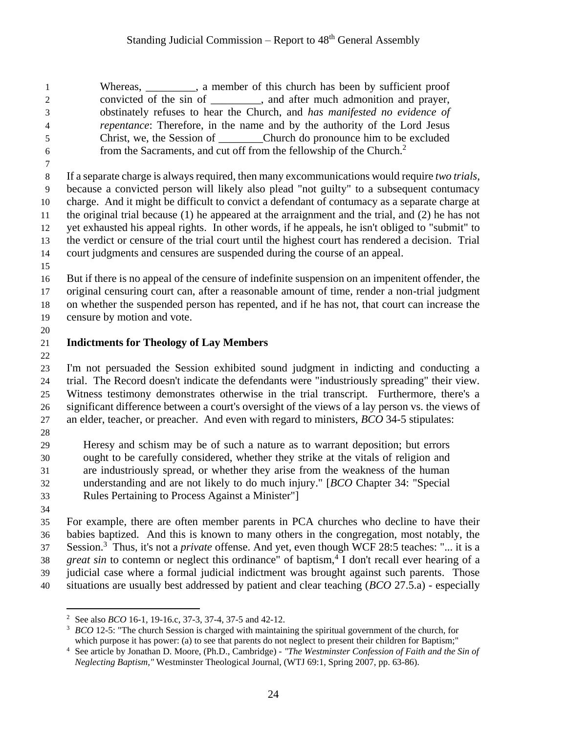> Whereas, _________, a member of this church has been by sufficient proof convicted of the sin of _________, and after much admonition and prayer, obstinately refuses to hear the Church, and *has manifested no evidence of repentance*: Therefore, in the name and by the authority of the Lord Jesus Christ, we, the Session of ________Church do pronounce him to be excluded from the Sacraments, and cut off from the fellowship of the Church.[2]

If a separate charge is always required, then many excommunications would require *two trials*, because a convicted person will likely also plead "not guilty" to a subsequent contumacy charge. And it might be difficult to convict a defendant of contumacy as a separate charge at the original trial because (1) he appeared at the arraignment and the trial, and (2) he has not yet exhausted his appeal rights. In other words, if he appeals, he isn't obliged to "submit" to the verdict or censure of the trial court until the highest court has rendered a decision. Trial court judgments and censures are suspended during the course of an appeal.

But if there is no appeal of the censure of indefinite suspension on an impenitent offender, the original censuring court can, after a reasonable amount of time, render a non-trial judgment on whether the suspended person has repented, and if he has not, that court can increase the censure by motion and vote.

**Indictments for Theology of Lay Members**

I'm not persuaded the Session exhibited sound judgment in indicting and conducting a trial. The Record doesn't indicate the defendants were "industriously spreading" their view. Witness testimony demonstrates otherwise in the trial transcript. Furthermore, there's a significant difference between a court's oversight of the views of a lay person vs. the views of an elder, teacher, or preacher. And even with regard to ministers, *BCO* 34-5 stipulates:

> Heresy and schism may be of such a nature as to warrant deposition; but errors ought to be carefully considered, whether they strike at the vitals of religion and are industriously spread, or whether they arise from the weakness of the human understanding and are not likely to do much injury." [*BCO* Chapter 34: "Special Rules Pertaining to Process Against a Minister"]

For example, there are often member parents in PCA churches who decline to have their babies baptized. And this is known to many others in the congregation, most notably, the Session.[3] Thus, it's not a *private* offense. And yet, even though WCF 28:5 teaches: "... it is a *great sin* to contemn or neglect this ordinance" of baptism,[4] I don't recall ever hearing of a judicial case where a formal judicial indictment was brought against such parents. Those situations are usually best addressed by patient and clear teaching (*BCO* 27.5.a) - especially

---

[2] See also *BCO* 16-1, 19-16.c, 37-3, 37-4, 37-5 and 42-12.

[3] *BCO* 12-5: "The church Session is charged with maintaining the spiritual government of the church, for which purpose it has power: (a) to see that parents do not neglect to present their children for Baptism;"

[4] See article by Jonathan D. Moore, (Ph.D., Cambridge) - *"The Westminster Confession of Faith and the Sin of Neglecting Baptism,"* Westminster Theological Journal, (WTJ 69:1, Spring 2007, pp. 63-86).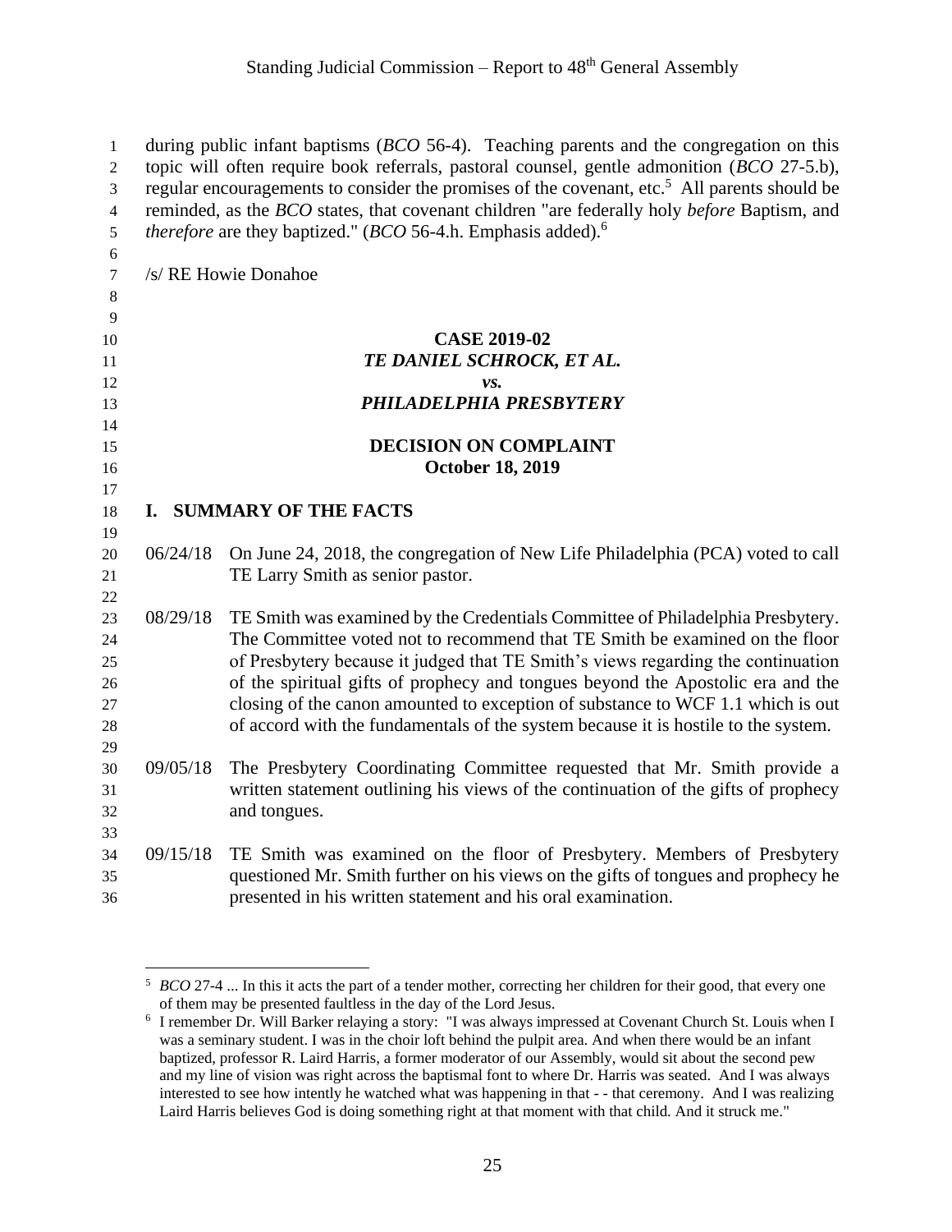during public infant baptisms (*BCO* 56-4). Teaching parents and the congregation on this topic will often require book referrals, pastoral counsel, gentle admonition (*BCO* 27-5.b), regular encouragements to consider the promises of the covenant, etc.[5] All parents should be reminded, as the *BCO* states, that covenant children "are federally holy *before* Baptism, and *therefore* are they baptized." (*BCO* 56-4.h. Emphasis added).[6]

/s/ RE Howie Donahoe

**CASE 2019-02**
***TE DANIEL SCHROCK, ET AL.***
***vs.***
***PHILADELPHIA PRESBYTERY***

**DECISION ON COMPLAINT**
**October 18, 2019**

## I. SUMMARY OF THE FACTS

06/24/18 On June 24, 2018, the congregation of New Life Philadelphia (PCA) voted to call TE Larry Smith as senior pastor.

08/29/18 TE Smith was examined by the Credentials Committee of Philadelphia Presbytery. The Committee voted not to recommend that TE Smith be examined on the floor of Presbytery because it judged that TE Smith's views regarding the continuation of the spiritual gifts of prophecy and tongues beyond the Apostolic era and the closing of the canon amounted to exception of substance to WCF 1.1 which is out of accord with the fundamentals of the system because it is hostile to the system.

09/05/18 The Presbytery Coordinating Committee requested that Mr. Smith provide a written statement outlining his views of the continuation of the gifts of prophecy and tongues.

09/15/18 TE Smith was examined on the floor of Presbytery. Members of Presbytery questioned Mr. Smith further on his views on the gifts of tongues and prophecy he presented in his written statement and his oral examination.

---

[5] *BCO* 27-4 ... In this it acts the part of a tender mother, correcting her children for their good, that every one of them may be presented faultless in the day of the Lord Jesus.

[6] I remember Dr. Will Barker relaying a story: "I was always impressed at Covenant Church St. Louis when I was a seminary student. I was in the choir loft behind the pulpit area. And when there would be an infant baptized, professor R. Laird Harris, a former moderator of our Assembly, would sit about the second pew and my line of vision was right across the baptismal font to where Dr. Harris was seated. And I was always interested to see how intently he watched what was happening in that - - that ceremony. And I was realizing Laird Harris believes God is doing something right at that moment with that child. And it struck me."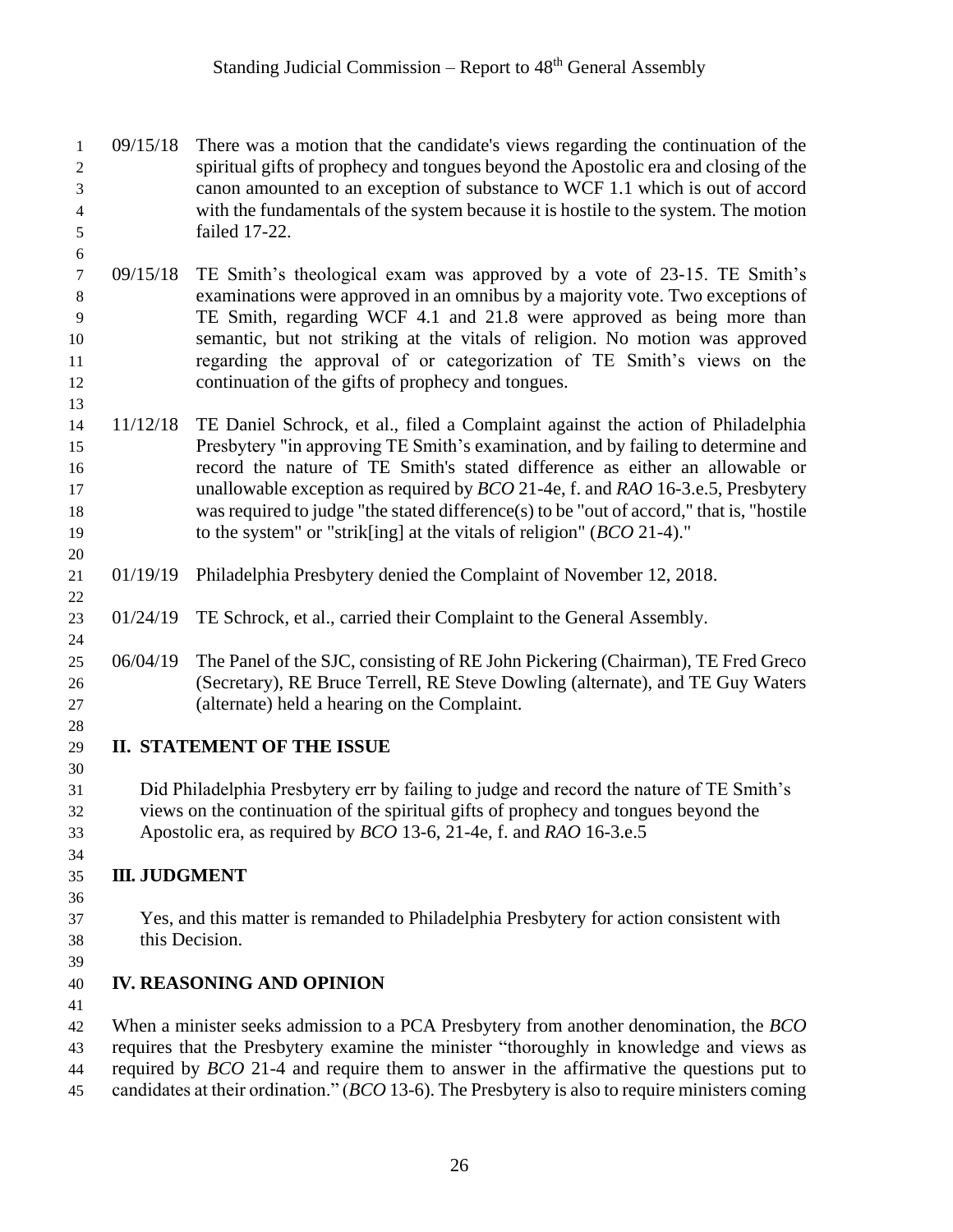09/15/18 There was a motion that the candidate's views regarding the continuation of the spiritual gifts of prophecy and tongues beyond the Apostolic era and closing of the canon amounted to an exception of substance to WCF 1.1 which is out of accord with the fundamentals of the system because it is hostile to the system. The motion failed 17-22.

09/15/18 TE Smith's theological exam was approved by a vote of 23-15. TE Smith's examinations were approved in an omnibus by a majority vote. Two exceptions of TE Smith, regarding WCF 4.1 and 21.8 were approved as being more than semantic, but not striking at the vitals of religion. No motion was approved regarding the approval of or categorization of TE Smith's views on the continuation of the gifts of prophecy and tongues.

11/12/18 TE Daniel Schrock, et al., filed a Complaint against the action of Philadelphia Presbytery "in approving TE Smith's examination, and by failing to determine and record the nature of TE Smith's stated difference as either an allowable or unallowable exception as required by *BCO* 21-4e, f. and *RAO* 16-3.e.5, Presbytery was required to judge "the stated difference(s) to be "out of accord," that is, "hostile to the system" or "strik[ing] at the vitals of religion" (*BCO* 21-4)."

01/19/19 Philadelphia Presbytery denied the Complaint of November 12, 2018.

01/24/19 TE Schrock, et al., carried their Complaint to the General Assembly.

06/04/19 The Panel of the SJC, consisting of RE John Pickering (Chairman), TE Fred Greco (Secretary), RE Bruce Terrell, RE Steve Dowling (alternate), and TE Guy Waters (alternate) held a hearing on the Complaint.

## II. STATEMENT OF THE ISSUE

Did Philadelphia Presbytery err by failing to judge and record the nature of TE Smith's views on the continuation of the spiritual gifts of prophecy and tongues beyond the Apostolic era, as required by *BCO* 13-6, 21-4e, f. and *RAO* 16-3.e.5

## III. JUDGMENT

Yes, and this matter is remanded to Philadelphia Presbytery for action consistent with this Decision.

## IV. REASONING AND OPINION

When a minister seeks admission to a PCA Presbytery from another denomination, the *BCO* requires that the Presbytery examine the minister "thoroughly in knowledge and views as required by *BCO* 21-4 and require them to answer in the affirmative the questions put to candidates at their ordination." (*BCO* 13-6). The Presbytery is also to require ministers coming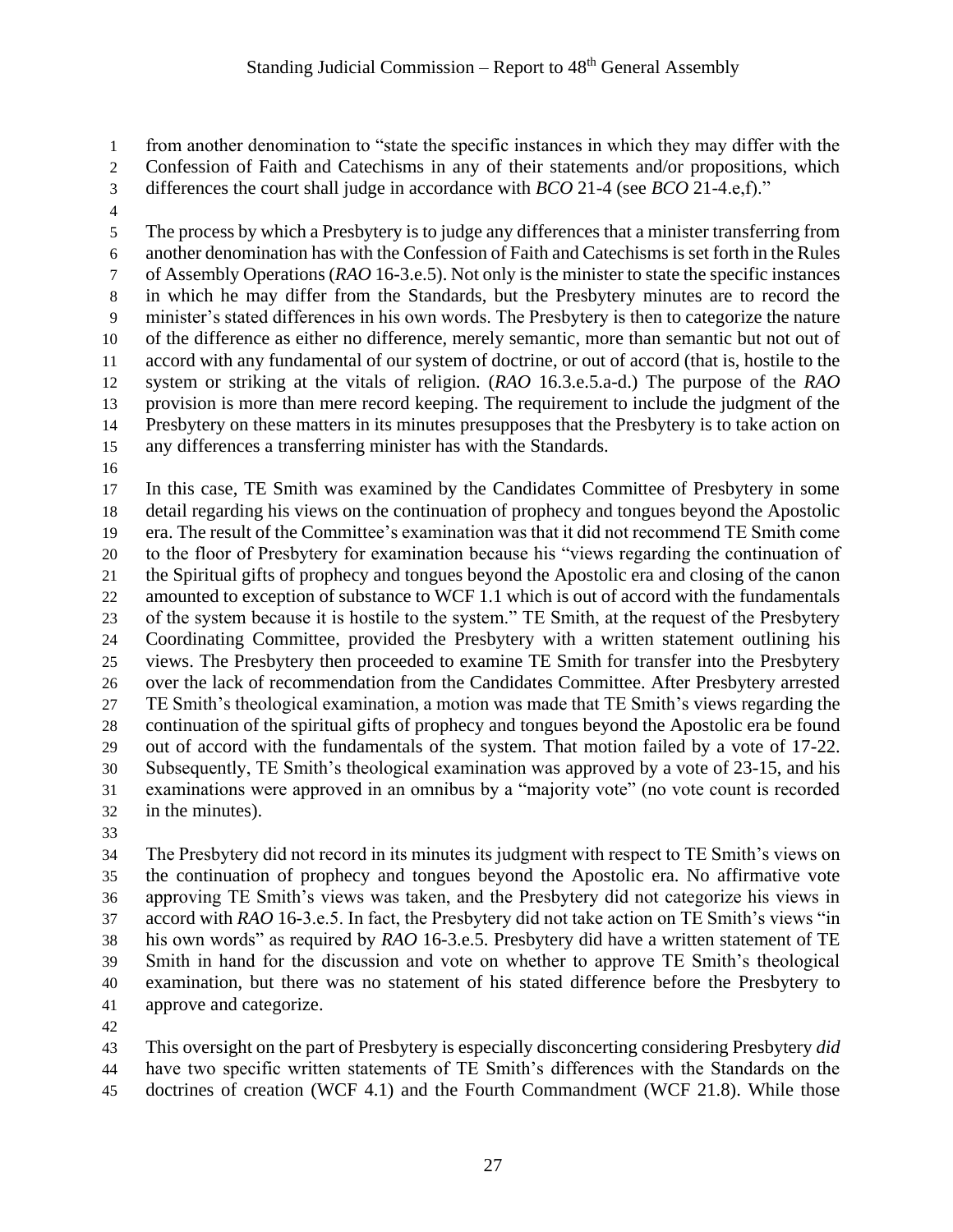from another denomination to "state the specific instances in which they may differ with the Confession of Faith and Catechisms in any of their statements and/or propositions, which differences the court shall judge in accordance with *BCO* 21-4 (see *BCO* 21-4.e,f)."

The process by which a Presbytery is to judge any differences that a minister transferring from another denomination has with the Confession of Faith and Catechisms is set forth in the Rules of Assembly Operations (*RAO* 16-3.e.5). Not only is the minister to state the specific instances in which he may differ from the Standards, but the Presbytery minutes are to record the minister's stated differences in his own words. The Presbytery is then to categorize the nature of the difference as either no difference, merely semantic, more than semantic but not out of accord with any fundamental of our system of doctrine, or out of accord (that is, hostile to the system or striking at the vitals of religion. (*RAO* 16.3.e.5.a-d.) The purpose of the *RAO* provision is more than mere record keeping. The requirement to include the judgment of the Presbytery on these matters in its minutes presupposes that the Presbytery is to take action on any differences a transferring minister has with the Standards.

In this case, TE Smith was examined by the Candidates Committee of Presbytery in some detail regarding his views on the continuation of prophecy and tongues beyond the Apostolic era. The result of the Committee's examination was that it did not recommend TE Smith come to the floor of Presbytery for examination because his "views regarding the continuation of the Spiritual gifts of prophecy and tongues beyond the Apostolic era and closing of the canon amounted to exception of substance to WCF 1.1 which is out of accord with the fundamentals of the system because it is hostile to the system." TE Smith, at the request of the Presbytery Coordinating Committee, provided the Presbytery with a written statement outlining his views. The Presbytery then proceeded to examine TE Smith for transfer into the Presbytery over the lack of recommendation from the Candidates Committee. After Presbytery arrested TE Smith's theological examination, a motion was made that TE Smith's views regarding the continuation of the spiritual gifts of prophecy and tongues beyond the Apostolic era be found out of accord with the fundamentals of the system. That motion failed by a vote of 17-22. Subsequently, TE Smith's theological examination was approved by a vote of 23-15, and his examinations were approved in an omnibus by a "majority vote" (no vote count is recorded in the minutes).

The Presbytery did not record in its minutes its judgment with respect to TE Smith's views on the continuation of prophecy and tongues beyond the Apostolic era. No affirmative vote approving TE Smith's views was taken, and the Presbytery did not categorize his views in accord with *RAO* 16-3.e.5. In fact, the Presbytery did not take action on TE Smith's views "in his own words" as required by *RAO* 16-3.e.5. Presbytery did have a written statement of TE Smith in hand for the discussion and vote on whether to approve TE Smith's theological examination, but there was no statement of his stated difference before the Presbytery to approve and categorize.

This oversight on the part of Presbytery is especially disconcerting considering Presbytery *did* have two specific written statements of TE Smith's differences with the Standards on the doctrines of creation (WCF 4.1) and the Fourth Commandment (WCF 21.8). While those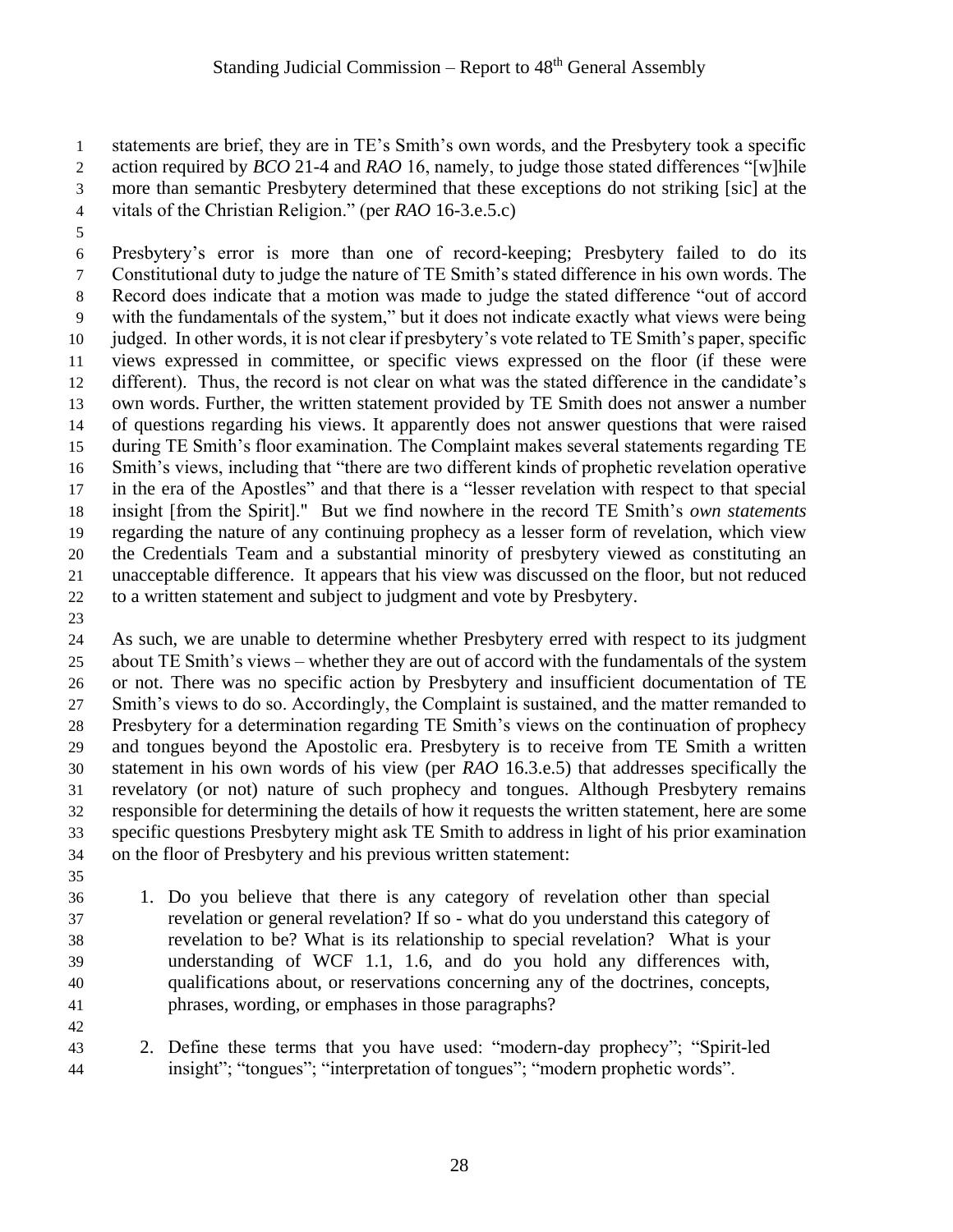statements are brief, they are in TE's Smith's own words, and the Presbytery took a specific action required by *BCO* 21-4 and *RAO* 16, namely, to judge those stated differences "[w]hile more than semantic Presbytery determined that these exceptions do not striking [sic] at the vitals of the Christian Religion." (per *RAO* 16-3.e.5.c)

Presbytery's error is more than one of record-keeping; Presbytery failed to do its Constitutional duty to judge the nature of TE Smith's stated difference in his own words. The Record does indicate that a motion was made to judge the stated difference "out of accord with the fundamentals of the system," but it does not indicate exactly what views were being judged. In other words, it is not clear if presbytery's vote related to TE Smith's paper, specific views expressed in committee, or specific views expressed on the floor (if these were different). Thus, the record is not clear on what was the stated difference in the candidate's own words. Further, the written statement provided by TE Smith does not answer a number of questions regarding his views. It apparently does not answer questions that were raised during TE Smith's floor examination. The Complaint makes several statements regarding TE Smith's views, including that "there are two different kinds of prophetic revelation operative in the era of the Apostles" and that there is a "lesser revelation with respect to that special insight [from the Spirit]." But we find nowhere in the record TE Smith's *own statements* regarding the nature of any continuing prophecy as a lesser form of revelation, which view the Credentials Team and a substantial minority of presbytery viewed as constituting an unacceptable difference. It appears that his view was discussed on the floor, but not reduced to a written statement and subject to judgment and vote by Presbytery.

As such, we are unable to determine whether Presbytery erred with respect to its judgment about TE Smith's views – whether they are out of accord with the fundamentals of the system or not. There was no specific action by Presbytery and insufficient documentation of TE Smith's views to do so. Accordingly, the Complaint is sustained, and the matter remanded to Presbytery for a determination regarding TE Smith's views on the continuation of prophecy and tongues beyond the Apostolic era. Presbytery is to receive from TE Smith a written statement in his own words of his view (per *RAO* 16.3.e.5) that addresses specifically the revelatory (or not) nature of such prophecy and tongues. Although Presbytery remains responsible for determining the details of how it requests the written statement, here are some specific questions Presbytery might ask TE Smith to address in light of his prior examination on the floor of Presbytery and his previous written statement:

1. Do you believe that there is any category of revelation other than special revelation or general revelation? If so - what do you understand this category of revelation to be? What is its relationship to special revelation? What is your understanding of WCF 1.1, 1.6, and do you hold any differences with, qualifications about, or reservations concerning any of the doctrines, concepts, phrases, wording, or emphases in those paragraphs?

2. Define these terms that you have used: "modern-day prophecy"; "Spirit-led insight"; "tongues"; "interpretation of tongues"; "modern prophetic words".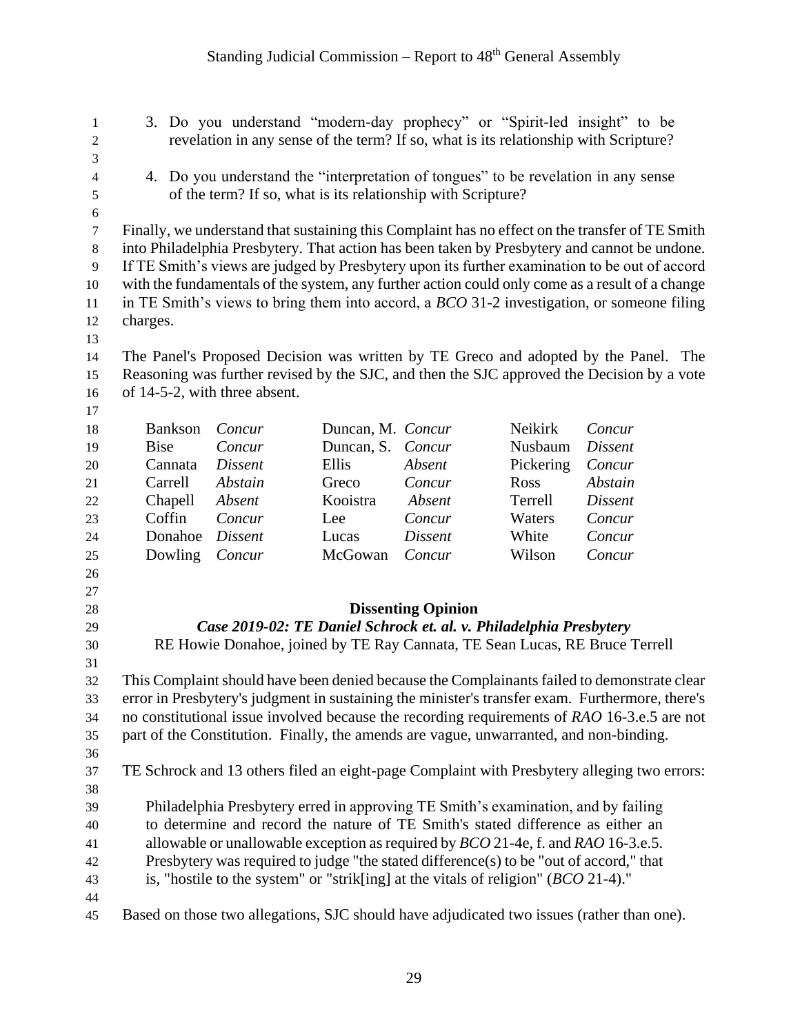3. Do you understand "modern-day prophecy" or "Spirit-led insight" to be revelation in any sense of the term? If so, what is its relationship with Scripture?

4. Do you understand the "interpretation of tongues" to be revelation in any sense of the term? If so, what is its relationship with Scripture?

Finally, we understand that sustaining this Complaint has no effect on the transfer of TE Smith into Philadelphia Presbytery. That action has been taken by Presbytery and cannot be undone. If TE Smith's views are judged by Presbytery upon its further examination to be out of accord with the fundamentals of the system, any further action could only come as a result of a change in TE Smith's views to bring them into accord, a *BCO* 31-2 investigation, or someone filing charges.

The Panel's Proposed Decision was written by TE Greco and adopted by the Panel. The Reasoning was further revised by the SJC, and then the SJC approved the Decision by a vote of 14-5-2, with three absent.

| | | | | | |
|---|---|---|---|---|---|
| Bankson | *Concur* | Duncan, M. | *Concur* | Neikirk | *Concur* |
| Bise | *Concur* | Duncan, S. | *Concur* | Nusbaum | *Dissent* |
| Cannata | *Dissent* | Ellis | *Absent* | Pickering | *Concur* |
| Carrell | *Abstain* | Greco | *Concur* | Ross | *Abstain* |
| Chapell | *Absent* | Kooistra | *Absent* | Terrell | *Dissent* |
| Coffin | *Concur* | Lee | *Concur* | Waters | *Concur* |
| Donahoe | *Dissent* | Lucas | *Dissent* | White | *Concur* |
| Dowling | *Concur* | McGowan | *Concur* | Wilson | *Concur* |

**Dissenting Opinion**

***Case 2019-02: TE Daniel Schrock et. al. v. Philadelphia Presbytery***

RE Howie Donahoe, joined by TE Ray Cannata, TE Sean Lucas, RE Bruce Terrell

This Complaint should have been denied because the Complainants failed to demonstrate clear error in Presbytery's judgment in sustaining the minister's transfer exam. Furthermore, there's no constitutional issue involved because the recording requirements of *RAO* 16-3.e.5 are not part of the Constitution. Finally, the amends are vague, unwarranted, and non-binding.

TE Schrock and 13 others filed an eight-page Complaint with Presbytery alleging two errors:

> Philadelphia Presbytery erred in approving TE Smith's examination, and by failing to determine and record the nature of TE Smith's stated difference as either an allowable or unallowable exception as required by *BCO* 21-4e, f. and *RAO* 16-3.e.5. Presbytery was required to judge "the stated difference(s) to be "out of accord," that is, "hostile to the system" or "strik[ing] at the vitals of religion" (*BCO* 21-4)."

Based on those two allegations, SJC should have adjudicated two issues (rather than one).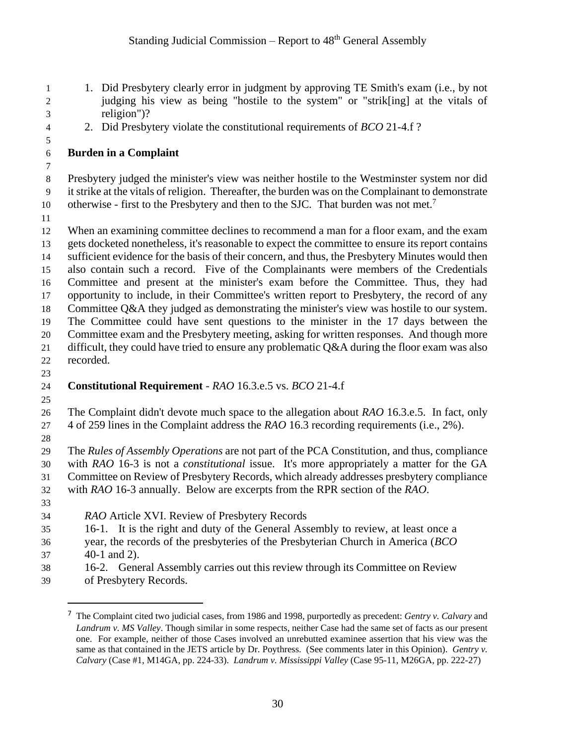1. Did Presbytery clearly error in judgment by approving TE Smith's exam (i.e., by not judging his view as being "hostile to the system" or "strik[ing] at the vitals of religion")?
2. Did Presbytery violate the constitutional requirements of *BCO* 21-4.f ?

**Burden in a Complaint**

Presbytery judged the minister's view was neither hostile to the Westminster system nor did it strike at the vitals of religion. Thereafter, the burden was on the Complainant to demonstrate otherwise - first to the Presbytery and then to the SJC. That burden was not met.[7]

When an examining committee declines to recommend a man for a floor exam, and the exam gets docketed nonetheless, it's reasonable to expect the committee to ensure its report contains sufficient evidence for the basis of their concern, and thus, the Presbytery Minutes would then also contain such a record. Five of the Complainants were members of the Credentials Committee and present at the minister's exam before the Committee. Thus, they had opportunity to include, in their Committee's written report to Presbytery, the record of any Committee Q&A they judged as demonstrating the minister's view was hostile to our system. The Committee could have sent questions to the minister in the 17 days between the Committee exam and the Presbytery meeting, asking for written responses. And though more difficult, they could have tried to ensure any problematic Q&A during the floor exam was also recorded.

**Constitutional Requirement** - *RAO* 16.3.e.5 vs. *BCO* 21-4.f

The Complaint didn't devote much space to the allegation about *RAO* 16.3.e.5. In fact, only 4 of 259 lines in the Complaint address the *RAO* 16.3 recording requirements (i.e., 2%).

The *Rules of Assembly Operations* are not part of the PCA Constitution, and thus, compliance with *RAO* 16-3 is not a *constitutional* issue. It's more appropriately a matter for the GA Committee on Review of Presbytery Records, which already addresses presbytery compliance with *RAO* 16-3 annually. Below are excerpts from the RPR section of the *RAO*.

> *RAO* Article XVI. Review of Presbytery Records
> 16-1. It is the right and duty of the General Assembly to review, at least once a year, the records of the presbyteries of the Presbyterian Church in America (*BCO* 40-1 and 2).
> 16-2. General Assembly carries out this review through its Committee on Review of Presbytery Records.

---

[7] The Complaint cited two judicial cases, from 1986 and 1998, purportedly as precedent: *Gentry v. Calvary* and *Landrum v. MS Valley*. Though similar in some respects, neither Case had the same set of facts as our present one. For example, neither of those Cases involved an unrebutted examinee assertion that his view was the same as that contained in the JETS article by Dr. Poythress. (See comments later in this Opinion). *Gentry v. Calvary* (Case #1, M14GA, pp. 224-33). *Landrum v. Mississippi Valley* (Case 95-11, M26GA, pp. 222-27)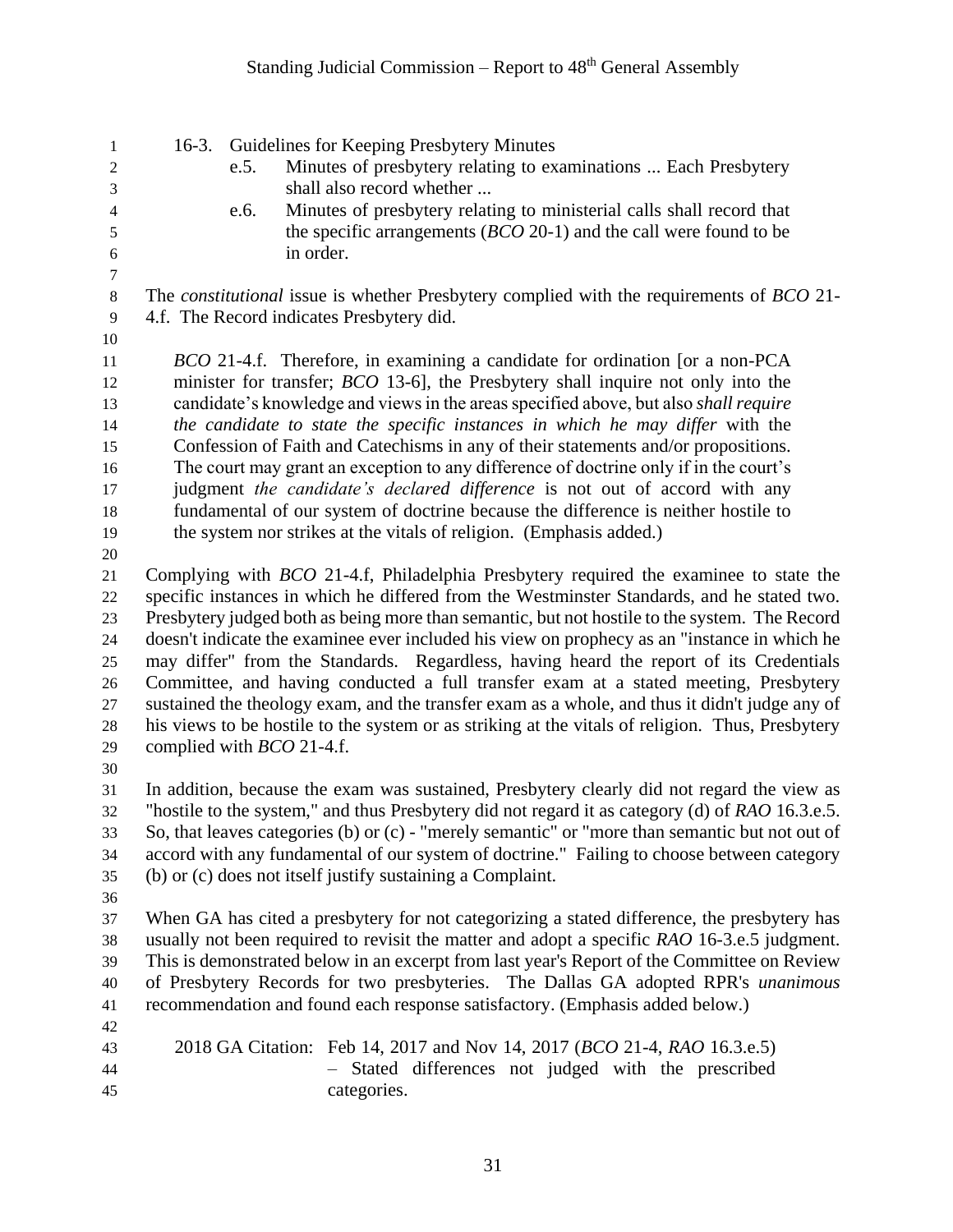16-3. Guidelines for Keeping Presbytery Minutes

e.5. Minutes of presbytery relating to examinations ... Each Presbytery shall also record whether ...

e.6. Minutes of presbytery relating to ministerial calls shall record that the specific arrangements (*BCO* 20-1) and the call were found to be in order.

The *constitutional* issue is whether Presbytery complied with the requirements of *BCO* 21-4.f. The Record indicates Presbytery did.

> *BCO* 21-4.f. Therefore, in examining a candidate for ordination [or a non-PCA minister for transfer; *BCO* 13-6], the Presbytery shall inquire not only into the candidate's knowledge and views in the areas specified above, but also *shall require the candidate to state the specific instances in which he may differ* with the Confession of Faith and Catechisms in any of their statements and/or propositions. The court may grant an exception to any difference of doctrine only if in the court's judgment *the candidate's declared difference* is not out of accord with any fundamental of our system of doctrine because the difference is neither hostile to the system nor strikes at the vitals of religion. (Emphasis added.)

Complying with *BCO* 21-4.f, Philadelphia Presbytery required the examinee to state the specific instances in which he differed from the Westminster Standards, and he stated two. Presbytery judged both as being more than semantic, but not hostile to the system. The Record doesn't indicate the examinee ever included his view on prophecy as an "instance in which he may differ" from the Standards. Regardless, having heard the report of its Credentials Committee, and having conducted a full transfer exam at a stated meeting, Presbytery sustained the theology exam, and the transfer exam as a whole, and thus it didn't judge any of his views to be hostile to the system or as striking at the vitals of religion. Thus, Presbytery complied with *BCO* 21-4.f.

In addition, because the exam was sustained, Presbytery clearly did not regard the view as "hostile to the system," and thus Presbytery did not regard it as category (d) of *RAO* 16.3.e.5. So, that leaves categories (b) or (c) - "merely semantic" or "more than semantic but not out of accord with any fundamental of our system of doctrine." Failing to choose between category (b) or (c) does not itself justify sustaining a Complaint.

When GA has cited a presbytery for not categorizing a stated difference, the presbytery has usually not been required to revisit the matter and adopt a specific *RAO* 16-3.e.5 judgment. This is demonstrated below in an excerpt from last year's Report of the Committee on Review of Presbytery Records for two presbyteries. The Dallas GA adopted RPR's *unanimous* recommendation and found each response satisfactory. (Emphasis added below.)

2018 GA Citation: Feb 14, 2017 and Nov 14, 2017 (*BCO* 21-4, *RAO* 16.3.e.5) – Stated differences not judged with the prescribed categories.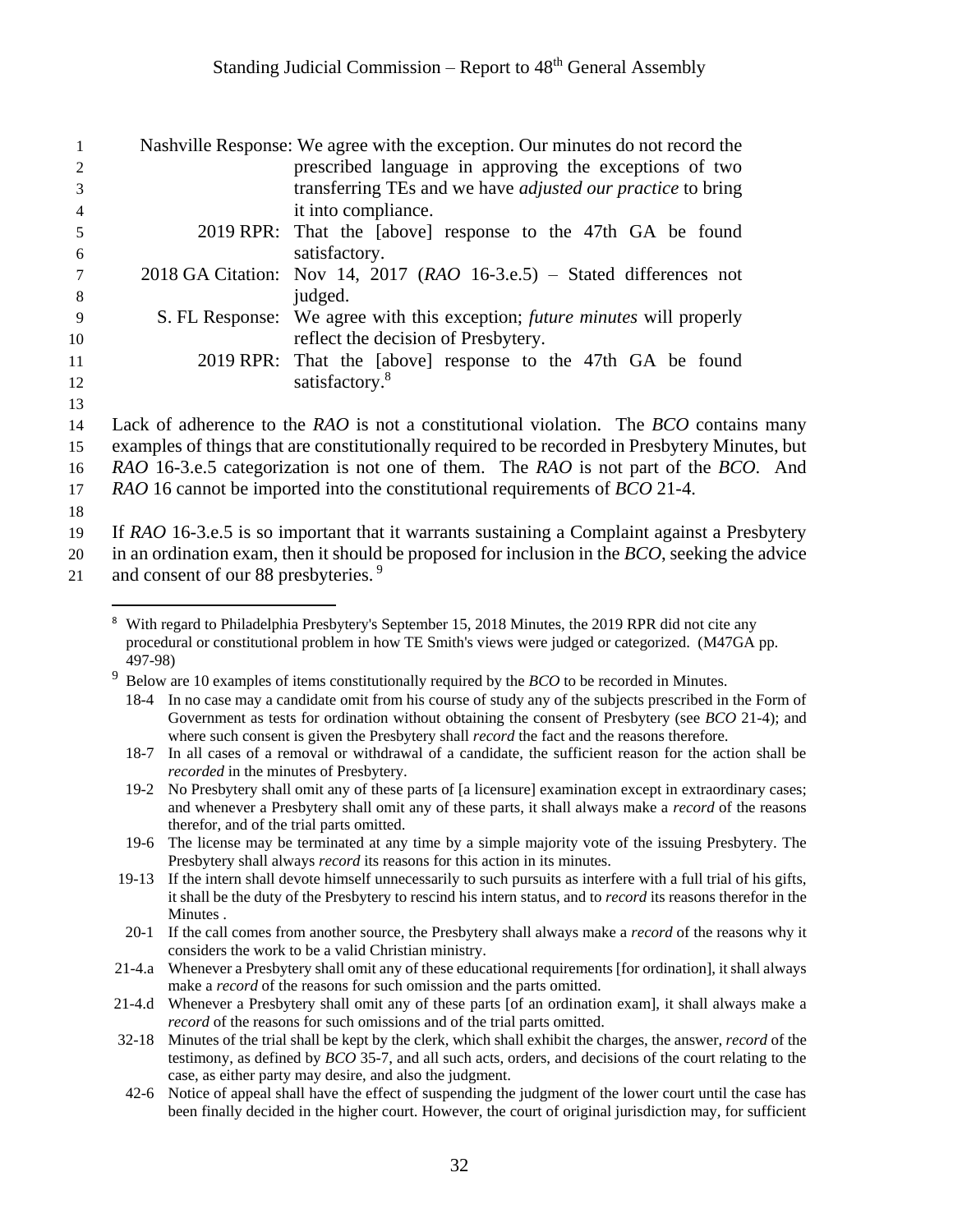Nashville Response: We agree with the exception. Our minutes do not record the prescribed language in approving the exceptions of two transferring TEs and we have *adjusted our practice* to bring it into compliance.

2019 RPR: That the [above] response to the 47th GA be found satisfactory.

2018 GA Citation: Nov 14, 2017 (*RAO* 16-3.e.5) – Stated differences not judged.

S. FL Response: We agree with this exception; *future minutes* will properly reflect the decision of Presbytery.

2019 RPR: That the [above] response to the 47th GA be found satisfactory.[8]

Lack of adherence to the *RAO* is not a constitutional violation. The *BCO* contains many examples of things that are constitutionally required to be recorded in Presbytery Minutes, but *RAO* 16-3.e.5 categorization is not one of them. The *RAO* is not part of the *BCO*. And *RAO* 16 cannot be imported into the constitutional requirements of *BCO* 21-4.

If *RAO* 16-3.e.5 is so important that it warrants sustaining a Complaint against a Presbytery in an ordination exam, then it should be proposed for inclusion in the *BCO*, seeking the advice and consent of our 88 presbyteries.[9]

---

[8] With regard to Philadelphia Presbytery's September 15, 2018 Minutes, the 2019 RPR did not cite any procedural or constitutional problem in how TE Smith's views were judged or categorized. (M47GA pp. 497-98)

[9] Below are 10 examples of items constitutionally required by the *BCO* to be recorded in Minutes.

- 18-4 In no case may a candidate omit from his course of study any of the subjects prescribed in the Form of Government as tests for ordination without obtaining the consent of Presbytery (see *BCO* 21-4); and where such consent is given the Presbytery shall *record* the fact and the reasons therefore.
- 18-7 In all cases of a removal or withdrawal of a candidate, the sufficient reason for the action shall be *recorded* in the minutes of Presbytery.
- 19-2 No Presbytery shall omit any of these parts of [a licensure] examination except in extraordinary cases; and whenever a Presbytery shall omit any of these parts, it shall always make a *record* of the reasons therefor, and of the trial parts omitted.
- 19-6 The license may be terminated at any time by a simple majority vote of the issuing Presbytery. The Presbytery shall always *record* its reasons for this action in its minutes.
- 19-13 If the intern shall devote himself unnecessarily to such pursuits as interfere with a full trial of his gifts, it shall be the duty of the Presbytery to rescind his intern status, and to *record* its reasons therefor in the Minutes .
- 20-1 If the call comes from another source, the Presbytery shall always make a *record* of the reasons why it considers the work to be a valid Christian ministry.
- 21-4.a Whenever a Presbytery shall omit any of these educational requirements [for ordination], it shall always make a *record* of the reasons for such omission and the parts omitted.
- 21-4.d Whenever a Presbytery shall omit any of these parts [of an ordination exam], it shall always make a *record* of the reasons for such omissions and of the trial parts omitted.
- 32-18 Minutes of the trial shall be kept by the clerk, which shall exhibit the charges, the answer, *record* of the testimony, as defined by *BCO* 35-7, and all such acts, orders, and decisions of the court relating to the case, as either party may desire, and also the judgment.
- 42-6 Notice of appeal shall have the effect of suspending the judgment of the lower court until the case has been finally decided in the higher court. However, the court of original jurisdiction may, for sufficient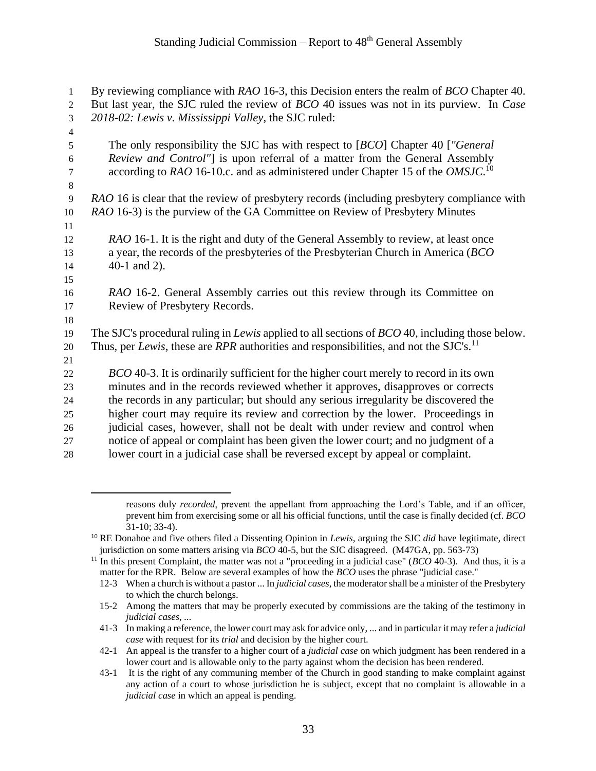By reviewing compliance with *RAO* 16-3, this Decision enters the realm of *BCO* Chapter 40. But last year, the SJC ruled the review of *BCO* 40 issues was not in its purview. In *Case 2018-02: Lewis v. Mississippi Valley*, the SJC ruled:

> The only responsibility the SJC has with respect to [*BCO*] Chapter 40 [*"General Review and Control"*] is upon referral of a matter from the General Assembly according to *RAO* 16-10.c. and as administered under Chapter 15 of the *OMSJC*.[10]

*RAO* 16 is clear that the review of presbytery records (including presbytery compliance with *RAO* 16-3) is the purview of the GA Committee on Review of Presbytery Minutes

> *RAO* 16-1. It is the right and duty of the General Assembly to review, at least once a year, the records of the presbyteries of the Presbyterian Church in America (*BCO* 40-1 and 2).

> *RAO* 16-2. General Assembly carries out this review through its Committee on Review of Presbytery Records.

The SJC's procedural ruling in *Lewis* applied to all sections of *BCO* 40, including those below. Thus, per *Lewis*, these are *RPR* authorities and responsibilities, and not the SJC's.[11]

> *BCO* 40-3. It is ordinarily sufficient for the higher court merely to record in its own minutes and in the records reviewed whether it approves, disapproves or corrects the records in any particular; but should any serious irregularity be discovered the higher court may require its review and correction by the lower. Proceedings in judicial cases, however, shall not be dealt with under review and control when notice of appeal or complaint has been given the lower court; and no judgment of a lower court in a judicial case shall be reversed except by appeal or complaint.

---

reasons duly *recorded*, prevent the appellant from approaching the Lord's Table, and if an officer, prevent him from exercising some or all his official functions, until the case is finally decided (cf. *BCO* 31-10; 33-4).

[10] RE Donahoe and five others filed a Dissenting Opinion in *Lewis*, arguing the SJC *did* have legitimate, direct jurisdiction on some matters arising via *BCO* 40-5, but the SJC disagreed. (M47GA, pp. 563-73)

[11] In this present Complaint, the matter was not a "proceeding in a judicial case" (*BCO* 40-3). And thus, it is a matter for the RPR. Below are several examples of how the *BCO* uses the phrase "judicial case."

- 12-3 When a church is without a pastor ... In *judicial cases*, the moderator shall be a minister of the Presbytery to which the church belongs.
- 15-2 Among the matters that may be properly executed by commissions are the taking of the testimony in *judicial cases*, ...
- 41-3 In making a reference, the lower court may ask for advice only, ... and in particular it may refer a *judicial case* with request for its *trial* and decision by the higher court.
- 42-1 An appeal is the transfer to a higher court of a *judicial case* on which judgment has been rendered in a lower court and is allowable only to the party against whom the decision has been rendered.
- 43-1 It is the right of any communing member of the Church in good standing to make complaint against any action of a court to whose jurisdiction he is subject, except that no complaint is allowable in a *judicial case* in which an appeal is pending.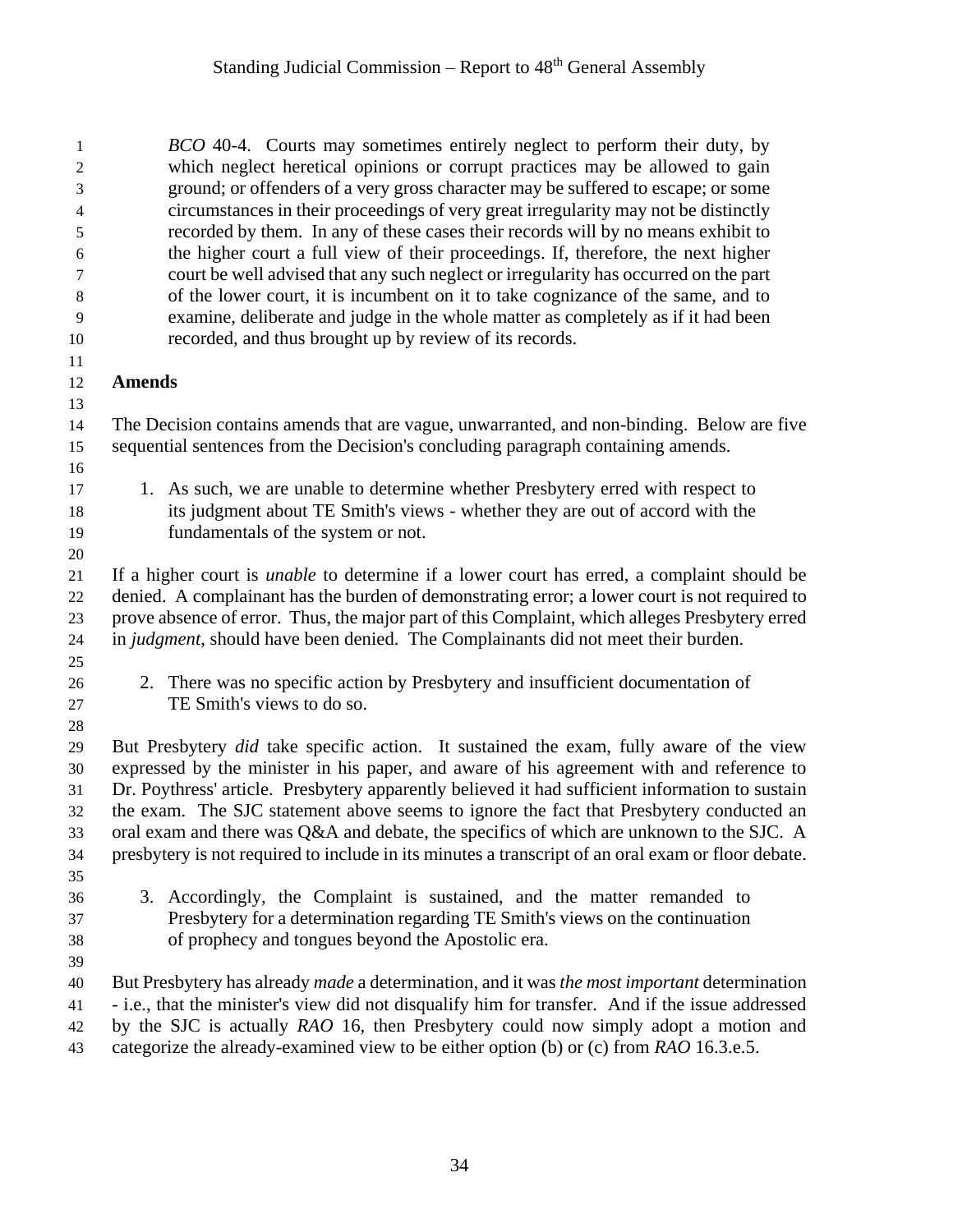> *BCO* 40-4. Courts may sometimes entirely neglect to perform their duty, by which neglect heretical opinions or corrupt practices may be allowed to gain ground; or offenders of a very gross character may be suffered to escape; or some circumstances in their proceedings of very great irregularity may not be distinctly recorded by them. In any of these cases their records will by no means exhibit to the higher court a full view of their proceedings. If, therefore, the next higher court be well advised that any such neglect or irregularity has occurred on the part of the lower court, it is incumbent on it to take cognizance of the same, and to examine, deliberate and judge in the whole matter as completely as if it had been recorded, and thus brought up by review of its records.

**Amends**

The Decision contains amends that are vague, unwarranted, and non-binding. Below are five sequential sentences from the Decision's concluding paragraph containing amends.

1. As such, we are unable to determine whether Presbytery erred with respect to its judgment about TE Smith's views - whether they are out of accord with the fundamentals of the system or not.

If a higher court is *unable* to determine if a lower court has erred, a complaint should be denied. A complainant has the burden of demonstrating error; a lower court is not required to prove absence of error. Thus, the major part of this Complaint, which alleges Presbytery erred in *judgment*, should have been denied. The Complainants did not meet their burden.

2. There was no specific action by Presbytery and insufficient documentation of TE Smith's views to do so.

But Presbytery *did* take specific action. It sustained the exam, fully aware of the view expressed by the minister in his paper, and aware of his agreement with and reference to Dr. Poythress' article. Presbytery apparently believed it had sufficient information to sustain the exam. The SJC statement above seems to ignore the fact that Presbytery conducted an oral exam and there was Q&A and debate, the specifics of which are unknown to the SJC. A presbytery is not required to include in its minutes a transcript of an oral exam or floor debate.

3. Accordingly, the Complaint is sustained, and the matter remanded to Presbytery for a determination regarding TE Smith's views on the continuation of prophecy and tongues beyond the Apostolic era.

But Presbytery has already *made* a determination, and it was *the most important* determination - i.e., that the minister's view did not disqualify him for transfer. And if the issue addressed by the SJC is actually *RAO* 16, then Presbytery could now simply adopt a motion and categorize the already-examined view to be either option (b) or (c) from *RAO* 16.3.e.5.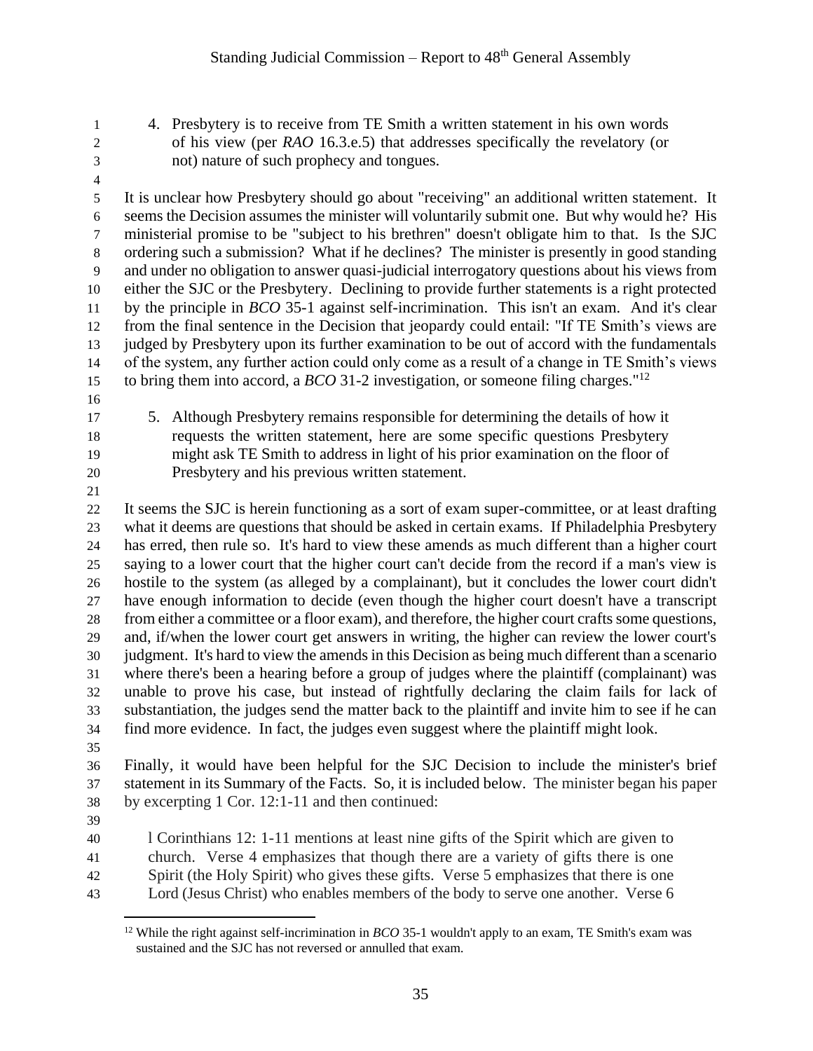4. Presbytery is to receive from TE Smith a written statement in his own words of his view (per *RAO* 16.3.e.5) that addresses specifically the revelatory (or not) nature of such prophecy and tongues.

It is unclear how Presbytery should go about "receiving" an additional written statement. It seems the Decision assumes the minister will voluntarily submit one. But why would he? His ministerial promise to be "subject to his brethren" doesn't obligate him to that. Is the SJC ordering such a submission? What if he declines? The minister is presently in good standing and under no obligation to answer quasi-judicial interrogatory questions about his views from either the SJC or the Presbytery. Declining to provide further statements is a right protected by the principle in *BCO* 35-1 against self-incrimination. This isn't an exam. And it's clear from the final sentence in the Decision that jeopardy could entail: "If TE Smith's views are judged by Presbytery upon its further examination to be out of accord with the fundamentals of the system, any further action could only come as a result of a change in TE Smith's views to bring them into accord, a *BCO* 31-2 investigation, or someone filing charges."[12]

5. Although Presbytery remains responsible for determining the details of how it requests the written statement, here are some specific questions Presbytery might ask TE Smith to address in light of his prior examination on the floor of Presbytery and his previous written statement.

It seems the SJC is herein functioning as a sort of exam super-committee, or at least drafting what it deems are questions that should be asked in certain exams. If Philadelphia Presbytery has erred, then rule so. It's hard to view these amends as much different than a higher court saying to a lower court that the higher court can't decide from the record if a man's view is hostile to the system (as alleged by a complainant), but it concludes the lower court didn't have enough information to decide (even though the higher court doesn't have a transcript from either a committee or a floor exam), and therefore, the higher court crafts some questions, and, if/when the lower court get answers in writing, the higher can review the lower court's judgment. It's hard to view the amends in this Decision as being much different than a scenario where there's been a hearing before a group of judges where the plaintiff (complainant) was unable to prove his case, but instead of rightfully declaring the claim fails for lack of substantiation, the judges send the matter back to the plaintiff and invite him to see if he can find more evidence. In fact, the judges even suggest where the plaintiff might look.

Finally, it would have been helpful for the SJC Decision to include the minister's brief statement in its Summary of the Facts. So, it is included below. The minister began his paper by excerpting 1 Cor. 12:1-11 and then continued:

> l Corinthians 12: 1-11 mentions at least nine gifts of the Spirit which are given to church. Verse 4 emphasizes that though there are a variety of gifts there is one Spirit (the Holy Spirit) who gives these gifts. Verse 5 emphasizes that there is one Lord (Jesus Christ) who enables members of the body to serve one another. Verse 6

[12] While the right against self-incrimination in *BCO* 35-1 wouldn't apply to an exam, TE Smith's exam was sustained and the SJC has not reversed or annulled that exam.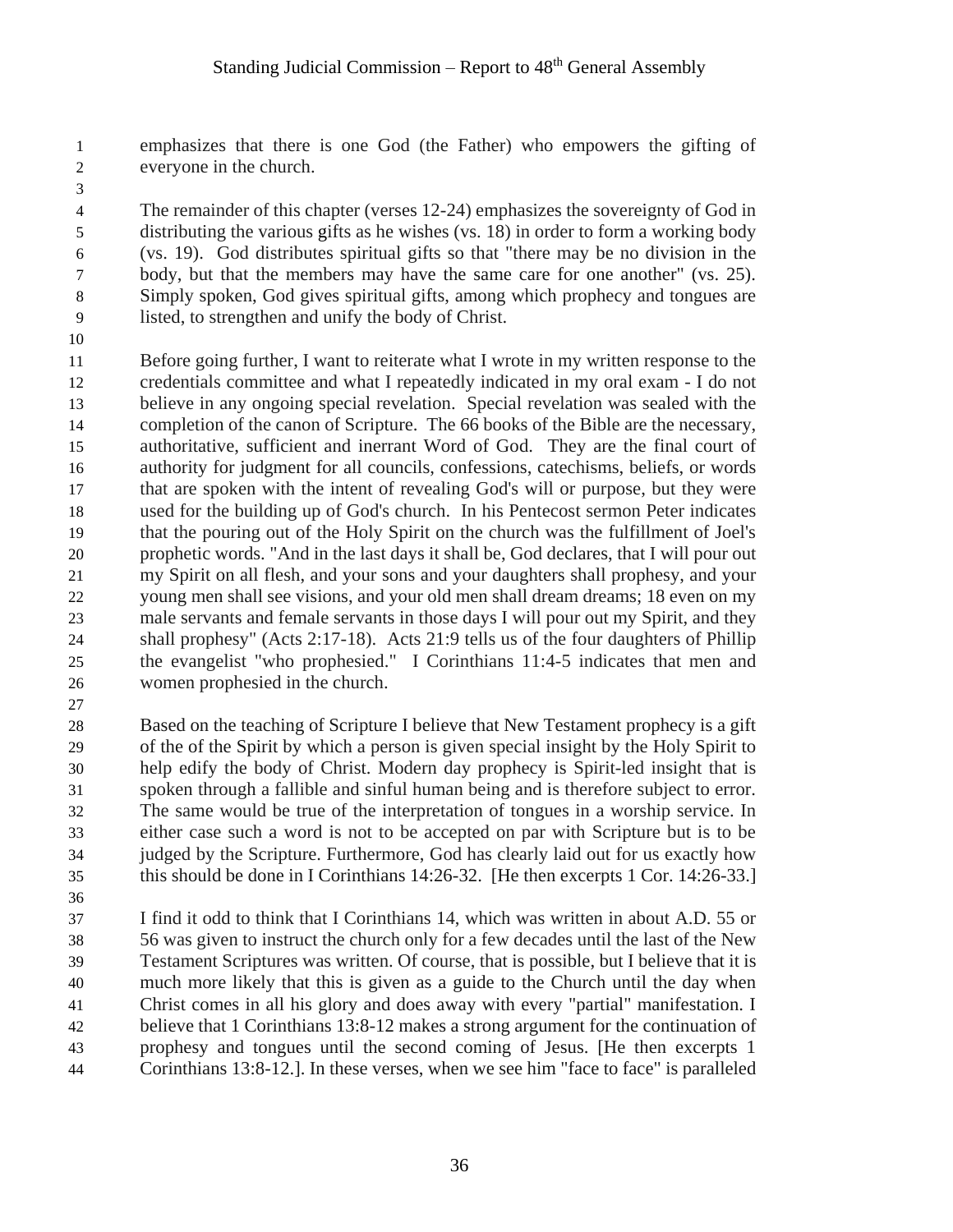emphasizes that there is one God (the Father) who empowers the gifting of everyone in the church.

The remainder of this chapter (verses 12-24) emphasizes the sovereignty of God in distributing the various gifts as he wishes (vs. 18) in order to form a working body (vs. 19). God distributes spiritual gifts so that "there may be no division in the body, but that the members may have the same care for one another" (vs. 25). Simply spoken, God gives spiritual gifts, among which prophecy and tongues are listed, to strengthen and unify the body of Christ.

Before going further, I want to reiterate what I wrote in my written response to the credentials committee and what I repeatedly indicated in my oral exam - I do not believe in any ongoing special revelation. Special revelation was sealed with the completion of the canon of Scripture. The 66 books of the Bible are the necessary, authoritative, sufficient and inerrant Word of God. They are the final court of authority for judgment for all councils, confessions, catechisms, beliefs, or words that are spoken with the intent of revealing God's will or purpose, but they were used for the building up of God's church. In his Pentecost sermon Peter indicates that the pouring out of the Holy Spirit on the church was the fulfillment of Joel's prophetic words. "And in the last days it shall be, God declares, that I will pour out my Spirit on all flesh, and your sons and your daughters shall prophesy, and your young men shall see visions, and your old men shall dream dreams; 18 even on my male servants and female servants in those days I will pour out my Spirit, and they shall prophesy" (Acts 2:17-18). Acts 21:9 tells us of the four daughters of Phillip the evangelist "who prophesied." I Corinthians 11:4-5 indicates that men and women prophesied in the church.

Based on the teaching of Scripture I believe that New Testament prophecy is a gift of the of the Spirit by which a person is given special insight by the Holy Spirit to help edify the body of Christ. Modern day prophecy is Spirit-led insight that is spoken through a fallible and sinful human being and is therefore subject to error. The same would be true of the interpretation of tongues in a worship service. In either case such a word is not to be accepted on par with Scripture but is to be judged by the Scripture. Furthermore, God has clearly laid out for us exactly how this should be done in I Corinthians 14:26-32. [He then excerpts 1 Cor. 14:26-33.]

I find it odd to think that I Corinthians 14, which was written in about A.D. 55 or 56 was given to instruct the church only for a few decades until the last of the New Testament Scriptures was written. Of course, that is possible, but I believe that it is much more likely that this is given as a guide to the Church until the day when Christ comes in all his glory and does away with every "partial" manifestation. I believe that 1 Corinthians 13:8-12 makes a strong argument for the continuation of prophesy and tongues until the second coming of Jesus. [He then excerpts 1 Corinthians 13:8-12.]. In these verses, when we see him "face to face" is paralleled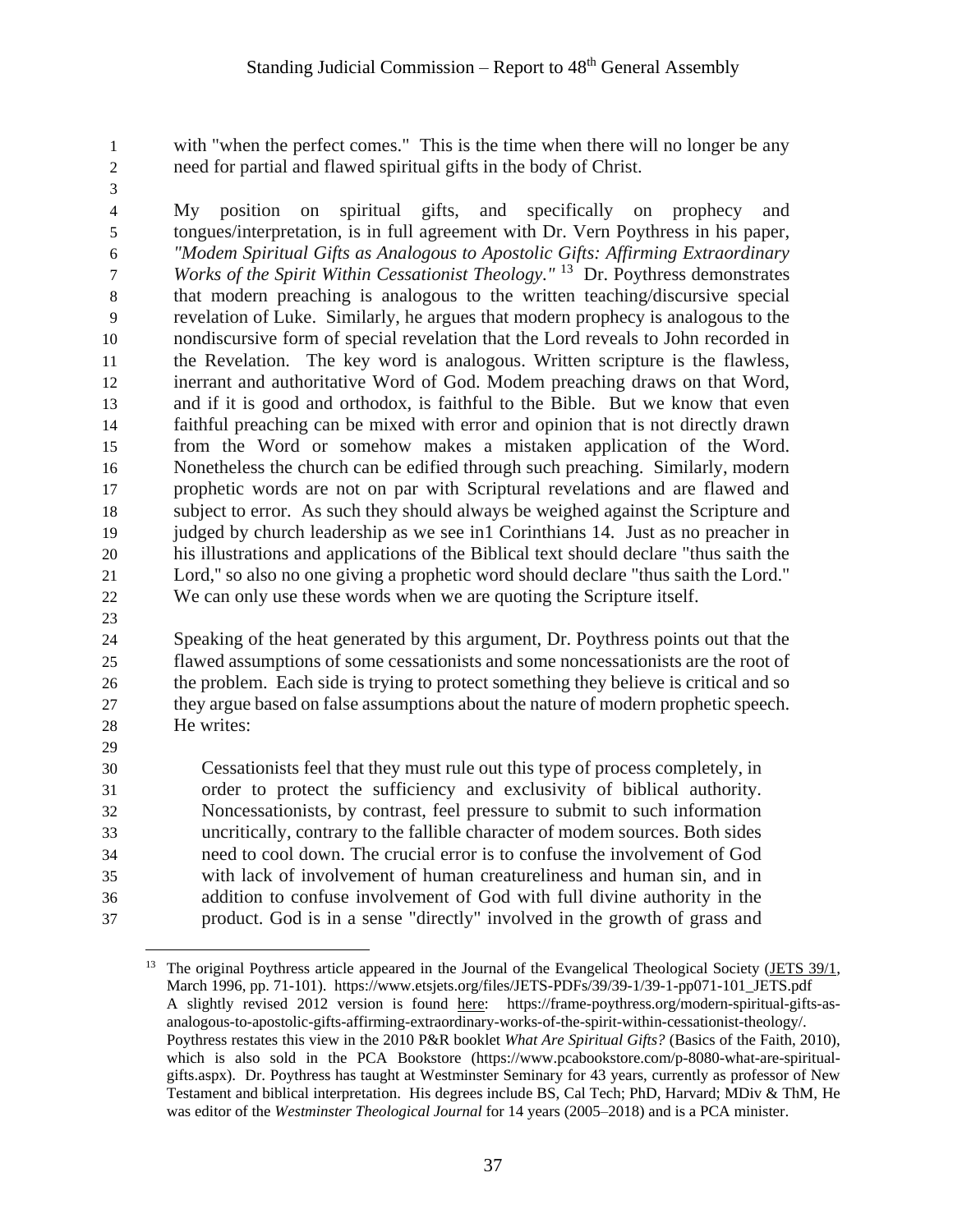with "when the perfect comes." This is the time when there will no longer be any need for partial and flawed spiritual gifts in the body of Christ.

My position on spiritual gifts, and specifically on prophecy and tongues/interpretation, is in full agreement with Dr. Vern Poythress in his paper, *"Modem Spiritual Gifts as Analogous to Apostolic Gifts: Affirming Extraordinary Works of the Spirit Within Cessationist Theology."* [13] Dr. Poythress demonstrates that modern preaching is analogous to the written teaching/discursive special revelation of Luke. Similarly, he argues that modern prophecy is analogous to the nondiscursive form of special revelation that the Lord reveals to John recorded in the Revelation. The key word is analogous. Written scripture is the flawless, inerrant and authoritative Word of God. Modem preaching draws on that Word, and if it is good and orthodox, is faithful to the Bible. But we know that even faithful preaching can be mixed with error and opinion that is not directly drawn from the Word or somehow makes a mistaken application of the Word. Nonetheless the church can be edified through such preaching. Similarly, modern prophetic words are not on par with Scriptural revelations and are flawed and subject to error. As such they should always be weighed against the Scripture and judged by church leadership as we see in1 Corinthians 14. Just as no preacher in his illustrations and applications of the Biblical text should declare "thus saith the Lord," so also no one giving a prophetic word should declare "thus saith the Lord." We can only use these words when we are quoting the Scripture itself.

Speaking of the heat generated by this argument, Dr. Poythress points out that the flawed assumptions of some cessationists and some noncessationists are the root of the problem. Each side is trying to protect something they believe is critical and so they argue based on false assumptions about the nature of modern prophetic speech. He writes:

> Cessationists feel that they must rule out this type of process completely, in order to protect the sufficiency and exclusivity of biblical authority. Noncessationists, by contrast, feel pressure to submit to such information uncritically, contrary to the fallible character of modem sources. Both sides need to cool down. The crucial error is to confuse the involvement of God with lack of involvement of human creatureliness and human sin, and in addition to confuse involvement of God with full divine authority in the product. God is in a sense "directly" involved in the growth of grass and

---

[13] The original Poythress article appeared in the Journal of the Evangelical Theological Society (JETS 39/1, March 1996, pp. 71-101). https://www.etsjets.org/files/JETS-PDFs/39/39-1/39-1-pp071-101_JETS.pdf A slightly revised 2012 version is found here: https://frame-poythress.org/modern-spiritual-gifts-as-analogous-to-apostolic-gifts-affirming-extraordinary-works-of-the-spirit-within-cessationist-theology/. Poythress restates this view in the 2010 P&R booklet *What Are Spiritual Gifts?* (Basics of the Faith, 2010), which is also sold in the PCA Bookstore (https://www.pcabookstore.com/p-8080-what-are-spiritual-gifts.aspx). Dr. Poythress has taught at Westminster Seminary for 43 years, currently as professor of New Testament and biblical interpretation. His degrees include BS, Cal Tech; PhD, Harvard; MDiv & ThM, He was editor of the *Westminster Theological Journal* for 14 years (2005–2018) and is a PCA minister.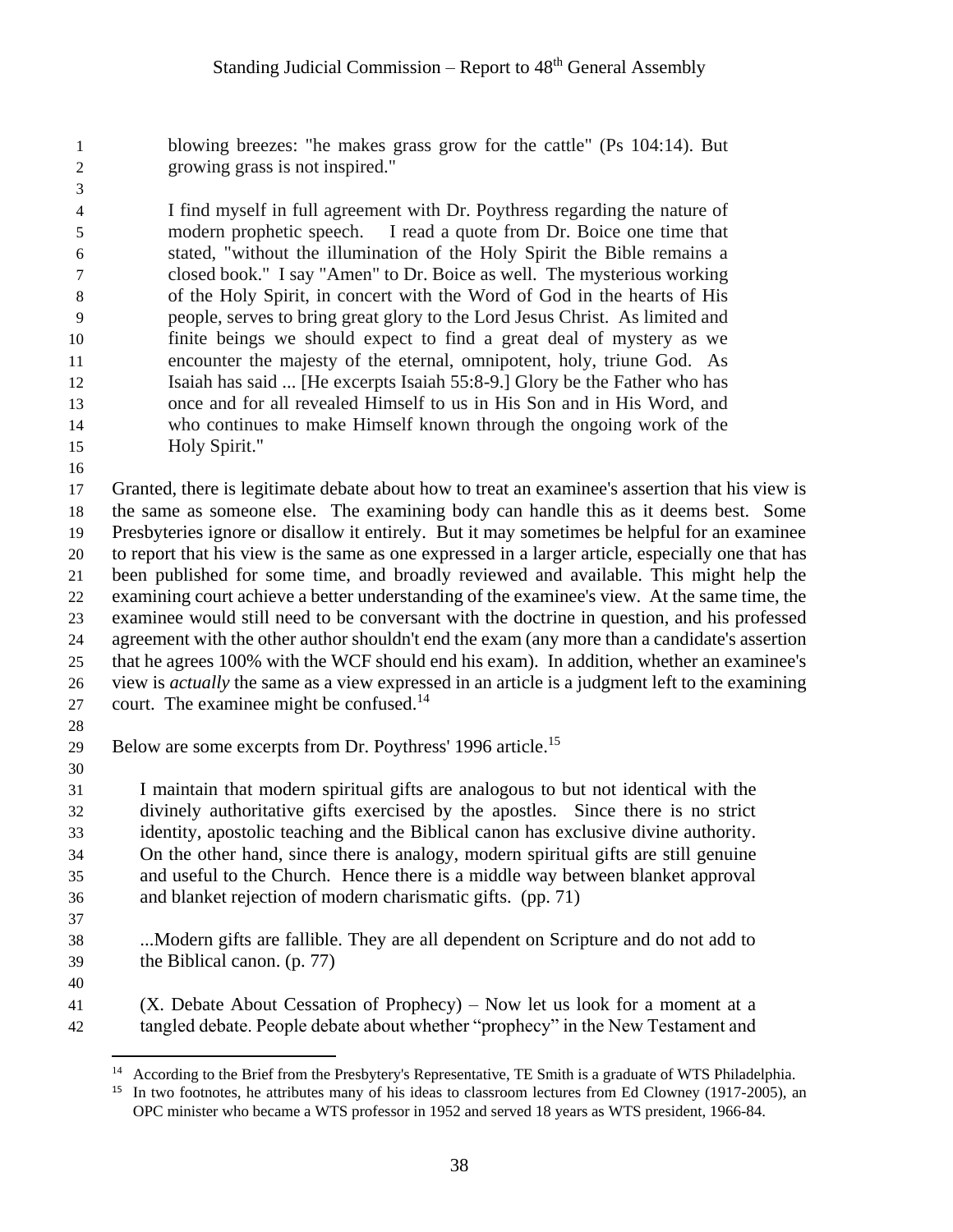> blowing breezes: "he makes grass grow for the cattle" (Ps 104:14). But growing grass is not inspired."
>
> I find myself in full agreement with Dr. Poythress regarding the nature of modern prophetic speech. I read a quote from Dr. Boice one time that stated, "without the illumination of the Holy Spirit the Bible remains a closed book." I say "Amen" to Dr. Boice as well. The mysterious working of the Holy Spirit, in concert with the Word of God in the hearts of His people, serves to bring great glory to the Lord Jesus Christ. As limited and finite beings we should expect to find a great deal of mystery as we encounter the majesty of the eternal, omnipotent, holy, triune God. As Isaiah has said ... [He excerpts Isaiah 55:8-9.] Glory be the Father who has once and for all revealed Himself to us in His Son and in His Word, and who continues to make Himself known through the ongoing work of the Holy Spirit."

Granted, there is legitimate debate about how to treat an examinee's assertion that his view is the same as someone else. The examining body can handle this as it deems best. Some Presbyteries ignore or disallow it entirely. But it may sometimes be helpful for an examinee to report that his view is the same as one expressed in a larger article, especially one that has been published for some time, and broadly reviewed and available. This might help the examining court achieve a better understanding of the examinee's view. At the same time, the examinee would still need to be conversant with the doctrine in question, and his professed agreement with the other author shouldn't end the exam (any more than a candidate's assertion that he agrees 100% with the WCF should end his exam). In addition, whether an examinee's view is *actually* the same as a view expressed in an article is a judgment left to the examining court. The examinee might be confused.[14]

Below are some excerpts from Dr. Poythress' 1996 article.[15]

> I maintain that modern spiritual gifts are analogous to but not identical with the divinely authoritative gifts exercised by the apostles. Since there is no strict identity, apostolic teaching and the Biblical canon has exclusive divine authority. On the other hand, since there is analogy, modern spiritual gifts are still genuine and useful to the Church. Hence there is a middle way between blanket approval and blanket rejection of modern charismatic gifts. (pp. 71)
>
> ...Modern gifts are fallible. They are all dependent on Scripture and do not add to the Biblical canon. (p. 77)
>
> (X. Debate About Cessation of Prophecy) – Now let us look for a moment at a tangled debate. People debate about whether "prophecy" in the New Testament and

---

[14] According to the Brief from the Presbytery's Representative, TE Smith is a graduate of WTS Philadelphia.

[15] In two footnotes, he attributes many of his ideas to classroom lectures from Ed Clowney (1917-2005), an OPC minister who became a WTS professor in 1952 and served 18 years as WTS president, 1966-84.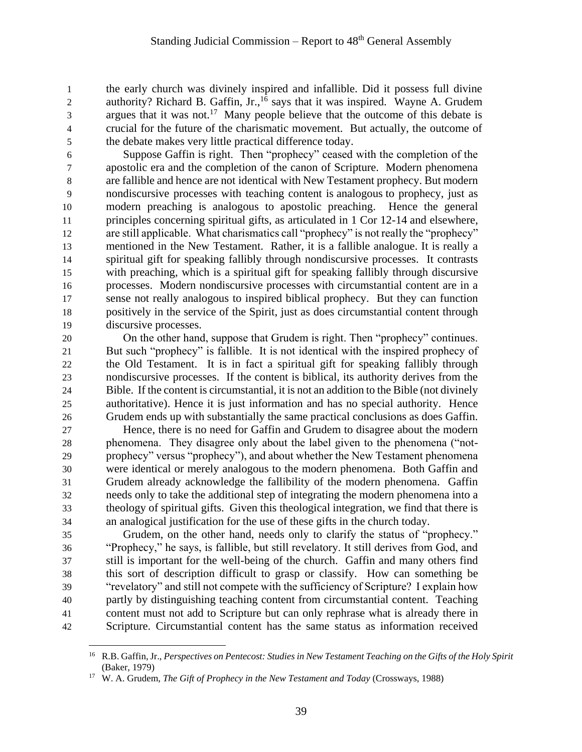the early church was divinely inspired and infallible. Did it possess full divine authority? Richard B. Gaffin, Jr.,[16] says that it was inspired. Wayne A. Grudem argues that it was not.[17] Many people believe that the outcome of this debate is crucial for the future of the charismatic movement. But actually, the outcome of the debate makes very little practical difference today.

Suppose Gaffin is right. Then "prophecy" ceased with the completion of the apostolic era and the completion of the canon of Scripture. Modern phenomena are fallible and hence are not identical with New Testament prophecy. But modern nondiscursive processes with teaching content is analogous to prophecy, just as modern preaching is analogous to apostolic preaching. Hence the general principles concerning spiritual gifts, as articulated in 1 Cor 12-14 and elsewhere, are still applicable. What charismatics call "prophecy" is not really the "prophecy" mentioned in the New Testament. Rather, it is a fallible analogue. It is really a spiritual gift for speaking fallibly through nondiscursive processes. It contrasts with preaching, which is a spiritual gift for speaking fallibly through discursive processes. Modern nondiscursive processes with circumstantial content are in a sense not really analogous to inspired biblical prophecy. But they can function positively in the service of the Spirit, just as does circumstantial content through discursive processes.

On the other hand, suppose that Grudem is right. Then "prophecy" continues. But such "prophecy" is fallible. It is not identical with the inspired prophecy of the Old Testament. It is in fact a spiritual gift for speaking fallibly through nondiscursive processes. If the content is biblical, its authority derives from the Bible. If the content is circumstantial, it is not an addition to the Bible (not divinely authoritative). Hence it is just information and has no special authority. Hence Grudem ends up with substantially the same practical conclusions as does Gaffin.

Hence, there is no need for Gaffin and Grudem to disagree about the modern phenomena. They disagree only about the label given to the phenomena ("not-prophecy" versus "prophecy"), and about whether the New Testament phenomena were identical or merely analogous to the modern phenomena. Both Gaffin and Grudem already acknowledge the fallibility of the modern phenomena. Gaffin needs only to take the additional step of integrating the modern phenomena into a theology of spiritual gifts. Given this theological integration, we find that there is an analogical justification for the use of these gifts in the church today.

Grudem, on the other hand, needs only to clarify the status of "prophecy." "Prophecy," he says, is fallible, but still revelatory. It still derives from God, and still is important for the well-being of the church. Gaffin and many others find this sort of description difficult to grasp or classify. How can something be "revelatory" and still not compete with the sufficiency of Scripture? I explain how partly by distinguishing teaching content from circumstantial content. Teaching content must not add to Scripture but can only rephrase what is already there in Scripture. Circumstantial content has the same status as information received

---

[16] R.B. Gaffin, Jr., *Perspectives on Pentecost: Studies in New Testament Teaching on the Gifts of the Holy Spirit* (Baker, 1979)

[17] W. A. Grudem, *The Gift of Prophecy in the New Testament and Today* (Crossways, 1988)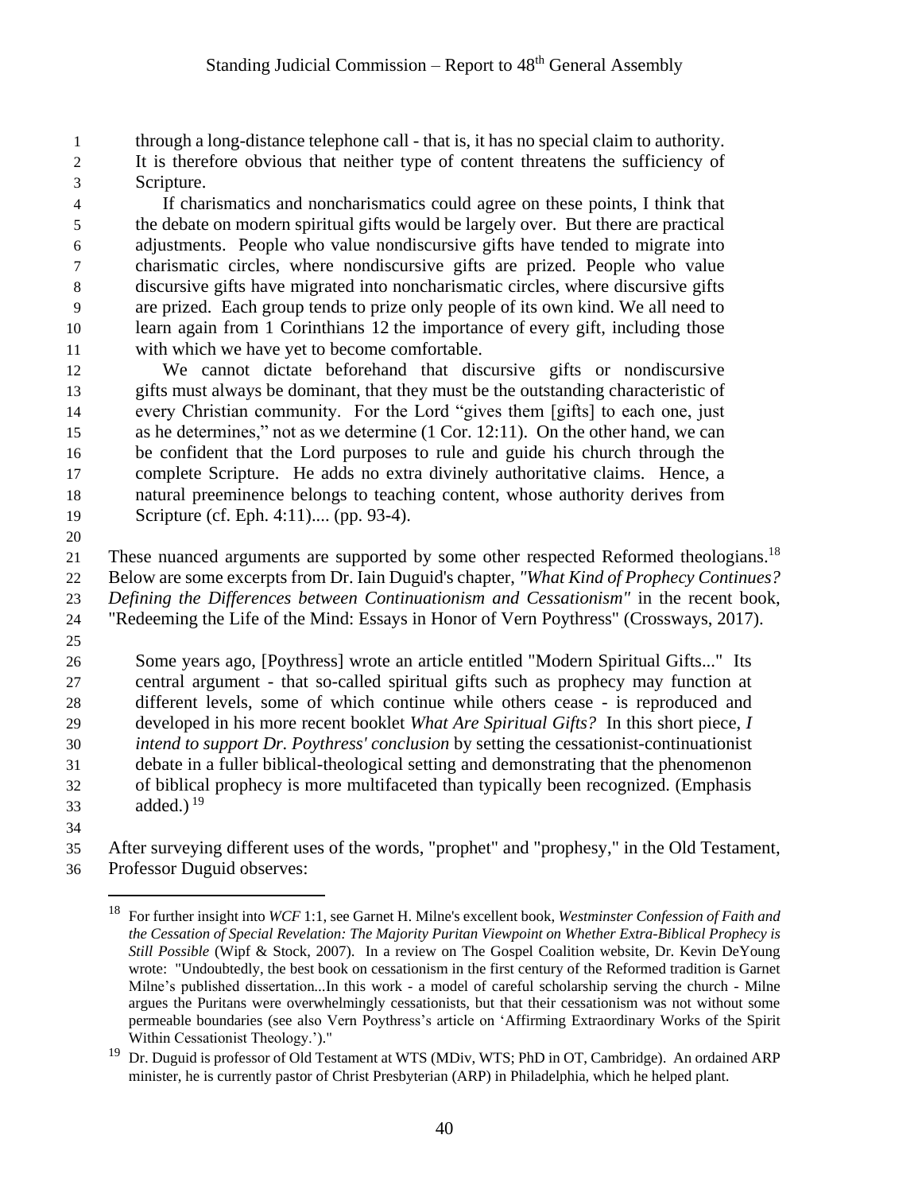> through a long-distance telephone call - that is, it has no special claim to authority. It is therefore obvious that neither type of content threatens the sufficiency of Scripture.
>
> If charismatics and noncharismatics could agree on these points, I think that the debate on modern spiritual gifts would be largely over. But there are practical adjustments. People who value nondiscursive gifts have tended to migrate into charismatic circles, where nondiscursive gifts are prized. People who value discursive gifts have migrated into noncharismatic circles, where discursive gifts are prized. Each group tends to prize only people of its own kind. We all need to learn again from 1 Corinthians 12 the importance of every gift, including those with which we have yet to become comfortable.
>
> We cannot dictate beforehand that discursive gifts or nondiscursive gifts must always be dominant, that they must be the outstanding characteristic of every Christian community. For the Lord "gives them [gifts] to each one, just as he determines," not as we determine (1 Cor. 12:11). On the other hand, we can be confident that the Lord purposes to rule and guide his church through the complete Scripture. He adds no extra divinely authoritative claims. Hence, a natural preeminence belongs to teaching content, whose authority derives from Scripture (cf. Eph. 4:11).... (pp. 93-4).

These nuanced arguments are supported by some other respected Reformed theologians.[18] Below are some excerpts from Dr. Iain Duguid's chapter, *"What Kind of Prophecy Continues? Defining the Differences between Continuationism and Cessationism"* in the recent book, "Redeeming the Life of the Mind: Essays in Honor of Vern Poythress" (Crossways, 2017).

> Some years ago, [Poythress] wrote an article entitled "Modern Spiritual Gifts..." Its central argument - that so-called spiritual gifts such as prophecy may function at different levels, some of which continue while others cease - is reproduced and developed in his more recent booklet *What Are Spiritual Gifts?* In this short piece, *I intend to support Dr. Poythress' conclusion* by setting the cessationist-continuationist debate in a fuller biblical-theological setting and demonstrating that the phenomenon of biblical prophecy is more multifaceted than typically been recognized. (Emphasis added.) [19]

After surveying different uses of the words, "prophet" and "prophesy," in the Old Testament, Professor Duguid observes:

---

[18] For further insight into *WCF* 1:1, see Garnet H. Milne's excellent book, *Westminster Confession of Faith and the Cessation of Special Revelation: The Majority Puritan Viewpoint on Whether Extra-Biblical Prophecy is Still Possible* (Wipf & Stock, 2007). In a review on The Gospel Coalition website, Dr. Kevin DeYoung wrote: "Undoubtedly, the best book on cessationism in the first century of the Reformed tradition is Garnet Milne's published dissertation...In this work - a model of careful scholarship serving the church - Milne argues the Puritans were overwhelmingly cessationists, but that their cessationism was not without some permeable boundaries (see also Vern Poythress's article on 'Affirming Extraordinary Works of the Spirit Within Cessationist Theology.')."

[19] Dr. Duguid is professor of Old Testament at WTS (MDiv, WTS; PhD in OT, Cambridge). An ordained ARP minister, he is currently pastor of Christ Presbyterian (ARP) in Philadelphia, which he helped plant.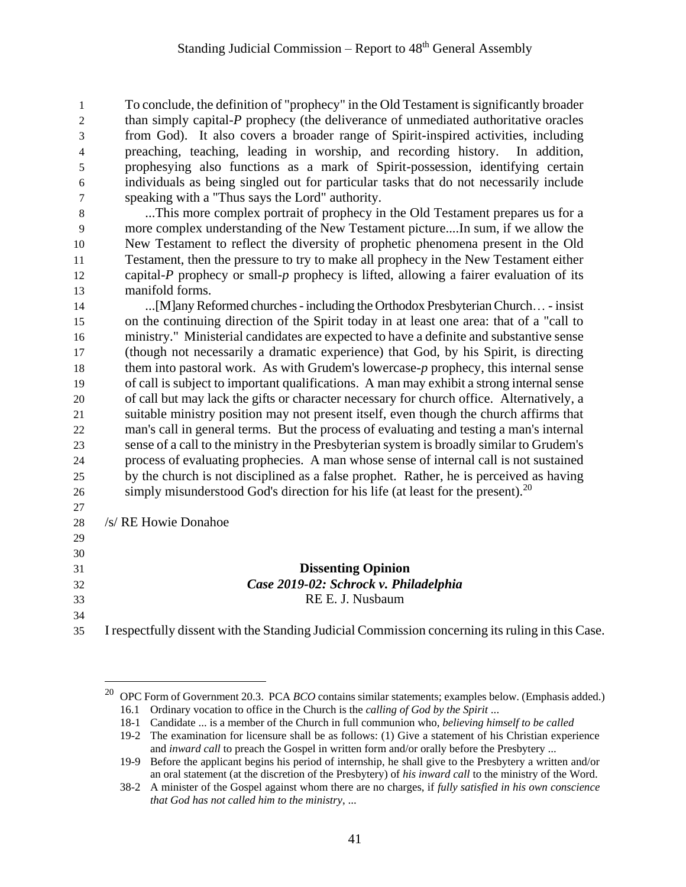To conclude, the definition of "prophecy" in the Old Testament is significantly broader than simply capital-*P* prophecy (the deliverance of unmediated authoritative oracles from God). It also covers a broader range of Spirit-inspired activities, including preaching, teaching, leading in worship, and recording history. In addition, prophesying also functions as a mark of Spirit-possession, identifying certain individuals as being singled out for particular tasks that do not necessarily include speaking with a "Thus says the Lord" authority.

...This more complex portrait of prophecy in the Old Testament prepares us for a more complex understanding of the New Testament picture....In sum, if we allow the New Testament to reflect the diversity of prophetic phenomena present in the Old Testament, then the pressure to try to make all prophecy in the New Testament either capital-*P* prophecy or small-*p* prophecy is lifted, allowing a fairer evaluation of its manifold forms.

...[M]any Reformed churches - including the Orthodox Presbyterian Church… - insist on the continuing direction of the Spirit today in at least one area: that of a "call to ministry." Ministerial candidates are expected to have a definite and substantive sense (though not necessarily a dramatic experience) that God, by his Spirit, is directing them into pastoral work. As with Grudem's lowercase-*p* prophecy, this internal sense of call is subject to important qualifications. A man may exhibit a strong internal sense of call but may lack the gifts or character necessary for church office. Alternatively, a suitable ministry position may not present itself, even though the church affirms that man's call in general terms. But the process of evaluating and testing a man's internal sense of a call to the ministry in the Presbyterian system is broadly similar to Grudem's process of evaluating prophecies. A man whose sense of internal call is not sustained by the church is not disciplined as a false prophet. Rather, he is perceived as having simply misunderstood God's direction for his life (at least for the present).[20]

/s/ RE Howie Donahoe

## Dissenting Opinion

### *Case 2019-02: Schrock v. Philadelphia*

RE E. J. Nusbaum

I respectfully dissent with the Standing Judicial Commission concerning its ruling in this Case.

---

[20] OPC Form of Government 20.3. PCA *BCO* contains similar statements; examples below. (Emphasis added.)

16.1 Ordinary vocation to office in the Church is the *calling of God by the Spirit* ...

18-1 Candidate ... is a member of the Church in full communion who, *believing himself to be called*

19-2 The examination for licensure shall be as follows: (1) Give a statement of his Christian experience and *inward call* to preach the Gospel in written form and/or orally before the Presbytery ...

19-9 Before the applicant begins his period of internship, he shall give to the Presbytery a written and/or an oral statement (at the discretion of the Presbytery) of *his inward call* to the ministry of the Word.

38-2 A minister of the Gospel against whom there are no charges, if *fully satisfied in his own conscience that God has not called him to the ministry*, ...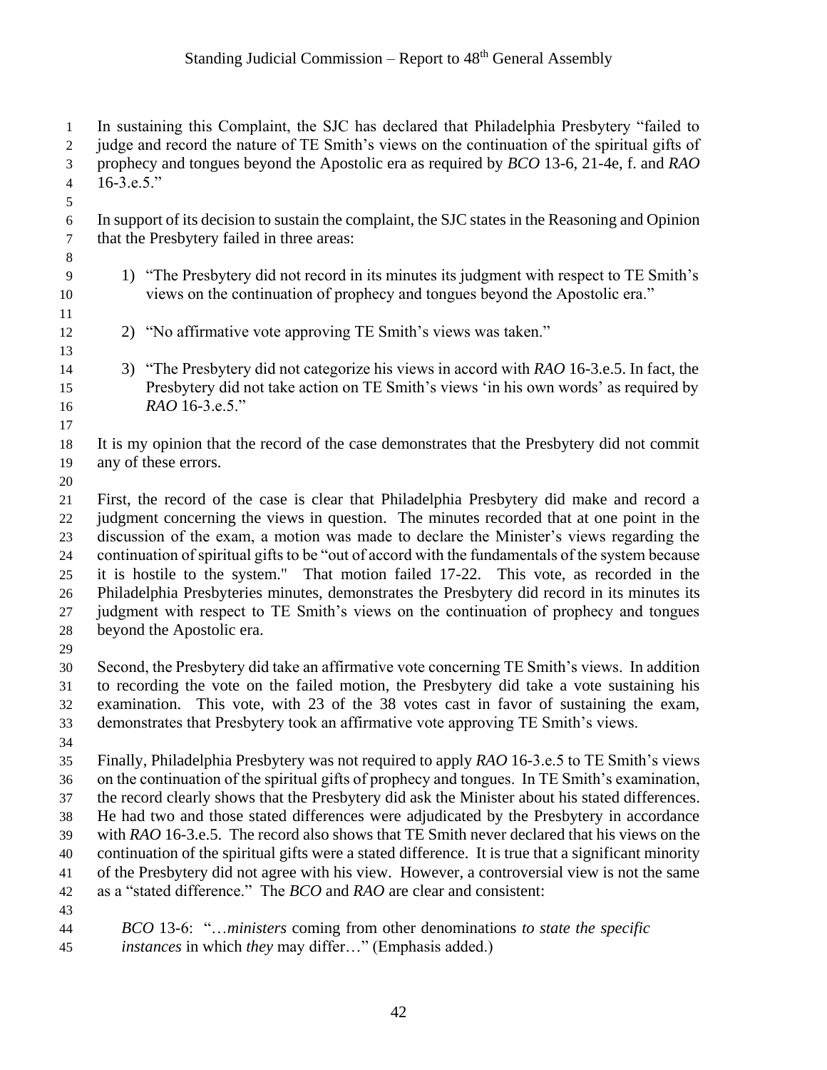In sustaining this Complaint, the SJC has declared that Philadelphia Presbytery "failed to judge and record the nature of TE Smith's views on the continuation of the spiritual gifts of prophecy and tongues beyond the Apostolic era as required by *BCO* 13-6, 21-4e, f. and *RAO* 16-3.e.5."

In support of its decision to sustain the complaint, the SJC states in the Reasoning and Opinion that the Presbytery failed in three areas:

1) "The Presbytery did not record in its minutes its judgment with respect to TE Smith's views on the continuation of prophecy and tongues beyond the Apostolic era."

2) "No affirmative vote approving TE Smith's views was taken."

3) "The Presbytery did not categorize his views in accord with *RAO* 16-3.e.5. In fact, the Presbytery did not take action on TE Smith's views 'in his own words' as required by *RAO* 16-3.e.5."

It is my opinion that the record of the case demonstrates that the Presbytery did not commit any of these errors.

First, the record of the case is clear that Philadelphia Presbytery did make and record a judgment concerning the views in question. The minutes recorded that at one point in the discussion of the exam, a motion was made to declare the Minister's views regarding the continuation of spiritual gifts to be "out of accord with the fundamentals of the system because it is hostile to the system." That motion failed 17-22. This vote, as recorded in the Philadelphia Presbyteries minutes, demonstrates the Presbytery did record in its minutes its judgment with respect to TE Smith's views on the continuation of prophecy and tongues beyond the Apostolic era.

Second, the Presbytery did take an affirmative vote concerning TE Smith's views. In addition to recording the vote on the failed motion, the Presbytery did take a vote sustaining his examination. This vote, with 23 of the 38 votes cast in favor of sustaining the exam, demonstrates that Presbytery took an affirmative vote approving TE Smith's views.

Finally, Philadelphia Presbytery was not required to apply *RAO* 16-3.e.5 to TE Smith's views on the continuation of the spiritual gifts of prophecy and tongues. In TE Smith's examination, the record clearly shows that the Presbytery did ask the Minister about his stated differences. He had two and those stated differences were adjudicated by the Presbytery in accordance with *RAO* 16-3.e.5. The record also shows that TE Smith never declared that his views on the continuation of the spiritual gifts were a stated difference. It is true that a significant minority of the Presbytery did not agree with his view. However, a controversial view is not the same as a "stated difference." The *BCO* and *RAO* are clear and consistent:

> *BCO* 13-6: "…*ministers* coming from other denominations *to state the specific instances* in which *they* may differ…" (Emphasis added.)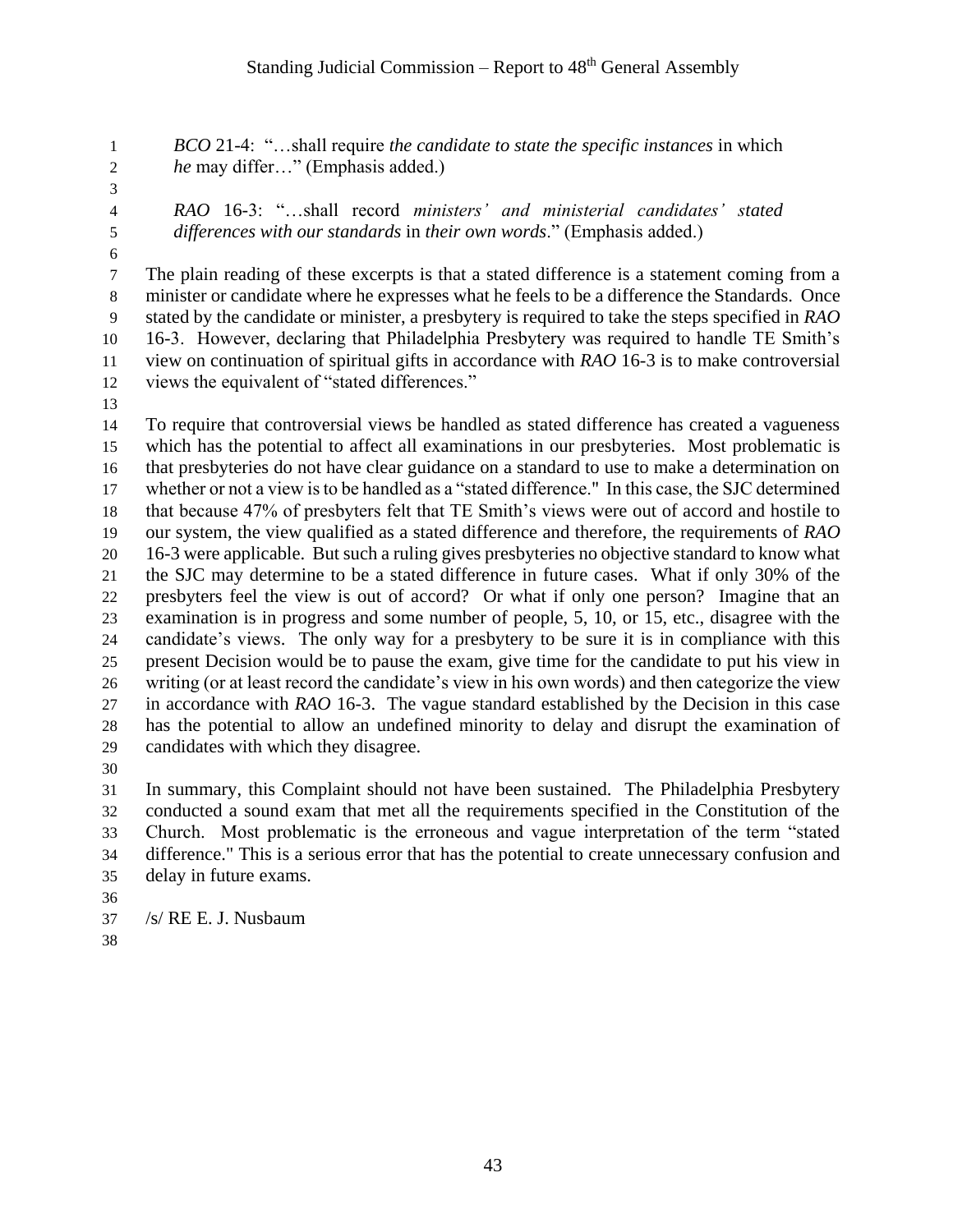*BCO* 21-4: "…shall require *the candidate to state the specific instances* in which *he* may differ…" (Emphasis added.)

*RAO* 16-3: "…shall record *ministers' and ministerial candidates' stated differences with our standards* in *their own words*." (Emphasis added.)

The plain reading of these excerpts is that a stated difference is a statement coming from a minister or candidate where he expresses what he feels to be a difference the Standards. Once stated by the candidate or minister, a presbytery is required to take the steps specified in *RAO* 16-3. However, declaring that Philadelphia Presbytery was required to handle TE Smith's view on continuation of spiritual gifts in accordance with *RAO* 16-3 is to make controversial views the equivalent of "stated differences."

To require that controversial views be handled as stated difference has created a vagueness which has the potential to affect all examinations in our presbyteries. Most problematic is that presbyteries do not have clear guidance on a standard to use to make a determination on whether or not a view is to be handled as a "stated difference." In this case, the SJC determined that because 47% of presbyters felt that TE Smith's views were out of accord and hostile to our system, the view qualified as a stated difference and therefore, the requirements of *RAO* 16-3 were applicable. But such a ruling gives presbyteries no objective standard to know what the SJC may determine to be a stated difference in future cases. What if only 30% of the presbyters feel the view is out of accord? Or what if only one person? Imagine that an examination is in progress and some number of people, 5, 10, or 15, etc., disagree with the candidate's views. The only way for a presbytery to be sure it is in compliance with this present Decision would be to pause the exam, give time for the candidate to put his view in writing (or at least record the candidate's view in his own words) and then categorize the view in accordance with *RAO* 16-3. The vague standard established by the Decision in this case has the potential to allow an undefined minority to delay and disrupt the examination of candidates with which they disagree.

In summary, this Complaint should not have been sustained. The Philadelphia Presbytery conducted a sound exam that met all the requirements specified in the Constitution of the Church. Most problematic is the erroneous and vague interpretation of the term "stated difference." This is a serious error that has the potential to create unnecessary confusion and delay in future exams.

/s/ RE E. J. Nusbaum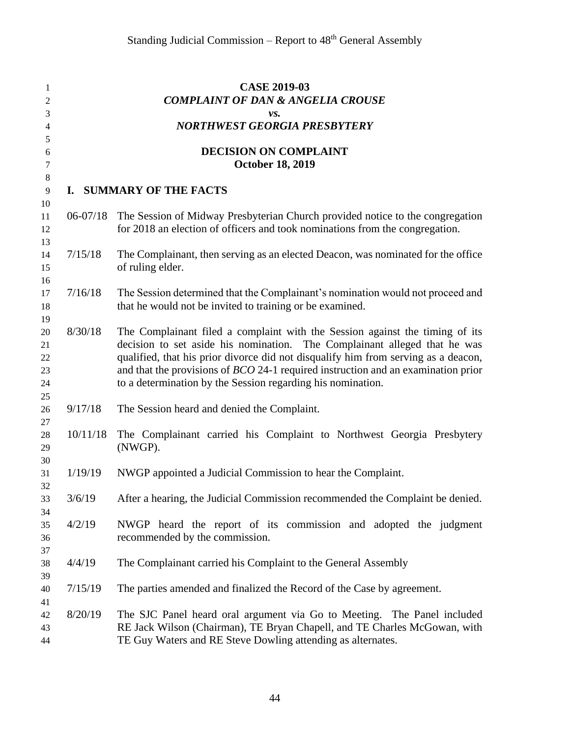**CASE 2019-03**
***COMPLAINT OF DAN & ANGELIA CROUSE***
***vs.***
***NORTHWEST GEORGIA PRESBYTERY***

**DECISION ON COMPLAINT**
**October 18, 2019**

## I. SUMMARY OF THE FACTS

06-07/18 The Session of Midway Presbyterian Church provided notice to the congregation for 2018 an election of officers and took nominations from the congregation.

7/15/18 The Complainant, then serving as an elected Deacon, was nominated for the office of ruling elder.

7/16/18 The Session determined that the Complainant's nomination would not proceed and that he would not be invited to training or be examined.

8/30/18 The Complainant filed a complaint with the Session against the timing of its decision to set aside his nomination. The Complainant alleged that he was qualified, that his prior divorce did not disqualify him from serving as a deacon, and that the provisions of *BCO* 24-1 required instruction and an examination prior to a determination by the Session regarding his nomination.

9/17/18 The Session heard and denied the Complaint.

10/11/18 The Complainant carried his Complaint to Northwest Georgia Presbytery (NWGP).

1/19/19 NWGP appointed a Judicial Commission to hear the Complaint.

3/6/19 After a hearing, the Judicial Commission recommended the Complaint be denied.

4/2/19 NWGP heard the report of its commission and adopted the judgment recommended by the commission.

4/4/19 The Complainant carried his Complaint to the General Assembly

7/15/19 The parties amended and finalized the Record of the Case by agreement.

8/20/19 The SJC Panel heard oral argument via Go to Meeting. The Panel included RE Jack Wilson (Chairman), TE Bryan Chapell, and TE Charles McGowan, with TE Guy Waters and RE Steve Dowling attending as alternates.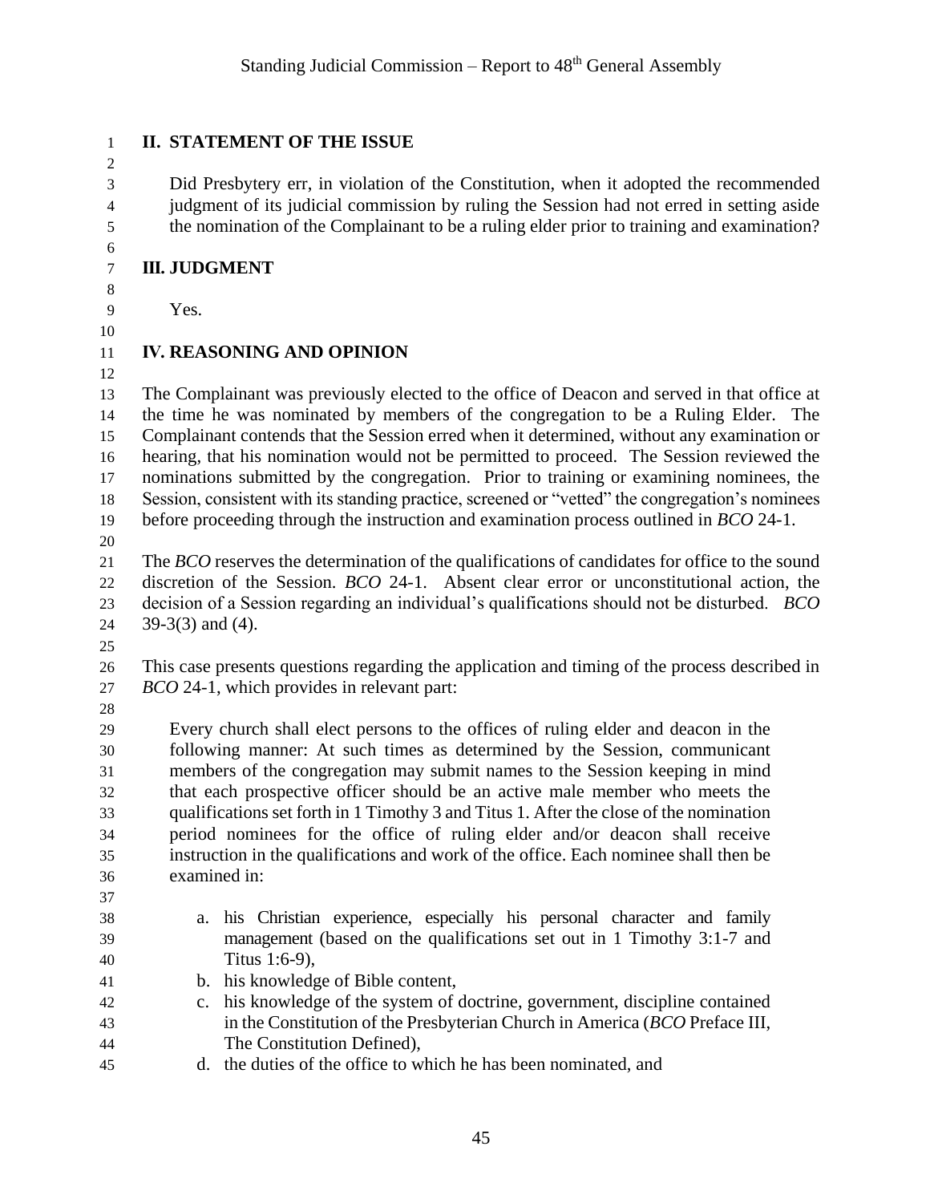## II. STATEMENT OF THE ISSUE

Did Presbytery err, in violation of the Constitution, when it adopted the recommended judgment of its judicial commission by ruling the Session had not erred in setting aside the nomination of the Complainant to be a ruling elder prior to training and examination?

## III. JUDGMENT

Yes.

## IV. REASONING AND OPINION

The Complainant was previously elected to the office of Deacon and served in that office at the time he was nominated by members of the congregation to be a Ruling Elder. The Complainant contends that the Session erred when it determined, without any examination or hearing, that his nomination would not be permitted to proceed. The Session reviewed the nominations submitted by the congregation. Prior to training or examining nominees, the Session, consistent with its standing practice, screened or "vetted" the congregation's nominees before proceeding through the instruction and examination process outlined in *BCO* 24-1.

The *BCO* reserves the determination of the qualifications of candidates for office to the sound discretion of the Session. *BCO* 24-1. Absent clear error or unconstitutional action, the decision of a Session regarding an individual's qualifications should not be disturbed. *BCO* 39-3(3) and (4).

This case presents questions regarding the application and timing of the process described in *BCO* 24-1, which provides in relevant part:

> Every church shall elect persons to the offices of ruling elder and deacon in the following manner: At such times as determined by the Session, communicant members of the congregation may submit names to the Session keeping in mind that each prospective officer should be an active male member who meets the qualifications set forth in 1 Timothy 3 and Titus 1. After the close of the nomination period nominees for the office of ruling elder and/or deacon shall receive instruction in the qualifications and work of the office. Each nominee shall then be examined in:
>
> a. his Christian experience, especially his personal character and family management (based on the qualifications set out in 1 Timothy 3:1-7 and Titus 1:6-9),
> b. his knowledge of Bible content,
> c. his knowledge of the system of doctrine, government, discipline contained in the Constitution of the Presbyterian Church in America (*BCO* Preface III, The Constitution Defined),
> d. the duties of the office to which he has been nominated, and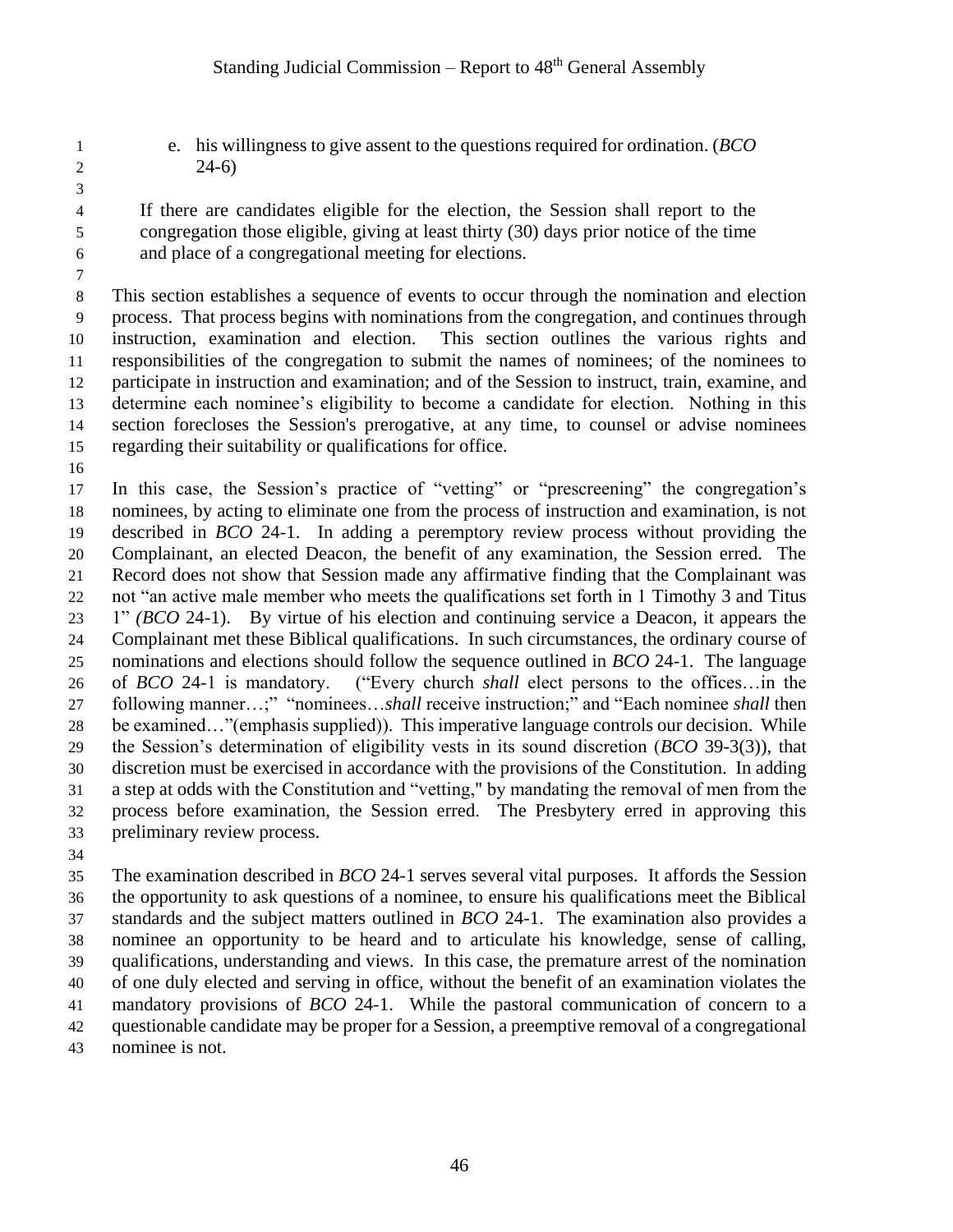e. his willingness to give assent to the questions required for ordination. (*BCO* 24-6)

> If there are candidates eligible for the election, the Session shall report to the congregation those eligible, giving at least thirty (30) days prior notice of the time and place of a congregational meeting for elections.

This section establishes a sequence of events to occur through the nomination and election process. That process begins with nominations from the congregation, and continues through instruction, examination and election. This section outlines the various rights and responsibilities of the congregation to submit the names of nominees; of the nominees to participate in instruction and examination; and of the Session to instruct, train, examine, and determine each nominee's eligibility to become a candidate for election. Nothing in this section forecloses the Session's prerogative, at any time, to counsel or advise nominees regarding their suitability or qualifications for office.

In this case, the Session's practice of "vetting" or "prescreening" the congregation's nominees, by acting to eliminate one from the process of instruction and examination, is not described in *BCO* 24-1. In adding a peremptory review process without providing the Complainant, an elected Deacon, the benefit of any examination, the Session erred. The Record does not show that Session made any affirmative finding that the Complainant was not "an active male member who meets the qualifications set forth in 1 Timothy 3 and Titus 1" (*BCO* 24-1). By virtue of his election and continuing service a Deacon, it appears the Complainant met these Biblical qualifications. In such circumstances, the ordinary course of nominations and elections should follow the sequence outlined in *BCO* 24-1. The language of *BCO* 24-1 is mandatory. ("Every church *shall* elect persons to the offices…in the following manner…;" "nominees…*shall* receive instruction;" and "Each nominee *shall* then be examined…"(emphasis supplied)). This imperative language controls our decision. While the Session's determination of eligibility vests in its sound discretion (*BCO* 39-3(3)), that discretion must be exercised in accordance with the provisions of the Constitution. In adding a step at odds with the Constitution and "vetting," by mandating the removal of men from the process before examination, the Session erred. The Presbytery erred in approving this preliminary review process.

The examination described in *BCO* 24-1 serves several vital purposes. It affords the Session the opportunity to ask questions of a nominee, to ensure his qualifications meet the Biblical standards and the subject matters outlined in *BCO* 24-1. The examination also provides a nominee an opportunity to be heard and to articulate his knowledge, sense of calling, qualifications, understanding and views. In this case, the premature arrest of the nomination of one duly elected and serving in office, without the benefit of an examination violates the mandatory provisions of *BCO* 24-1. While the pastoral communication of concern to a questionable candidate may be proper for a Session, a preemptive removal of a congregational nominee is not.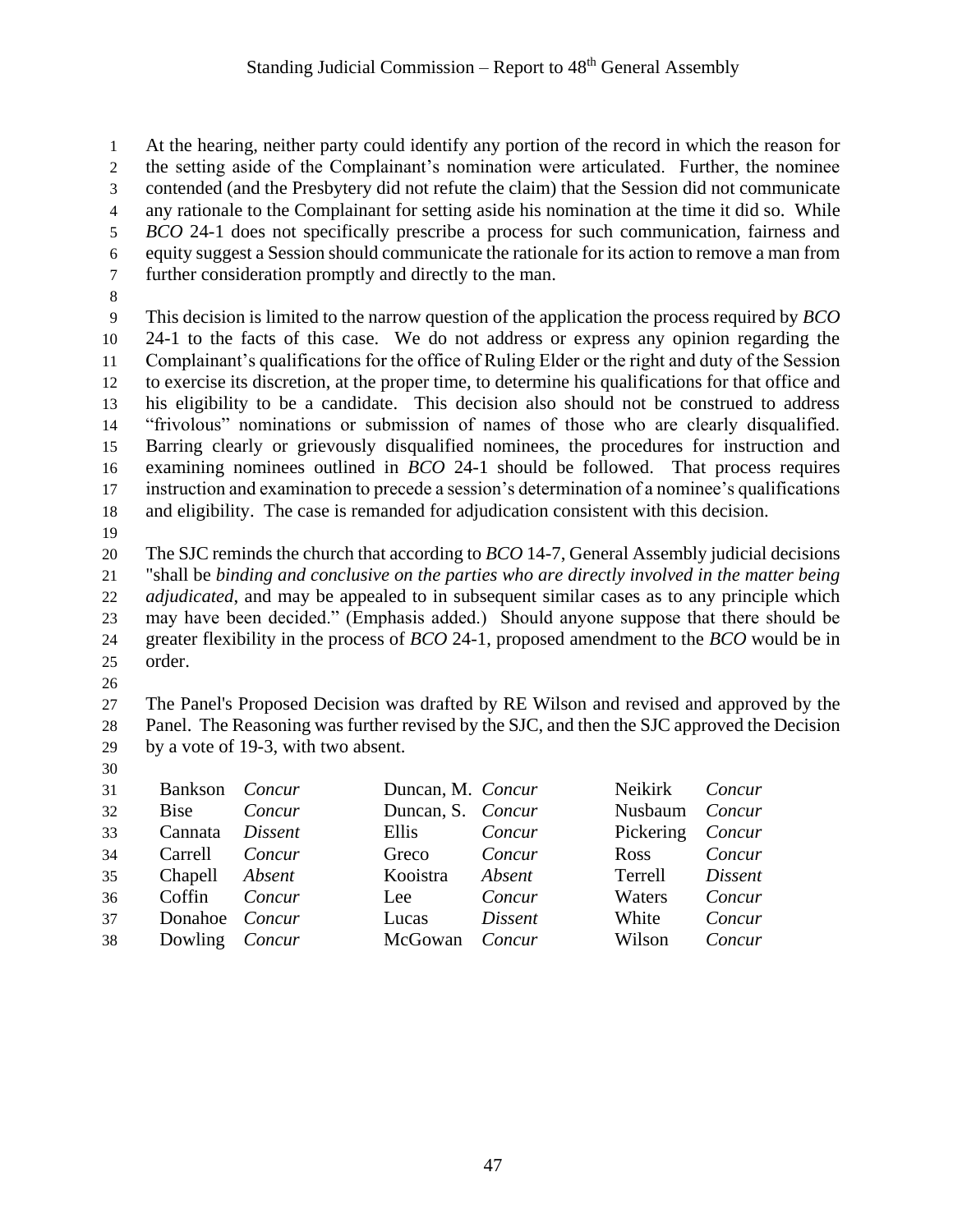At the hearing, neither party could identify any portion of the record in which the reason for the setting aside of the Complainant's nomination were articulated. Further, the nominee contended (and the Presbytery did not refute the claim) that the Session did not communicate any rationale to the Complainant for setting aside his nomination at the time it did so. While *BCO* 24-1 does not specifically prescribe a process for such communication, fairness and equity suggest a Session should communicate the rationale for its action to remove a man from further consideration promptly and directly to the man.

This decision is limited to the narrow question of the application the process required by *BCO* 24-1 to the facts of this case. We do not address or express any opinion regarding the Complainant's qualifications for the office of Ruling Elder or the right and duty of the Session to exercise its discretion, at the proper time, to determine his qualifications for that office and his eligibility to be a candidate. This decision also should not be construed to address "frivolous" nominations or submission of names of those who are clearly disqualified. Barring clearly or grievously disqualified nominees, the procedures for instruction and examining nominees outlined in *BCO* 24-1 should be followed. That process requires instruction and examination to precede a session's determination of a nominee's qualifications and eligibility. The case is remanded for adjudication consistent with this decision.

The SJC reminds the church that according to *BCO* 14-7, General Assembly judicial decisions "shall be *binding and conclusive on the parties who are directly involved in the matter being adjudicated*, and may be appealed to in subsequent similar cases as to any principle which may have been decided." (Emphasis added.) Should anyone suppose that there should be greater flexibility in the process of *BCO* 24-1, proposed amendment to the *BCO* would be in order.

The Panel's Proposed Decision was drafted by RE Wilson and revised and approved by the Panel. The Reasoning was further revised by the SJC, and then the SJC approved the Decision by a vote of 19-3, with two absent.

| | | | | | |
|---|---|---|---|---|---|
| Bankson | *Concur* | Duncan, M. | *Concur* | Neikirk | *Concur* |
| Bise | *Concur* | Duncan, S. | *Concur* | Nusbaum | *Concur* |
| Cannata | *Dissent* | Ellis | *Concur* | Pickering | *Concur* |
| Carrell | *Concur* | Greco | *Concur* | Ross | *Concur* |
| Chapell | *Absent* | Kooistra | *Absent* | Terrell | *Dissent* |
| Coffin | *Concur* | Lee | *Concur* | Waters | *Concur* |
| Donahoe | *Concur* | Lucas | *Dissent* | White | *Concur* |
| Dowling | *Concur* | McGowan | *Concur* | Wilson | *Concur* |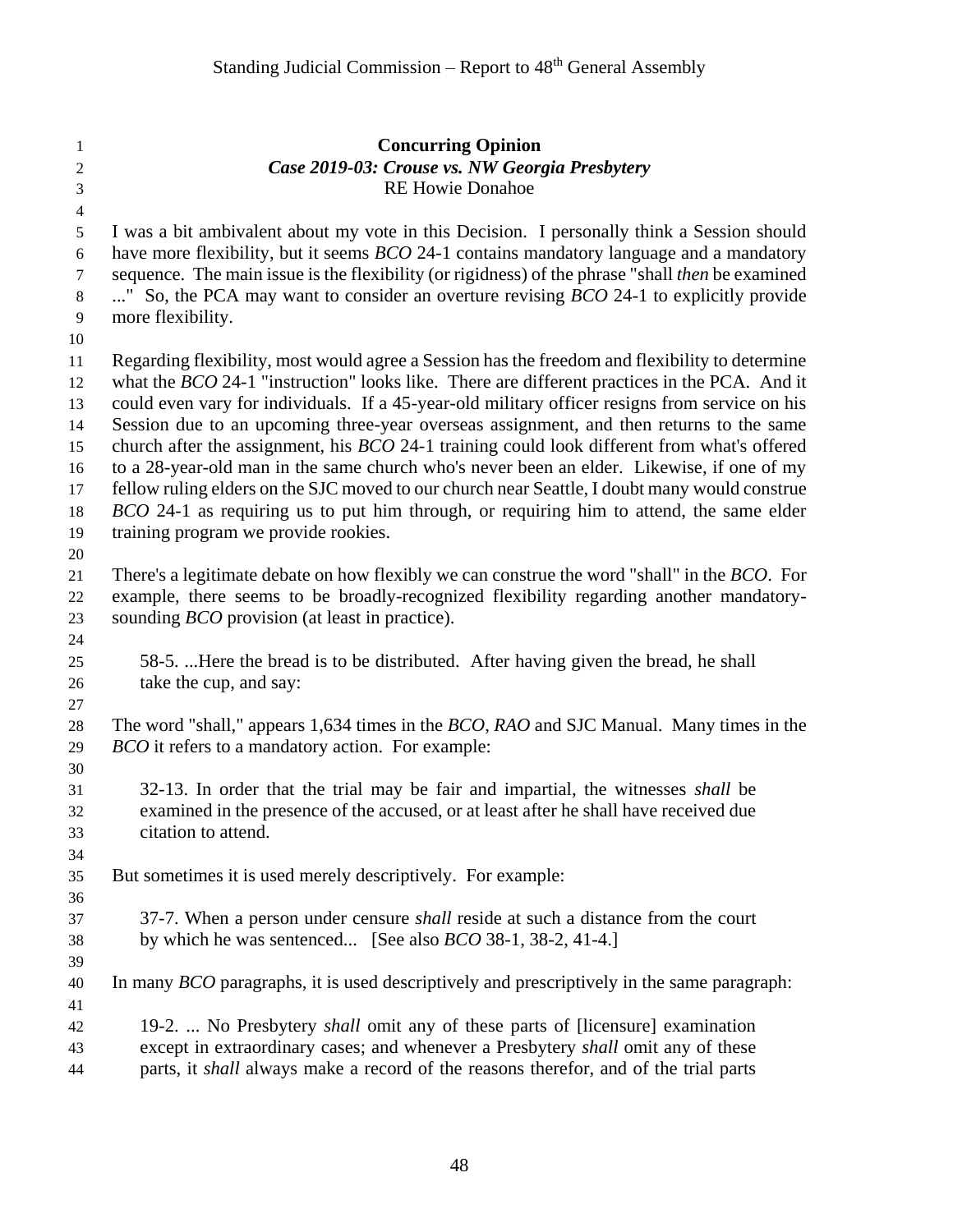**Concurring Opinion**
***Case 2019-03: Crouse vs. NW Georgia Presbytery***
RE Howie Donahoe

I was a bit ambivalent about my vote in this Decision. I personally think a Session should have more flexibility, but it seems *BCO* 24-1 contains mandatory language and a mandatory sequence. The main issue is the flexibility (or rigidness) of the phrase "shall *then* be examined ..." So, the PCA may want to consider an overture revising *BCO* 24-1 to explicitly provide more flexibility.

Regarding flexibility, most would agree a Session has the freedom and flexibility to determine what the *BCO* 24-1 "instruction" looks like. There are different practices in the PCA. And it could even vary for individuals. If a 45-year-old military officer resigns from service on his Session due to an upcoming three-year overseas assignment, and then returns to the same church after the assignment, his *BCO* 24-1 training could look different from what's offered to a 28-year-old man in the same church who's never been an elder. Likewise, if one of my fellow ruling elders on the SJC moved to our church near Seattle, I doubt many would construe *BCO* 24-1 as requiring us to put him through, or requiring him to attend, the same elder training program we provide rookies.

There's a legitimate debate on how flexibly we can construe the word "shall" in the *BCO*. For example, there seems to be broadly-recognized flexibility regarding another mandatory-sounding *BCO* provision (at least in practice).

> 58-5. ...Here the bread is to be distributed. After having given the bread, he shall take the cup, and say:

The word "shall," appears 1,634 times in the *BCO*, *RAO* and SJC Manual. Many times in the *BCO* it refers to a mandatory action. For example:

> 32-13. In order that the trial may be fair and impartial, the witnesses *shall* be examined in the presence of the accused, or at least after he shall have received due citation to attend.

But sometimes it is used merely descriptively. For example:

> 37-7. When a person under censure *shall* reside at such a distance from the court by which he was sentenced... [See also *BCO* 38-1, 38-2, 41-4.]

In many *BCO* paragraphs, it is used descriptively and prescriptively in the same paragraph:

> 19-2. ... No Presbytery *shall* omit any of these parts of [licensure] examination except in extraordinary cases; and whenever a Presbytery *shall* omit any of these parts, it *shall* always make a record of the reasons therefor, and of the trial parts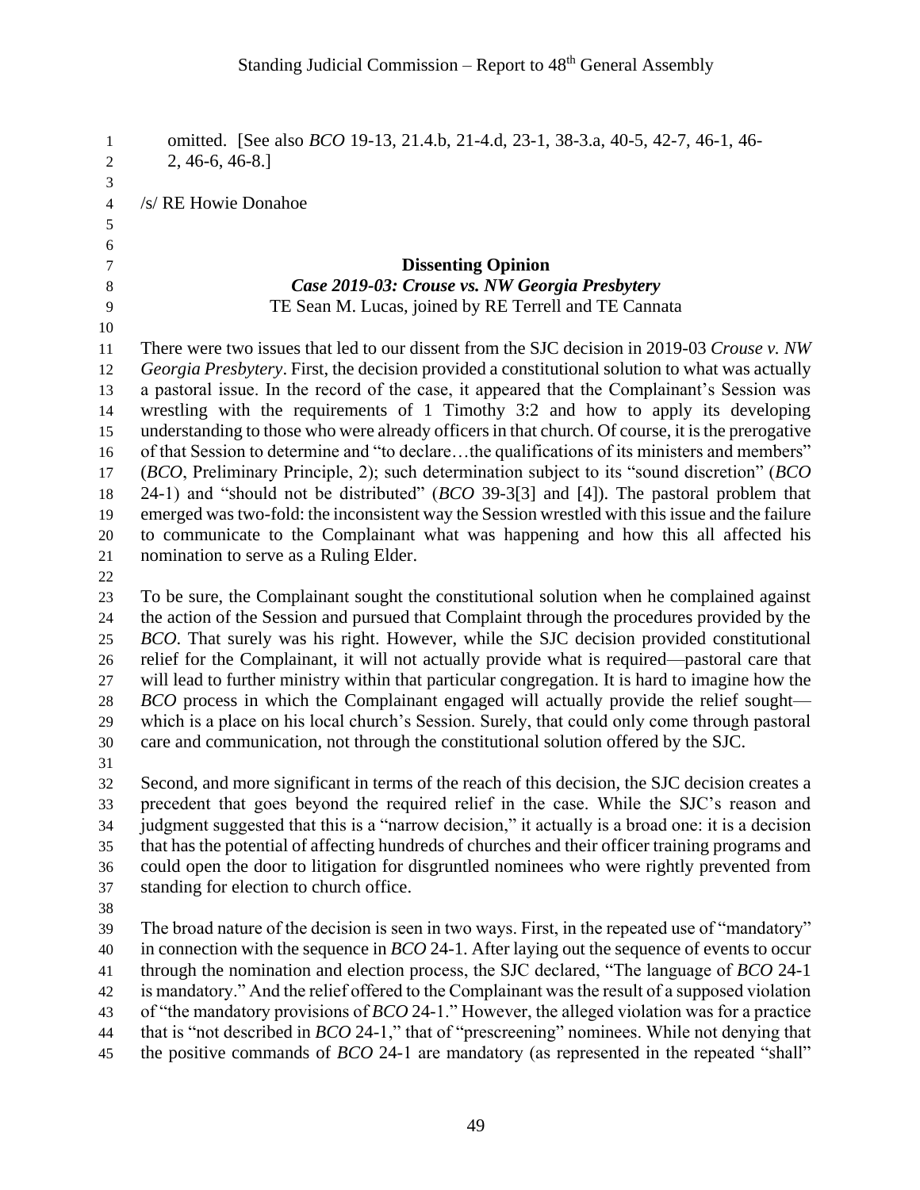omitted. [See also *BCO* 19-13, 21.4.b, 21-4.d, 23-1, 38-3.a, 40-5, 42-7, 46-1, 46-2, 46-6, 46-8.]

/s/ RE Howie Donahoe

**Dissenting Opinion**

***Case 2019-03: Crouse vs. NW Georgia Presbytery***

TE Sean M. Lucas, joined by RE Terrell and TE Cannata

There were two issues that led to our dissent from the SJC decision in 2019-03 *Crouse v. NW Georgia Presbytery*. First, the decision provided a constitutional solution to what was actually a pastoral issue. In the record of the case, it appeared that the Complainant's Session was wrestling with the requirements of 1 Timothy 3:2 and how to apply its developing understanding to those who were already officers in that church. Of course, it is the prerogative of that Session to determine and "to declare…the qualifications of its ministers and members" (*BCO*, Preliminary Principle, 2); such determination subject to its "sound discretion" (*BCO* 24-1) and "should not be distributed" (*BCO* 39-3[3] and [4]). The pastoral problem that emerged was two-fold: the inconsistent way the Session wrestled with this issue and the failure to communicate to the Complainant what was happening and how this all affected his nomination to serve as a Ruling Elder.

To be sure, the Complainant sought the constitutional solution when he complained against the action of the Session and pursued that Complaint through the procedures provided by the *BCO*. That surely was his right. However, while the SJC decision provided constitutional relief for the Complainant, it will not actually provide what is required—pastoral care that will lead to further ministry within that particular congregation. It is hard to imagine how the *BCO* process in which the Complainant engaged will actually provide the relief sought—which is a place on his local church's Session. Surely, that could only come through pastoral care and communication, not through the constitutional solution offered by the SJC.

Second, and more significant in terms of the reach of this decision, the SJC decision creates a precedent that goes beyond the required relief in the case. While the SJC's reason and judgment suggested that this is a "narrow decision," it actually is a broad one: it is a decision that has the potential of affecting hundreds of churches and their officer training programs and could open the door to litigation for disgruntled nominees who were rightly prevented from standing for election to church office.

The broad nature of the decision is seen in two ways. First, in the repeated use of "mandatory" in connection with the sequence in *BCO* 24-1. After laying out the sequence of events to occur through the nomination and election process, the SJC declared, "The language of *BCO* 24-1 is mandatory." And the relief offered to the Complainant was the result of a supposed violation of "the mandatory provisions of *BCO* 24-1." However, the alleged violation was for a practice that is "not described in *BCO* 24-1," that of "prescreening" nominees. While not denying that the positive commands of *BCO* 24-1 are mandatory (as represented in the repeated "shall"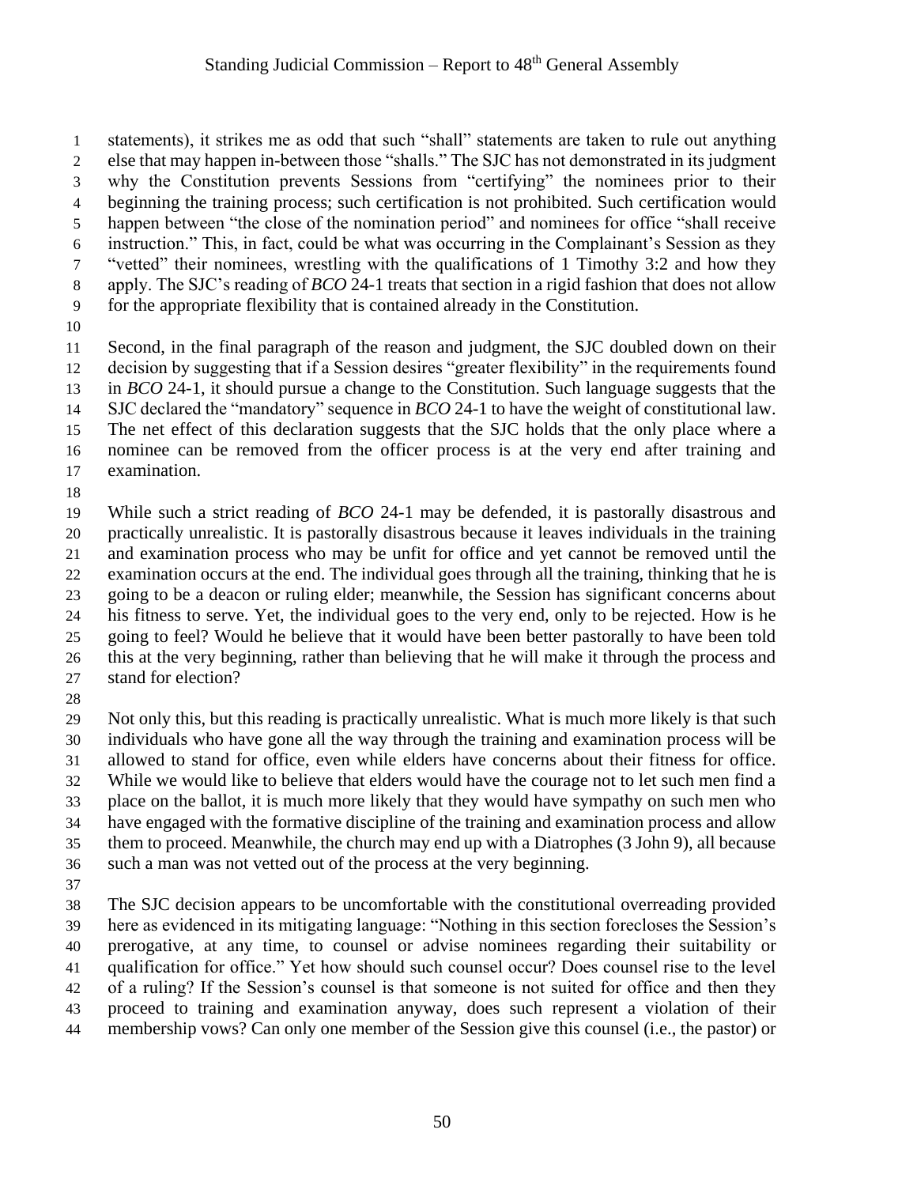statements), it strikes me as odd that such "shall" statements are taken to rule out anything else that may happen in-between those "shalls." The SJC has not demonstrated in its judgment why the Constitution prevents Sessions from "certifying" the nominees prior to their beginning the training process; such certification is not prohibited. Such certification would happen between "the close of the nomination period" and nominees for office "shall receive instruction." This, in fact, could be what was occurring in the Complainant's Session as they "vetted" their nominees, wrestling with the qualifications of 1 Timothy 3:2 and how they apply. The SJC's reading of *BCO* 24-1 treats that section in a rigid fashion that does not allow for the appropriate flexibility that is contained already in the Constitution.

Second, in the final paragraph of the reason and judgment, the SJC doubled down on their decision by suggesting that if a Session desires "greater flexibility" in the requirements found in *BCO* 24-1, it should pursue a change to the Constitution. Such language suggests that the SJC declared the "mandatory" sequence in *BCO* 24-1 to have the weight of constitutional law. The net effect of this declaration suggests that the SJC holds that the only place where a nominee can be removed from the officer process is at the very end after training and examination.

While such a strict reading of *BCO* 24-1 may be defended, it is pastorally disastrous and practically unrealistic. It is pastorally disastrous because it leaves individuals in the training and examination process who may be unfit for office and yet cannot be removed until the examination occurs at the end. The individual goes through all the training, thinking that he is going to be a deacon or ruling elder; meanwhile, the Session has significant concerns about his fitness to serve. Yet, the individual goes to the very end, only to be rejected. How is he going to feel? Would he believe that it would have been better pastorally to have been told this at the very beginning, rather than believing that he will make it through the process and stand for election?

Not only this, but this reading is practically unrealistic. What is much more likely is that such individuals who have gone all the way through the training and examination process will be allowed to stand for office, even while elders have concerns about their fitness for office. While we would like to believe that elders would have the courage not to let such men find a place on the ballot, it is much more likely that they would have sympathy on such men who have engaged with the formative discipline of the training and examination process and allow them to proceed. Meanwhile, the church may end up with a Diatrophes (3 John 9), all because such a man was not vetted out of the process at the very beginning.

The SJC decision appears to be uncomfortable with the constitutional overreading provided here as evidenced in its mitigating language: "Nothing in this section forecloses the Session's prerogative, at any time, to counsel or advise nominees regarding their suitability or qualification for office." Yet how should such counsel occur? Does counsel rise to the level of a ruling? If the Session's counsel is that someone is not suited for office and then they proceed to training and examination anyway, does such represent a violation of their membership vows? Can only one member of the Session give this counsel (i.e., the pastor) or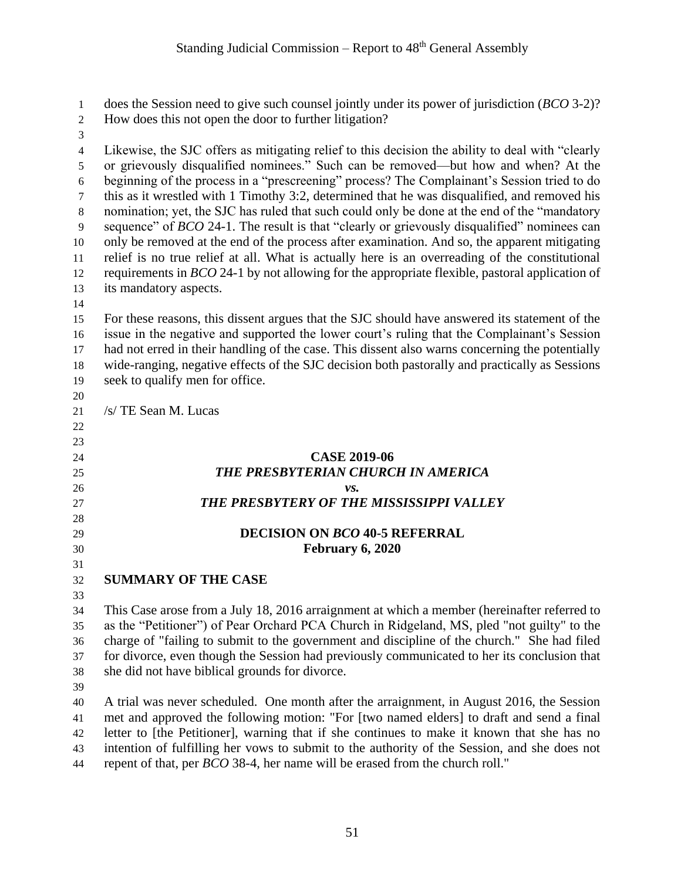does the Session need to give such counsel jointly under its power of jurisdiction (*BCO* 3-2)? How does this not open the door to further litigation?

Likewise, the SJC offers as mitigating relief to this decision the ability to deal with "clearly or grievously disqualified nominees." Such can be removed—but how and when? At the beginning of the process in a "prescreening" process? The Complainant's Session tried to do this as it wrestled with 1 Timothy 3:2, determined that he was disqualified, and removed his nomination; yet, the SJC has ruled that such could only be done at the end of the "mandatory sequence" of *BCO* 24-1. The result is that "clearly or grievously disqualified" nominees can only be removed at the end of the process after examination. And so, the apparent mitigating relief is no true relief at all. What is actually here is an overreading of the constitutional requirements in *BCO* 24-1 by not allowing for the appropriate flexible, pastoral application of its mandatory aspects.

For these reasons, this dissent argues that the SJC should have answered its statement of the issue in the negative and supported the lower court's ruling that the Complainant's Session had not erred in their handling of the case. This dissent also warns concerning the potentially wide-ranging, negative effects of the SJC decision both pastorally and practically as Sessions seek to qualify men for office.

/s/ TE Sean M. Lucas

**CASE 2019-06**

***THE PRESBYTERIAN CHURCH IN AMERICA***

***vs.***

***THE PRESBYTERY OF THE MISSISSIPPI VALLEY***

**DECISION ON *BCO* 40-5 REFERRAL**

**February 6, 2020**

## SUMMARY OF THE CASE

This Case arose from a July 18, 2016 arraignment at which a member (hereinafter referred to as the "Petitioner") of Pear Orchard PCA Church in Ridgeland, MS, pled "not guilty" to the charge of "failing to submit to the government and discipline of the church." She had filed for divorce, even though the Session had previously communicated to her its conclusion that she did not have biblical grounds for divorce.

A trial was never scheduled. One month after the arraignment, in August 2016, the Session met and approved the following motion: "For [two named elders] to draft and send a final letter to [the Petitioner], warning that if she continues to make it known that she has no intention of fulfilling her vows to submit to the authority of the Session, and she does not repent of that, per *BCO* 38-4, her name will be erased from the church roll."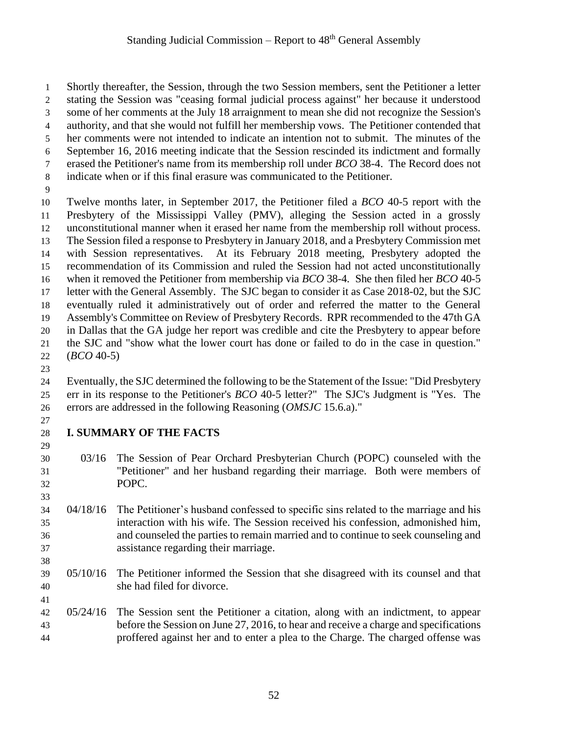Shortly thereafter, the Session, through the two Session members, sent the Petitioner a letter stating the Session was "ceasing formal judicial process against" her because it understood some of her comments at the July 18 arraignment to mean she did not recognize the Session's authority, and that she would not fulfill her membership vows. The Petitioner contended that her comments were not intended to indicate an intention not to submit. The minutes of the September 16, 2016 meeting indicate that the Session rescinded its indictment and formally erased the Petitioner's name from its membership roll under *BCO* 38-4. The Record does not indicate when or if this final erasure was communicated to the Petitioner.

Twelve months later, in September 2017, the Petitioner filed a *BCO* 40-5 report with the Presbytery of the Mississippi Valley (PMV), alleging the Session acted in a grossly unconstitutional manner when it erased her name from the membership roll without process. The Session filed a response to Presbytery in January 2018, and a Presbytery Commission met with Session representatives. At its February 2018 meeting, Presbytery adopted the recommendation of its Commission and ruled the Session had not acted unconstitutionally when it removed the Petitioner from membership via *BCO* 38-4. She then filed her *BCO* 40-5 letter with the General Assembly. The SJC began to consider it as Case 2018-02, but the SJC eventually ruled it administratively out of order and referred the matter to the General Assembly's Committee on Review of Presbytery Records. RPR recommended to the 47th GA in Dallas that the GA judge her report was credible and cite the Presbytery to appear before the SJC and "show what the lower court has done or failed to do in the case in question." (*BCO* 40-5)

Eventually, the SJC determined the following to be the Statement of the Issue: "Did Presbytery err in its response to the Petitioner's *BCO* 40-5 letter?" The SJC's Judgment is "Yes. The errors are addressed in the following Reasoning (*OMSJC* 15.6.a)."

## I. SUMMARY OF THE FACTS

03/16 The Session of Pear Orchard Presbyterian Church (POPC) counseled with the "Petitioner" and her husband regarding their marriage. Both were members of POPC.

04/18/16 The Petitioner's husband confessed to specific sins related to the marriage and his interaction with his wife. The Session received his confession, admonished him, and counseled the parties to remain married and to continue to seek counseling and assistance regarding their marriage.

05/10/16 The Petitioner informed the Session that she disagreed with its counsel and that she had filed for divorce.

05/24/16 The Session sent the Petitioner a citation, along with an indictment, to appear before the Session on June 27, 2016, to hear and receive a charge and specifications proffered against her and to enter a plea to the Charge. The charged offense was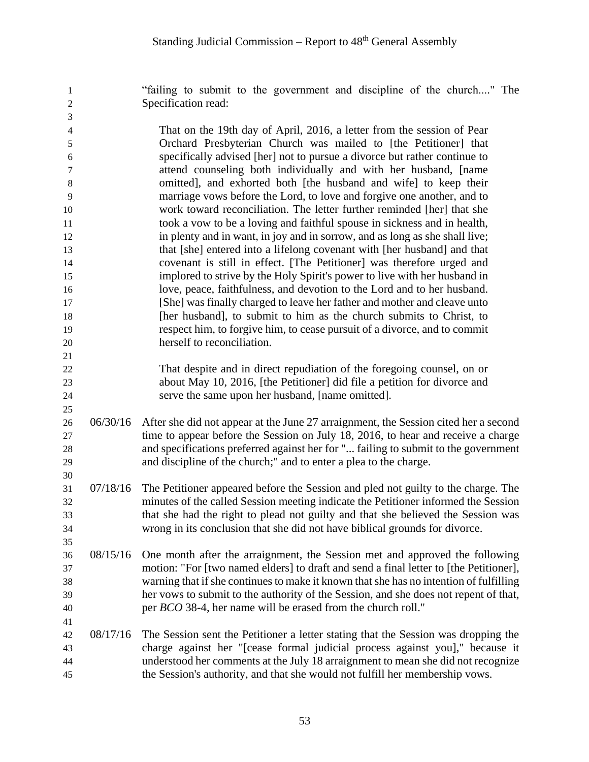"failing to submit to the government and discipline of the church...." The Specification read:

> That on the 19th day of April, 2016, a letter from the session of Pear Orchard Presbyterian Church was mailed to [the Petitioner] that specifically advised [her] not to pursue a divorce but rather continue to attend counseling both individually and with her husband, [name omitted], and exhorted both [the husband and wife] to keep their marriage vows before the Lord, to love and forgive one another, and to work toward reconciliation. The letter further reminded [her] that she took a vow to be a loving and faithful spouse in sickness and in health, in plenty and in want, in joy and in sorrow, and as long as she shall live; that [she] entered into a lifelong covenant with [her husband] and that covenant is still in effect. [The Petitioner] was therefore urged and implored to strive by the Holy Spirit's power to live with her husband in love, peace, faithfulness, and devotion to the Lord and to her husband. [She] was finally charged to leave her father and mother and cleave unto [her husband], to submit to him as the church submits to Christ, to respect him, to forgive him, to cease pursuit of a divorce, and to commit herself to reconciliation.
>
> That despite and in direct repudiation of the foregoing counsel, on or about May 10, 2016, [the Petitioner] did file a petition for divorce and serve the same upon her husband, [name omitted].

06/30/16 After she did not appear at the June 27 arraignment, the Session cited her a second time to appear before the Session on July 18, 2016, to hear and receive a charge and specifications preferred against her for "... failing to submit to the government and discipline of the church;" and to enter a plea to the charge.

07/18/16 The Petitioner appeared before the Session and pled not guilty to the charge. The minutes of the called Session meeting indicate the Petitioner informed the Session that she had the right to plead not guilty and that she believed the Session was wrong in its conclusion that she did not have biblical grounds for divorce.

08/15/16 One month after the arraignment, the Session met and approved the following motion: "For [two named elders] to draft and send a final letter to [the Petitioner], warning that if she continues to make it known that she has no intention of fulfilling her vows to submit to the authority of the Session, and she does not repent of that, per *BCO* 38-4, her name will be erased from the church roll."

08/17/16 The Session sent the Petitioner a letter stating that the Session was dropping the charge against her "[cease formal judicial process against you]," because it understood her comments at the July 18 arraignment to mean she did not recognize the Session's authority, and that she would not fulfill her membership vows.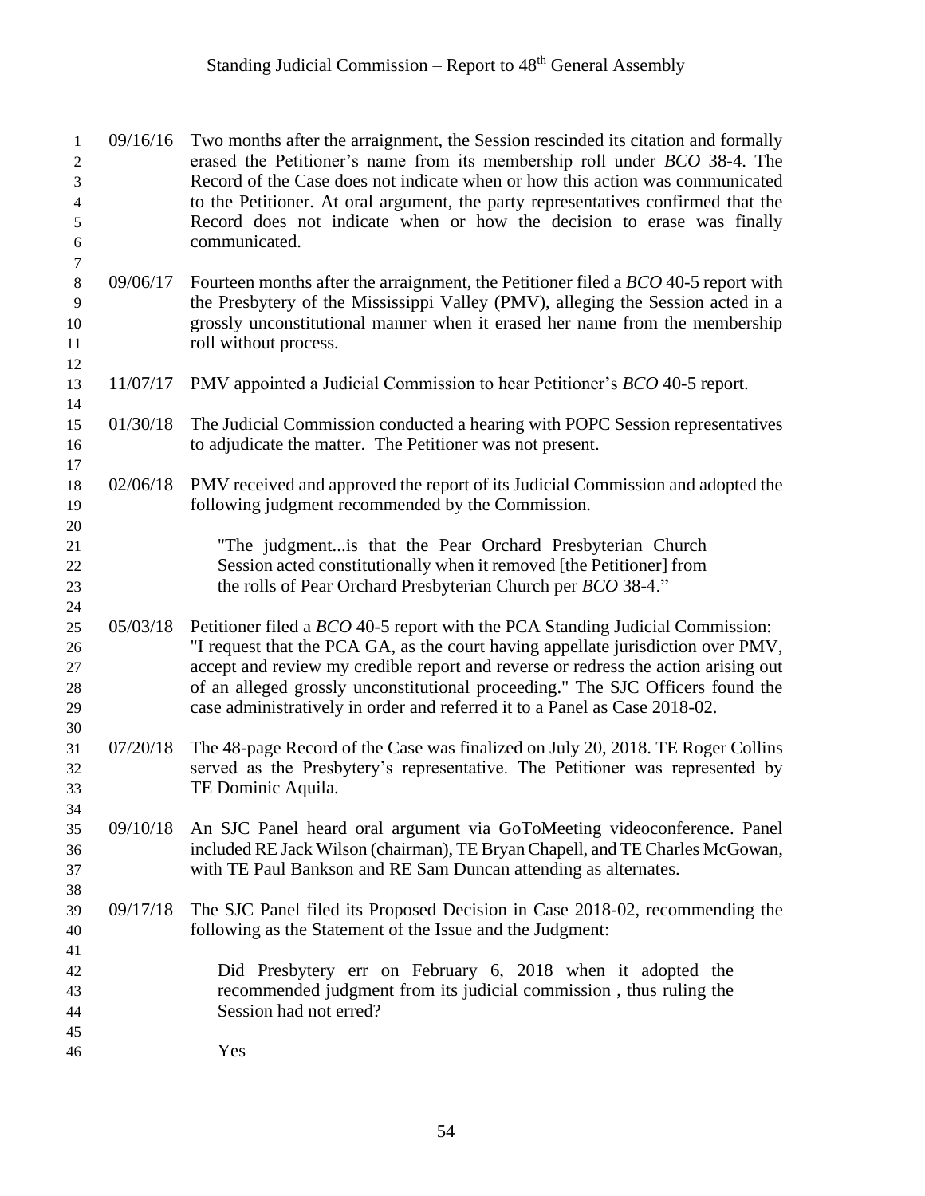09/16/16 Two months after the arraignment, the Session rescinded its citation and formally erased the Petitioner's name from its membership roll under *BCO* 38-4. The Record of the Case does not indicate when or how this action was communicated to the Petitioner. At oral argument, the party representatives confirmed that the Record does not indicate when or how the decision to erase was finally communicated.

09/06/17 Fourteen months after the arraignment, the Petitioner filed a *BCO* 40-5 report with the Presbytery of the Mississippi Valley (PMV), alleging the Session acted in a grossly unconstitutional manner when it erased her name from the membership roll without process.

11/07/17 PMV appointed a Judicial Commission to hear Petitioner's *BCO* 40-5 report.

01/30/18 The Judicial Commission conducted a hearing with POPC Session representatives to adjudicate the matter. The Petitioner was not present.

02/06/18 PMV received and approved the report of its Judicial Commission and adopted the following judgment recommended by the Commission.

> "The judgment...is that the Pear Orchard Presbyterian Church Session acted constitutionally when it removed [the Petitioner] from the rolls of Pear Orchard Presbyterian Church per *BCO* 38-4."

05/03/18 Petitioner filed a *BCO* 40-5 report with the PCA Standing Judicial Commission: "I request that the PCA GA, as the court having appellate jurisdiction over PMV, accept and review my credible report and reverse or redress the action arising out of an alleged grossly unconstitutional proceeding." The SJC Officers found the case administratively in order and referred it to a Panel as Case 2018-02.

07/20/18 The 48-page Record of the Case was finalized on July 20, 2018. TE Roger Collins served as the Presbytery's representative. The Petitioner was represented by TE Dominic Aquila.

09/10/18 An SJC Panel heard oral argument via GoToMeeting videoconference. Panel included RE Jack Wilson (chairman), TE Bryan Chapell, and TE Charles McGowan, with TE Paul Bankson and RE Sam Duncan attending as alternates.

09/17/18 The SJC Panel filed its Proposed Decision in Case 2018-02, recommending the following as the Statement of the Issue and the Judgment:

> Did Presbytery err on February 6, 2018 when it adopted the recommended judgment from its judicial commission , thus ruling the Session had not erred?
>
> Yes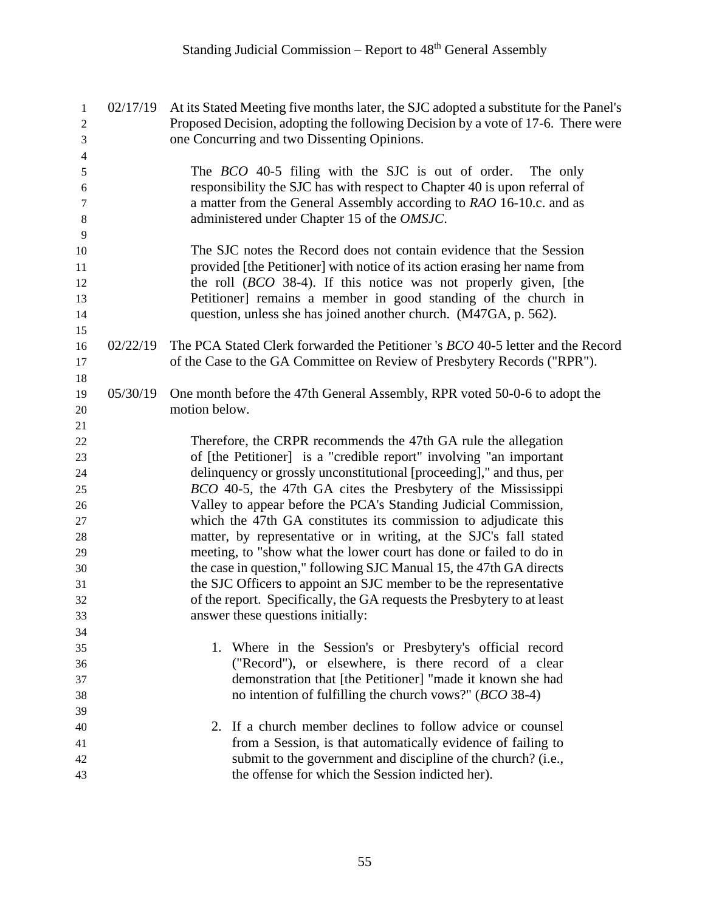02/17/19 At its Stated Meeting five months later, the SJC adopted a substitute for the Panel's Proposed Decision, adopting the following Decision by a vote of 17-6. There were one Concurring and two Dissenting Opinions.

> The *BCO* 40-5 filing with the SJC is out of order. The only responsibility the SJC has with respect to Chapter 40 is upon referral of a matter from the General Assembly according to *RAO* 16-10.c. and as administered under Chapter 15 of the *OMSJC*.
>
> The SJC notes the Record does not contain evidence that the Session provided [the Petitioner] with notice of its action erasing her name from the roll (*BCO* 38-4). If this notice was not properly given, [the Petitioner] remains a member in good standing of the church in question, unless she has joined another church. (M47GA, p. 562).

02/22/19 The PCA Stated Clerk forwarded the Petitioner 's *BCO* 40-5 letter and the Record of the Case to the GA Committee on Review of Presbytery Records ("RPR").

05/30/19 One month before the 47th General Assembly, RPR voted 50-0-6 to adopt the motion below.

> Therefore, the CRPR recommends the 47th GA rule the allegation of [the Petitioner] is a "credible report" involving "an important delinquency or grossly unconstitutional [proceeding]," and thus, per *BCO* 40-5, the 47th GA cites the Presbytery of the Mississippi Valley to appear before the PCA's Standing Judicial Commission, which the 47th GA constitutes its commission to adjudicate this matter, by representative or in writing, at the SJC's fall stated meeting, to "show what the lower court has done or failed to do in the case in question," following SJC Manual 15, the 47th GA directs the SJC Officers to appoint an SJC member to be the representative of the report. Specifically, the GA requests the Presbytery to at least answer these questions initially:
>
> 1. Where in the Session's or Presbytery's official record ("Record"), or elsewhere, is there record of a clear demonstration that [the Petitioner] "made it known she had no intention of fulfilling the church vows?" (*BCO* 38-4)
>
> 2. If a church member declines to follow advice or counsel from a Session, is that automatically evidence of failing to submit to the government and discipline of the church? (i.e., the offense for which the Session indicted her).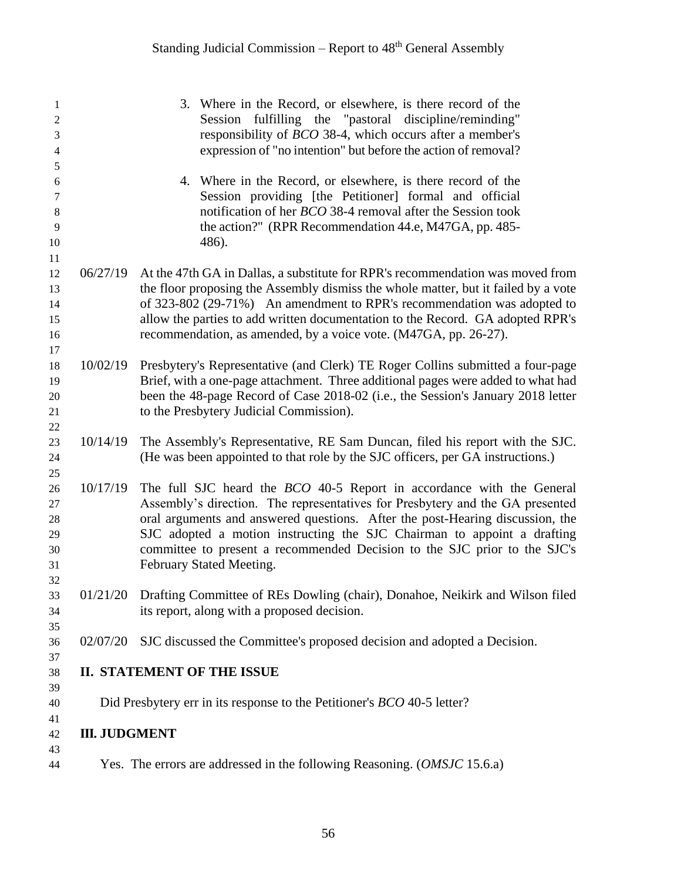3. Where in the Record, or elsewhere, is there record of the Session fulfilling the "pastoral discipline/reminding" responsibility of *BCO* 38-4, which occurs after a member's expression of "no intention" but before the action of removal?

4. Where in the Record, or elsewhere, is there record of the Session providing [the Petitioner] formal and official notification of her *BCO* 38-4 removal after the Session took the action?" (RPR Recommendation 44.e, M47GA, pp. 485-486).

06/27/19 At the 47th GA in Dallas, a substitute for RPR's recommendation was moved from the floor proposing the Assembly dismiss the whole matter, but it failed by a vote of 323-802 (29-71%) An amendment to RPR's recommendation was adopted to allow the parties to add written documentation to the Record. GA adopted RPR's recommendation, as amended, by a voice vote. (M47GA, pp. 26-27).

10/02/19 Presbytery's Representative (and Clerk) TE Roger Collins submitted a four-page Brief, with a one-page attachment. Three additional pages were added to what had been the 48-page Record of Case 2018-02 (i.e., the Session's January 2018 letter to the Presbytery Judicial Commission).

10/14/19 The Assembly's Representative, RE Sam Duncan, filed his report with the SJC. (He was been appointed to that role by the SJC officers, per GA instructions.)

10/17/19 The full SJC heard the *BCO* 40-5 Report in accordance with the General Assembly's direction. The representatives for Presbytery and the GA presented oral arguments and answered questions. After the post-Hearing discussion, the SJC adopted a motion instructing the SJC Chairman to appoint a drafting committee to present a recommended Decision to the SJC prior to the SJC's February Stated Meeting.

01/21/20 Drafting Committee of REs Dowling (chair), Donahoe, Neikirk and Wilson filed its report, along with a proposed decision.

02/07/20 SJC discussed the Committee's proposed decision and adopted a Decision.

## II. STATEMENT OF THE ISSUE

Did Presbytery err in its response to the Petitioner's *BCO* 40-5 letter?

## III. JUDGMENT

Yes. The errors are addressed in the following Reasoning. (*OMSJC* 15.6.a)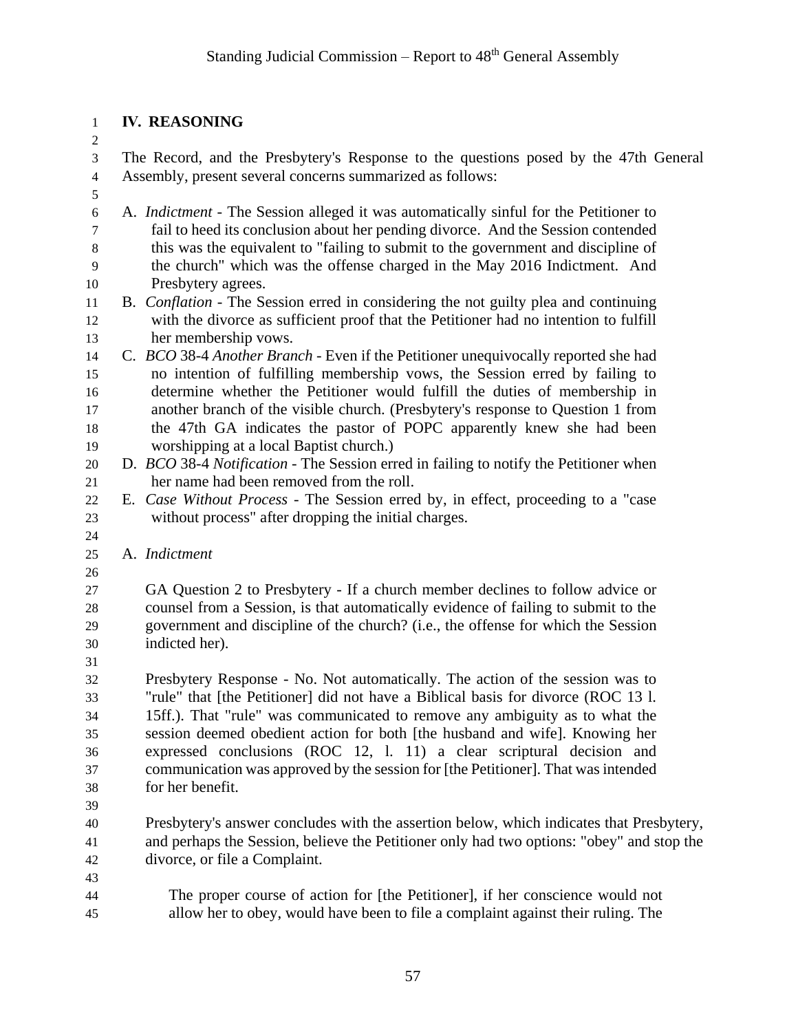## IV. REASONING

The Record, and the Presbytery's Response to the questions posed by the 47th General Assembly, present several concerns summarized as follows:

A. *Indictment* - The Session alleged it was automatically sinful for the Petitioner to fail to heed its conclusion about her pending divorce. And the Session contended this was the equivalent to "failing to submit to the government and discipline of the church" which was the offense charged in the May 2016 Indictment. And Presbytery agrees.

B. *Conflation* - The Session erred in considering the not guilty plea and continuing with the divorce as sufficient proof that the Petitioner had no intention to fulfill her membership vows.

C. *BCO* 38-4 *Another Branch* - Even if the Petitioner unequivocally reported she had no intention of fulfilling membership vows, the Session erred by failing to determine whether the Petitioner would fulfill the duties of membership in another branch of the visible church. (Presbytery's response to Question 1 from the 47th GA indicates the pastor of POPC apparently knew she had been worshipping at a local Baptist church.)

D. *BCO* 38-4 *Notification* - The Session erred in failing to notify the Petitioner when her name had been removed from the roll.

E. *Case Without Process* - The Session erred by, in effect, proceeding to a "case without process" after dropping the initial charges.

A. *Indictment*

GA Question 2 to Presbytery - If a church member declines to follow advice or counsel from a Session, is that automatically evidence of failing to submit to the government and discipline of the church? (i.e., the offense for which the Session indicted her).

Presbytery Response - No. Not automatically. The action of the session was to "rule" that [the Petitioner] did not have a Biblical basis for divorce (ROC 13 l. 15ff.). That "rule" was communicated to remove any ambiguity as to what the session deemed obedient action for both [the husband and wife]. Knowing her expressed conclusions (ROC 12, l. 11) a clear scriptural decision and communication was approved by the session for [the Petitioner]. That was intended for her benefit.

Presbytery's answer concludes with the assertion below, which indicates that Presbytery, and perhaps the Session, believe the Petitioner only had two options: "obey" and stop the divorce, or file a Complaint.

> The proper course of action for [the Petitioner], if her conscience would not allow her to obey, would have been to file a complaint against their ruling. The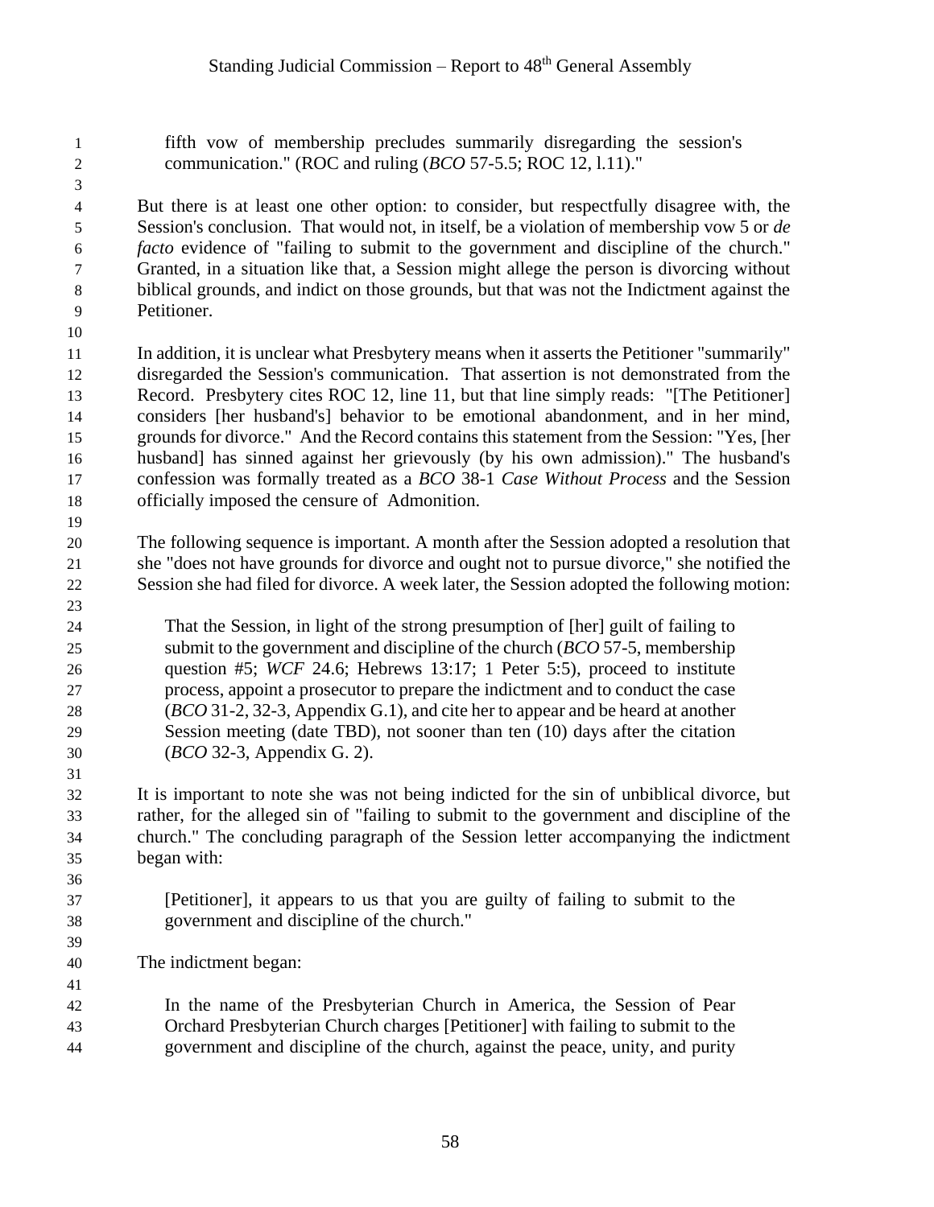fifth vow of membership precludes summarily disregarding the session's communication." (ROC and ruling (*BCO* 57-5.5; ROC 12, l.11)."

But there is at least one other option: to consider, but respectfully disagree with, the Session's conclusion. That would not, in itself, be a violation of membership vow 5 or *de facto* evidence of "failing to submit to the government and discipline of the church." Granted, in a situation like that, a Session might allege the person is divorcing without biblical grounds, and indict on those grounds, but that was not the Indictment against the Petitioner.

In addition, it is unclear what Presbytery means when it asserts the Petitioner "summarily" disregarded the Session's communication. That assertion is not demonstrated from the Record. Presbytery cites ROC 12, line 11, but that line simply reads: "[The Petitioner] considers [her husband's] behavior to be emotional abandonment, and in her mind, grounds for divorce." And the Record contains this statement from the Session: "Yes, [her husband] has sinned against her grievously (by his own admission)." The husband's confession was formally treated as a *BCO* 38-1 *Case Without Process* and the Session officially imposed the censure of Admonition.

The following sequence is important. A month after the Session adopted a resolution that she "does not have grounds for divorce and ought not to pursue divorce," she notified the Session she had filed for divorce. A week later, the Session adopted the following motion:

> That the Session, in light of the strong presumption of [her] guilt of failing to submit to the government and discipline of the church (*BCO* 57-5, membership question #5; *WCF* 24.6; Hebrews 13:17; 1 Peter 5:5), proceed to institute process, appoint a prosecutor to prepare the indictment and to conduct the case (*BCO* 31-2, 32-3, Appendix G.1), and cite her to appear and be heard at another Session meeting (date TBD), not sooner than ten (10) days after the citation (*BCO* 32-3, Appendix G. 2).

It is important to note she was not being indicted for the sin of unbiblical divorce, but rather, for the alleged sin of "failing to submit to the government and discipline of the church." The concluding paragraph of the Session letter accompanying the indictment began with:

> [Petitioner], it appears to us that you are guilty of failing to submit to the government and discipline of the church."

The indictment began:

> In the name of the Presbyterian Church in America, the Session of Pear Orchard Presbyterian Church charges [Petitioner] with failing to submit to the government and discipline of the church, against the peace, unity, and purity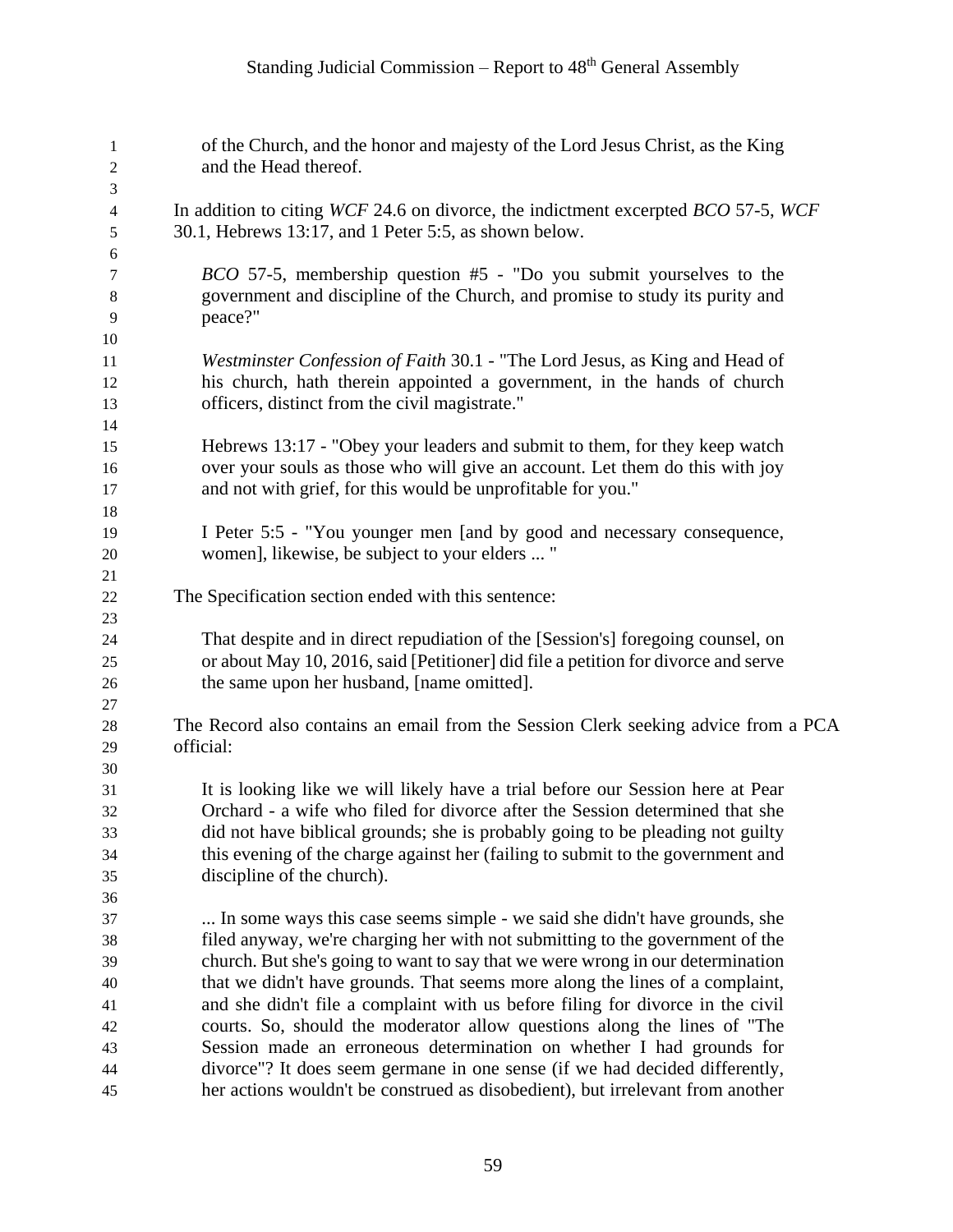> of the Church, and the honor and majesty of the Lord Jesus Christ, as the King and the Head thereof.

In addition to citing *WCF* 24.6 on divorce, the indictment excerpted *BCO* 57-5, *WCF* 30.1, Hebrews 13:17, and 1 Peter 5:5, as shown below.

> *BCO* 57-5, membership question #5 - "Do you submit yourselves to the government and discipline of the Church, and promise to study its purity and peace?"
>
> *Westminster Confession of Faith* 30.1 - "The Lord Jesus, as King and Head of his church, hath therein appointed a government, in the hands of church officers, distinct from the civil magistrate."
>
> Hebrews 13:17 - "Obey your leaders and submit to them, for they keep watch over your souls as those who will give an account. Let them do this with joy and not with grief, for this would be unprofitable for you."
>
> I Peter 5:5 - "You younger men [and by good and necessary consequence, women], likewise, be subject to your elders ... "

The Specification section ended with this sentence:

> That despite and in direct repudiation of the [Session's] foregoing counsel, on or about May 10, 2016, said [Petitioner] did file a petition for divorce and serve the same upon her husband, [name omitted].

The Record also contains an email from the Session Clerk seeking advice from a PCA official:

> It is looking like we will likely have a trial before our Session here at Pear Orchard - a wife who filed for divorce after the Session determined that she did not have biblical grounds; she is probably going to be pleading not guilty this evening of the charge against her (failing to submit to the government and discipline of the church).
>
> ... In some ways this case seems simple - we said she didn't have grounds, she filed anyway, we're charging her with not submitting to the government of the church. But she's going to want to say that we were wrong in our determination that we didn't have grounds. That seems more along the lines of a complaint, and she didn't file a complaint with us before filing for divorce in the civil courts. So, should the moderator allow questions along the lines of "The Session made an erroneous determination on whether I had grounds for divorce"? It does seem germane in one sense (if we had decided differently, her actions wouldn't be construed as disobedient), but irrelevant from another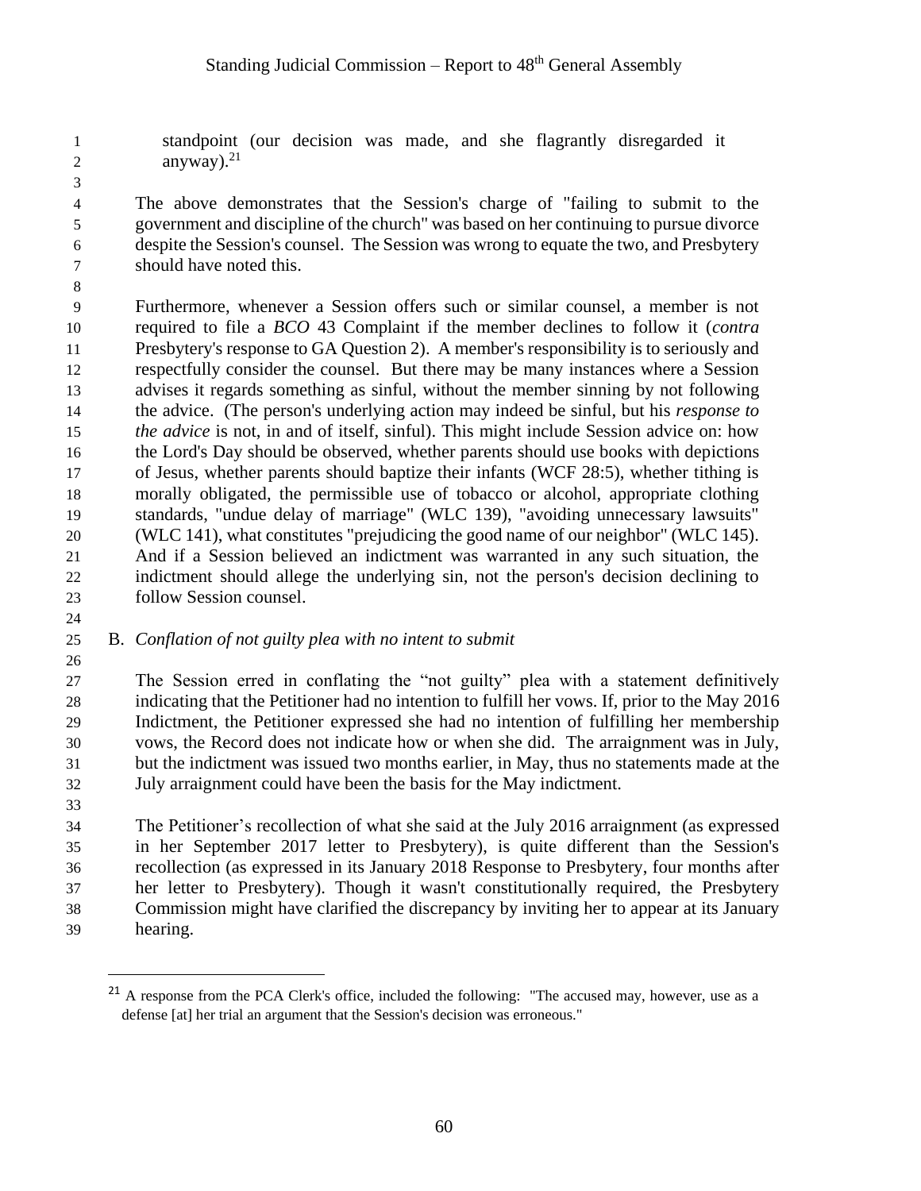standpoint (our decision was made, and she flagrantly disregarded it anyway).[21]

The above demonstrates that the Session's charge of "failing to submit to the government and discipline of the church" was based on her continuing to pursue divorce despite the Session's counsel. The Session was wrong to equate the two, and Presbytery should have noted this.

Furthermore, whenever a Session offers such or similar counsel, a member is not required to file a *BCO* 43 Complaint if the member declines to follow it (*contra* Presbytery's response to GA Question 2). A member's responsibility is to seriously and respectfully consider the counsel. But there may be many instances where a Session advises it regards something as sinful, without the member sinning by not following the advice. (The person's underlying action may indeed be sinful, but his *response to the advice* is not, in and of itself, sinful). This might include Session advice on: how the Lord's Day should be observed, whether parents should use books with depictions of Jesus, whether parents should baptize their infants (WCF 28:5), whether tithing is morally obligated, the permissible use of tobacco or alcohol, appropriate clothing standards, "undue delay of marriage" (WLC 139), "avoiding unnecessary lawsuits" (WLC 141), what constitutes "prejudicing the good name of our neighbor" (WLC 145). And if a Session believed an indictment was warranted in any such situation, the indictment should allege the underlying sin, not the person's decision declining to follow Session counsel.

B. *Conflation of not guilty plea with no intent to submit*

The Session erred in conflating the "not guilty" plea with a statement definitively indicating that the Petitioner had no intention to fulfill her vows. If, prior to the May 2016 Indictment, the Petitioner expressed she had no intention of fulfilling her membership vows, the Record does not indicate how or when she did. The arraignment was in July, but the indictment was issued two months earlier, in May, thus no statements made at the July arraignment could have been the basis for the May indictment.

The Petitioner's recollection of what she said at the July 2016 arraignment (as expressed in her September 2017 letter to Presbytery), is quite different than the Session's recollection (as expressed in its January 2018 Response to Presbytery, four months after her letter to Presbytery). Though it wasn't constitutionally required, the Presbytery Commission might have clarified the discrepancy by inviting her to appear at its January hearing.

[21] A response from the PCA Clerk's office, included the following: "The accused may, however, use as a defense [at] her trial an argument that the Session's decision was erroneous."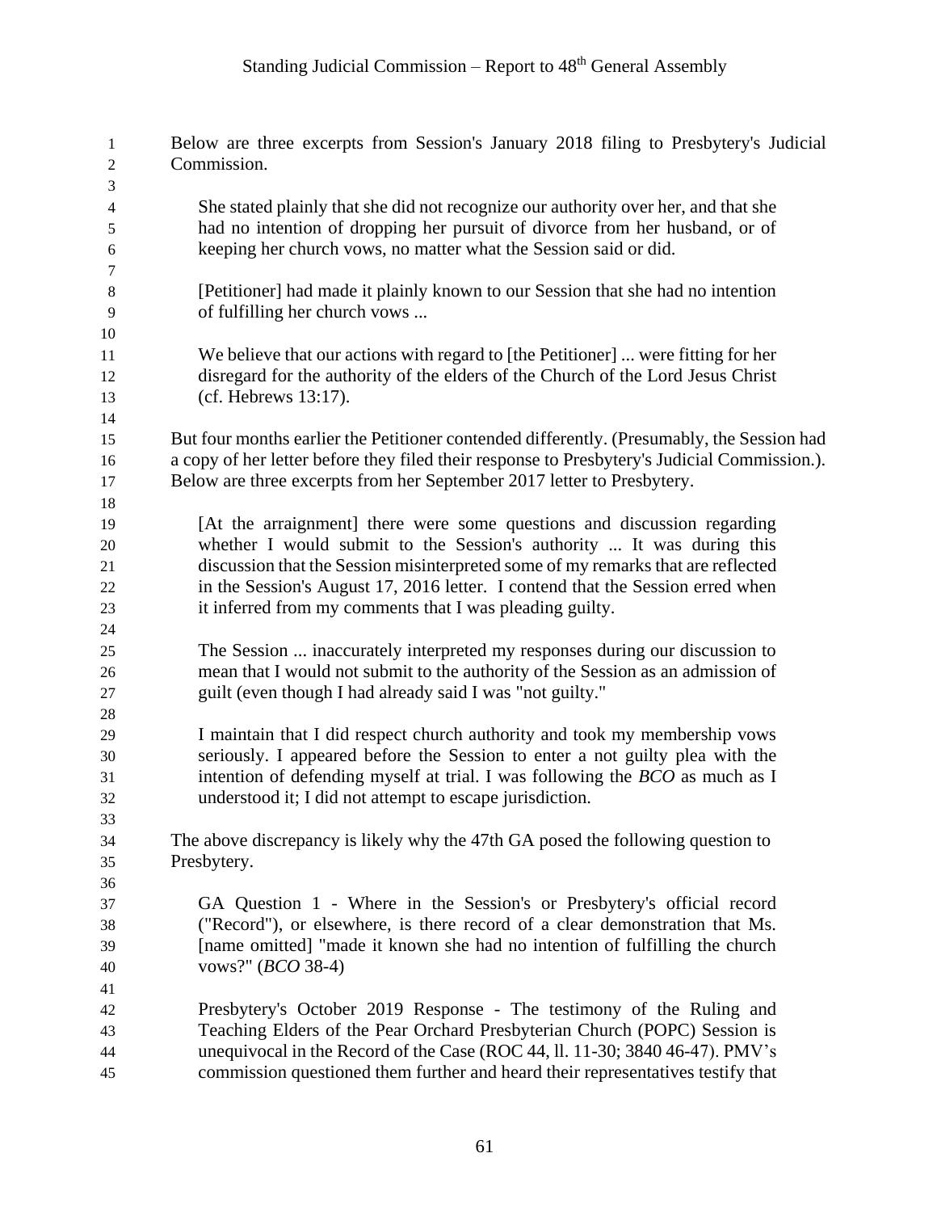Below are three excerpts from Session's January 2018 filing to Presbytery's Judicial Commission.

> She stated plainly that she did not recognize our authority over her, and that she had no intention of dropping her pursuit of divorce from her husband, or of keeping her church vows, no matter what the Session said or did.
>
> [Petitioner] had made it plainly known to our Session that she had no intention of fulfilling her church vows ...
>
> We believe that our actions with regard to [the Petitioner] ... were fitting for her disregard for the authority of the elders of the Church of the Lord Jesus Christ (cf. Hebrews 13:17).

But four months earlier the Petitioner contended differently. (Presumably, the Session had a copy of her letter before they filed their response to Presbytery's Judicial Commission.). Below are three excerpts from her September 2017 letter to Presbytery.

> [At the arraignment] there were some questions and discussion regarding whether I would submit to the Session's authority ... It was during this discussion that the Session misinterpreted some of my remarks that are reflected in the Session's August 17, 2016 letter. I contend that the Session erred when it inferred from my comments that I was pleading guilty.
>
> The Session ... inaccurately interpreted my responses during our discussion to mean that I would not submit to the authority of the Session as an admission of guilt (even though I had already said I was "not guilty."
>
> I maintain that I did respect church authority and took my membership vows seriously. I appeared before the Session to enter a not guilty plea with the intention of defending myself at trial. I was following the *BCO* as much as I understood it; I did not attempt to escape jurisdiction.

The above discrepancy is likely why the 47th GA posed the following question to Presbytery.

> GA Question 1 - Where in the Session's or Presbytery's official record ("Record"), or elsewhere, is there record of a clear demonstration that Ms. [name omitted] "made it known she had no intention of fulfilling the church vows?" (*BCO* 38-4)
>
> Presbytery's October 2019 Response - The testimony of the Ruling and Teaching Elders of the Pear Orchard Presbyterian Church (POPC) Session is unequivocal in the Record of the Case (ROC 44, ll. 11-30; 3840 46-47). PMV's commission questioned them further and heard their representatives testify that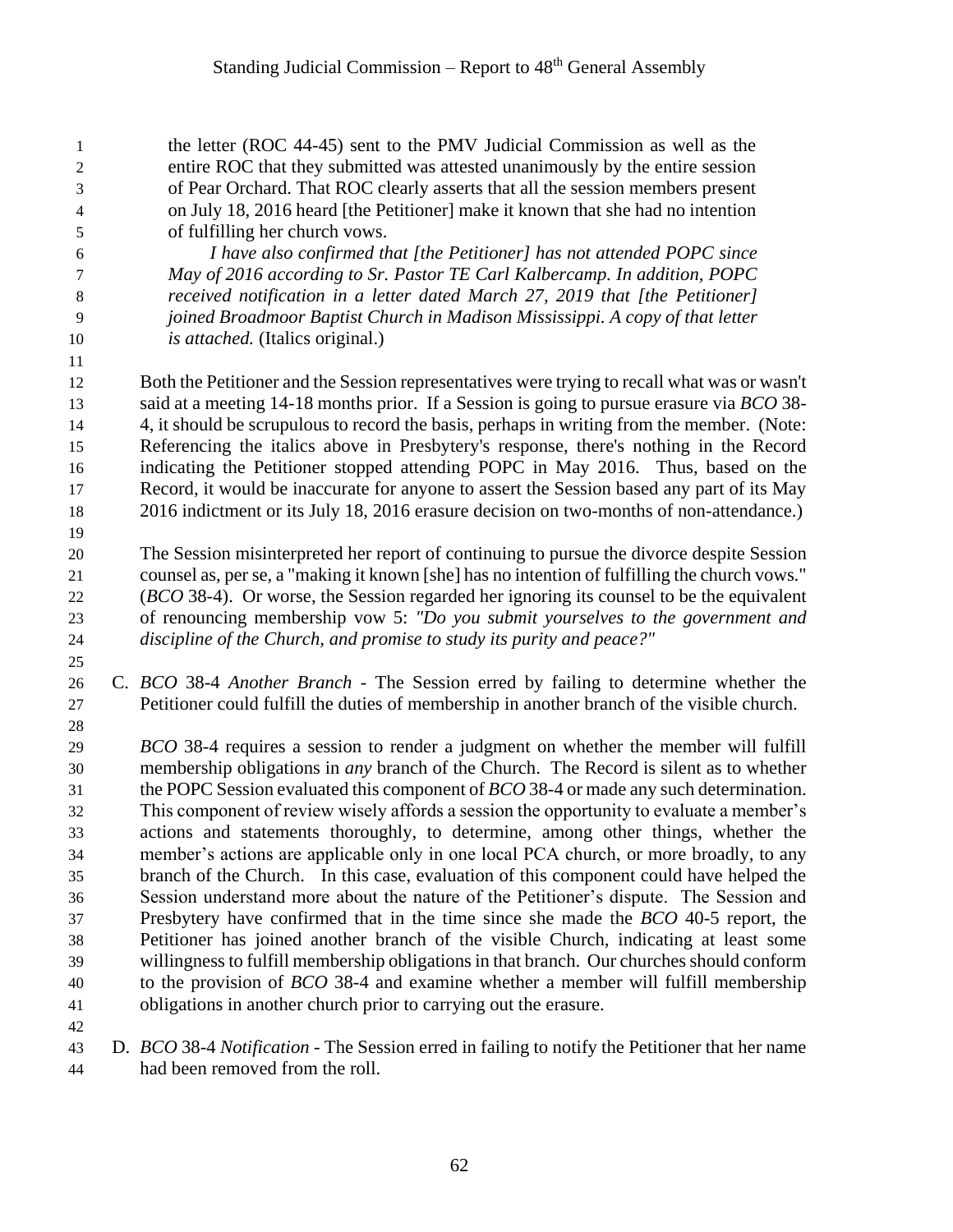the letter (ROC 44-45) sent to the PMV Judicial Commission as well as the entire ROC that they submitted was attested unanimously by the entire session of Pear Orchard. That ROC clearly asserts that all the session members present on July 18, 2016 heard [the Petitioner] make it known that she had no intention of fulfilling her church vows.

> *I have also confirmed that [the Petitioner] has not attended POPC since May of 2016 according to Sr. Pastor TE Carl Kalbercamp. In addition, POPC received notification in a letter dated March 27, 2019 that [the Petitioner] joined Broadmoor Baptist Church in Madison Mississippi. A copy of that letter is attached.* (Italics original.)

Both the Petitioner and the Session representatives were trying to recall what was or wasn't said at a meeting 14-18 months prior. If a Session is going to pursue erasure via *BCO* 38-4, it should be scrupulous to record the basis, perhaps in writing from the member. (Note: Referencing the italics above in Presbytery's response, there's nothing in the Record indicating the Petitioner stopped attending POPC in May 2016. Thus, based on the Record, it would be inaccurate for anyone to assert the Session based any part of its May 2016 indictment or its July 18, 2016 erasure decision on two-months of non-attendance.)

The Session misinterpreted her report of continuing to pursue the divorce despite Session counsel as, per se, a "making it known [she] has no intention of fulfilling the church vows." (*BCO* 38-4). Or worse, the Session regarded her ignoring its counsel to be the equivalent of renouncing membership vow 5: *"Do you submit yourselves to the government and discipline of the Church, and promise to study its purity and peace?"*

C. *BCO* 38-4 *Another Branch* - The Session erred by failing to determine whether the Petitioner could fulfill the duties of membership in another branch of the visible church.

*BCO* 38-4 requires a session to render a judgment on whether the member will fulfill membership obligations in *any* branch of the Church. The Record is silent as to whether the POPC Session evaluated this component of *BCO* 38-4 or made any such determination. This component of review wisely affords a session the opportunity to evaluate a member's actions and statements thoroughly, to determine, among other things, whether the member's actions are applicable only in one local PCA church, or more broadly, to any branch of the Church. In this case, evaluation of this component could have helped the Session understand more about the nature of the Petitioner's dispute. The Session and Presbytery have confirmed that in the time since she made the *BCO* 40-5 report, the Petitioner has joined another branch of the visible Church, indicating at least some willingness to fulfill membership obligations in that branch. Our churches should conform to the provision of *BCO* 38-4 and examine whether a member will fulfill membership obligations in another church prior to carrying out the erasure.

D. *BCO* 38-4 *Notification* - The Session erred in failing to notify the Petitioner that her name had been removed from the roll.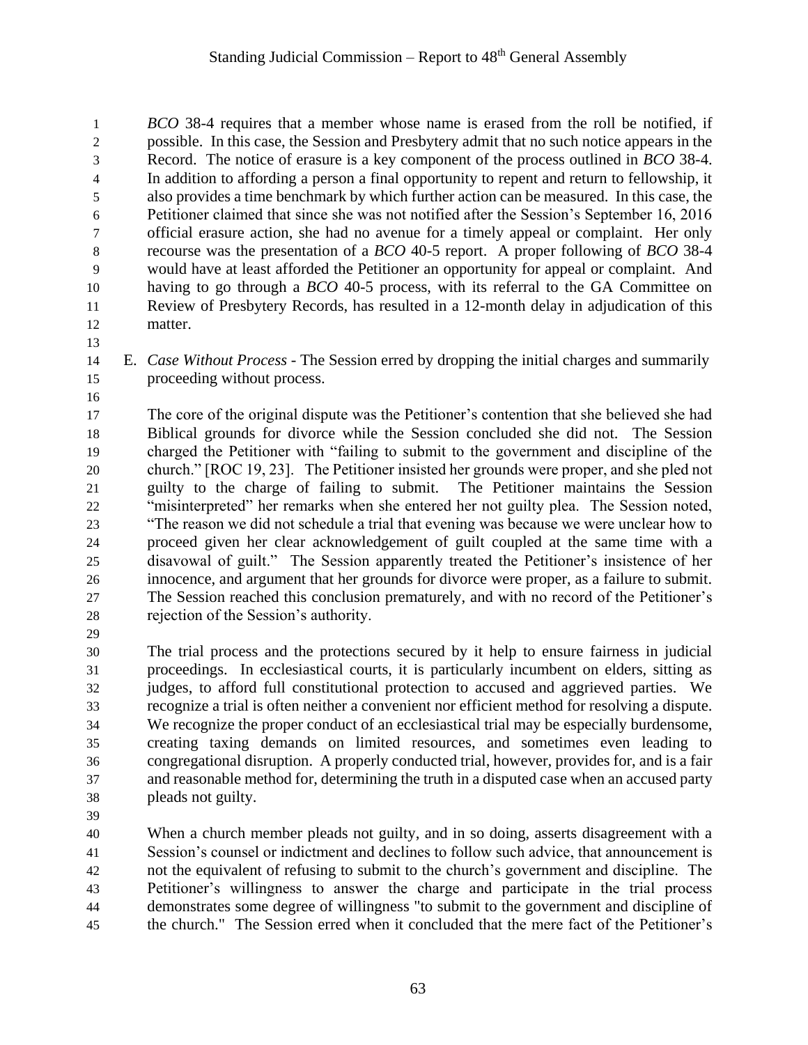*BCO* 38-4 requires that a member whose name is erased from the roll be notified, if possible. In this case, the Session and Presbytery admit that no such notice appears in the Record. The notice of erasure is a key component of the process outlined in *BCO* 38-4. In addition to affording a person a final opportunity to repent and return to fellowship, it also provides a time benchmark by which further action can be measured. In this case, the Petitioner claimed that since she was not notified after the Session's September 16, 2016 official erasure action, she had no avenue for a timely appeal or complaint. Her only recourse was the presentation of a *BCO* 40-5 report. A proper following of *BCO* 38-4 would have at least afforded the Petitioner an opportunity for appeal or complaint. And having to go through a *BCO* 40-5 process, with its referral to the GA Committee on Review of Presbytery Records, has resulted in a 12-month delay in adjudication of this matter.

E. *Case Without Process* - The Session erred by dropping the initial charges and summarily proceeding without process.

The core of the original dispute was the Petitioner's contention that she believed she had Biblical grounds for divorce while the Session concluded she did not. The Session charged the Petitioner with "failing to submit to the government and discipline of the church." [ROC 19, 23]. The Petitioner insisted her grounds were proper, and she pled not guilty to the charge of failing to submit. The Petitioner maintains the Session "misinterpreted" her remarks when she entered her not guilty plea. The Session noted, "The reason we did not schedule a trial that evening was because we were unclear how to proceed given her clear acknowledgement of guilt coupled at the same time with a disavowal of guilt." The Session apparently treated the Petitioner's insistence of her innocence, and argument that her grounds for divorce were proper, as a failure to submit. The Session reached this conclusion prematurely, and with no record of the Petitioner's rejection of the Session's authority.

The trial process and the protections secured by it help to ensure fairness in judicial proceedings. In ecclesiastical courts, it is particularly incumbent on elders, sitting as judges, to afford full constitutional protection to accused and aggrieved parties. We recognize a trial is often neither a convenient nor efficient method for resolving a dispute. We recognize the proper conduct of an ecclesiastical trial may be especially burdensome, creating taxing demands on limited resources, and sometimes even leading to congregational disruption. A properly conducted trial, however, provides for, and is a fair and reasonable method for, determining the truth in a disputed case when an accused party pleads not guilty.

When a church member pleads not guilty, and in so doing, asserts disagreement with a Session's counsel or indictment and declines to follow such advice, that announcement is not the equivalent of refusing to submit to the church's government and discipline. The Petitioner's willingness to answer the charge and participate in the trial process demonstrates some degree of willingness "to submit to the government and discipline of the church." The Session erred when it concluded that the mere fact of the Petitioner's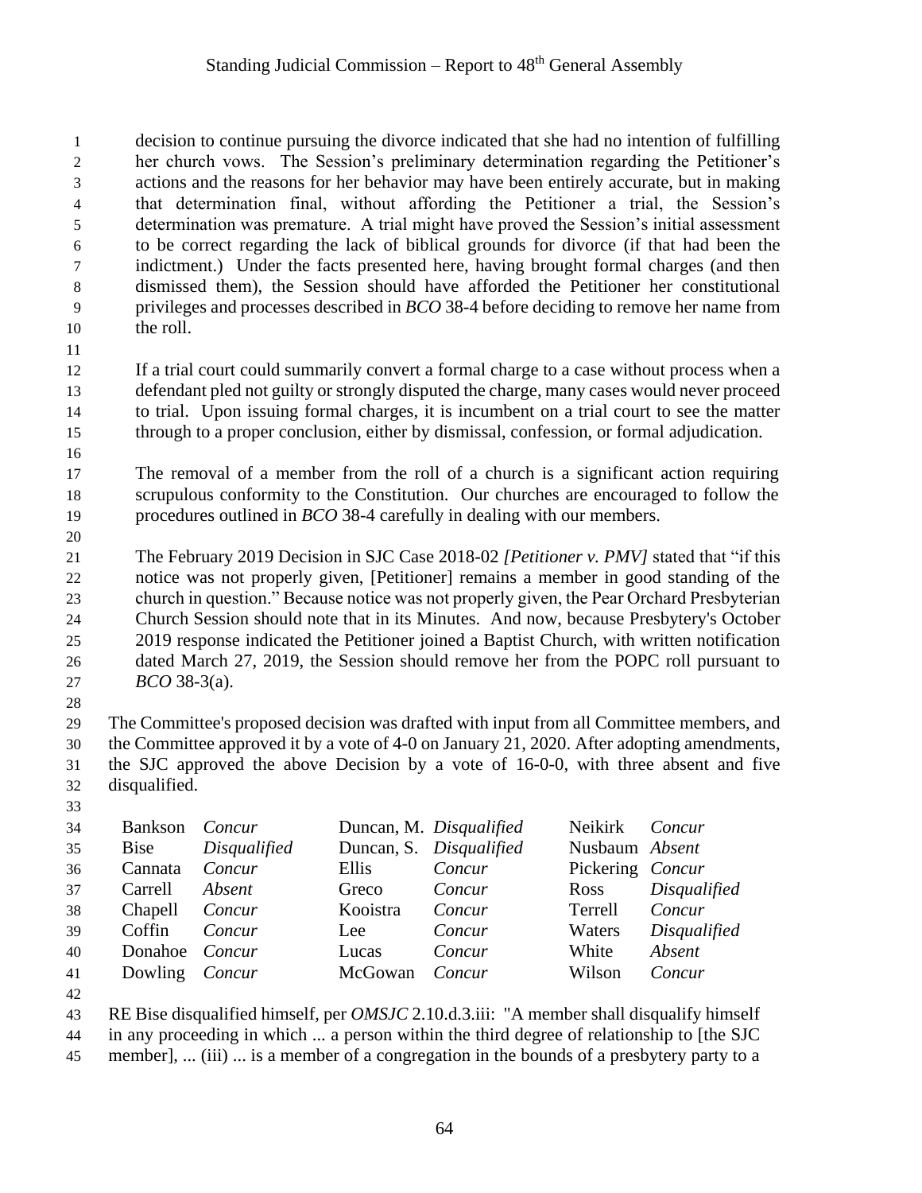decision to continue pursuing the divorce indicated that she had no intention of fulfilling her church vows. The Session's preliminary determination regarding the Petitioner's actions and the reasons for her behavior may have been entirely accurate, but in making that determination final, without affording the Petitioner a trial, the Session's determination was premature. A trial might have proved the Session's initial assessment to be correct regarding the lack of biblical grounds for divorce (if that had been the indictment.) Under the facts presented here, having brought formal charges (and then dismissed them), the Session should have afforded the Petitioner her constitutional privileges and processes described in *BCO* 38-4 before deciding to remove her name from the roll.

If a trial court could summarily convert a formal charge to a case without process when a defendant pled not guilty or strongly disputed the charge, many cases would never proceed to trial. Upon issuing formal charges, it is incumbent on a trial court to see the matter through to a proper conclusion, either by dismissal, confession, or formal adjudication.

The removal of a member from the roll of a church is a significant action requiring scrupulous conformity to the Constitution. Our churches are encouraged to follow the procedures outlined in *BCO* 38-4 carefully in dealing with our members.

The February 2019 Decision in SJC Case 2018-02 *[Petitioner v. PMV]* stated that "if this notice was not properly given, [Petitioner] remains a member in good standing of the church in question." Because notice was not properly given, the Pear Orchard Presbyterian Church Session should note that in its Minutes. And now, because Presbytery's October 2019 response indicated the Petitioner joined a Baptist Church, with written notification dated March 27, 2019, the Session should remove her from the POPC roll pursuant to *BCO* 38-3(a).

The Committee's proposed decision was drafted with input from all Committee members, and the Committee approved it by a vote of 4-0 on January 21, 2020. After adopting amendments, the SJC approved the above Decision by a vote of 16-0-0, with three absent and five disqualified.

| | | | | | |
|---|---|---|---|---|---|
| Bankson | *Concur* | Duncan, M. | *Disqualified* | Neikirk | *Concur* |
| Bise | *Disqualified* | Duncan, S. | *Disqualified* | Nusbaum | *Absent* |
| Cannata | *Concur* | Ellis | *Concur* | Pickering | *Concur* |
| Carrell | *Absent* | Greco | *Concur* | Ross | *Disqualified* |
| Chapell | *Concur* | Kooistra | *Concur* | Terrell | *Concur* |
| Coffin | *Concur* | Lee | *Concur* | Waters | *Disqualified* |
| Donahoe | *Concur* | Lucas | *Concur* | White | *Absent* |
| Dowling | *Concur* | McGowan | *Concur* | Wilson | *Concur* |

RE Bise disqualified himself, per *OMSJC* 2.10.d.3.iii: "A member shall disqualify himself in any proceeding in which ... a person within the third degree of relationship to [the SJC member], ... (iii) ... is a member of a congregation in the bounds of a presbytery party to a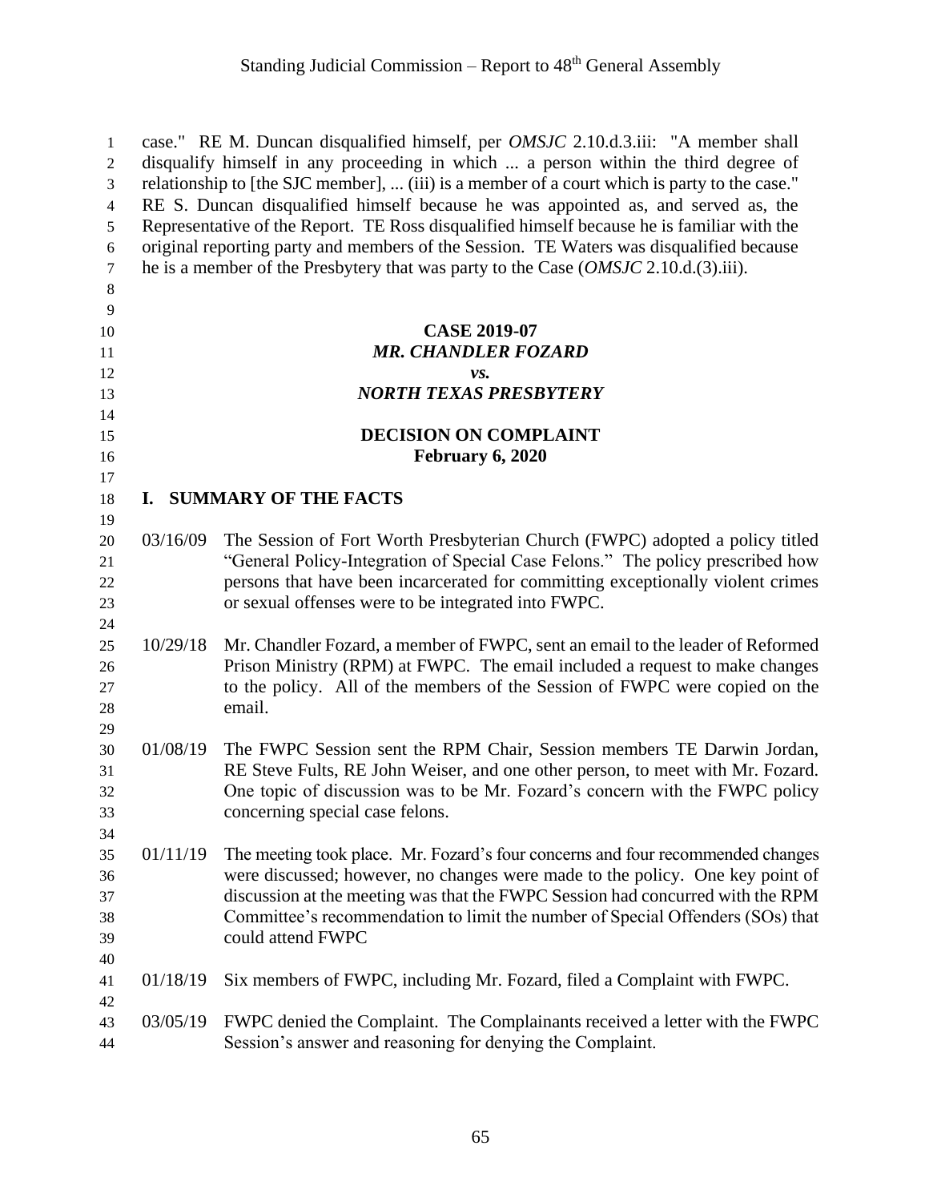case." RE M. Duncan disqualified himself, per *OMSJC* 2.10.d.3.iii: "A member shall disqualify himself in any proceeding in which ... a person within the third degree of relationship to [the SJC member], ... (iii) is a member of a court which is party to the case." RE S. Duncan disqualified himself because he was appointed as, and served as, the Representative of the Report. TE Ross disqualified himself because he is familiar with the original reporting party and members of the Session. TE Waters was disqualified because he is a member of the Presbytery that was party to the Case (*OMSJC* 2.10.d.(3).iii).

**CASE 2019-07**
***MR. CHANDLER FOZARD***
***vs.***
***NORTH TEXAS PRESBYTERY***

**DECISION ON COMPLAINT**
**February 6, 2020**

## I. SUMMARY OF THE FACTS

03/16/09 The Session of Fort Worth Presbyterian Church (FWPC) adopted a policy titled "General Policy-Integration of Special Case Felons." The policy prescribed how persons that have been incarcerated for committing exceptionally violent crimes or sexual offenses were to be integrated into FWPC.

10/29/18 Mr. Chandler Fozard, a member of FWPC, sent an email to the leader of Reformed Prison Ministry (RPM) at FWPC. The email included a request to make changes to the policy. All of the members of the Session of FWPC were copied on the email.

01/08/19 The FWPC Session sent the RPM Chair, Session members TE Darwin Jordan, RE Steve Fults, RE John Weiser, and one other person, to meet with Mr. Fozard. One topic of discussion was to be Mr. Fozard's concern with the FWPC policy concerning special case felons.

01/11/19 The meeting took place. Mr. Fozard's four concerns and four recommended changes were discussed; however, no changes were made to the policy. One key point of discussion at the meeting was that the FWPC Session had concurred with the RPM Committee's recommendation to limit the number of Special Offenders (SOs) that could attend FWPC

01/18/19 Six members of FWPC, including Mr. Fozard, filed a Complaint with FWPC.

03/05/19 FWPC denied the Complaint. The Complainants received a letter with the FWPC Session's answer and reasoning for denying the Complaint.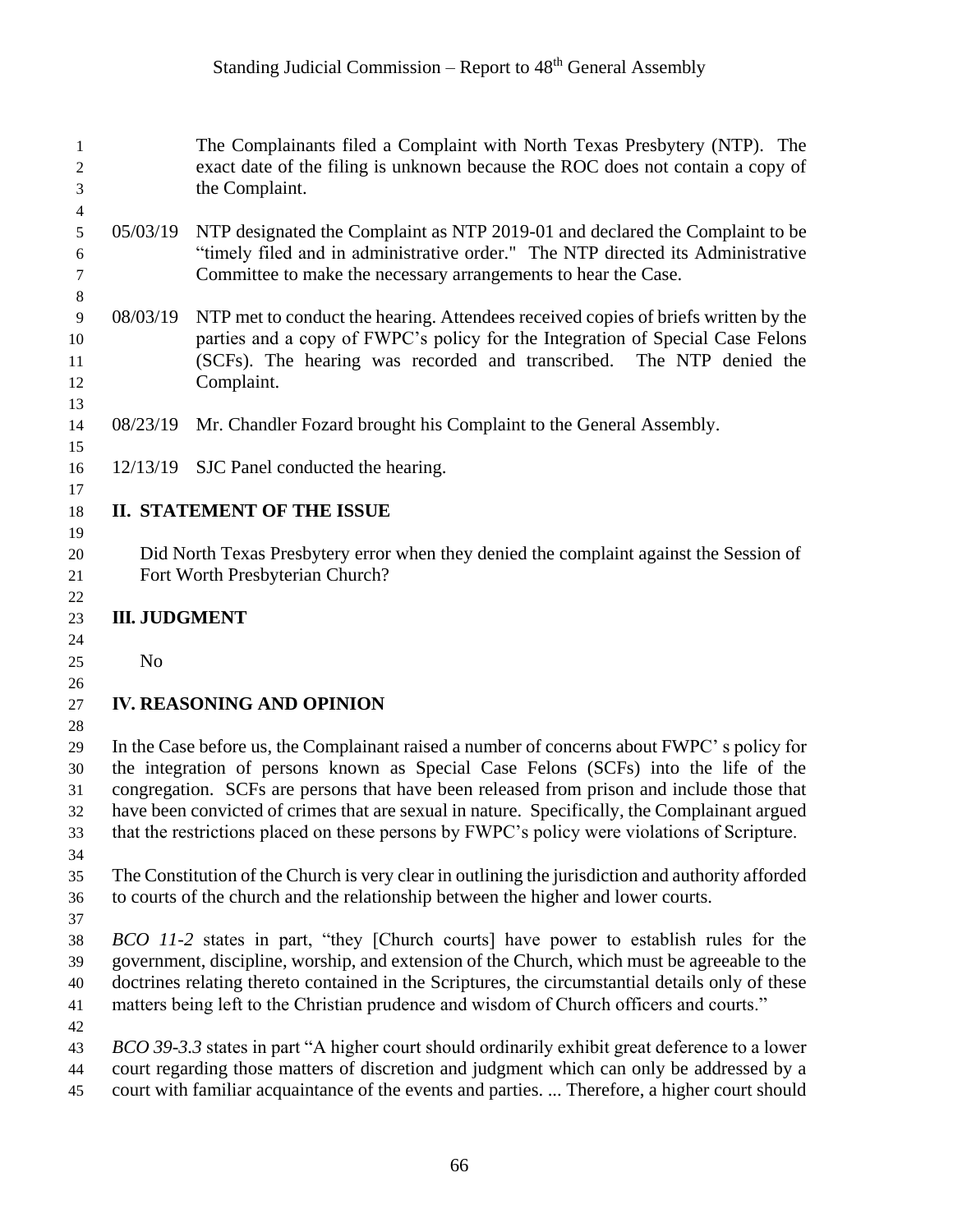The Complainants filed a Complaint with North Texas Presbytery (NTP). The exact date of the filing is unknown because the ROC does not contain a copy of the Complaint.

05/03/19 NTP designated the Complaint as NTP 2019-01 and declared the Complaint to be "timely filed and in administrative order." The NTP directed its Administrative Committee to make the necessary arrangements to hear the Case.

08/03/19 NTP met to conduct the hearing. Attendees received copies of briefs written by the parties and a copy of FWPC's policy for the Integration of Special Case Felons (SCFs). The hearing was recorded and transcribed. The NTP denied the Complaint.

08/23/19 Mr. Chandler Fozard brought his Complaint to the General Assembly.

12/13/19 SJC Panel conducted the hearing.

## II. STATEMENT OF THE ISSUE

Did North Texas Presbytery error when they denied the complaint against the Session of Fort Worth Presbyterian Church?

## III. JUDGMENT

No

## IV. REASONING AND OPINION

In the Case before us, the Complainant raised a number of concerns about FWPC' s policy for the integration of persons known as Special Case Felons (SCFs) into the life of the congregation. SCFs are persons that have been released from prison and include those that have been convicted of crimes that are sexual in nature. Specifically, the Complainant argued that the restrictions placed on these persons by FWPC's policy were violations of Scripture.

The Constitution of the Church is very clear in outlining the jurisdiction and authority afforded to courts of the church and the relationship between the higher and lower courts.

*BCO 11-2* states in part, "they [Church courts] have power to establish rules for the government, discipline, worship, and extension of the Church, which must be agreeable to the doctrines relating thereto contained in the Scriptures, the circumstantial details only of these matters being left to the Christian prudence and wisdom of Church officers and courts."

*BCO 39-3.3* states in part "A higher court should ordinarily exhibit great deference to a lower court regarding those matters of discretion and judgment which can only be addressed by a court with familiar acquaintance of the events and parties. ... Therefore, a higher court should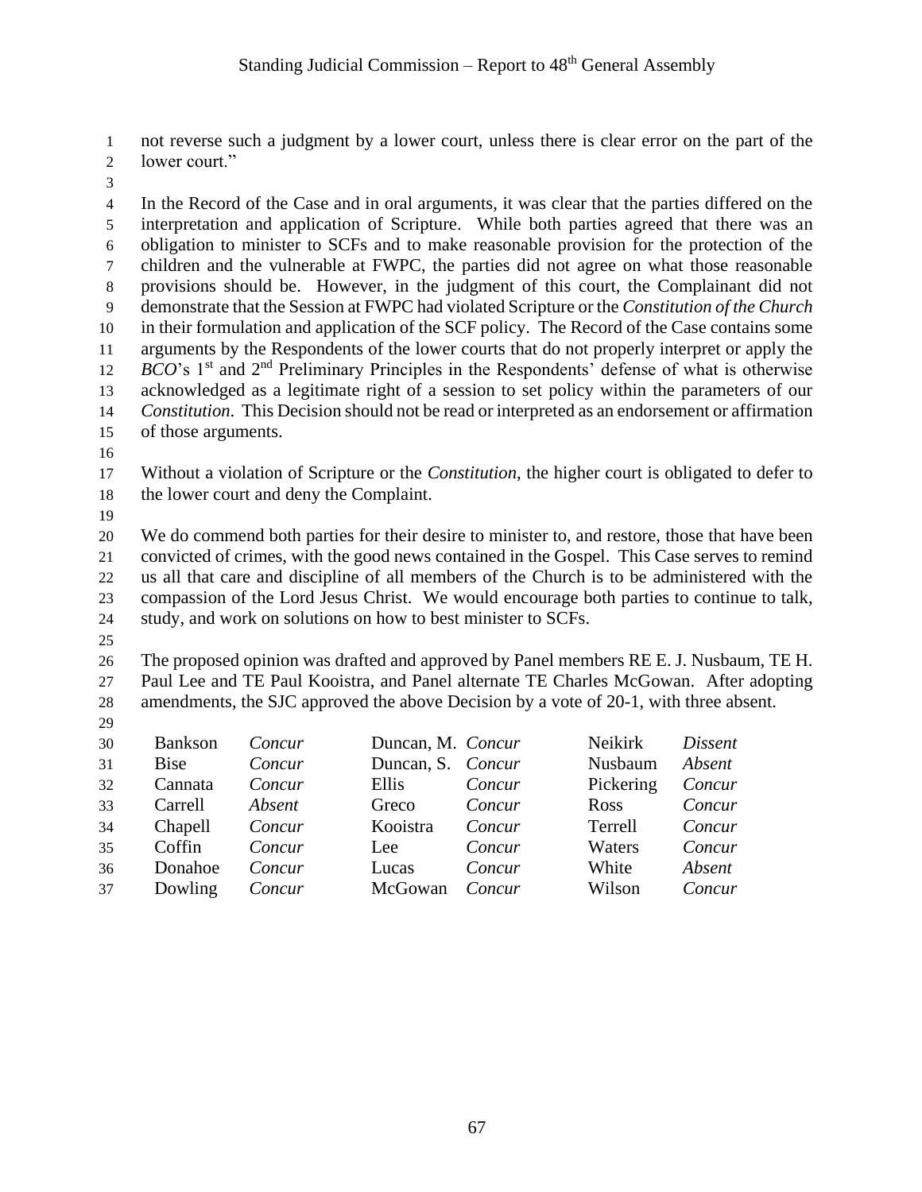not reverse such a judgment by a lower court, unless there is clear error on the part of the lower court."

In the Record of the Case and in oral arguments, it was clear that the parties differed on the interpretation and application of Scripture. While both parties agreed that there was an obligation to minister to SCFs and to make reasonable provision for the protection of the children and the vulnerable at FWPC, the parties did not agree on what those reasonable provisions should be. However, in the judgment of this court, the Complainant did not demonstrate that the Session at FWPC had violated Scripture or the *Constitution of the Church* in their formulation and application of the SCF policy. The Record of the Case contains some arguments by the Respondents of the lower courts that do not properly interpret or apply the *BCO*'s 1st and 2nd Preliminary Principles in the Respondents' defense of what is otherwise acknowledged as a legitimate right of a session to set policy within the parameters of our *Constitution*. This Decision should not be read or interpreted as an endorsement or affirmation of those arguments.

Without a violation of Scripture or the *Constitution*, the higher court is obligated to defer to the lower court and deny the Complaint.

We do commend both parties for their desire to minister to, and restore, those that have been convicted of crimes, with the good news contained in the Gospel. This Case serves to remind us all that care and discipline of all members of the Church is to be administered with the compassion of the Lord Jesus Christ. We would encourage both parties to continue to talk, study, and work on solutions on how to best minister to SCFs.

The proposed opinion was drafted and approved by Panel members RE E. J. Nusbaum, TE H. Paul Lee and TE Paul Kooistra, and Panel alternate TE Charles McGowan. After adopting amendments, the SJC approved the above Decision by a vote of 20-1, with three absent.

| | | | | | |
|---|---|---|---|---|---|
| Bankson | *Concur* | Duncan, M. | *Concur* | Neikirk | *Dissent* |
| Bise | *Concur* | Duncan, S. | *Concur* | Nusbaum | *Absent* |
| Cannata | *Concur* | Ellis | *Concur* | Pickering | *Concur* |
| Carrell | *Absent* | Greco | *Concur* | Ross | *Concur* |
| Chapell | *Concur* | Kooistra | *Concur* | Terrell | *Concur* |
| Coffin | *Concur* | Lee | *Concur* | Waters | *Concur* |
| Donahoe | *Concur* | Lucas | *Concur* | White | *Absent* |
| Dowling | *Concur* | McGowan | *Concur* | Wilson | *Concur* |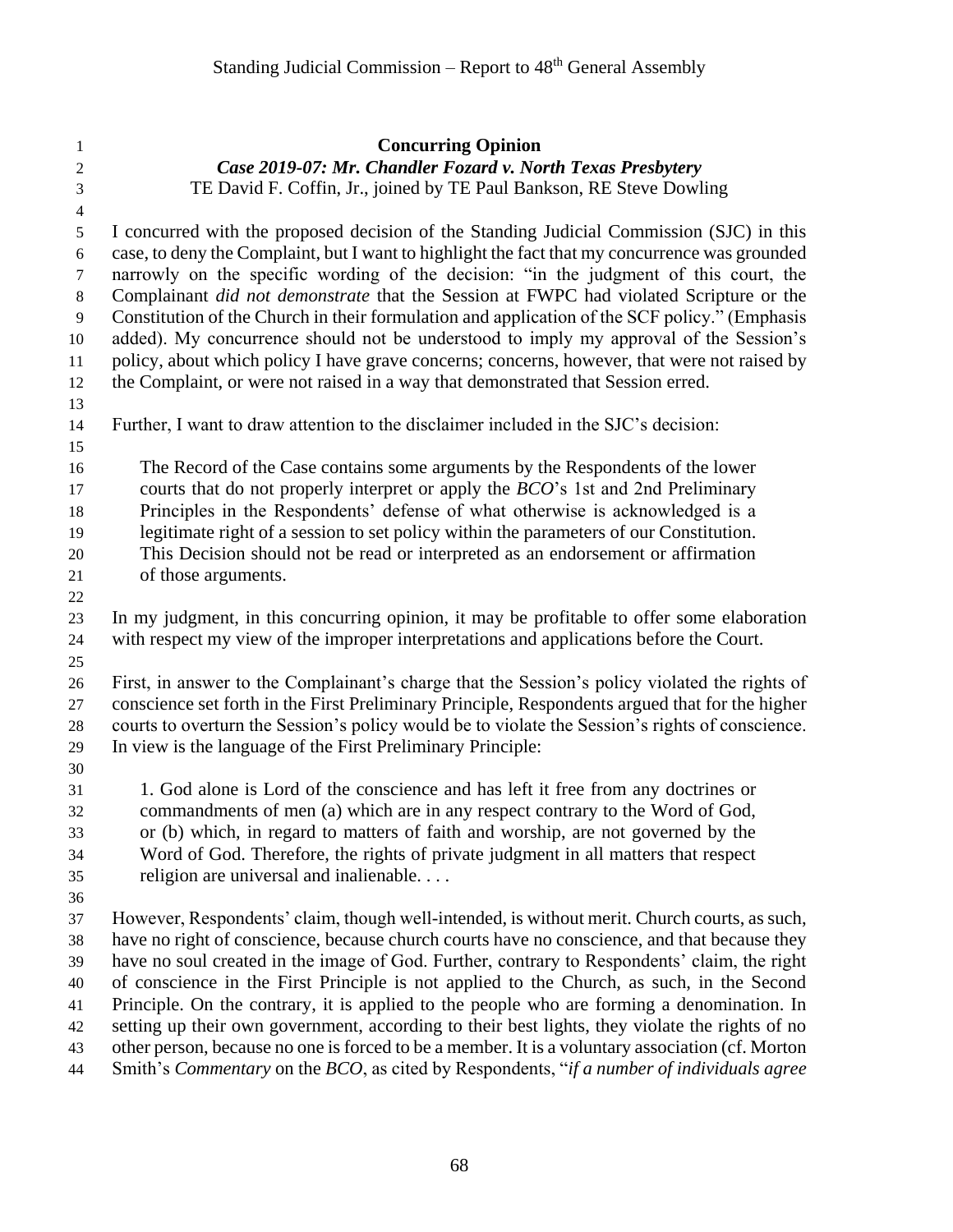**Concurring Opinion**

***Case 2019-07: Mr. Chandler Fozard v. North Texas Presbytery***

TE David F. Coffin, Jr., joined by TE Paul Bankson, RE Steve Dowling

I concurred with the proposed decision of the Standing Judicial Commission (SJC) in this case, to deny the Complaint, but I want to highlight the fact that my concurrence was grounded narrowly on the specific wording of the decision: "in the judgment of this court, the Complainant *did not demonstrate* that the Session at FWPC had violated Scripture or the Constitution of the Church in their formulation and application of the SCF policy." (Emphasis added). My concurrence should not be understood to imply my approval of the Session's policy, about which policy I have grave concerns; concerns, however, that were not raised by the Complaint, or were not raised in a way that demonstrated that Session erred.

Further, I want to draw attention to the disclaimer included in the SJC's decision:

> The Record of the Case contains some arguments by the Respondents of the lower courts that do not properly interpret or apply the *BCO*'s 1st and 2nd Preliminary Principles in the Respondents' defense of what otherwise is acknowledged is a legitimate right of a session to set policy within the parameters of our Constitution. This Decision should not be read or interpreted as an endorsement or affirmation of those arguments.

In my judgment, in this concurring opinion, it may be profitable to offer some elaboration with respect my view of the improper interpretations and applications before the Court.

First, in answer to the Complainant's charge that the Session's policy violated the rights of conscience set forth in the First Preliminary Principle, Respondents argued that for the higher courts to overturn the Session's policy would be to violate the Session's rights of conscience. In view is the language of the First Preliminary Principle:

> 1. God alone is Lord of the conscience and has left it free from any doctrines or commandments of men (a) which are in any respect contrary to the Word of God, or (b) which, in regard to matters of faith and worship, are not governed by the Word of God. Therefore, the rights of private judgment in all matters that respect religion are universal and inalienable. . . .

However, Respondents' claim, though well-intended, is without merit. Church courts, as such, have no right of conscience, because church courts have no conscience, and that because they have no soul created in the image of God. Further, contrary to Respondents' claim, the right of conscience in the First Principle is not applied to the Church, as such, in the Second Principle. On the contrary, it is applied to the people who are forming a denomination. In setting up their own government, according to their best lights, they violate the rights of no other person, because no one is forced to be a member. It is a voluntary association (cf. Morton Smith's *Commentary* on the *BCO*, as cited by Respondents, "*if a number of individuals agree*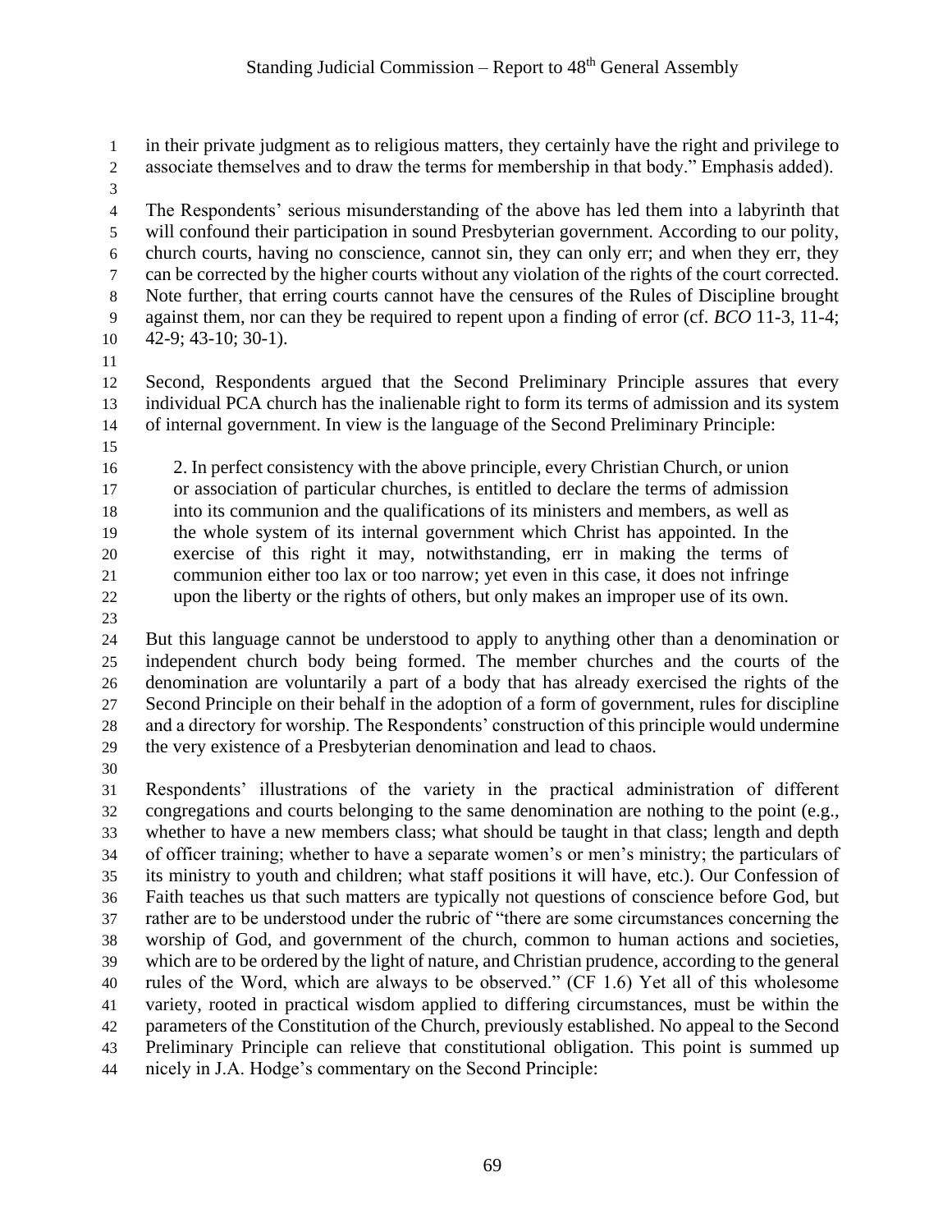in their private judgment as to religious matters, they certainly have the right and privilege to associate themselves and to draw the terms for membership in that body." Emphasis added).

The Respondents' serious misunderstanding of the above has led them into a labyrinth that will confound their participation in sound Presbyterian government. According to our polity, church courts, having no conscience, cannot sin, they can only err; and when they err, they can be corrected by the higher courts without any violation of the rights of the court corrected. Note further, that erring courts cannot have the censures of the Rules of Discipline brought against them, nor can they be required to repent upon a finding of error (cf. *BCO* 11-3, 11-4; 42-9; 43-10; 30-1).

Second, Respondents argued that the Second Preliminary Principle assures that every individual PCA church has the inalienable right to form its terms of admission and its system of internal government. In view is the language of the Second Preliminary Principle:

> 2. In perfect consistency with the above principle, every Christian Church, or union or association of particular churches, is entitled to declare the terms of admission into its communion and the qualifications of its ministers and members, as well as the whole system of its internal government which Christ has appointed. In the exercise of this right it may, notwithstanding, err in making the terms of communion either too lax or too narrow; yet even in this case, it does not infringe upon the liberty or the rights of others, but only makes an improper use of its own.

But this language cannot be understood to apply to anything other than a denomination or independent church body being formed. The member churches and the courts of the denomination are voluntarily a part of a body that has already exercised the rights of the Second Principle on their behalf in the adoption of a form of government, rules for discipline and a directory for worship. The Respondents' construction of this principle would undermine the very existence of a Presbyterian denomination and lead to chaos.

Respondents' illustrations of the variety in the practical administration of different congregations and courts belonging to the same denomination are nothing to the point (e.g., whether to have a new members class; what should be taught in that class; length and depth of officer training; whether to have a separate women's or men's ministry; the particulars of its ministry to youth and children; what staff positions it will have, etc.). Our Confession of Faith teaches us that such matters are typically not questions of conscience before God, but rather are to be understood under the rubric of "there are some circumstances concerning the worship of God, and government of the church, common to human actions and societies, which are to be ordered by the light of nature, and Christian prudence, according to the general rules of the Word, which are always to be observed." (CF 1.6) Yet all of this wholesome variety, rooted in practical wisdom applied to differing circumstances, must be within the parameters of the Constitution of the Church, previously established. No appeal to the Second Preliminary Principle can relieve that constitutional obligation. This point is summed up nicely in J.A. Hodge's commentary on the Second Principle: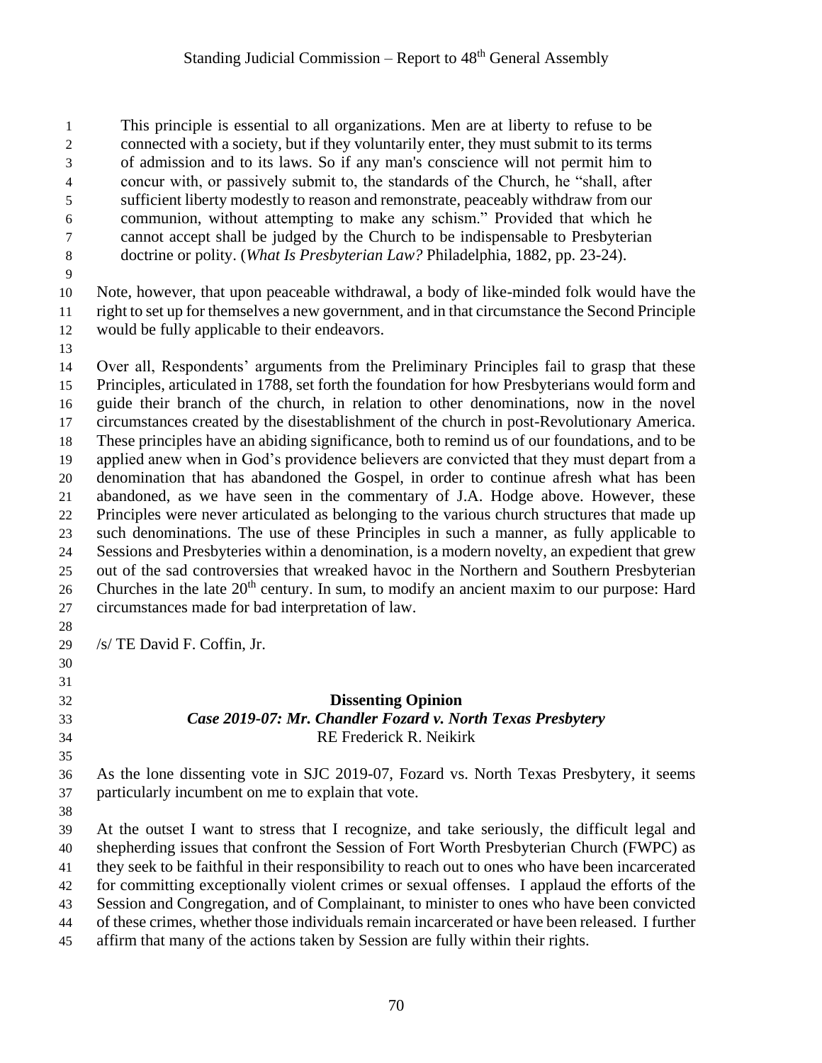> This principle is essential to all organizations. Men are at liberty to refuse to be connected with a society, but if they voluntarily enter, they must submit to its terms of admission and to its laws. So if any man's conscience will not permit him to concur with, or passively submit to, the standards of the Church, he "shall, after sufficient liberty modestly to reason and remonstrate, peaceably withdraw from our communion, without attempting to make any schism." Provided that which he cannot accept shall be judged by the Church to be indispensable to Presbyterian doctrine or polity. (*What Is Presbyterian Law?* Philadelphia, 1882, pp. 23-24).

Note, however, that upon peaceable withdrawal, a body of like-minded folk would have the right to set up for themselves a new government, and in that circumstance the Second Principle would be fully applicable to their endeavors.

Over all, Respondents' arguments from the Preliminary Principles fail to grasp that these Principles, articulated in 1788, set forth the foundation for how Presbyterians would form and guide their branch of the church, in relation to other denominations, now in the novel circumstances created by the disestablishment of the church in post-Revolutionary America. These principles have an abiding significance, both to remind us of our foundations, and to be applied anew when in God's providence believers are convicted that they must depart from a denomination that has abandoned the Gospel, in order to continue afresh what has been abandoned, as we have seen in the commentary of J.A. Hodge above. However, these Principles were never articulated as belonging to the various church structures that made up such denominations. The use of these Principles in such a manner, as fully applicable to Sessions and Presbyteries within a denomination, is a modern novelty, an expedient that grew out of the sad controversies that wreaked havoc in the Northern and Southern Presbyterian Churches in the late 20th century. In sum, to modify an ancient maxim to our purpose: Hard circumstances made for bad interpretation of law.

/s/ TE David F. Coffin, Jr.

## Dissenting Opinion

### *Case 2019-07: Mr. Chandler Fozard v. North Texas Presbytery*

RE Frederick R. Neikirk

As the lone dissenting vote in SJC 2019-07, Fozard vs. North Texas Presbytery, it seems particularly incumbent on me to explain that vote.

At the outset I want to stress that I recognize, and take seriously, the difficult legal and shepherding issues that confront the Session of Fort Worth Presbyterian Church (FWPC) as they seek to be faithful in their responsibility to reach out to ones who have been incarcerated for committing exceptionally violent crimes or sexual offenses. I applaud the efforts of the Session and Congregation, and of Complainant, to minister to ones who have been convicted of these crimes, whether those individuals remain incarcerated or have been released. I further affirm that many of the actions taken by Session are fully within their rights.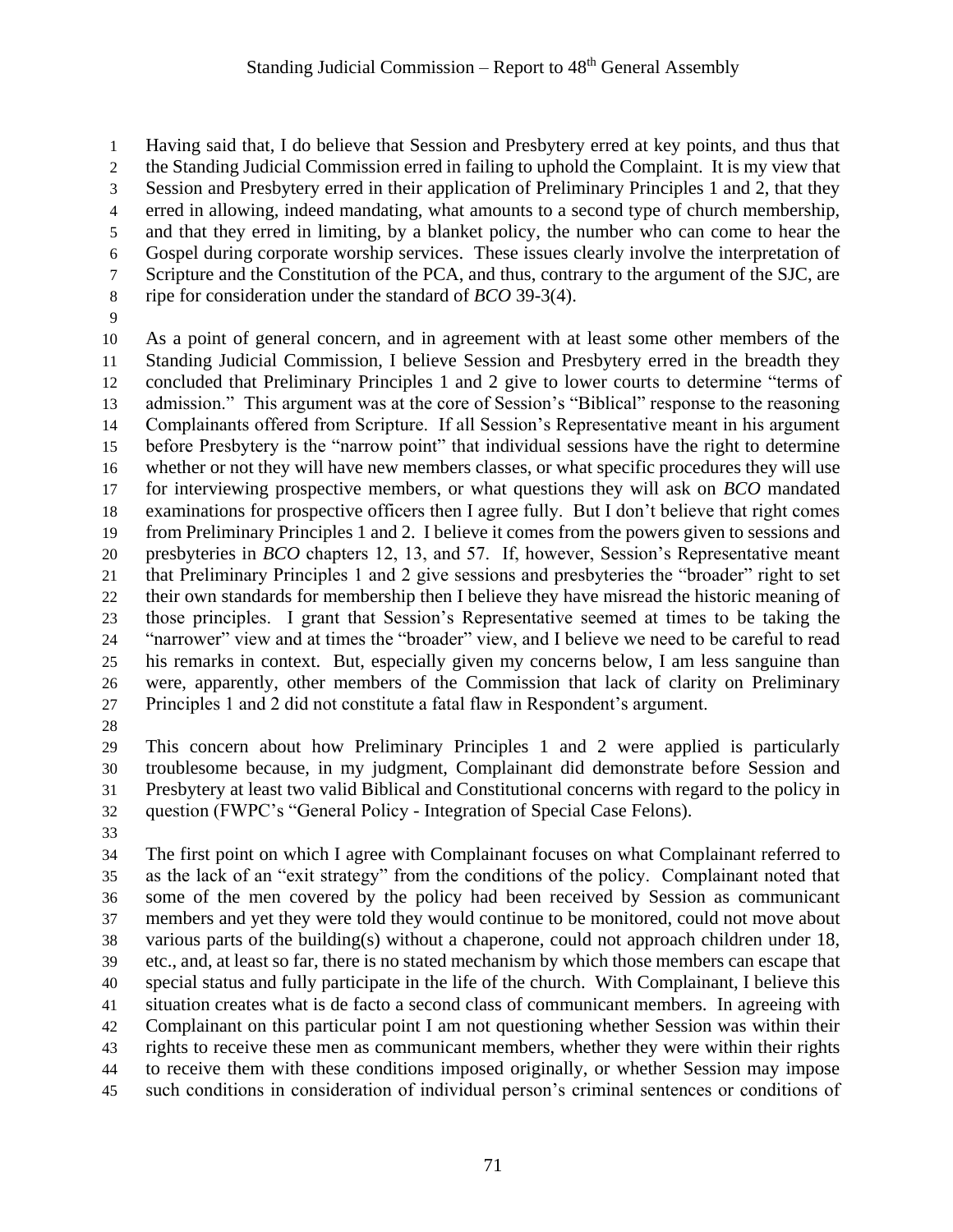Having said that, I do believe that Session and Presbytery erred at key points, and thus that the Standing Judicial Commission erred in failing to uphold the Complaint. It is my view that Session and Presbytery erred in their application of Preliminary Principles 1 and 2, that they erred in allowing, indeed mandating, what amounts to a second type of church membership, and that they erred in limiting, by a blanket policy, the number who can come to hear the Gospel during corporate worship services. These issues clearly involve the interpretation of Scripture and the Constitution of the PCA, and thus, contrary to the argument of the SJC, are ripe for consideration under the standard of *BCO* 39-3(4).

As a point of general concern, and in agreement with at least some other members of the Standing Judicial Commission, I believe Session and Presbytery erred in the breadth they concluded that Preliminary Principles 1 and 2 give to lower courts to determine "terms of admission." This argument was at the core of Session's "Biblical" response to the reasoning Complainants offered from Scripture. If all Session's Representative meant in his argument before Presbytery is the "narrow point" that individual sessions have the right to determine whether or not they will have new members classes, or what specific procedures they will use for interviewing prospective members, or what questions they will ask on *BCO* mandated examinations for prospective officers then I agree fully. But I don't believe that right comes from Preliminary Principles 1 and 2. I believe it comes from the powers given to sessions and presbyteries in *BCO* chapters 12, 13, and 57. If, however, Session's Representative meant that Preliminary Principles 1 and 2 give sessions and presbyteries the "broader" right to set their own standards for membership then I believe they have misread the historic meaning of those principles. I grant that Session's Representative seemed at times to be taking the "narrower" view and at times the "broader" view, and I believe we need to be careful to read his remarks in context. But, especially given my concerns below, I am less sanguine than were, apparently, other members of the Commission that lack of clarity on Preliminary Principles 1 and 2 did not constitute a fatal flaw in Respondent's argument.

This concern about how Preliminary Principles 1 and 2 were applied is particularly troublesome because, in my judgment, Complainant did demonstrate before Session and Presbytery at least two valid Biblical and Constitutional concerns with regard to the policy in question (FWPC's "General Policy - Integration of Special Case Felons).

The first point on which I agree with Complainant focuses on what Complainant referred to as the lack of an "exit strategy" from the conditions of the policy. Complainant noted that some of the men covered by the policy had been received by Session as communicant members and yet they were told they would continue to be monitored, could not move about various parts of the building(s) without a chaperone, could not approach children under 18, etc., and, at least so far, there is no stated mechanism by which those members can escape that special status and fully participate in the life of the church. With Complainant, I believe this situation creates what is de facto a second class of communicant members. In agreeing with Complainant on this particular point I am not questioning whether Session was within their rights to receive these men as communicant members, whether they were within their rights to receive them with these conditions imposed originally, or whether Session may impose such conditions in consideration of individual person's criminal sentences or conditions of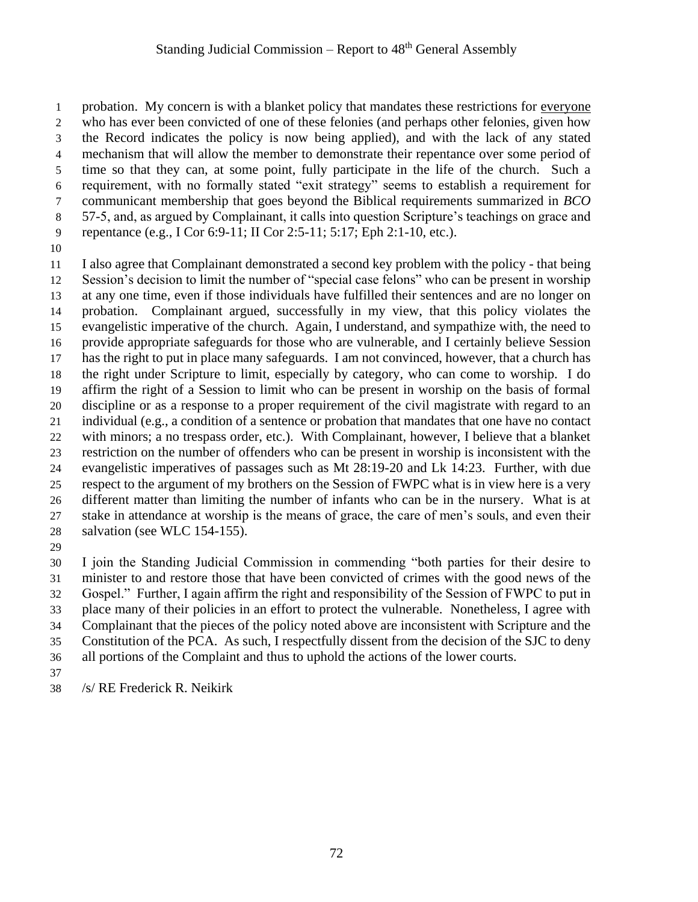probation. My concern is with a blanket policy that mandates these restrictions for <u>everyone</u> who has ever been convicted of one of these felonies (and perhaps other felonies, given how the Record indicates the policy is now being applied), and with the lack of any stated mechanism that will allow the member to demonstrate their repentance over some period of time so that they can, at some point, fully participate in the life of the church. Such a requirement, with no formally stated "exit strategy" seems to establish a requirement for communicant membership that goes beyond the Biblical requirements summarized in *BCO* 57-5, and, as argued by Complainant, it calls into question Scripture's teachings on grace and repentance (e.g., I Cor 6:9-11; II Cor 2:5-11; 5:17; Eph 2:1-10, etc.).

I also agree that Complainant demonstrated a second key problem with the policy - that being Session's decision to limit the number of "special case felons" who can be present in worship at any one time, even if those individuals have fulfilled their sentences and are no longer on probation. Complainant argued, successfully in my view, that this policy violates the evangelistic imperative of the church. Again, I understand, and sympathize with, the need to provide appropriate safeguards for those who are vulnerable, and I certainly believe Session has the right to put in place many safeguards. I am not convinced, however, that a church has the right under Scripture to limit, especially by category, who can come to worship. I do affirm the right of a Session to limit who can be present in worship on the basis of formal discipline or as a response to a proper requirement of the civil magistrate with regard to an individual (e.g., a condition of a sentence or probation that mandates that one have no contact with minors; a no trespass order, etc.). With Complainant, however, I believe that a blanket restriction on the number of offenders who can be present in worship is inconsistent with the evangelistic imperatives of passages such as Mt 28:19-20 and Lk 14:23. Further, with due respect to the argument of my brothers on the Session of FWPC what is in view here is a very different matter than limiting the number of infants who can be in the nursery. What is at stake in attendance at worship is the means of grace, the care of men's souls, and even their salvation (see WLC 154-155).

I join the Standing Judicial Commission in commending "both parties for their desire to minister to and restore those that have been convicted of crimes with the good news of the Gospel." Further, I again affirm the right and responsibility of the Session of FWPC to put in place many of their policies in an effort to protect the vulnerable. Nonetheless, I agree with Complainant that the pieces of the policy noted above are inconsistent with Scripture and the Constitution of the PCA. As such, I respectfully dissent from the decision of the SJC to deny all portions of the Complaint and thus to uphold the actions of the lower courts.

/s/ RE Frederick R. Neikirk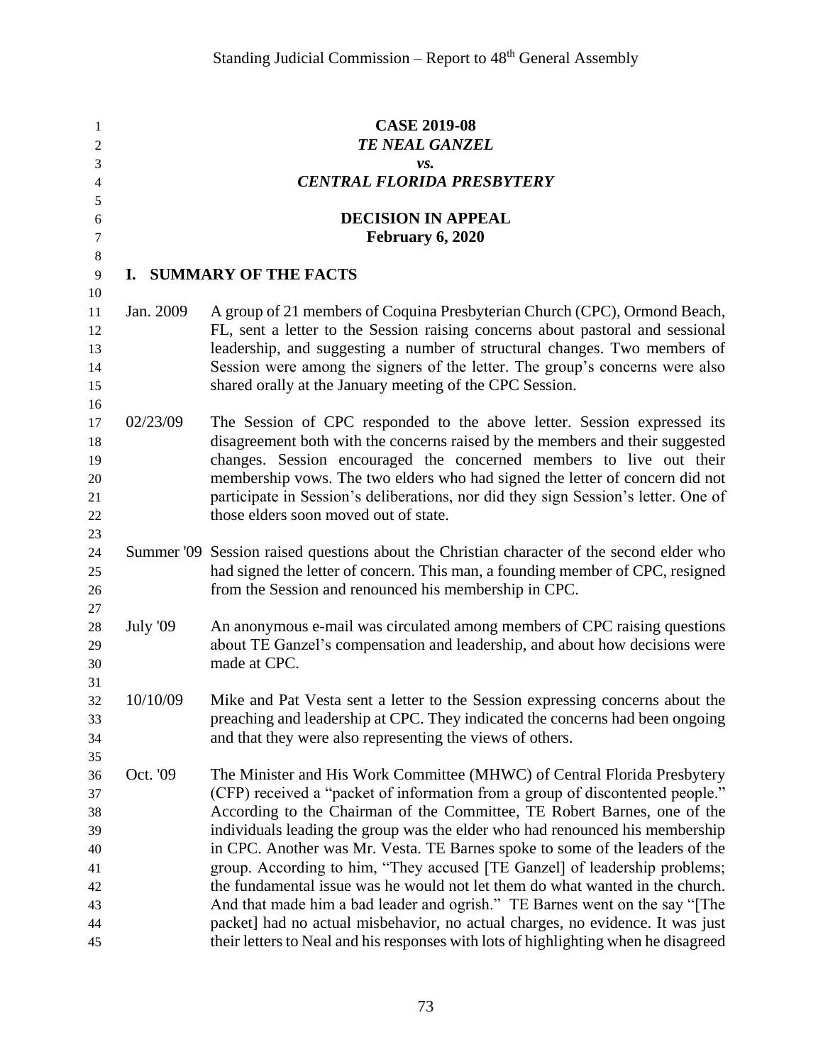**CASE 2019-08**
***TE NEAL GANZEL***
***vs.***
***CENTRAL FLORIDA PRESBYTERY***

**DECISION IN APPEAL**
**February 6, 2020**

## I. SUMMARY OF THE FACTS

| | |
|---|---|
| Jan. 2009 | A group of 21 members of Coquina Presbyterian Church (CPC), Ormond Beach, FL, sent a letter to the Session raising concerns about pastoral and sessional leadership, and suggesting a number of structural changes. Two members of Session were among the signers of the letter. The group's concerns were also shared orally at the January meeting of the CPC Session. |
| 02/23/09 | The Session of CPC responded to the above letter. Session expressed its disagreement both with the concerns raised by the members and their suggested changes. Session encouraged the concerned members to live out their membership vows. The two elders who had signed the letter of concern did not participate in Session's deliberations, nor did they sign Session's letter. One of those elders soon moved out of state. |
| Summer '09 | Session raised questions about the Christian character of the second elder who had signed the letter of concern. This man, a founding member of CPC, resigned from the Session and renounced his membership in CPC. |
| July '09 | An anonymous e-mail was circulated among members of CPC raising questions about TE Ganzel's compensation and leadership, and about how decisions were made at CPC. |
| 10/10/09 | Mike and Pat Vesta sent a letter to the Session expressing concerns about the preaching and leadership at CPC. They indicated the concerns had been ongoing and that they were also representing the views of others. |
| Oct. '09 | The Minister and His Work Committee (MHWC) of Central Florida Presbytery (CFP) received a "packet of information from a group of discontented people." According to the Chairman of the Committee, TE Robert Barnes, one of the individuals leading the group was the elder who had renounced his membership in CPC. Another was Mr. Vesta. TE Barnes spoke to some of the leaders of the group. According to him, "They accused [TE Ganzel] of leadership problems; the fundamental issue was he would not let them do what wanted in the church. And that made him a bad leader and ogrish." TE Barnes went on the say "[The packet] had no actual misbehavior, no actual charges, no evidence. It was just their letters to Neal and his responses with lots of highlighting when he disagreed |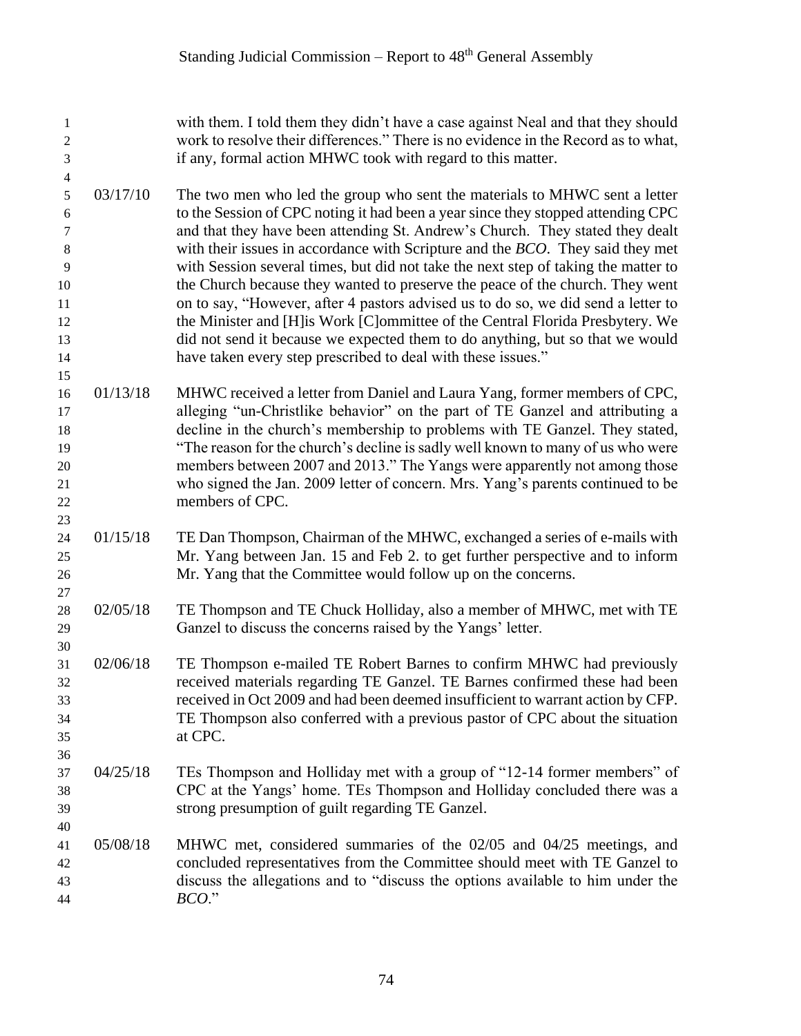with them. I told them they didn't have a case against Neal and that they should work to resolve their differences." There is no evidence in the Record as to what, if any, formal action MHWC took with regard to this matter.

03/17/10 The two men who led the group who sent the materials to MHWC sent a letter to the Session of CPC noting it had been a year since they stopped attending CPC and that they have been attending St. Andrew's Church. They stated they dealt with their issues in accordance with Scripture and the *BCO*. They said they met with Session several times, but did not take the next step of taking the matter to the Church because they wanted to preserve the peace of the church. They went on to say, "However, after 4 pastors advised us to do so, we did send a letter to the Minister and [H]is Work [C]ommittee of the Central Florida Presbytery. We did not send it because we expected them to do anything, but so that we would have taken every step prescribed to deal with these issues."

01/13/18 MHWC received a letter from Daniel and Laura Yang, former members of CPC, alleging "un-Christlike behavior" on the part of TE Ganzel and attributing a decline in the church's membership to problems with TE Ganzel. They stated, "The reason for the church's decline is sadly well known to many of us who were members between 2007 and 2013." The Yangs were apparently not among those who signed the Jan. 2009 letter of concern. Mrs. Yang's parents continued to be members of CPC.

01/15/18 TE Dan Thompson, Chairman of the MHWC, exchanged a series of e-mails with Mr. Yang between Jan. 15 and Feb 2. to get further perspective and to inform Mr. Yang that the Committee would follow up on the concerns.

02/05/18 TE Thompson and TE Chuck Holliday, also a member of MHWC, met with TE Ganzel to discuss the concerns raised by the Yangs' letter.

02/06/18 TE Thompson e-mailed TE Robert Barnes to confirm MHWC had previously received materials regarding TE Ganzel. TE Barnes confirmed these had been received in Oct 2009 and had been deemed insufficient to warrant action by CFP. TE Thompson also conferred with a previous pastor of CPC about the situation at CPC.

04/25/18 TEs Thompson and Holliday met with a group of "12-14 former members" of CPC at the Yangs' home. TEs Thompson and Holliday concluded there was a strong presumption of guilt regarding TE Ganzel.

05/08/18 MHWC met, considered summaries of the 02/05 and 04/25 meetings, and concluded representatives from the Committee should meet with TE Ganzel to discuss the allegations and to "discuss the options available to him under the *BCO*."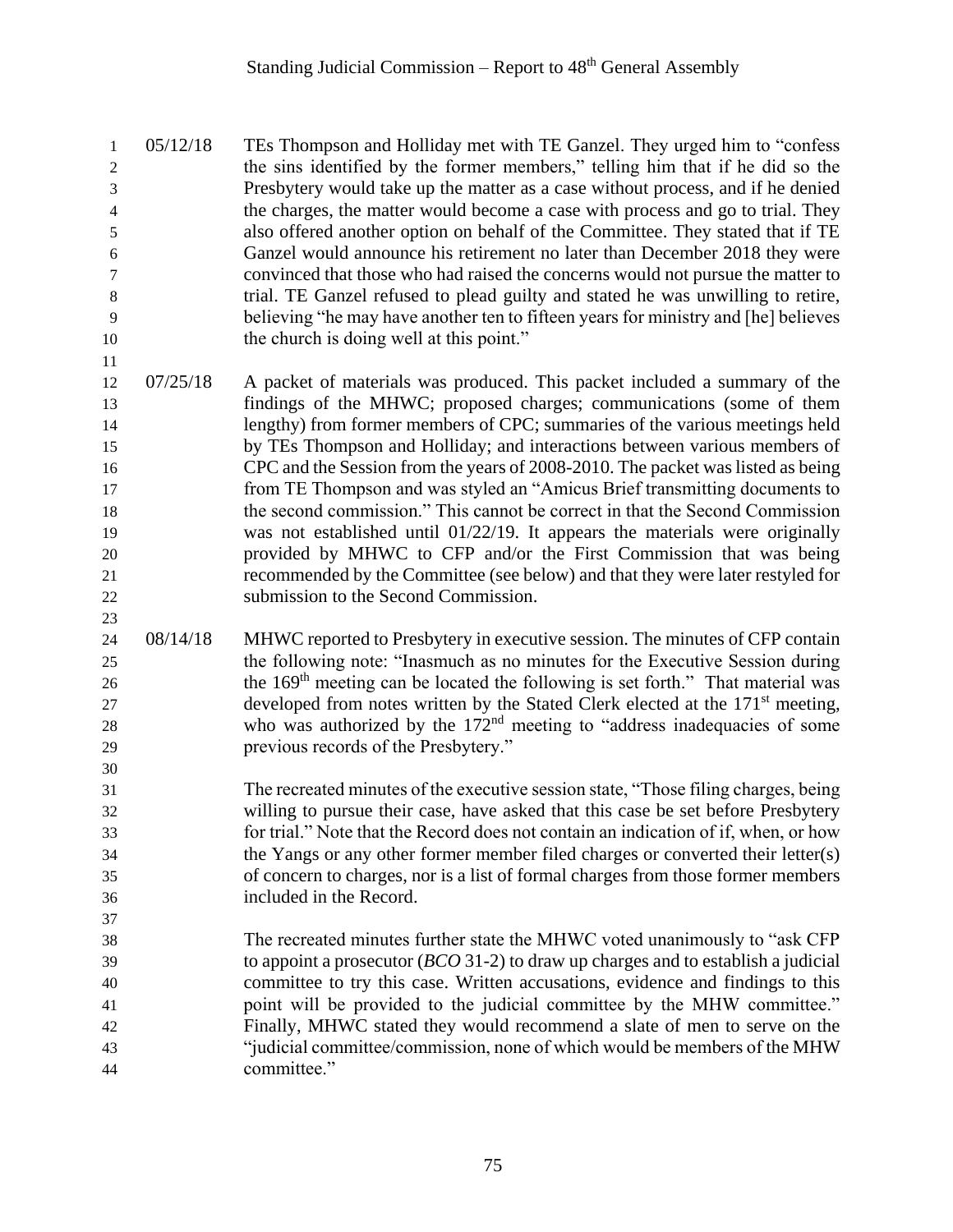05/12/18 TEs Thompson and Holliday met with TE Ganzel. They urged him to "confess the sins identified by the former members," telling him that if he did so the Presbytery would take up the matter as a case without process, and if he denied the charges, the matter would become a case with process and go to trial. They also offered another option on behalf of the Committee. They stated that if TE Ganzel would announce his retirement no later than December 2018 they were convinced that those who had raised the concerns would not pursue the matter to trial. TE Ganzel refused to plead guilty and stated he was unwilling to retire, believing "he may have another ten to fifteen years for ministry and [he] believes the church is doing well at this point."

07/25/18 A packet of materials was produced. This packet included a summary of the findings of the MHWC; proposed charges; communications (some of them lengthy) from former members of CPC; summaries of the various meetings held by TEs Thompson and Holliday; and interactions between various members of CPC and the Session from the years of 2008-2010. The packet was listed as being from TE Thompson and was styled an "Amicus Brief transmitting documents to the second commission." This cannot be correct in that the Second Commission was not established until 01/22/19. It appears the materials were originally provided by MHWC to CFP and/or the First Commission that was being recommended by the Committee (see below) and that they were later restyled for submission to the Second Commission.

08/14/18 MHWC reported to Presbytery in executive session. The minutes of CFP contain the following note: "Inasmuch as no minutes for the Executive Session during the 169th meeting can be located the following is set forth." That material was developed from notes written by the Stated Clerk elected at the 171st meeting, who was authorized by the 172nd meeting to "address inadequacies of some previous records of the Presbytery."

The recreated minutes of the executive session state, "Those filing charges, being willing to pursue their case, have asked that this case be set before Presbytery for trial." Note that the Record does not contain an indication of if, when, or how the Yangs or any other former member filed charges or converted their letter(s) of concern to charges, nor is a list of formal charges from those former members included in the Record.

The recreated minutes further state the MHWC voted unanimously to "ask CFP to appoint a prosecutor (*BCO* 31-2) to draw up charges and to establish a judicial committee to try this case. Written accusations, evidence and findings to this point will be provided to the judicial committee by the MHW committee." Finally, MHWC stated they would recommend a slate of men to serve on the "judicial committee/commission, none of which would be members of the MHW committee."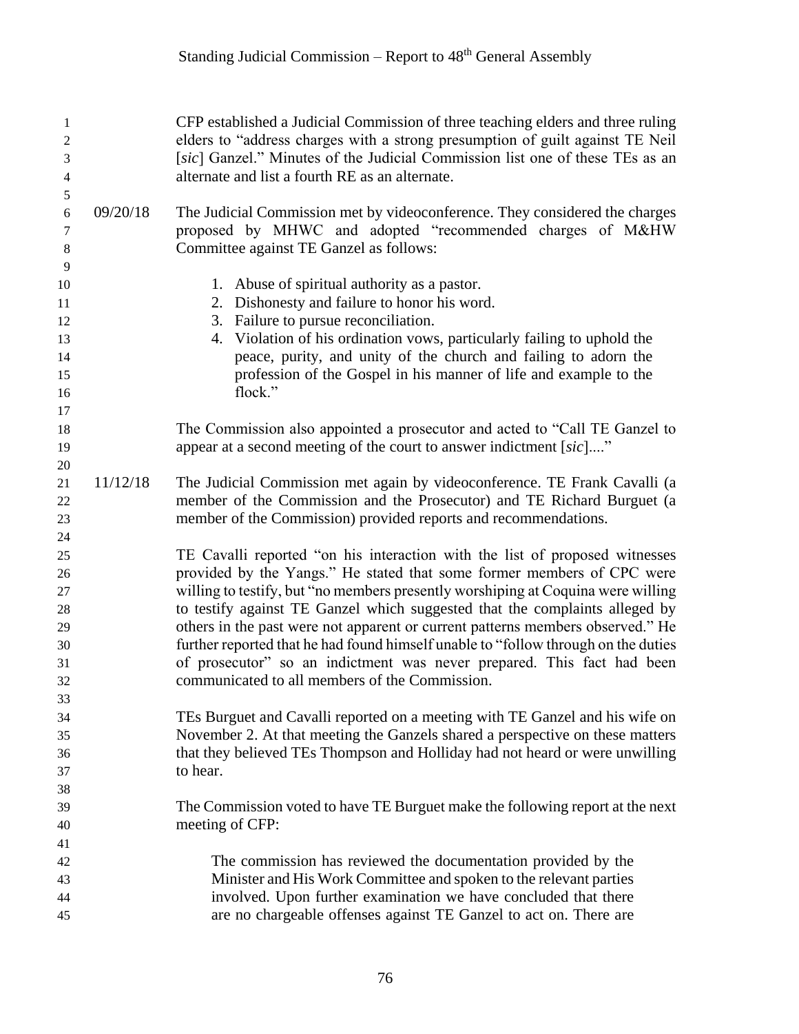CFP established a Judicial Commission of three teaching elders and three ruling elders to "address charges with a strong presumption of guilt against TE Neil [*sic*] Ganzel." Minutes of the Judicial Commission list one of these TEs as an alternate and list a fourth RE as an alternate.

09/20/18 The Judicial Commission met by videoconference. They considered the charges proposed by MHWC and adopted "recommended charges of M&HW Committee against TE Ganzel as follows:

1. Abuse of spiritual authority as a pastor.
2. Dishonesty and failure to honor his word.
3. Failure to pursue reconciliation.
4. Violation of his ordination vows, particularly failing to uphold the peace, purity, and unity of the church and failing to adorn the profession of the Gospel in his manner of life and example to the flock."

The Commission also appointed a prosecutor and acted to "Call TE Ganzel to appear at a second meeting of the court to answer indictment [*sic*]...."

11/12/18 The Judicial Commission met again by videoconference. TE Frank Cavalli (a member of the Commission and the Prosecutor) and TE Richard Burguet (a member of the Commission) provided reports and recommendations.

TE Cavalli reported "on his interaction with the list of proposed witnesses provided by the Yangs." He stated that some former members of CPC were willing to testify, but "no members presently worshiping at Coquina were willing to testify against TE Ganzel which suggested that the complaints alleged by others in the past were not apparent or current patterns members observed." He further reported that he had found himself unable to "follow through on the duties of prosecutor" so an indictment was never prepared. This fact had been communicated to all members of the Commission.

TEs Burguet and Cavalli reported on a meeting with TE Ganzel and his wife on November 2. At that meeting the Ganzels shared a perspective on these matters that they believed TEs Thompson and Holliday had not heard or were unwilling to hear.

The Commission voted to have TE Burguet make the following report at the next meeting of CFP:

> The commission has reviewed the documentation provided by the Minister and His Work Committee and spoken to the relevant parties involved. Upon further examination we have concluded that there are no chargeable offenses against TE Ganzel to act on. There are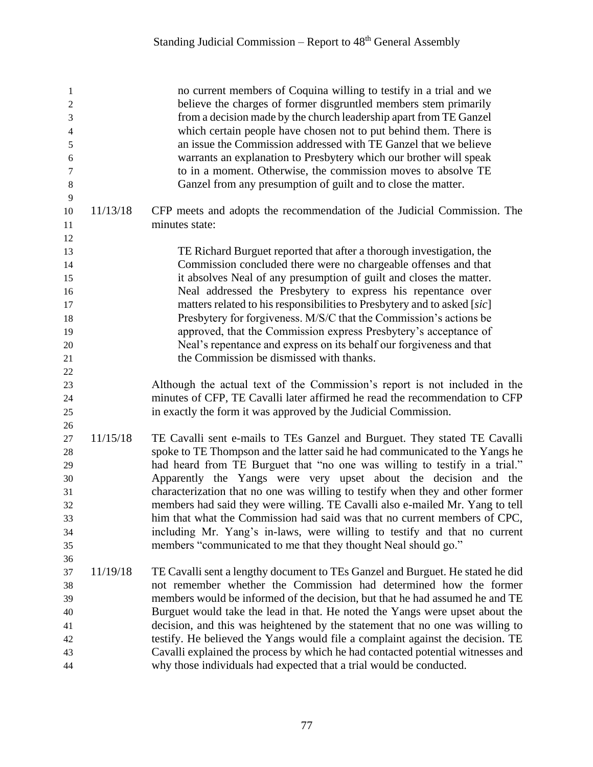> no current members of Coquina willing to testify in a trial and we believe the charges of former disgruntled members stem primarily from a decision made by the church leadership apart from TE Ganzel which certain people have chosen not to put behind them. There is an issue the Commission addressed with TE Ganzel that we believe warrants an explanation to Presbytery which our brother will speak to in a moment. Otherwise, the commission moves to absolve TE Ganzel from any presumption of guilt and to close the matter.

11/13/18 CFP meets and adopts the recommendation of the Judicial Commission. The minutes state:

> TE Richard Burguet reported that after a thorough investigation, the Commission concluded there were no chargeable offenses and that it absolves Neal of any presumption of guilt and closes the matter. Neal addressed the Presbytery to express his repentance over matters related to his responsibilities to Presbytery and to asked [*sic*] Presbytery for forgiveness. M/S/C that the Commission's actions be approved, that the Commission express Presbytery's acceptance of Neal's repentance and express on its behalf our forgiveness and that the Commission be dismissed with thanks.

Although the actual text of the Commission's report is not included in the minutes of CFP, TE Cavalli later affirmed he read the recommendation to CFP in exactly the form it was approved by the Judicial Commission.

11/15/18 TE Cavalli sent e-mails to TEs Ganzel and Burguet. They stated TE Cavalli spoke to TE Thompson and the latter said he had communicated to the Yangs he had heard from TE Burguet that "no one was willing to testify in a trial." Apparently the Yangs were very upset about the decision and the characterization that no one was willing to testify when they and other former members had said they were willing. TE Cavalli also e-mailed Mr. Yang to tell him that what the Commission had said was that no current members of CPC, including Mr. Yang's in-laws, were willing to testify and that no current members "communicated to me that they thought Neal should go."

11/19/18 TE Cavalli sent a lengthy document to TEs Ganzel and Burguet. He stated he did not remember whether the Commission had determined how the former members would be informed of the decision, but that he had assumed he and TE Burguet would take the lead in that. He noted the Yangs were upset about the decision, and this was heightened by the statement that no one was willing to testify. He believed the Yangs would file a complaint against the decision. TE Cavalli explained the process by which he had contacted potential witnesses and why those individuals had expected that a trial would be conducted.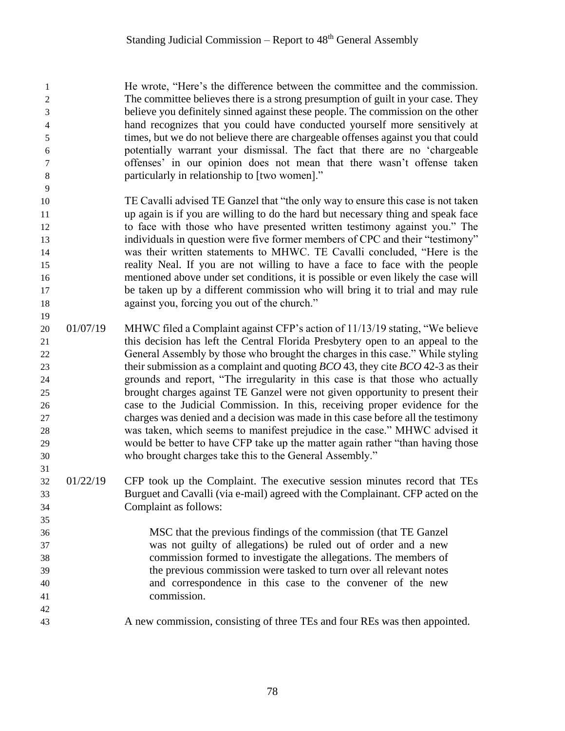He wrote, "Here's the difference between the committee and the commission. The committee believes there is a strong presumption of guilt in your case. They believe you definitely sinned against these people. The commission on the other hand recognizes that you could have conducted yourself more sensitively at times, but we do not believe there are chargeable offenses against you that could potentially warrant your dismissal. The fact that there are no 'chargeable offenses' in our opinion does not mean that there wasn't offense taken particularly in relationship to [two women]."

TE Cavalli advised TE Ganzel that "the only way to ensure this case is not taken up again is if you are willing to do the hard but necessary thing and speak face to face with those who have presented written testimony against you." The individuals in question were five former members of CPC and their "testimony" was their written statements to MHWC. TE Cavalli concluded, "Here is the reality Neal. If you are not willing to have a face to face with the people mentioned above under set conditions, it is possible or even likely the case will be taken up by a different commission who will bring it to trial and may rule against you, forcing you out of the church."

01/07/19 MHWC filed a Complaint against CFP's action of 11/13/19 stating, "We believe this decision has left the Central Florida Presbytery open to an appeal to the General Assembly by those who brought the charges in this case." While styling their submission as a complaint and quoting *BCO* 43, they cite *BCO* 42-3 as their grounds and report, "The irregularity in this case is that those who actually brought charges against TE Ganzel were not given opportunity to present their case to the Judicial Commission. In this, receiving proper evidence for the charges was denied and a decision was made in this case before all the testimony was taken, which seems to manifest prejudice in the case." MHWC advised it would be better to have CFP take up the matter again rather "than having those who brought charges take this to the General Assembly."

01/22/19 CFP took up the Complaint. The executive session minutes record that TEs Burguet and Cavalli (via e-mail) agreed with the Complainant. CFP acted on the Complaint as follows:

> MSC that the previous findings of the commission (that TE Ganzel was not guilty of allegations) be ruled out of order and a new commission formed to investigate the allegations. The members of the previous commission were tasked to turn over all relevant notes and correspondence in this case to the convener of the new commission.

A new commission, consisting of three TEs and four REs was then appointed.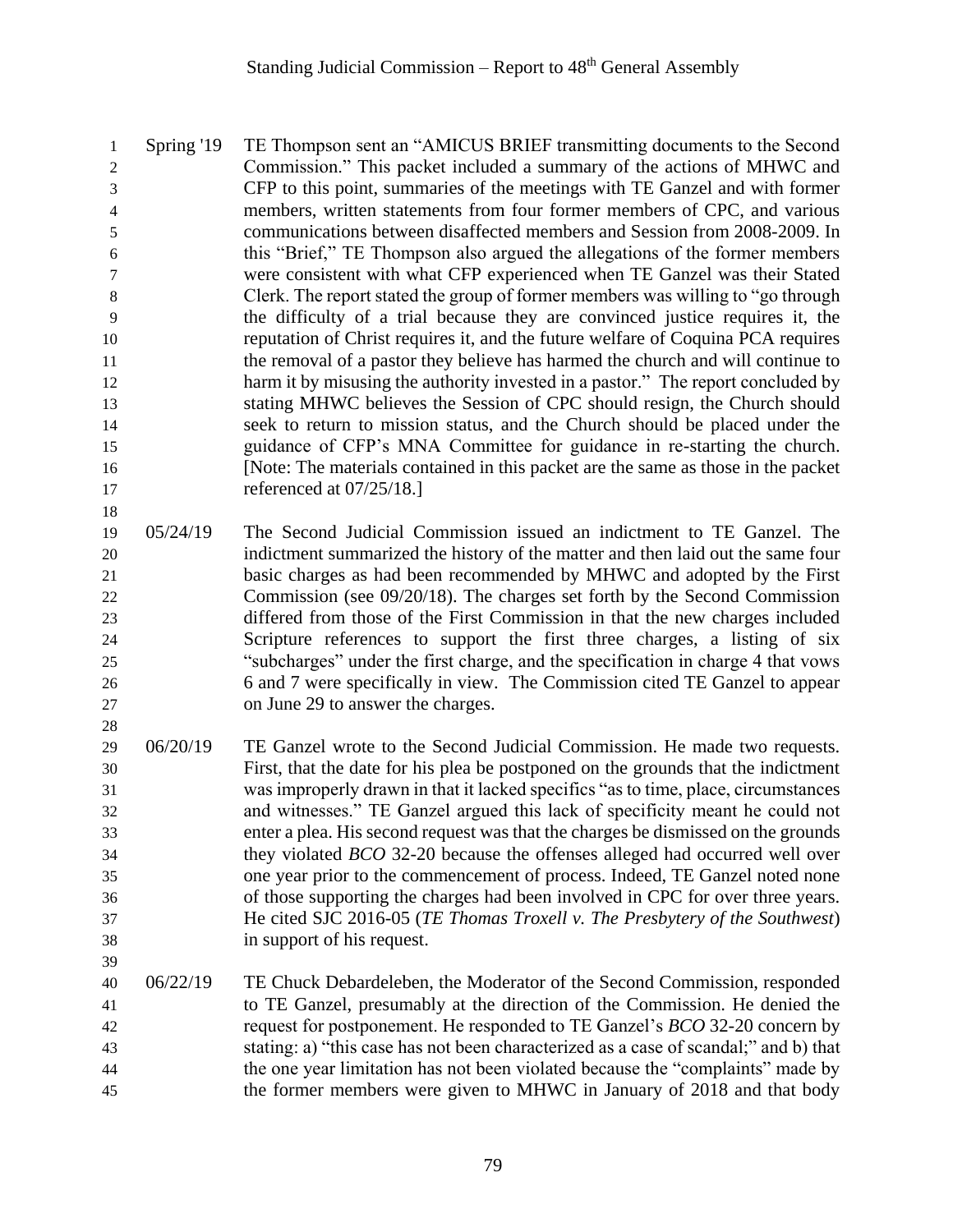| | |
|---|---|
| Spring '19 | TE Thompson sent an "AMICUS BRIEF transmitting documents to the Second Commission." This packet included a summary of the actions of MHWC and CFP to this point, summaries of the meetings with TE Ganzel and with former members, written statements from four former members of CPC, and various communications between disaffected members and Session from 2008-2009. In this "Brief," TE Thompson also argued the allegations of the former members were consistent with what CFP experienced when TE Ganzel was their Stated Clerk. The report stated the group of former members was willing to "go through the difficulty of a trial because they are convinced justice requires it, the reputation of Christ requires it, and the future welfare of Coquina PCA requires the removal of a pastor they believe has harmed the church and will continue to harm it by misusing the authority invested in a pastor." The report concluded by stating MHWC believes the Session of CPC should resign, the Church should seek to return to mission status, and the Church should be placed under the guidance of CFP's MNA Committee for guidance in re-starting the church. [Note: The materials contained in this packet are the same as those in the packet referenced at 07/25/18.] |
| 05/24/19 | The Second Judicial Commission issued an indictment to TE Ganzel. The indictment summarized the history of the matter and then laid out the same four basic charges as had been recommended by MHWC and adopted by the First Commission (see 09/20/18). The charges set forth by the Second Commission differed from those of the First Commission in that the new charges included Scripture references to support the first three charges, a listing of six "subcharges" under the first charge, and the specification in charge 4 that vows 6 and 7 were specifically in view. The Commission cited TE Ganzel to appear on June 29 to answer the charges. |
| 06/20/19 | TE Ganzel wrote to the Second Judicial Commission. He made two requests. First, that the date for his plea be postponed on the grounds that the indictment was improperly drawn in that it lacked specifics "as to time, place, circumstances and witnesses." TE Ganzel argued this lack of specificity meant he could not enter a plea. His second request was that the charges be dismissed on the grounds they violated *BCO* 32-20 because the offenses alleged had occurred well over one year prior to the commencement of process. Indeed, TE Ganzel noted none of those supporting the charges had been involved in CPC for over three years. He cited SJC 2016-05 (*TE Thomas Troxell v. The Presbytery of the Southwest*) in support of his request. |
| 06/22/19 | TE Chuck Debardeleben, the Moderator of the Second Commission, responded to TE Ganzel, presumably at the direction of the Commission. He denied the request for postponement. He responded to TE Ganzel's *BCO* 32-20 concern by stating: a) "this case has not been characterized as a case of scandal;" and b) that the one year limitation has not been violated because the "complaints" made by the former members were given to MHWC in January of 2018 and that body |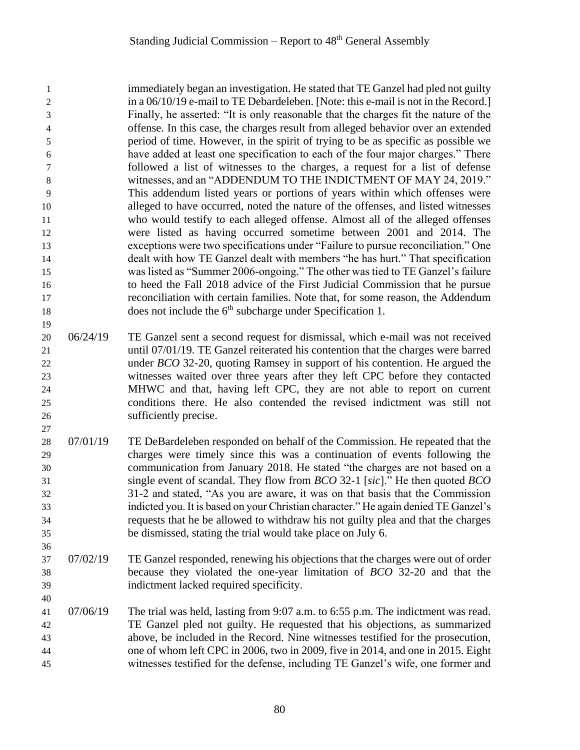immediately began an investigation. He stated that TE Ganzel had pled not guilty in a 06/10/19 e-mail to TE Debardeleben. [Note: this e-mail is not in the Record.] Finally, he asserted: "It is only reasonable that the charges fit the nature of the offense. In this case, the charges result from alleged behavior over an extended period of time. However, in the spirit of trying to be as specific as possible we have added at least one specification to each of the four major charges." There followed a list of witnesses to the charges, a request for a list of defense witnesses, and an "ADDENDUM TO THE INDICTMENT OF MAY 24, 2019." This addendum listed years or portions of years within which offenses were alleged to have occurred, noted the nature of the offenses, and listed witnesses who would testify to each alleged offense. Almost all of the alleged offenses were listed as having occurred sometime between 2001 and 2014. The exceptions were two specifications under "Failure to pursue reconciliation." One dealt with how TE Ganzel dealt with members "he has hurt." That specification was listed as "Summer 2006-ongoing." The other was tied to TE Ganzel's failure to heed the Fall 2018 advice of the First Judicial Commission that he pursue reconciliation with certain families. Note that, for some reason, the Addendum does not include the 6th subcharge under Specification 1.

06/24/19 TE Ganzel sent a second request for dismissal, which e-mail was not received until 07/01/19. TE Ganzel reiterated his contention that the charges were barred under *BCO* 32-20, quoting Ramsey in support of his contention. He argued the witnesses waited over three years after they left CPC before they contacted MHWC and that, having left CPC, they are not able to report on current conditions there. He also contended the revised indictment was still not sufficiently precise.

07/01/19 TE DeBardeleben responded on behalf of the Commission. He repeated that the charges were timely since this was a continuation of events following the communication from January 2018. He stated "the charges are not based on a single event of scandal. They flow from *BCO* 32-1 [*sic*]." He then quoted *BCO* 31-2 and stated, "As you are aware, it was on that basis that the Commission indicted you. It is based on your Christian character." He again denied TE Ganzel's requests that he be allowed to withdraw his not guilty plea and that the charges be dismissed, stating the trial would take place on July 6.

07/02/19 TE Ganzel responded, renewing his objections that the charges were out of order because they violated the one-year limitation of *BCO* 32-20 and that the indictment lacked required specificity.

07/06/19 The trial was held, lasting from 9:07 a.m. to 6:55 p.m. The indictment was read. TE Ganzel pled not guilty. He requested that his objections, as summarized above, be included in the Record. Nine witnesses testified for the prosecution, one of whom left CPC in 2006, two in 2009, five in 2014, and one in 2015. Eight witnesses testified for the defense, including TE Ganzel's wife, one former and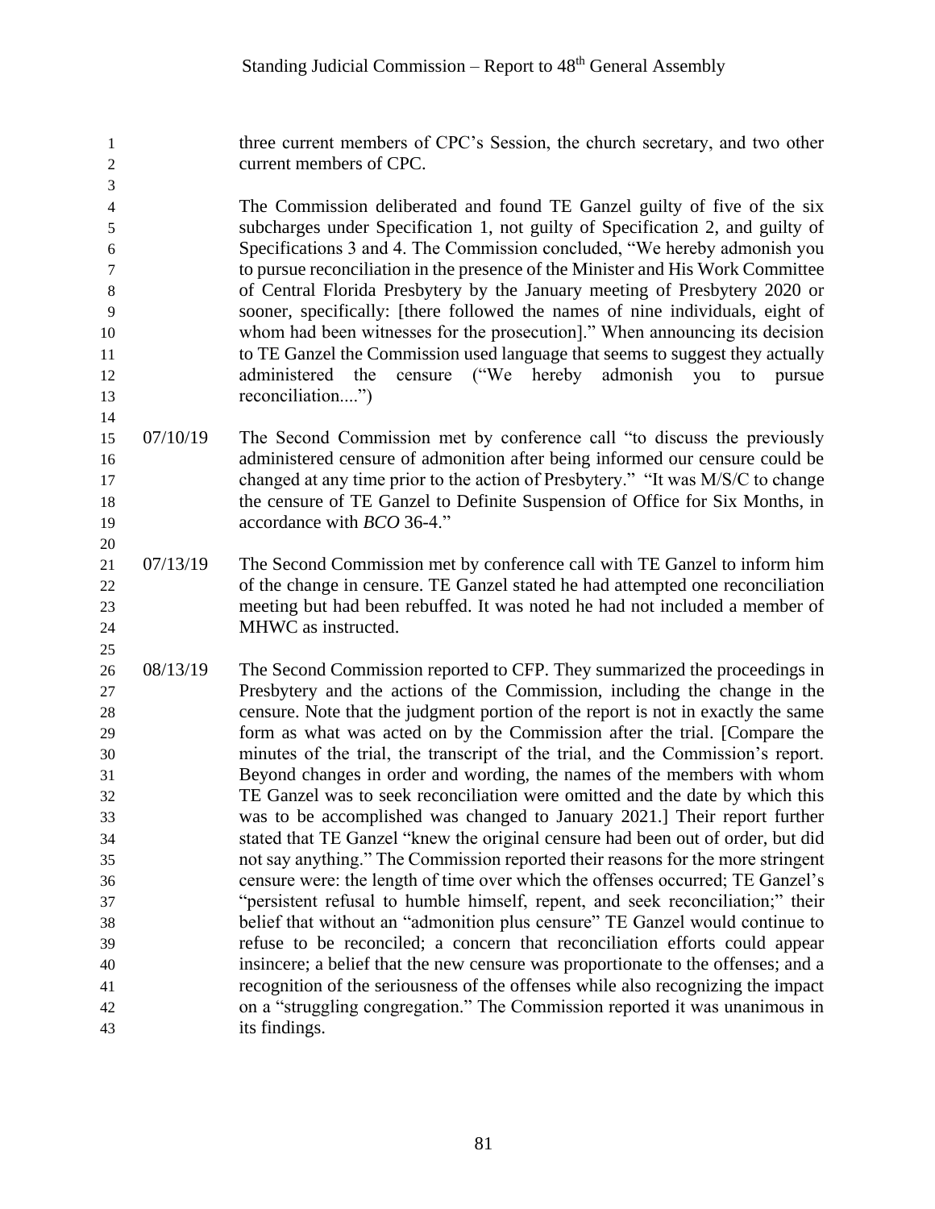three current members of CPC's Session, the church secretary, and two other current members of CPC.

The Commission deliberated and found TE Ganzel guilty of five of the six subcharges under Specification 1, not guilty of Specification 2, and guilty of Specifications 3 and 4. The Commission concluded, "We hereby admonish you to pursue reconciliation in the presence of the Minister and His Work Committee of Central Florida Presbytery by the January meeting of Presbytery 2020 or sooner, specifically: [there followed the names of nine individuals, eight of whom had been witnesses for the prosecution]." When announcing its decision to TE Ganzel the Commission used language that seems to suggest they actually administered the censure ("We hereby admonish you to pursue reconciliation....")

07/10/19 The Second Commission met by conference call "to discuss the previously administered censure of admonition after being informed our censure could be changed at any time prior to the action of Presbytery." "It was M/S/C to change the censure of TE Ganzel to Definite Suspension of Office for Six Months, in accordance with *BCO* 36-4."

07/13/19 The Second Commission met by conference call with TE Ganzel to inform him of the change in censure. TE Ganzel stated he had attempted one reconciliation meeting but had been rebuffed. It was noted he had not included a member of MHWC as instructed.

08/13/19 The Second Commission reported to CFP. They summarized the proceedings in Presbytery and the actions of the Commission, including the change in the censure. Note that the judgment portion of the report is not in exactly the same form as what was acted on by the Commission after the trial. [Compare the minutes of the trial, the transcript of the trial, and the Commission's report. Beyond changes in order and wording, the names of the members with whom TE Ganzel was to seek reconciliation were omitted and the date by which this was to be accomplished was changed to January 2021.] Their report further stated that TE Ganzel "knew the original censure had been out of order, but did not say anything." The Commission reported their reasons for the more stringent censure were: the length of time over which the offenses occurred; TE Ganzel's "persistent refusal to humble himself, repent, and seek reconciliation;" their belief that without an "admonition plus censure" TE Ganzel would continue to refuse to be reconciled; a concern that reconciliation efforts could appear insincere; a belief that the new censure was proportionate to the offenses; and a recognition of the seriousness of the offenses while also recognizing the impact on a "struggling congregation." The Commission reported it was unanimous in its findings.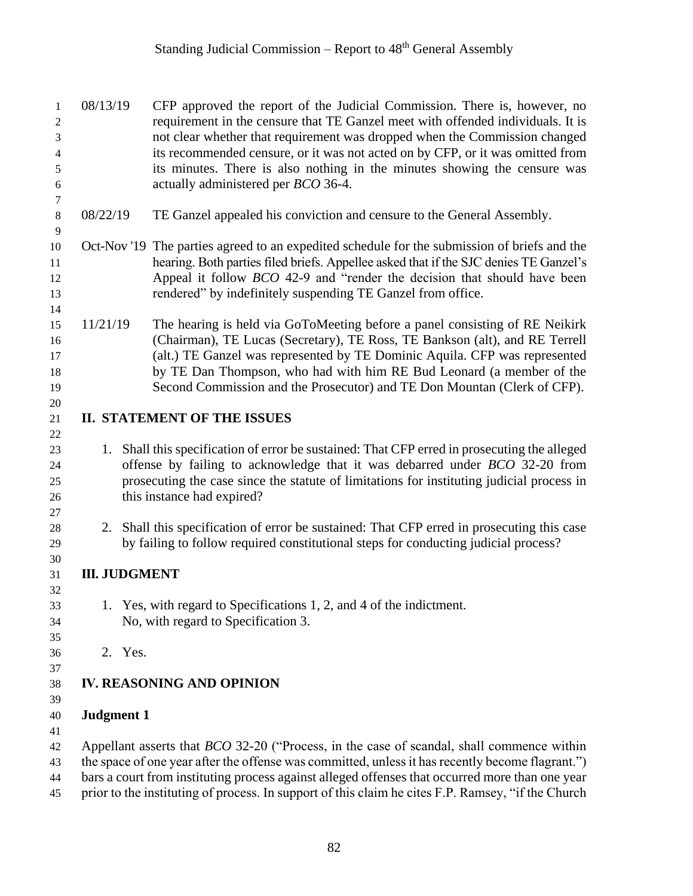08/13/19 CFP approved the report of the Judicial Commission. There is, however, no requirement in the censure that TE Ganzel meet with offended individuals. It is not clear whether that requirement was dropped when the Commission changed its recommended censure, or it was not acted on by CFP, or it was omitted from its minutes. There is also nothing in the minutes showing the censure was actually administered per *BCO* 36-4.

08/22/19 TE Ganzel appealed his conviction and censure to the General Assembly.

Oct-Nov '19 The parties agreed to an expedited schedule for the submission of briefs and the hearing. Both parties filed briefs. Appellee asked that if the SJC denies TE Ganzel's Appeal it follow *BCO* 42-9 and "render the decision that should have been rendered" by indefinitely suspending TE Ganzel from office.

11/21/19 The hearing is held via GoToMeeting before a panel consisting of RE Neikirk (Chairman), TE Lucas (Secretary), TE Ross, TE Bankson (alt), and RE Terrell (alt.) TE Ganzel was represented by TE Dominic Aquila. CFP was represented by TE Dan Thompson, who had with him RE Bud Leonard (a member of the Second Commission and the Prosecutor) and TE Don Mountan (Clerk of CFP).

## II. STATEMENT OF THE ISSUES

1. Shall this specification of error be sustained: That CFP erred in prosecuting the alleged offense by failing to acknowledge that it was debarred under *BCO* 32-20 from prosecuting the case since the statute of limitations for instituting judicial process in this instance had expired?

2. Shall this specification of error be sustained: That CFP erred in prosecuting this case by failing to follow required constitutional steps for conducting judicial process?

## III. JUDGMENT

1. Yes, with regard to Specifications 1, 2, and 4 of the indictment.
   No, with regard to Specification 3.

2. Yes.

## IV. REASONING AND OPINION

### Judgment 1

Appellant asserts that *BCO* 32-20 ("Process, in the case of scandal, shall commence within the space of one year after the offense was committed, unless it has recently become flagrant.") bars a court from instituting process against alleged offenses that occurred more than one year prior to the instituting of process. In support of this claim he cites F.P. Ramsey, "if the Church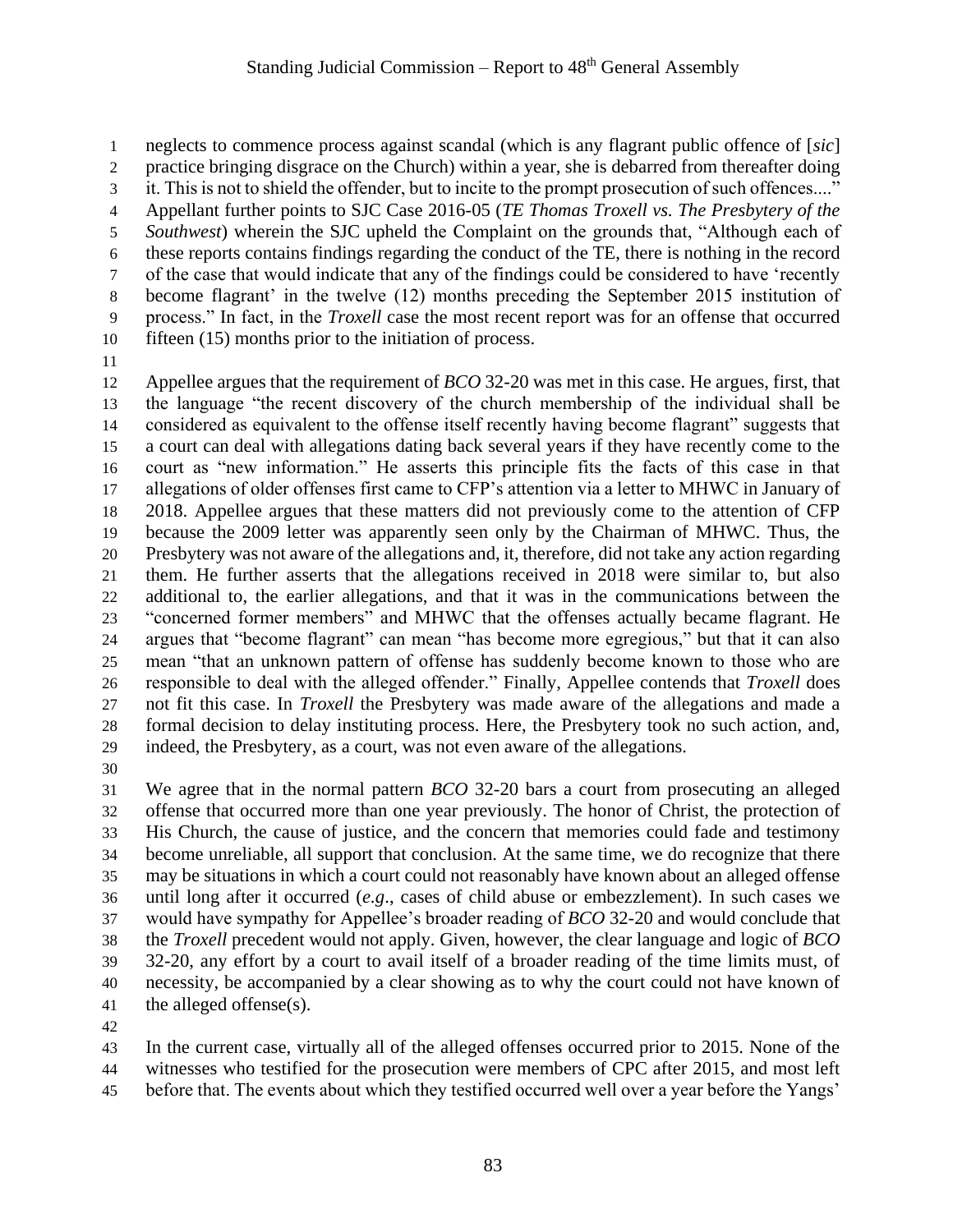neglects to commence process against scandal (which is any flagrant public offence of [*sic*] practice bringing disgrace on the Church) within a year, she is debarred from thereafter doing it. This is not to shield the offender, but to incite to the prompt prosecution of such offences...." Appellant further points to SJC Case 2016-05 (*TE Thomas Troxell vs. The Presbytery of the Southwest*) wherein the SJC upheld the Complaint on the grounds that, "Although each of these reports contains findings regarding the conduct of the TE, there is nothing in the record of the case that would indicate that any of the findings could be considered to have 'recently become flagrant' in the twelve (12) months preceding the September 2015 institution of process." In fact, in the *Troxell* case the most recent report was for an offense that occurred fifteen (15) months prior to the initiation of process.

Appellee argues that the requirement of *BCO* 32-20 was met in this case. He argues, first, that the language "the recent discovery of the church membership of the individual shall be considered as equivalent to the offense itself recently having become flagrant" suggests that a court can deal with allegations dating back several years if they have recently come to the court as "new information." He asserts this principle fits the facts of this case in that allegations of older offenses first came to CFP's attention via a letter to MHWC in January of 2018. Appellee argues that these matters did not previously come to the attention of CFP because the 2009 letter was apparently seen only by the Chairman of MHWC. Thus, the Presbytery was not aware of the allegations and, it, therefore, did not take any action regarding them. He further asserts that the allegations received in 2018 were similar to, but also additional to, the earlier allegations, and that it was in the communications between the "concerned former members" and MHWC that the offenses actually became flagrant. He argues that "become flagrant" can mean "has become more egregious," but that it can also mean "that an unknown pattern of offense has suddenly become known to those who are responsible to deal with the alleged offender." Finally, Appellee contends that *Troxell* does not fit this case. In *Troxell* the Presbytery was made aware of the allegations and made a formal decision to delay instituting process. Here, the Presbytery took no such action, and, indeed, the Presbytery, as a court, was not even aware of the allegations.

We agree that in the normal pattern *BCO* 32-20 bars a court from prosecuting an alleged offense that occurred more than one year previously. The honor of Christ, the protection of His Church, the cause of justice, and the concern that memories could fade and testimony become unreliable, all support that conclusion. At the same time, we do recognize that there may be situations in which a court could not reasonably have known about an alleged offense until long after it occurred (*e.g*., cases of child abuse or embezzlement). In such cases we would have sympathy for Appellee's broader reading of *BCO* 32-20 and would conclude that the *Troxell* precedent would not apply. Given, however, the clear language and logic of *BCO* 32-20, any effort by a court to avail itself of a broader reading of the time limits must, of necessity, be accompanied by a clear showing as to why the court could not have known of the alleged offense(s).

In the current case, virtually all of the alleged offenses occurred prior to 2015. None of the witnesses who testified for the prosecution were members of CPC after 2015, and most left before that. The events about which they testified occurred well over a year before the Yangs'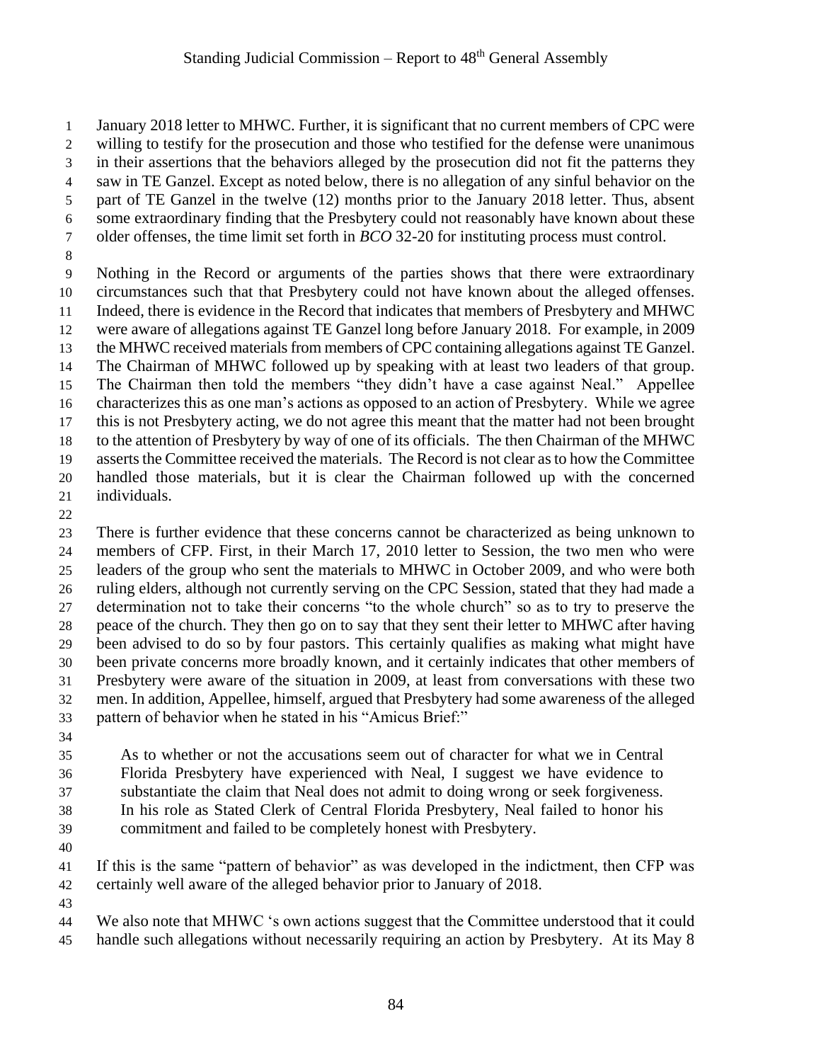January 2018 letter to MHWC. Further, it is significant that no current members of CPC were willing to testify for the prosecution and those who testified for the defense were unanimous in their assertions that the behaviors alleged by the prosecution did not fit the patterns they saw in TE Ganzel. Except as noted below, there is no allegation of any sinful behavior on the part of TE Ganzel in the twelve (12) months prior to the January 2018 letter. Thus, absent some extraordinary finding that the Presbytery could not reasonably have known about these older offenses, the time limit set forth in *BCO* 32-20 for instituting process must control.

Nothing in the Record or arguments of the parties shows that there were extraordinary circumstances such that that Presbytery could not have known about the alleged offenses. Indeed, there is evidence in the Record that indicates that members of Presbytery and MHWC were aware of allegations against TE Ganzel long before January 2018. For example, in 2009 the MHWC received materials from members of CPC containing allegations against TE Ganzel. The Chairman of MHWC followed up by speaking with at least two leaders of that group. The Chairman then told the members "they didn't have a case against Neal." Appellee characterizes this as one man's actions as opposed to an action of Presbytery. While we agree this is not Presbytery acting, we do not agree this meant that the matter had not been brought to the attention of Presbytery by way of one of its officials. The then Chairman of the MHWC asserts the Committee received the materials. The Record is not clear as to how the Committee handled those materials, but it is clear the Chairman followed with the concerned individuals.

There is further evidence that these concerns cannot be characterized as being unknown to members of CFP. First, in their March 17, 2010 letter to Session, the two men who were leaders of the group who sent the materials to MHWC in October 2009, and who were both ruling elders, although not currently serving on the CPC Session, stated that they had made a determination not to take their concerns "to the whole church" so as to try to preserve the peace of the church. They then go on to say that they sent their letter to MHWC after having been advised to do so by four pastors. This certainly qualifies as making what might have been private concerns more broadly known, and it certainly indicates that other members of Presbytery were aware of the situation in 2009, at least from conversations with these two men. In addition, Appellee, himself, argued that Presbytery had some awareness of the alleged pattern of behavior when he stated in his "Amicus Brief:"

> As to whether or not the accusations seem out of character for what we in Central Florida Presbytery have experienced with Neal, I suggest we have evidence to substantiate the claim that Neal does not admit to doing wrong or seek forgiveness. In his role as Stated Clerk of Central Florida Presbytery, Neal failed to honor his commitment and failed to be completely honest with Presbytery.

If this is the same "pattern of behavior" as was developed in the indictment, then CFP was certainly well aware of the alleged behavior prior to January of 2018.

We also note that MHWC 's own actions suggest that the Committee understood that it could handle such allegations without necessarily requiring an action by Presbytery. At its May 8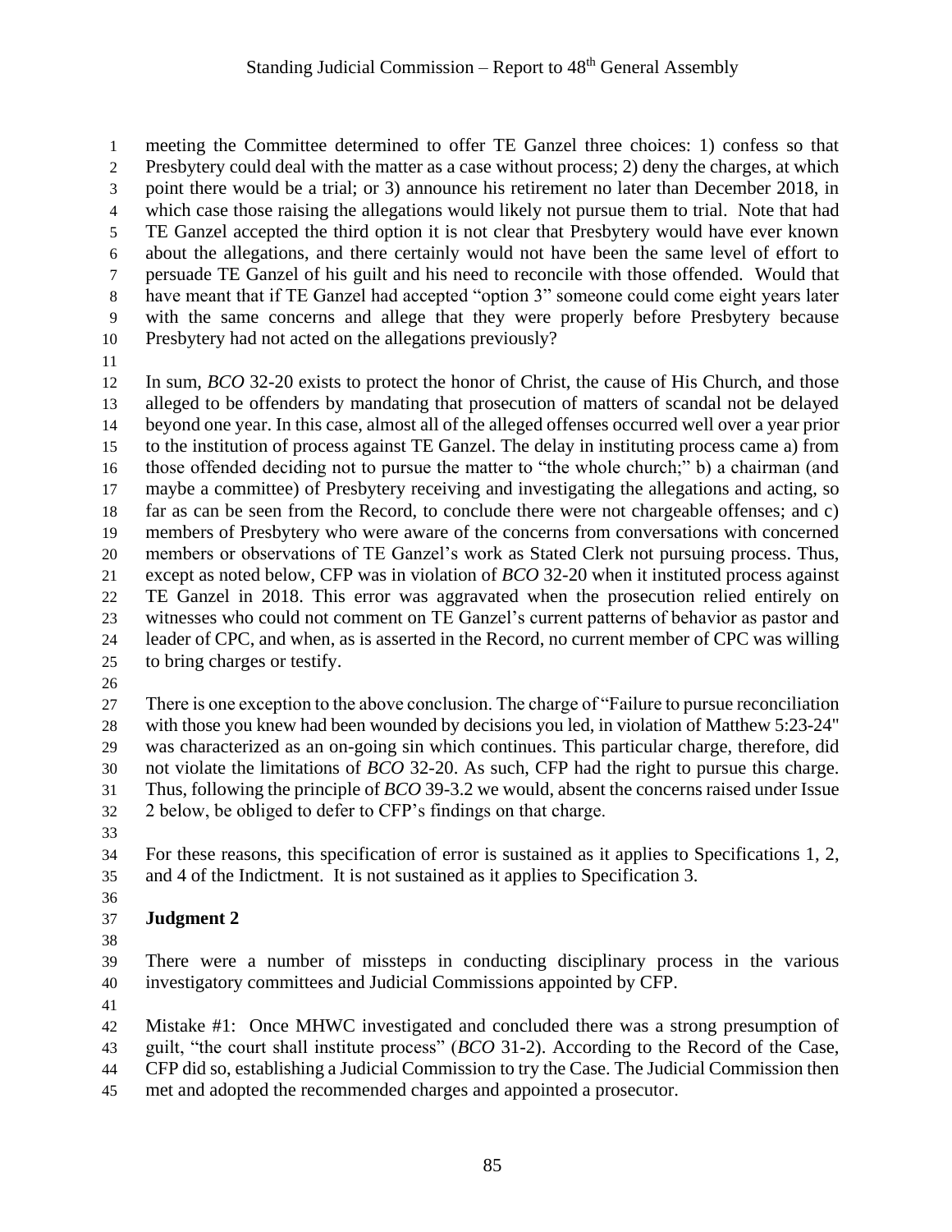meeting the Committee determined to offer TE Ganzel three choices: 1) confess so that Presbytery could deal with the matter as a case without process; 2) deny the charges, at which point there would be a trial; or 3) announce his retirement no later than December 2018, in which case those raising the allegations would likely not pursue them to trial. Note that had TE Ganzel accepted the third option it is not clear that Presbytery would have ever known about the allegations, and there certainly would not have been the same level of effort to persuade TE Ganzel of his guilt and his need to reconcile with those offended. Would that have meant that if TE Ganzel had accepted "option 3" someone could come eight years later with the same concerns and allege that they were properly before Presbytery because Presbytery had not acted on the allegations previously?

In sum, *BCO* 32-20 exists to protect the honor of Christ, the cause of His Church, and those alleged to be offenders by mandating that prosecution of matters of scandal not be delayed beyond one year. In this case, almost all of the alleged offenses occurred well over a year prior to the institution of process against TE Ganzel. The delay in instituting process came a) from those offended deciding not to pursue the matter to "the whole church;" b) a chairman (and maybe a committee) of Presbytery receiving and investigating the allegations and acting, so far as can be seen from the Record, to conclude there were not chargeable offenses; and c) members of Presbytery who were aware of the concerns from conversations with concerned members or observations of TE Ganzel's work as Stated Clerk not pursuing process. Thus, except as noted below, CFP was in violation of *BCO* 32-20 when it instituted process against TE Ganzel in 2018. This error was aggravated when the prosecution relied entirely on witnesses who could not comment on TE Ganzel's current patterns of behavior as pastor and leader of CPC, and when, as is asserted in the Record, no current member of CPC was willing to bring charges or testify.

There is one exception to the above conclusion. The charge of "Failure to pursue reconciliation with those you knew had been wounded by decisions you led, in violation of Matthew 5:23-24" was characterized as an on-going sin which continues. This particular charge, therefore, did not violate the limitations of *BCO* 32-20. As such, CFP had the right to pursue this charge. Thus, following the principle of *BCO* 39-3.2 we would, absent the concerns raised under Issue 2 below, be obliged to defer to CFP's findings on that charge.

For these reasons, this specification of error is sustained as it applies to Specifications 1, 2, and 4 of the Indictment. It is not sustained as it applies to Specification 3.

**Judgment 2**

There were a number of missteps in conducting disciplinary process in the various investigatory committees and Judicial Commissions appointed by CFP.

Mistake #1: Once MHWC investigated and concluded there was a strong presumption of guilt, "the court shall institute process" (*BCO* 31-2). According to the Record of the Case, CFP did so, establishing a Judicial Commission to try the Case. The Judicial Commission then met and adopted the recommended charges and appointed a prosecutor.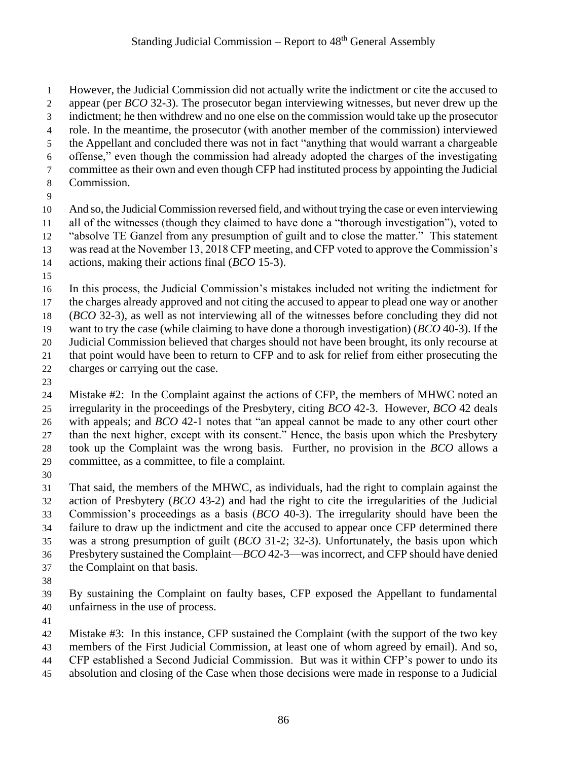However, the Judicial Commission did not actually write the indictment or cite the accused to appear (per *BCO* 32-3). The prosecutor began interviewing witnesses, but never drew up the indictment; he then withdrew and no one else on the commission would take up the prosecutor role. In the meantime, the prosecutor (with another member of the commission) interviewed the Appellant and concluded there was not in fact "anything that would warrant a chargeable offense," even though the commission had already adopted the charges of the investigating committee as their own and even though CFP had instituted process by appointing the Judicial Commission.

And so, the Judicial Commission reversed field, and without trying the case or even interviewing all of the witnesses (though they claimed to have done a "thorough investigation"), voted to "absolve TE Ganzel from any presumption of guilt and to close the matter." This statement was read at the November 13, 2018 CFP meeting, and CFP voted to approve the Commission's actions, making their actions final (*BCO* 15-3).

In this process, the Judicial Commission's mistakes included not writing the indictment for the charges already approved and not citing the accused to appear to plead one way or another (*BCO* 32-3), as well as not interviewing all of the witnesses before concluding they did not want to try the case (while claiming to have done a thorough investigation) (*BCO* 40-3). If the Judicial Commission believed that charges should not have been brought, its only recourse at that point would have been to return to CFP and to ask for relief from either prosecuting the charges or carrying out the case.

Mistake #2: In the Complaint against the actions of CFP, the members of MHWC noted an irregularity in the proceedings of the Presbytery, citing *BCO* 42-3. However, *BCO* 42 deals with appeals; and *BCO* 42-1 notes that "an appeal cannot be made to any other court other than the next higher, except with its consent." Hence, the basis upon which the Presbytery took up the Complaint was the wrong basis. Further, no provision in the *BCO* allows a committee, as a committee, to file a complaint.

That said, the members of the MHWC, as individuals, had the right to complain against the action of Presbytery (*BCO* 43-2) and had the right to cite the irregularities of the Judicial Commission's proceedings as a basis (*BCO* 40-3). The irregularity should have been the failure to draw up the indictment and cite the accused to appear once CFP determined there was a strong presumption of guilt (*BCO* 31-2; 32-3). Unfortunately, the basis upon which Presbytery sustained the Complaint—*BCO* 42-3—was incorrect, and CFP should have denied the Complaint on that basis.

By sustaining the Complaint on faulty bases, CFP exposed the Appellant to fundamental unfairness in the use of process.

Mistake #3: In this instance, CFP sustained the Complaint (with the support of the two key members of the First Judicial Commission, at least one of whom agreed by email). And so, CFP established a Second Judicial Commission. But was it within CFP's power to undo its absolution and closing of the Case when those decisions were made in response to a Judicial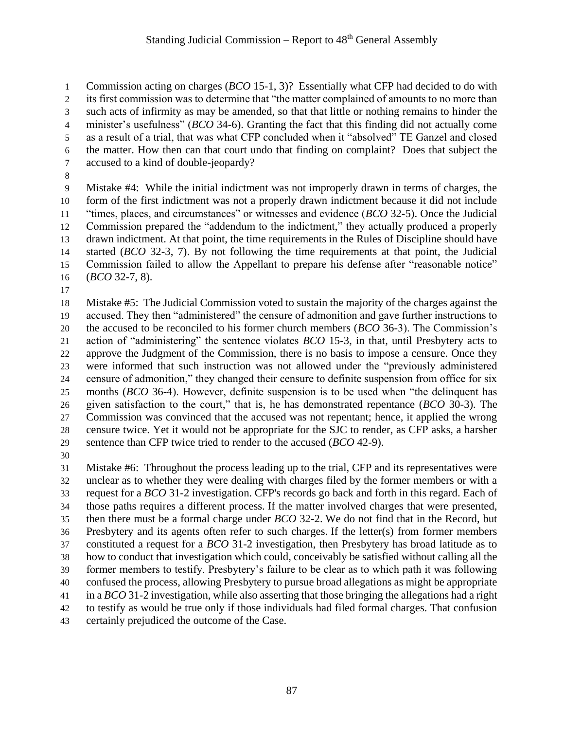Commission acting on charges (*BCO* 15-1, 3)? Essentially what CFP had decided to do with its first commission was to determine that "the matter complained of amounts to no more than such acts of infirmity as may be amended, so that that little or nothing remains to hinder the minister's usefulness" (*BCO* 34-6). Granting the fact that this finding did not actually come as a result of a trial, that was what CFP concluded when it "absolved" TE Ganzel and closed the matter. How then can that court undo that finding on complaint? Does that subject the accused to a kind of double-jeopardy?

Mistake #4: While the initial indictment was not improperly drawn in terms of charges, the form of the first indictment was not a properly drawn indictment because it did not include "times, places, and circumstances" or witnesses and evidence (*BCO* 32-5). Once the Judicial Commission prepared the "addendum to the indictment," they actually produced a properly drawn indictment. At that point, the time requirements in the Rules of Discipline should have started (*BCO* 32-3, 7). By not following the time requirements at that point, the Judicial Commission failed to allow the Appellant to prepare his defense after "reasonable notice" (*BCO* 32-7, 8).

Mistake #5: The Judicial Commission voted to sustain the majority of the charges against the accused. They then "administered" the censure of admonition and gave further instructions to the accused to be reconciled to his former church members (*BCO* 36-3). The Commission's action of "administering" the sentence violates *BCO* 15-3, in that, until Presbytery acts to approve the Judgment of the Commission, there is no basis to impose a censure. Once they were informed that such instruction was not allowed under the "previously administered censure of admonition," they changed their censure to definite suspension from office for six months (*BCO* 36-4). However, definite suspension is to be used when "the delinquent has given satisfaction to the court," that is, he has demonstrated repentance (*BCO* 30-3). The Commission was convinced that the accused was not repentant; hence, it applied the wrong censure twice. Yet it would not be appropriate for the SJC to render, as CFP asks, a harsher sentence than CFP twice tried to render to the accused (*BCO* 42-9).

Mistake #6: Throughout the process leading up to the trial, CFP and its representatives were unclear as to whether they were dealing with charges filed by the former members or with a request for a *BCO* 31-2 investigation. CFP's records go back and forth in this regard. Each of those paths requires a different process. If the matter involved charges that were presented, then there must be a formal charge under *BCO* 32-2. We do not find that in the Record, but Presbytery and its agents often refer to such charges. If the letter(s) from former members constituted a request for a *BCO* 31-2 investigation, then Presbytery has broad latitude as to how to conduct that investigation which could, conceivably be satisfied without calling all the former members to testify. Presbytery's failure to be clear as to which path it was following confused the process, allowing Presbytery to pursue broad allegations as might be appropriate in a *BCO* 31-2 investigation, while also asserting that those bringing the allegations had a right to testify as would be true only if those individuals had filed formal charges. That confusion certainly prejudiced the outcome of the Case.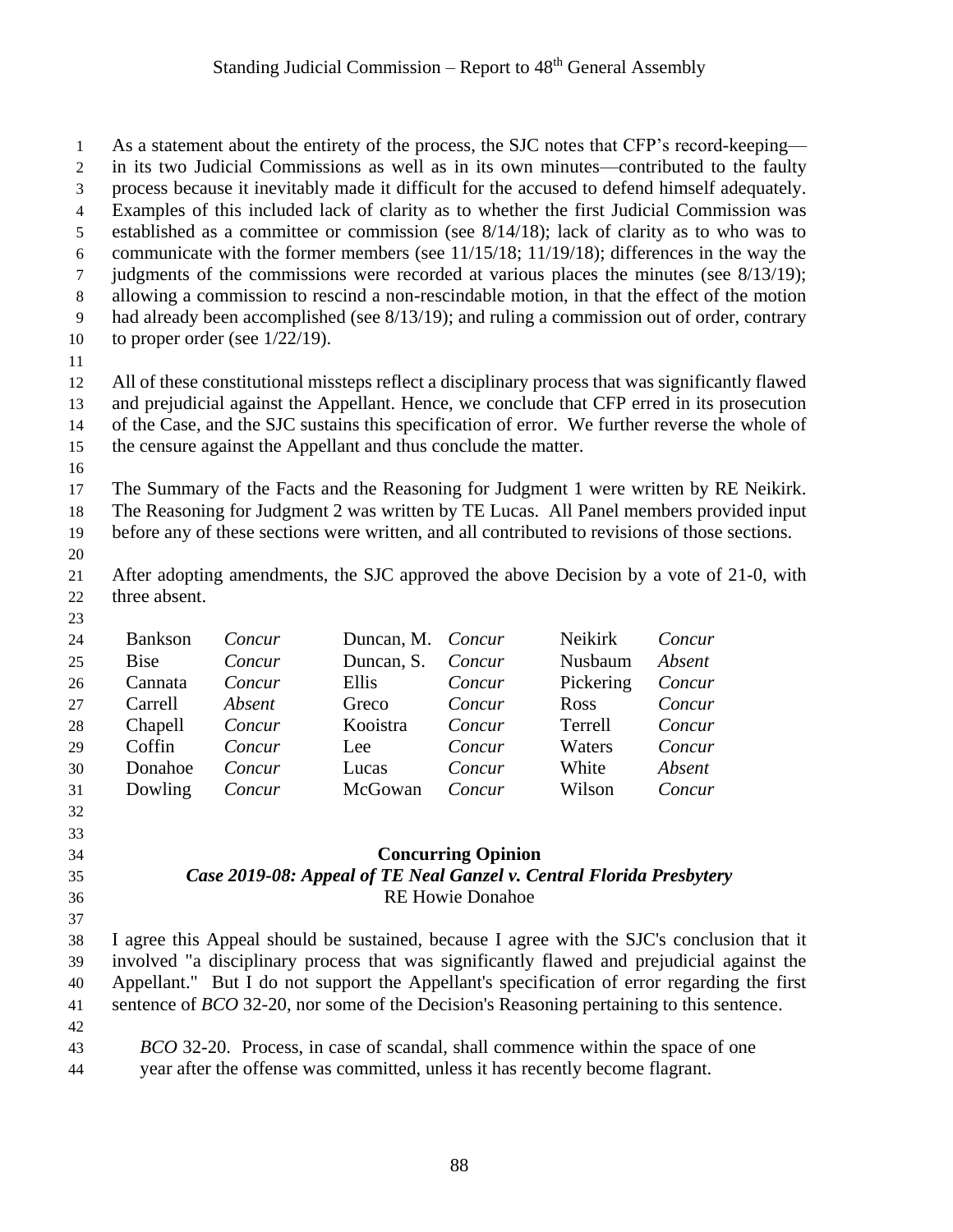As a statement about the entirety of the process, the SJC notes that CFP's record-keeping—in its two Judicial Commissions as well as in its own minutes—contributed to the faulty process because it inevitably made it difficult for the accused to defend himself adequately. Examples of this included lack of clarity as to whether the first Judicial Commission was established as a committee or commission (see 8/14/18); lack of clarity as to who was to communicate with the former members (see 11/15/18; 11/19/18); differences in the way the judgments of the commissions were recorded at various places the minutes (see 8/13/19); allowing a commission to rescind a non-rescindable motion, in that the effect of the motion had already been accomplished (see 8/13/19); and ruling a commission out of order, contrary to proper order (see 1/22/19).

All of these constitutional missteps reflect a disciplinary process that was significantly flawed and prejudicial against the Appellant. Hence, we conclude that CFP erred in its prosecution of the Case, and the SJC sustains this specification of error. We further reverse the whole of the censure against the Appellant and thus conclude the matter.

The Summary of the Facts and the Reasoning for Judgment 1 were written by RE Neikirk. The Reasoning for Judgment 2 was written by TE Lucas. All Panel members provided input before any of these sections were written, and all contributed to revisions of those sections.

After adopting amendments, the SJC approved the above Decision by a vote of 21-0, with three absent.

| | | | | | |
|---|---|---|---|---|---|
| Bankson | *Concur* | Duncan, M. | *Concur* | Neikirk | *Concur* |
| Bise | *Concur* | Duncan, S. | *Concur* | Nusbaum | *Absent* |
| Cannata | *Concur* | Ellis | *Concur* | Pickering | *Concur* |
| Carrell | *Absent* | Greco | *Concur* | Ross | *Concur* |
| Chapell | *Concur* | Kooistra | *Concur* | Terrell | *Concur* |
| Coffin | *Concur* | Lee | *Concur* | Waters | *Concur* |
| Donahoe | *Concur* | Lucas | *Concur* | White | *Absent* |
| Dowling | *Concur* | McGowan | *Concur* | Wilson | *Concur* |

## Concurring Opinion
### *Case 2019-08: Appeal of TE Neal Ganzel v. Central Florida Presbytery*
RE Howie Donahoe

I agree this Appeal should be sustained, because I agree with the SJC's conclusion that it involved "a disciplinary process that was significantly flawed and prejudicial against the Appellant." But I do not support the Appellant's specification of error regarding the first sentence of *BCO* 32-20, nor some of the Decision's Reasoning pertaining to this sentence.

> *BCO* 32-20. Process, in case of scandal, shall commence within the space of one year after the offense was committed, unless it has recently become flagrant.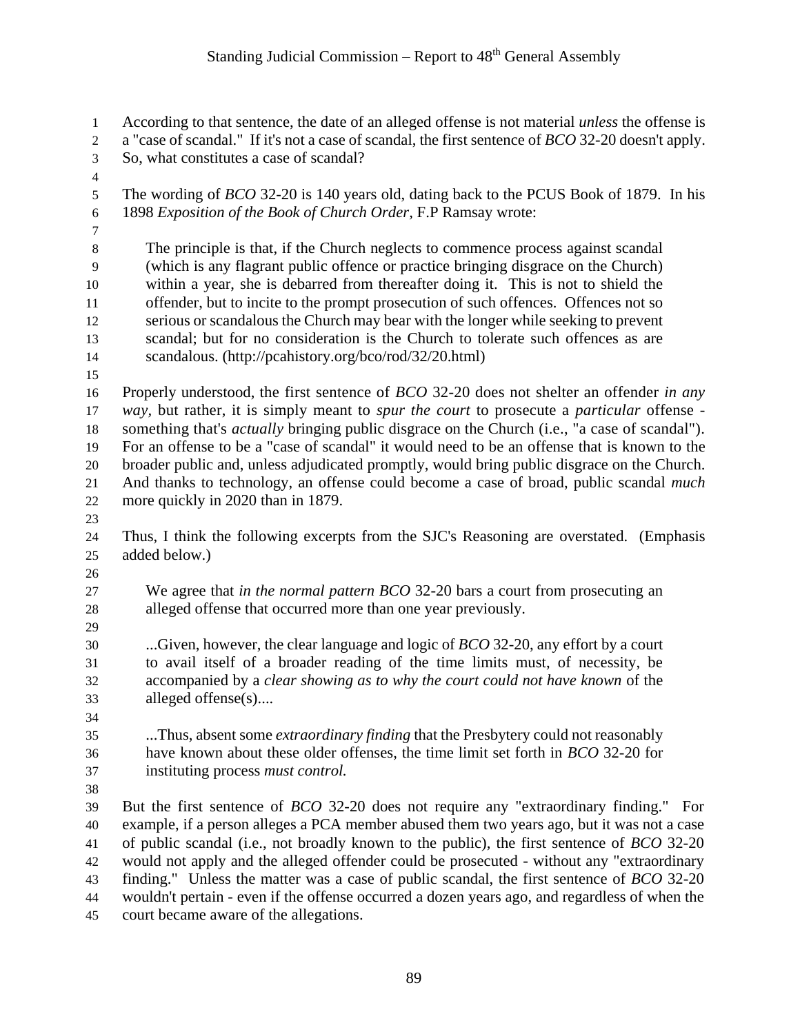According to that sentence, the date of an alleged offense is not material *unless* the offense is a "case of scandal." If it's not a case of scandal, the first sentence of *BCO* 32-20 doesn't apply. So, what constitutes a case of scandal?

The wording of *BCO* 32-20 is 140 years old, dating back to the PCUS Book of 1879. In his 1898 *Exposition of the Book of Church Order*, F.P Ramsay wrote:

> The principle is that, if the Church neglects to commence process against scandal (which is any flagrant public offence or practice bringing disgrace on the Church) within a year, she is debarred from thereafter doing it. This is not to shield the offender, but to incite to the prompt prosecution of such offences. Offences not so serious or scandalous the Church may bear with the longer while seeking to prevent scandal; but for no consideration is the Church to tolerate such offences as are scandalous. (http://pcahistory.org/bco/rod/32/20.html)

Properly understood, the first sentence of *BCO* 32-20 does not shelter an offender *in any way*, but rather, it is simply meant to *spur the court* to prosecute a *particular* offense - something that's *actually* bringing public disgrace on the Church (i.e., "a case of scandal"). For an offense to be a "case of scandal" it would need to be an offense that is known to the broader public and, unless adjudicated promptly, would bring public disgrace on the Church. And thanks to technology, an offense could become a case of broad, public scandal *much* more quickly in 2020 than in 1879.

Thus, I think the following excerpts from the SJC's Reasoning are overstated. (Emphasis added below.)

> We agree that *in the normal pattern BCO* 32-20 bars a court from prosecuting an alleged offense that occurred more than one year previously.
>
> ...Given, however, the clear language and logic of *BCO* 32-20, any effort by a court to avail itself of a broader reading of the time limits must, of necessity, be accompanied by a *clear showing as to why the court could not have known* of the alleged offense(s)....
>
> ...Thus, absent some *extraordinary finding* that the Presbytery could not reasonably have known about these older offenses, the time limit set forth in *BCO* 32-20 for instituting process *must control.*

But the first sentence of *BCO* 32-20 does not require any "extraordinary finding." For example, if a person alleges a PCA member abused them two years ago, but it was not a case of public scandal (i.e., not broadly known to the public), the first sentence of *BCO* 32-20 would not apply and the alleged offender could be prosecuted - without any "extraordinary finding." Unless the matter was a case of public scandal, the first sentence of *BCO* 32-20 wouldn't pertain - even if the offense occurred a dozen years ago, and regardless of when the court became aware of the allegations.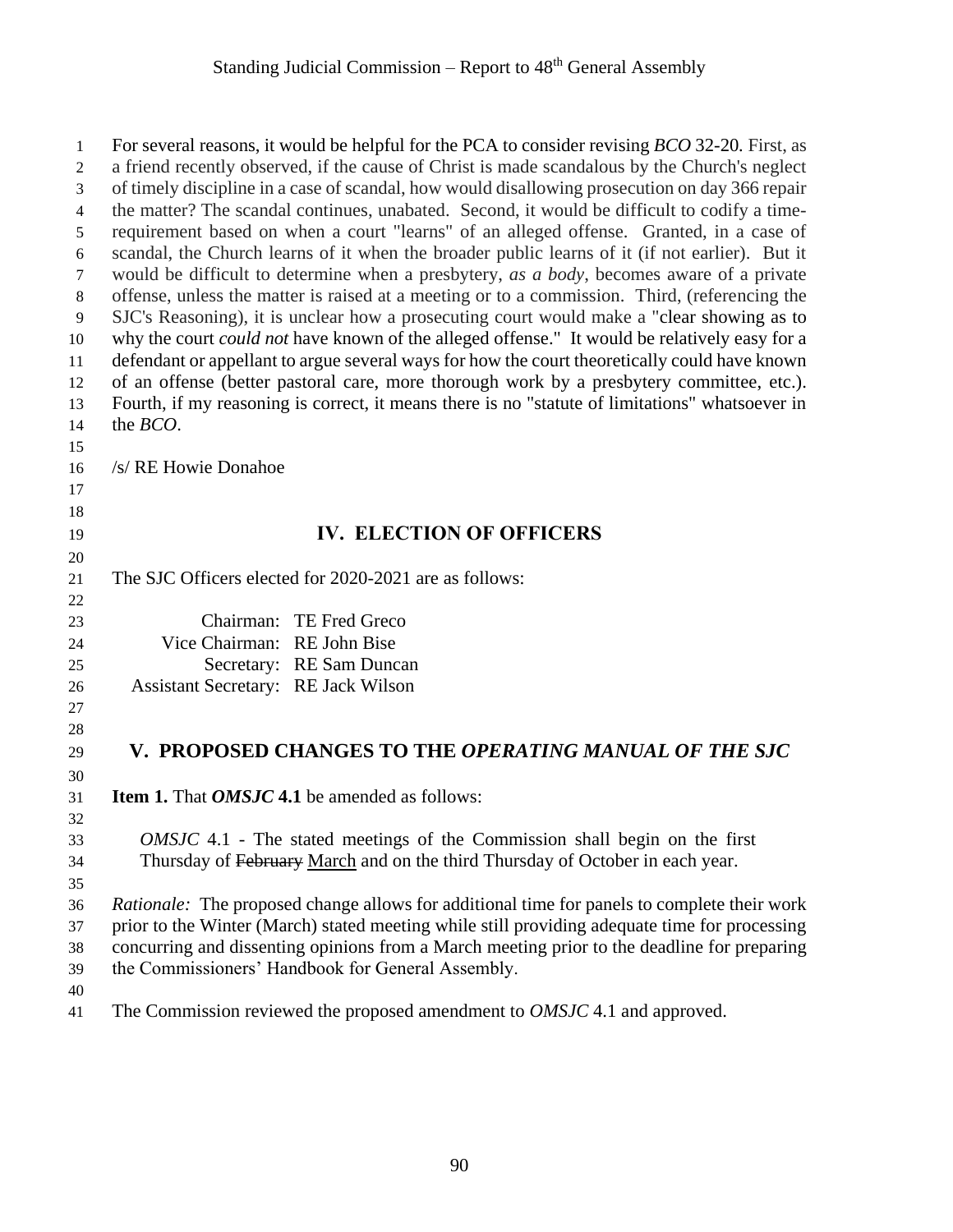For several reasons, it would be helpful for the PCA to consider revising *BCO* 32-20. First, as a friend recently observed, if the cause of Christ is made scandalous by the Church's neglect of timely discipline in a case of scandal, how would disallowing prosecution on day 366 repair the matter? The scandal continues, unabated. Second, it would be difficult to codify a time-requirement based on when a court "learns" of an alleged offense. Granted, in a case of scandal, the Church learns of it when the broader public learns of it (if not earlier). But it would be difficult to determine when a presbytery, *as a body*, becomes aware of a private offense, unless the matter is raised at a meeting or to a commission. Third, (referencing the SJC's Reasoning), it is unclear how a prosecuting court would make a "clear showing as to why the court *could not* have known of the alleged offense." It would be relatively easy for a defendant or appellant to argue several ways for how the court theoretically could have known of an offense (better pastoral care, more thorough work by a presbytery committee, etc.). Fourth, if my reasoning is correct, it means there is no "statute of limitations" whatsoever in the *BCO*.

/s/ RE Howie Donahoe

## IV. ELECTION OF OFFICERS

The SJC Officers elected for 2020-2021 are as follows:

Chairman: TE Fred Greco
Vice Chairman: RE John Bise
Secretary: RE Sam Duncan
Assistant Secretary: RE Jack Wilson

## V. PROPOSED CHANGES TO THE *OPERATING MANUAL OF THE SJC*

**Item 1.** That ***OMSJC* 4.1** be amended as follows:

> *OMSJC* 4.1 - The stated meetings of the Commission shall begin on the first Thursday of ~~February~~ March and on the third Thursday of October in each year.

*Rationale:* The proposed change allows for additional time for panels to complete their work prior to the Winter (March) stated meeting while still providing adequate time for processing concurring and dissenting opinions from a March meeting prior to the deadline for preparing the Commissioners' Handbook for General Assembly.

The Commission reviewed the proposed amendment to *OMSJC* 4.1 and approved.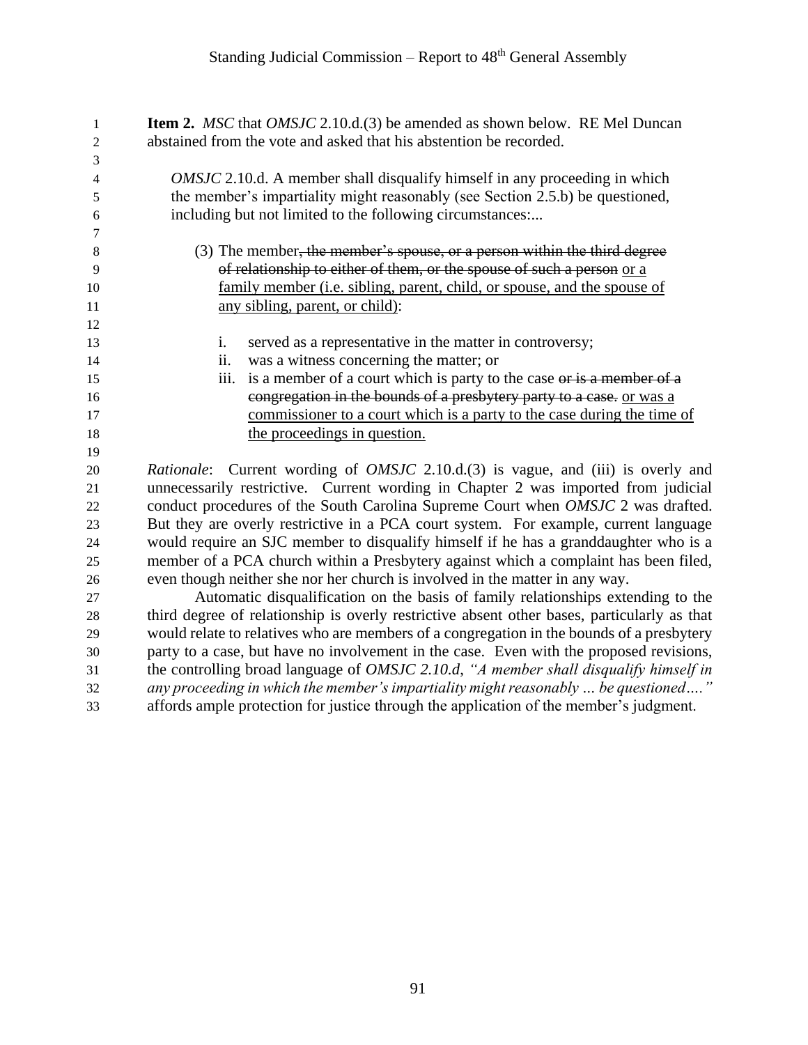**Item 2.** *MSC* that *OMSJC* 2.10.d.(3) be amended as shown below. RE Mel Duncan abstained from the vote and asked that his abstention be recorded.

> *OMSJC* 2.10.d. A member shall disqualify himself in any proceeding in which the member's impartiality might reasonably (see Section 2.5.b) be questioned, including but not limited to the following circumstances:...
>
> (3) The member~~, the member's spouse, or a person within the third degree of relationship to either of them, or the spouse of such a person~~ <u>or a family member (i.e. sibling, parent, child, or spouse, and the spouse of any sibling, parent, or child)</u>:
>
> i. served as a representative in the matter in controversy;
>
> ii. was a witness concerning the matter; or
>
> iii. is a member of a court which is party to the case ~~or is a member of a congregation in the bounds of a presbytery party to a case.~~ <u>or was a commissioner to a court which is a party to the case during the time of the proceedings in question.</u>

*Rationale*: Current wording of *OMSJC* 2.10.d.(3) is vague, and (iii) is overly and unnecessarily restrictive. Current wording in Chapter 2 was imported from judicial conduct procedures of the South Carolina Supreme Court when *OMSJC* 2 was drafted. But they are overly restrictive in a PCA court system. For example, current language would require an SJC member to disqualify himself if he has a granddaughter who is a member of a PCA church within a Presbytery against which a complaint has been filed, even though neither she nor her church is involved in the matter in any way.

Automatic disqualification on the basis of family relationships extending to the third degree of relationship is overly restrictive absent other bases, particularly as that would relate to relatives who are members of a congregation in the bounds of a presbytery party to a case, but have no involvement in the case. Even with the proposed revisions, the controlling broad language of *OMSJC 2.10.d*, *"A member shall disqualify himself in any proceeding in which the member's impartiality might reasonably … be questioned…."* affords ample protection for justice through the application of the member's judgment.